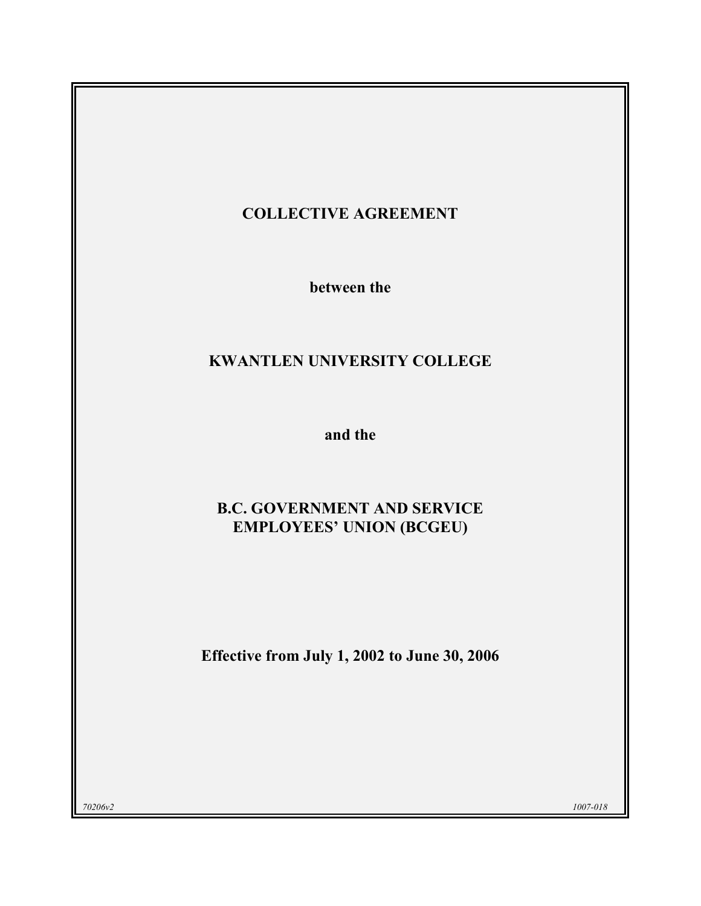# COLLECTIVE AGREEMENT

**between the**

# KWANTLEN UNIVERSITY COLLEGE

**and the**

# B.C. GOVERNMENT AND SERVICE EMPLOYEES' UNION (BCGEU)

**Effective from July 1, 2002 to June 30, 2006**

*70206v2* *1007-018*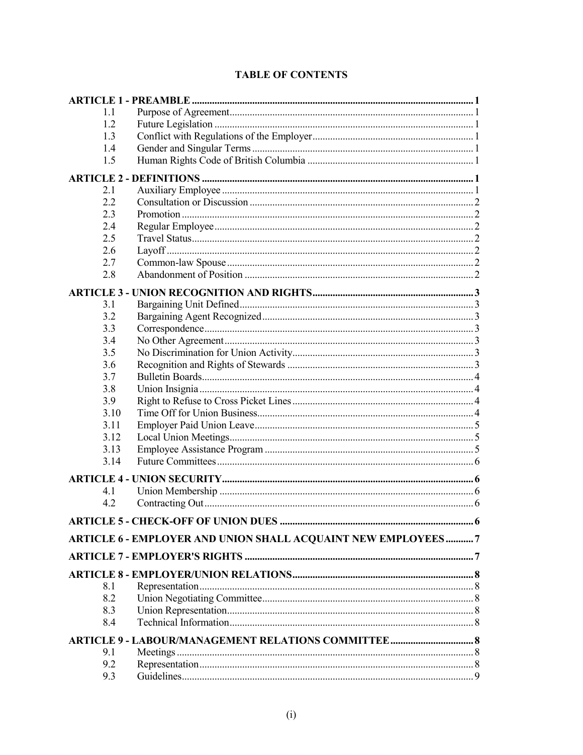# TABLE OF CONTENTS

| | | |
|---|---|---|
| **ARTICLE 1 - PREAMBLE** | | **1** |
| 1.1 | Purpose of Agreement | 1 |
| 1.2 | Future Legislation | 1 |
| 1.3 | Conflict with Regulations of the Employer | 1 |
| 1.4 | Gender and Singular Terms | 1 |
| 1.5 | Human Rights Code of British Columbia | 1 |
| **ARTICLE 2 - DEFINITIONS** | | **1** |
| 2.1 | Auxiliary Employee | 1 |
| 2.2 | Consultation or Discussion | 2 |
| 2.3 | Promotion | 2 |
| 2.4 | Regular Employee | 2 |
| 2.5 | Travel Status | 2 |
| 2.6 | Layoff | 2 |
| 2.7 | Common-law Spouse | 2 |
| 2.8 | Abandonment of Position | 2 |
| **ARTICLE 3 - UNION RECOGNITION AND RIGHTS** | | **3** |
| 3.1 | Bargaining Unit Defined | 3 |
| 3.2 | Bargaining Agent Recognized | 3 |
| 3.3 | Correspondence | 3 |
| 3.4 | No Other Agreement | 3 |
| 3.5 | No Discrimination for Union Activity | 3 |
| 3.6 | Recognition and Rights of Stewards | 3 |
| 3.7 | Bulletin Boards | 4 |
| 3.8 | Union Insignia | 4 |
| 3.9 | Right to Refuse to Cross Picket Lines | 4 |
| 3.10 | Time Off for Union Business | 4 |
| 3.11 | Employer Paid Union Leave | 5 |
| 3.12 | Local Union Meetings | 5 |
| 3.13 | Employee Assistance Program | 5 |
| 3.14 | Future Committees | 6 |
| **ARTICLE 4 - UNION SECURITY** | | **6** |
| 4.1 | Union Membership | 6 |
| 4.2 | Contracting Out | 6 |
| **ARTICLE 5 - CHECK-OFF OF UNION DUES** | | **6** |
| **ARTICLE 6 - EMPLOYER AND UNION SHALL ACQUAINT NEW EMPLOYEES** | | **7** |
| **ARTICLE 7 - EMPLOYER'S RIGHTS** | | **7** |
| **ARTICLE 8 - EMPLOYER/UNION RELATIONS** | | **8** |
| 8.1 | Representation | 8 |
| 8.2 | Union Negotiating Committee | 8 |
| 8.3 | Union Representation | 8 |
| 8.4 | Technical Information | 8 |
| **ARTICLE 9 - LABOUR/MANAGEMENT RELATIONS COMMITTEE** | | **8** |
| 9.1 | Meetings | 8 |
| 9.2 | Representation | 8 |
| 9.3 | Guidelines | 9 |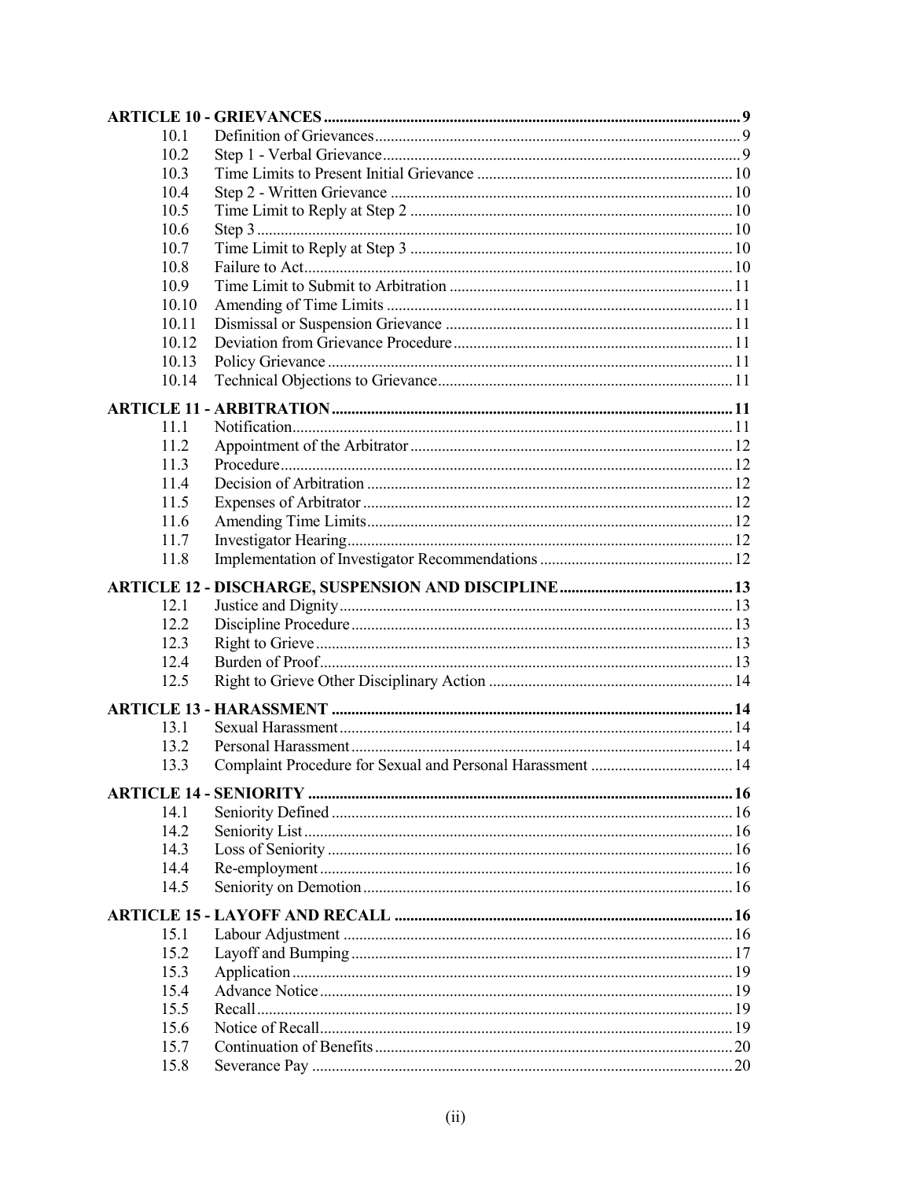**ARTICLE 10 - GRIEVANCES** ..... 9

| | | |
|---|---|---|
| 10.1 | Definition of Grievances | 9 |
| 10.2 | Step 1 - Verbal Grievance | 9 |
| 10.3 | Time Limits to Present Initial Grievance | 10 |
| 10.4 | Step 2 - Written Grievance | 10 |
| 10.5 | Time Limit to Reply at Step 2 | 10 |
| 10.6 | Step 3 | 10 |
| 10.7 | Time Limit to Reply at Step 3 | 10 |
| 10.8 | Failure to Act | 10 |
| 10.9 | Time Limit to Submit to Arbitration | 11 |
| 10.10 | Amending of Time Limits | 11 |
| 10.11 | Dismissal or Suspension Grievance | 11 |
| 10.12 | Deviation from Grievance Procedure | 11 |
| 10.13 | Policy Grievance | 11 |
| 10.14 | Technical Objections to Grievance | 11 |

**ARTICLE 11 - ARBITRATION** ..... 11

| | | |
|---|---|---|
| 11.1 | Notification | 11 |
| 11.2 | Appointment of the Arbitrator | 12 |
| 11.3 | Procedure | 12 |
| 11.4 | Decision of Arbitration | 12 |
| 11.5 | Expenses of Arbitrator | 12 |
| 11.6 | Amending Time Limits | 12 |
| 11.7 | Investigator Hearing | 12 |
| 11.8 | Implementation of Investigator Recommendations | 12 |

**ARTICLE 12 - DISCHARGE, SUSPENSION AND DISCIPLINE** ..... 13

| | | |
|---|---|---|
| 12.1 | Justice and Dignity | 13 |
| 12.2 | Discipline Procedure | 13 |
| 12.3 | Right to Grieve | 13 |
| 12.4 | Burden of Proof | 13 |
| 12.5 | Right to Grieve Other Disciplinary Action | 14 |

**ARTICLE 13 - HARASSMENT** ..... 14

| | | |
|---|---|---|
| 13.1 | Sexual Harassment | 14 |
| 13.2 | Personal Harassment | 14 |
| 13.3 | Complaint Procedure for Sexual and Personal Harassment | 14 |

**ARTICLE 14 - SENIORITY** ..... 16

| | | |
|---|---|---|
| 14.1 | Seniority Defined | 16 |
| 14.2 | Seniority List | 16 |
| 14.3 | Loss of Seniority | 16 |
| 14.4 | Re-employment | 16 |
| 14.5 | Seniority on Demotion | 16 |

**ARTICLE 15 - LAYOFF AND RECALL** ..... 16

| | | |
|---|---|---|
| 15.1 | Labour Adjustment | 16 |
| 15.2 | Layoff and Bumping | 17 |
| 15.3 | Application | 19 |
| 15.4 | Advance Notice | 19 |
| 15.5 | Recall | 19 |
| 15.6 | Notice of Recall | 19 |
| 15.7 | Continuation of Benefits | 20 |
| 15.8 | Severance Pay | 20 |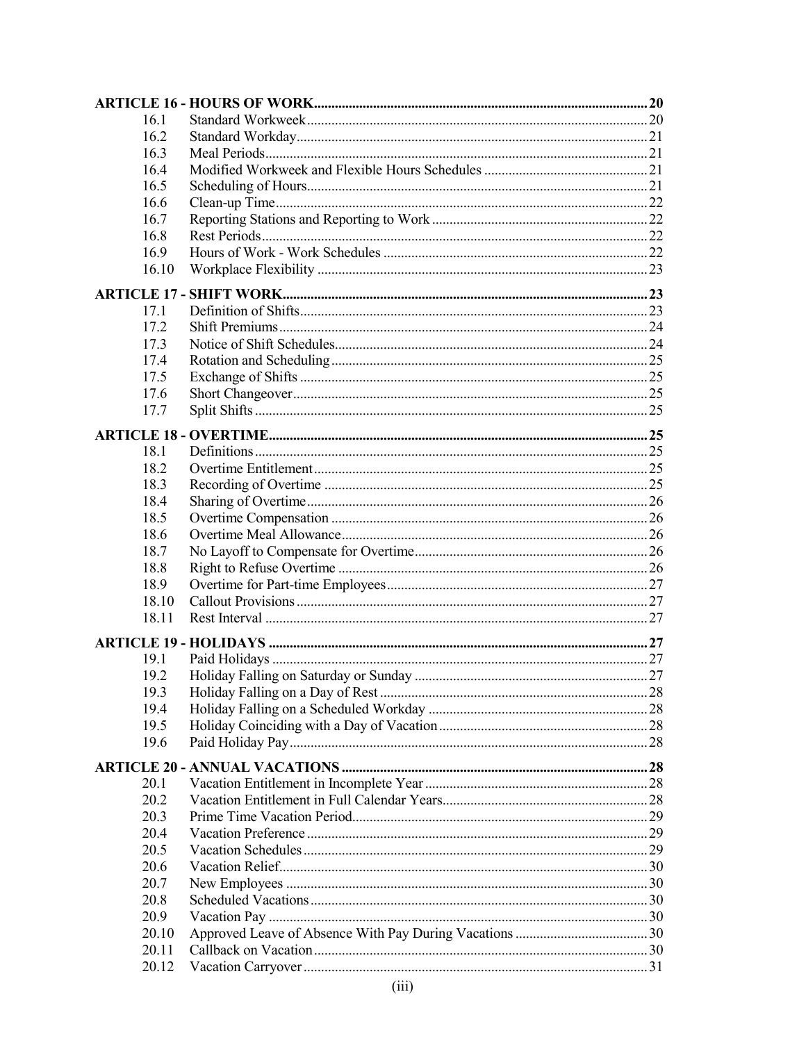| | | |
|---|---|---|
| **ARTICLE 16 - HOURS OF WORK** | | **20** |
| 16.1 | Standard Workweek | 20 |
| 16.2 | Standard Workday | 21 |
| 16.3 | Meal Periods | 21 |
| 16.4 | Modified Workweek and Flexible Hours Schedules | 21 |
| 16.5 | Scheduling of Hours | 21 |
| 16.6 | Clean-up Time | 22 |
| 16.7 | Reporting Stations and Reporting to Work | 22 |
| 16.8 | Rest Periods | 22 |
| 16.9 | Hours of Work - Work Schedules | 22 |
| 16.10 | Workplace Flexibility | 23 |
| **ARTICLE 17 - SHIFT WORK** | | **23** |
| 17.1 | Definition of Shifts | 23 |
| 17.2 | Shift Premiums | 24 |
| 17.3 | Notice of Shift Schedules | 24 |
| 17.4 | Rotation and Scheduling | 25 |
| 17.5 | Exchange of Shifts | 25 |
| 17.6 | Short Changeover | 25 |
| 17.7 | Split Shifts | 25 |
| **ARTICLE 18 - OVERTIME** | | **25** |
| 18.1 | Definitions | 25 |
| 18.2 | Overtime Entitlement | 25 |
| 18.3 | Recording of Overtime | 25 |
| 18.4 | Sharing of Overtime | 26 |
| 18.5 | Overtime Compensation | 26 |
| 18.6 | Overtime Meal Allowance | 26 |
| 18.7 | No Layoff to Compensate for Overtime | 26 |
| 18.8 | Right to Refuse Overtime | 26 |
| 18.9 | Overtime for Part-time Employees | 27 |
| 18.10 | Callout Provisions | 27 |
| 18.11 | Rest Interval | 27 |
| **ARTICLE 19 - HOLIDAYS** | | **27** |
| 19.1 | Paid Holidays | 27 |
| 19.2 | Holiday Falling on Saturday or Sunday | 27 |
| 19.3 | Holiday Falling on a Day of Rest | 28 |
| 19.4 | Holiday Falling on a Scheduled Workday | 28 |
| 19.5 | Holiday Coinciding with a Day of Vacation | 28 |
| 19.6 | Paid Holiday Pay | 28 |
| **ARTICLE 20 - ANNUAL VACATIONS** | | **28** |
| 20.1 | Vacation Entitlement in Incomplete Year | 28 |
| 20.2 | Vacation Entitlement in Full Calendar Years | 28 |
| 20.3 | Prime Time Vacation Period | 29 |
| 20.4 | Vacation Preference | 29 |
| 20.5 | Vacation Schedules | 29 |
| 20.6 | Vacation Relief | 30 |
| 20.7 | New Employees | 30 |
| 20.8 | Scheduled Vacations | 30 |
| 20.9 | Vacation Pay | 30 |
| 20.10 | Approved Leave of Absence With Pay During Vacations | 30 |
| 20.11 | Callback on Vacation | 30 |
| 20.12 | Vacation Carryover | 31 |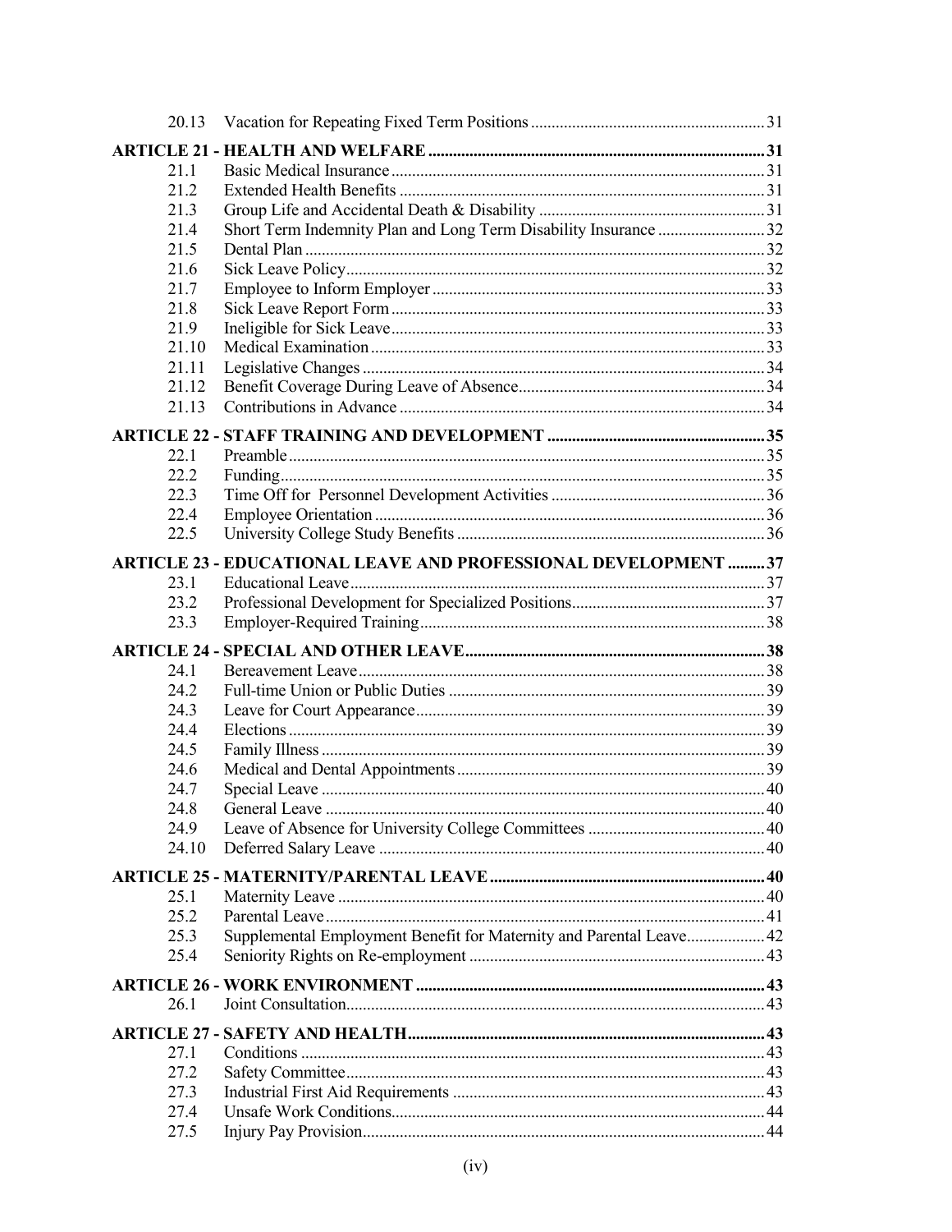| | | |
|---|---|---|
| 20.13 | Vacation for Repeating Fixed Term Positions | 31 |
| **ARTICLE 21 - HEALTH AND WELFARE** | | **31** |
| 21.1 | Basic Medical Insurance | 31 |
| 21.2 | Extended Health Benefits | 31 |
| 21.3 | Group Life and Accidental Death & Disability | 31 |
| 21.4 | Short Term Indemnity Plan and Long Term Disability Insurance | 32 |
| 21.5 | Dental Plan | 32 |
| 21.6 | Sick Leave Policy | 32 |
| 21.7 | Employee to Inform Employer | 33 |
| 21.8 | Sick Leave Report Form | 33 |
| 21.9 | Ineligible for Sick Leave | 33 |
| 21.10 | Medical Examination | 33 |
| 21.11 | Legislative Changes | 34 |
| 21.12 | Benefit Coverage During Leave of Absence | 34 |
| 21.13 | Contributions in Advance | 34 |
| **ARTICLE 22 - STAFF TRAINING AND DEVELOPMENT** | | **35** |
| 22.1 | Preamble | 35 |
| 22.2 | Funding | 35 |
| 22.3 | Time Off for Personnel Development Activities | 36 |
| 22.4 | Employee Orientation | 36 |
| 22.5 | University College Study Benefits | 36 |
| **ARTICLE 23 - EDUCATIONAL LEAVE AND PROFESSIONAL DEVELOPMENT** | | **37** |
| 23.1 | Educational Leave | 37 |
| 23.2 | Professional Development for Specialized Positions | 37 |
| 23.3 | Employer-Required Training | 38 |
| **ARTICLE 24 - SPECIAL AND OTHER LEAVE** | | **38** |
| 24.1 | Bereavement Leave | 38 |
| 24.2 | Full-time Union or Public Duties | 39 |
| 24.3 | Leave for Court Appearance | 39 |
| 24.4 | Elections | 39 |
| 24.5 | Family Illness | 39 |
| 24.6 | Medical and Dental Appointments | 39 |
| 24.7 | Special Leave | 40 |
| 24.8 | General Leave | 40 |
| 24.9 | Leave of Absence for University College Committees | 40 |
| 24.10 | Deferred Salary Leave | 40 |
| **ARTICLE 25 - MATERNITY/PARENTAL LEAVE** | | **40** |
| 25.1 | Maternity Leave | 40 |
| 25.2 | Parental Leave | 41 |
| 25.3 | Supplemental Employment Benefit for Maternity and Parental Leave | 42 |
| 25.4 | Seniority Rights on Re-employment | 43 |
| **ARTICLE 26 - WORK ENVIRONMENT** | | **43** |
| 26.1 | Joint Consultation | 43 |
| **ARTICLE 27 - SAFETY AND HEALTH** | | **43** |
| 27.1 | Conditions | 43 |
| 27.2 | Safety Committee | 43 |
| 27.3 | Industrial First Aid Requirements | 43 |
| 27.4 | Unsafe Work Conditions | 44 |
| 27.5 | Injury Pay Provision | 44 |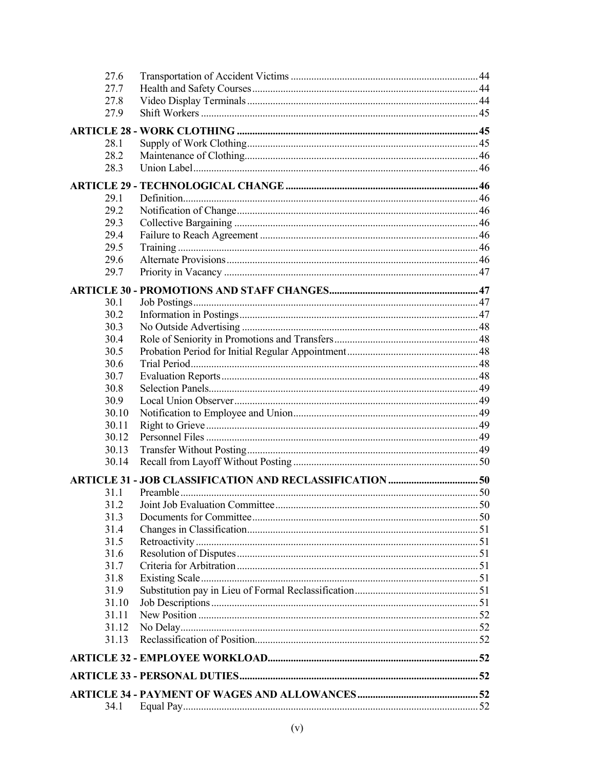| | | |
|---|---|---|
| 27.6 | Transportation of Accident Victims | 44 |
| 27.7 | Health and Safety Courses | 44 |
| 27.8 | Video Display Terminals | 44 |
| 27.9 | Shift Workers | 45 |
| **ARTICLE 28 - WORK CLOTHING** | | **45** |
| 28.1 | Supply of Work Clothing | 45 |
| 28.2 | Maintenance of Clothing | 46 |
| 28.3 | Union Label | 46 |
| **ARTICLE 29 - TECHNOLOGICAL CHANGE** | | **46** |
| 29.1 | Definition | 46 |
| 29.2 | Notification of Change | 46 |
| 29.3 | Collective Bargaining | 46 |
| 29.4 | Failure to Reach Agreement | 46 |
| 29.5 | Training | 46 |
| 29.6 | Alternate Provisions | 46 |
| 29.7 | Priority in Vacancy | 47 |
| **ARTICLE 30 - PROMOTIONS AND STAFF CHANGES** | | **47** |
| 30.1 | Job Postings | 47 |
| 30.2 | Information in Postings | 47 |
| 30.3 | No Outside Advertising | 48 |
| 30.4 | Role of Seniority in Promotions and Transfers | 48 |
| 30.5 | Probation Period for Initial Regular Appointment | 48 |
| 30.6 | Trial Period | 48 |
| 30.7 | Evaluation Reports | 48 |
| 30.8 | Selection Panels | 49 |
| 30.9 | Local Union Observer | 49 |
| 30.10 | Notification to Employee and Union | 49 |
| 30.11 | Right to Grieve | 49 |
| 30.12 | Personnel Files | 49 |
| 30.13 | Transfer Without Posting | 49 |
| 30.14 | Recall from Layoff Without Posting | 50 |
| **ARTICLE 31 - JOB CLASSIFICATION AND RECLASSIFICATION** | | **50** |
| 31.1 | Preamble | 50 |
| 31.2 | Joint Job Evaluation Committee | 50 |
| 31.3 | Documents for Committee | 50 |
| 31.4 | Changes in Classification | 51 |
| 31.5 | Retroactivity | 51 |
| 31.6 | Resolution of Disputes | 51 |
| 31.7 | Criteria for Arbitration | 51 |
| 31.8 | Existing Scale | 51 |
| 31.9 | Substitution pay in Lieu of Formal Reclassification | 51 |
| 31.10 | Job Descriptions | 51 |
| 31.11 | New Position | 52 |
| 31.12 | No Delay | 52 |
| 31.13 | Reclassification of Position | 52 |
| **ARTICLE 32 - EMPLOYEE WORKLOAD** | | **52** |
| **ARTICLE 33 - PERSONAL DUTIES** | | **52** |
| **ARTICLE 34 - PAYMENT OF WAGES AND ALLOWANCES** | | **52** |
| 34.1 | Equal Pay | 52 |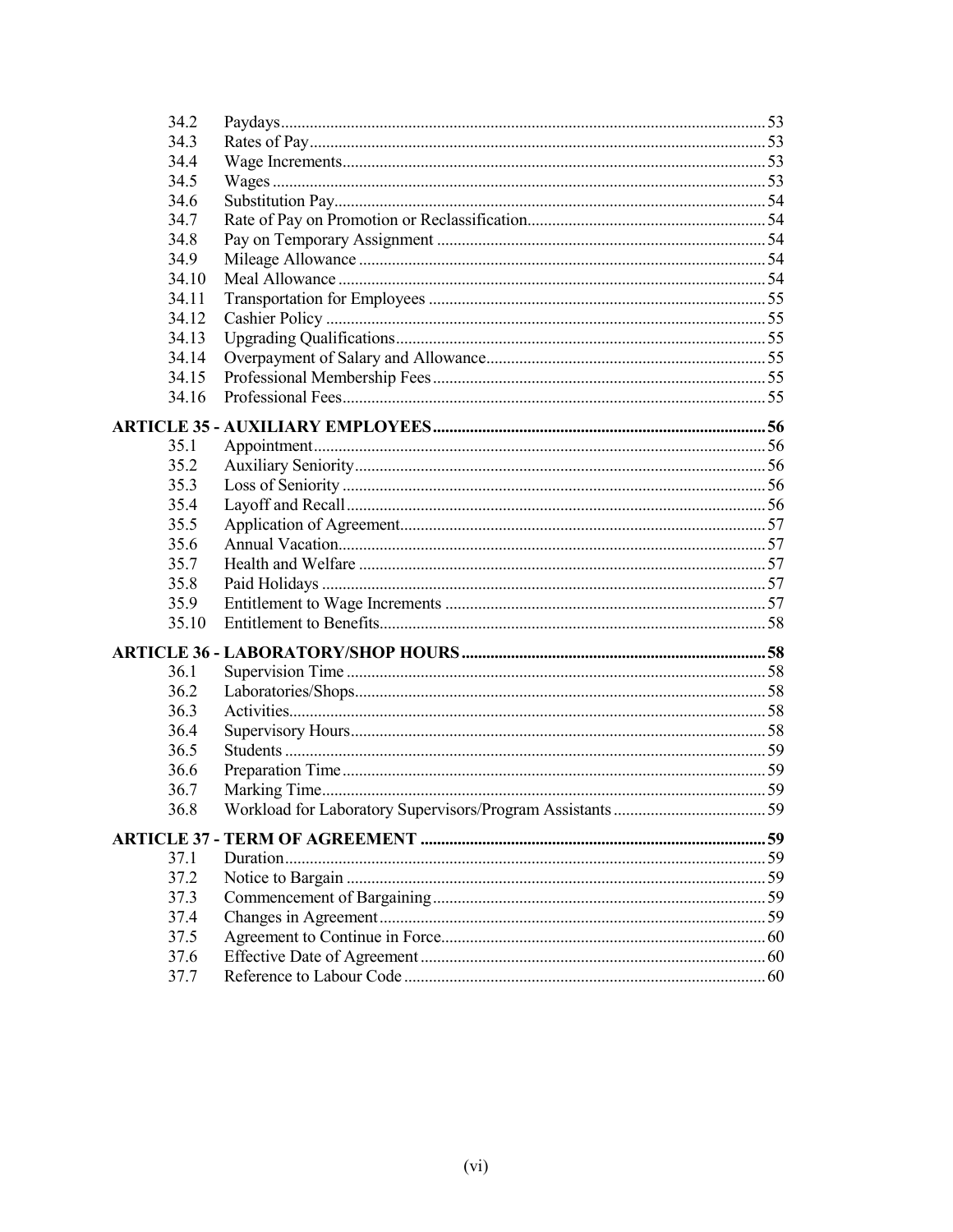| | | |
|---|---|---|
| 34.2 | Paydays | 53 |
| 34.3 | Rates of Pay | 53 |
| 34.4 | Wage Increments | 53 |
| 34.5 | Wages | 53 |
| 34.6 | Substitution Pay | 54 |
| 34.7 | Rate of Pay on Promotion or Reclassification | 54 |
| 34.8 | Pay on Temporary Assignment | 54 |
| 34.9 | Mileage Allowance | 54 |
| 34.10 | Meal Allowance | 54 |
| 34.11 | Transportation for Employees | 55 |
| 34.12 | Cashier Policy | 55 |
| 34.13 | Upgrading Qualifications | 55 |
| 34.14 | Overpayment of Salary and Allowance | 55 |
| 34.15 | Professional Membership Fees | 55 |
| 34.16 | Professional Fees | 55 |
| **ARTICLE 35 - AUXILIARY EMPLOYEES** | | **56** |
| 35.1 | Appointment | 56 |
| 35.2 | Auxiliary Seniority | 56 |
| 35.3 | Loss of Seniority | 56 |
| 35.4 | Layoff and Recall | 56 |
| 35.5 | Application of Agreement | 57 |
| 35.6 | Annual Vacation | 57 |
| 35.7 | Health and Welfare | 57 |
| 35.8 | Paid Holidays | 57 |
| 35.9 | Entitlement to Wage Increments | 57 |
| 35.10 | Entitlement to Benefits | 58 |
| **ARTICLE 36 - LABORATORY/SHOP HOURS** | | **58** |
| 36.1 | Supervision Time | 58 |
| 36.2 | Laboratories/Shops | 58 |
| 36.3 | Activities | 58 |
| 36.4 | Supervisory Hours | 58 |
| 36.5 | Students | 59 |
| 36.6 | Preparation Time | 59 |
| 36.7 | Marking Time | 59 |
| 36.8 | Workload for Laboratory Supervisors/Program Assistants | 59 |
| **ARTICLE 37 - TERM OF AGREEMENT** | | **59** |
| 37.1 | Duration | 59 |
| 37.2 | Notice to Bargain | 59 |
| 37.3 | Commencement of Bargaining | 59 |
| 37.4 | Changes in Agreement | 59 |
| 37.5 | Agreement to Continue in Force | 60 |
| 37.6 | Effective Date of Agreement | 60 |
| 37.7 | Reference to Labour Code | 60 |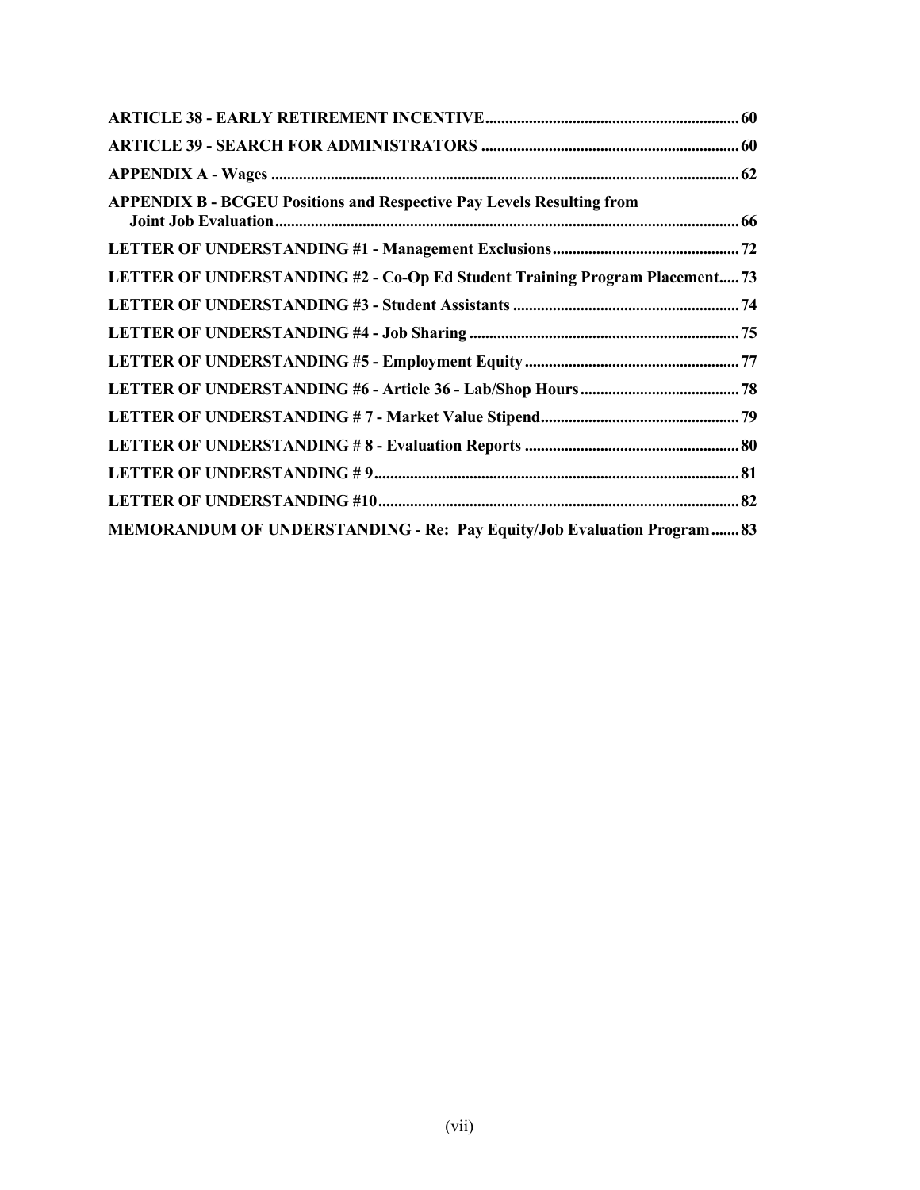**ARTICLE 38 - EARLY RETIREMENT INCENTIVE** ........ 60

**ARTICLE 39 - SEARCH FOR ADMINISTRATORS** ........ 60

**APPENDIX A - Wages** ........ 62

**APPENDIX B - BCGEU Positions and Respective Pay Levels Resulting from Joint Job Evaluation** ........ 66

**LETTER OF UNDERSTANDING #1 - Management Exclusions** ........ 72

**LETTER OF UNDERSTANDING #2 - Co-Op Ed Student Training Program Placement** ........ 73

**LETTER OF UNDERSTANDING #3 - Student Assistants** ........ 74

**LETTER OF UNDERSTANDING #4 - Job Sharing** ........ 75

**LETTER OF UNDERSTANDING #5 - Employment Equity** ........ 77

**LETTER OF UNDERSTANDING #6 - Article 36 - Lab/Shop Hours** ........ 78

**LETTER OF UNDERSTANDING # 7 - Market Value Stipend** ........ 79

**LETTER OF UNDERSTANDING # 8 - Evaluation Reports** ........ 80

**LETTER OF UNDERSTANDING # 9** ........ 81

**LETTER OF UNDERSTANDING #10** ........ 82

**MEMORANDUM OF UNDERSTANDING - Re: Pay Equity/Job Evaluation Program** ........ 83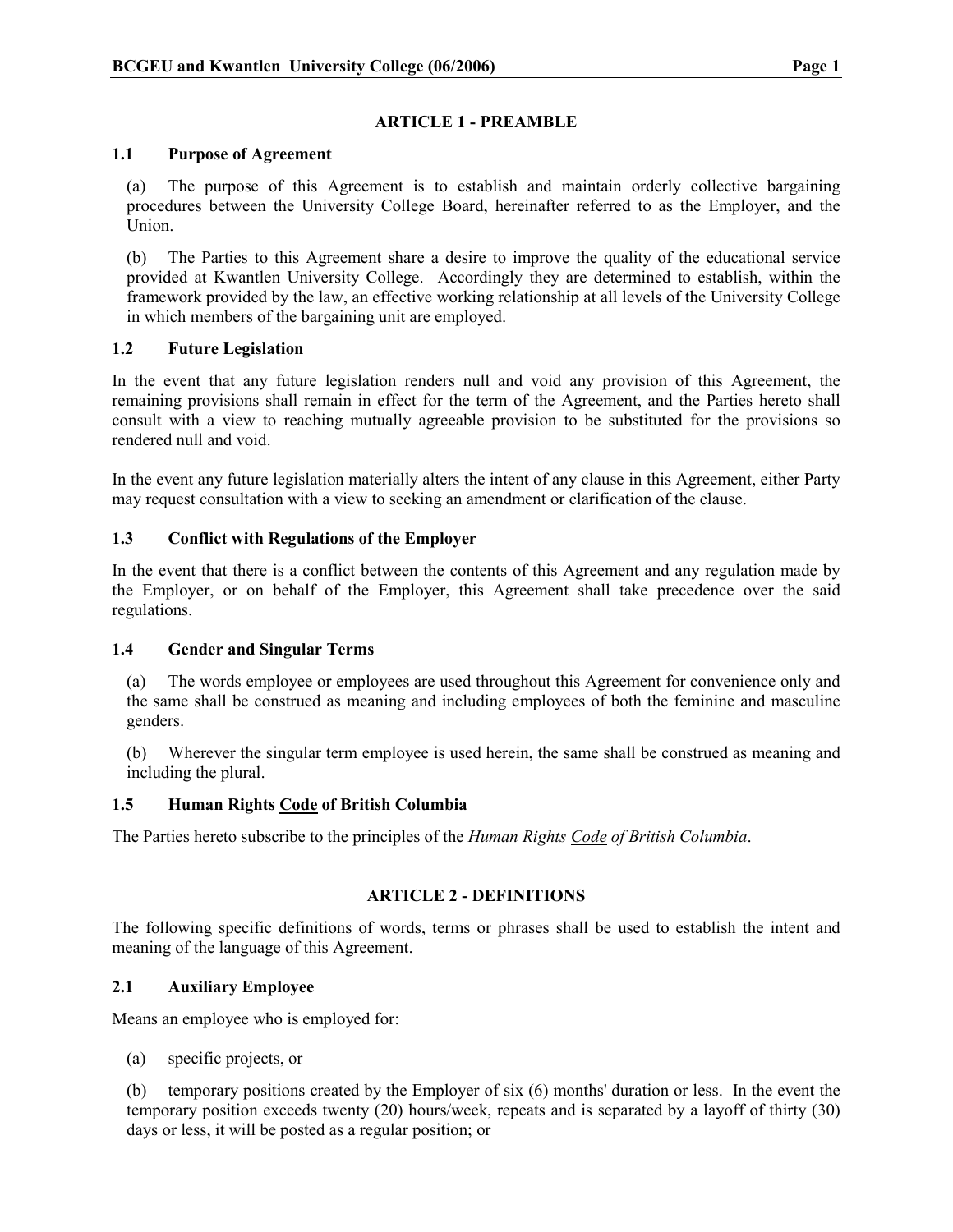## ARTICLE 1 - PREAMBLE

### 1.1 Purpose of Agreement

(a) The purpose of this Agreement is to establish and maintain orderly collective bargaining procedures between the University College Board, hereinafter referred to as the Employer, and the Union.

(b) The Parties to this Agreement share a desire to improve the quality of the educational service provided at Kwantlen University College. Accordingly they are determined to establish, within the framework provided by the law, an effective working relationship at all levels of the University College in which members of the bargaining unit are employed.

### 1.2 Future Legislation

In the event that any future legislation renders null and void any provision of this Agreement, the remaining provisions shall remain in effect for the term of the Agreement, and the Parties hereto shall consult with a view to reaching mutually agreeable provision to be substituted for the provisions so rendered null and void.

In the event any future legislation materially alters the intent of any clause in this Agreement, either Party may request consultation with a view to seeking an amendment or clarification of the clause.

### 1.3 Conflict with Regulations of the Employer

In the event that there is a conflict between the contents of this Agreement and any regulation made by the Employer, or on behalf of the Employer, this Agreement shall take precedence over the said regulations.

### 1.4 Gender and Singular Terms

(a) The words employee or employees are used throughout this Agreement for convenience only and the same shall be construed as meaning and including employees of both the feminine and masculine genders.

(b) Wherever the singular term employee is used herein, the same shall be construed as meaning and including the plural.

### 1.5 Human Rights Code of British Columbia

The Parties hereto subscribe to the principles of the *Human Rights Code of British Columbia*.

## ARTICLE 2 - DEFINITIONS

The following specific definitions of words, terms or phrases shall be used to establish the intent and meaning of the language of this Agreement.

### 2.1 Auxiliary Employee

Means an employee who is employed for:

(a) specific projects, or

(b) temporary positions created by the Employer of six (6) months' duration or less. In the event the temporary position exceeds twenty (20) hours/week, repeats and is separated by a layoff of thirty (30) days or less, it will be posted as a regular position; or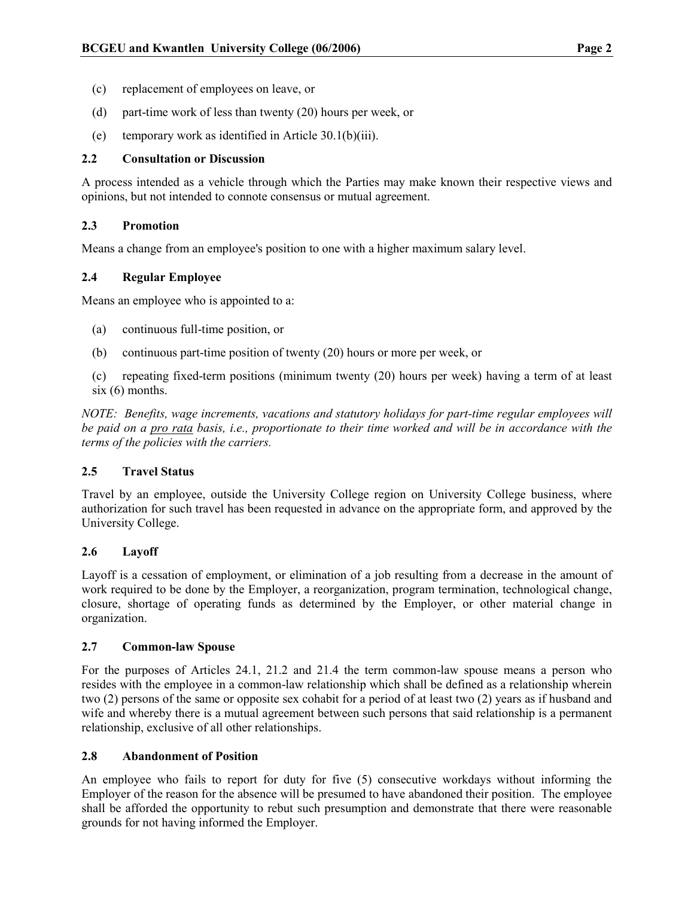(c) replacement of employees on leave, or

(d) part-time work of less than twenty (20) hours per week, or

(e) temporary work as identified in Article 30.1(b)(iii).

### 2.2 Consultation or Discussion

A process intended as a vehicle through which the Parties may make known their respective views and opinions, but not intended to connote consensus or mutual agreement.

### 2.3 Promotion

Means a change from an employee's position to one with a higher maximum salary level.

### 2.4 Regular Employee

Means an employee who is appointed to a:

(a) continuous full-time position, or

(b) continuous part-time position of twenty (20) hours or more per week, or

(c) repeating fixed-term positions (minimum twenty (20) hours per week) having a term of at least six (6) months.

*NOTE: Benefits, wage increments, vacations and statutory holidays for part-time regular employees will be paid on a pro rata basis, i.e., proportionate to their time worked and will be in accordance with the terms of the policies with the carriers.*

### 2.5 Travel Status

Travel by an employee, outside the University College region on University College business, where authorization for such travel has been requested in advance on the appropriate form, and approved by the University College.

### 2.6 Layoff

Layoff is a cessation of employment, or elimination of a job resulting from a decrease in the amount of work required to be done by the Employer, a reorganization, program termination, technological change, closure, shortage of operating funds as determined by the Employer, or other material change in organization.

### 2.7 Common-law Spouse

For the purposes of Articles 24.1, 21.2 and 21.4 the term common-law spouse means a person who resides with the employee in a common-law relationship which shall be defined as a relationship wherein two (2) persons of the same or opposite sex cohabit for a period of at least two (2) years as if husband and wife and whereby there is a mutual agreement between such persons that said relationship is a permanent relationship, exclusive of all other relationships.

### 2.8 Abandonment of Position

An employee who fails to report for duty for five (5) consecutive workdays without informing the Employer of the reason for the absence will be presumed to have abandoned their position. The employee shall be afforded the opportunity to rebut such presumption and demonstrate that there were reasonable grounds for not having informed the Employer.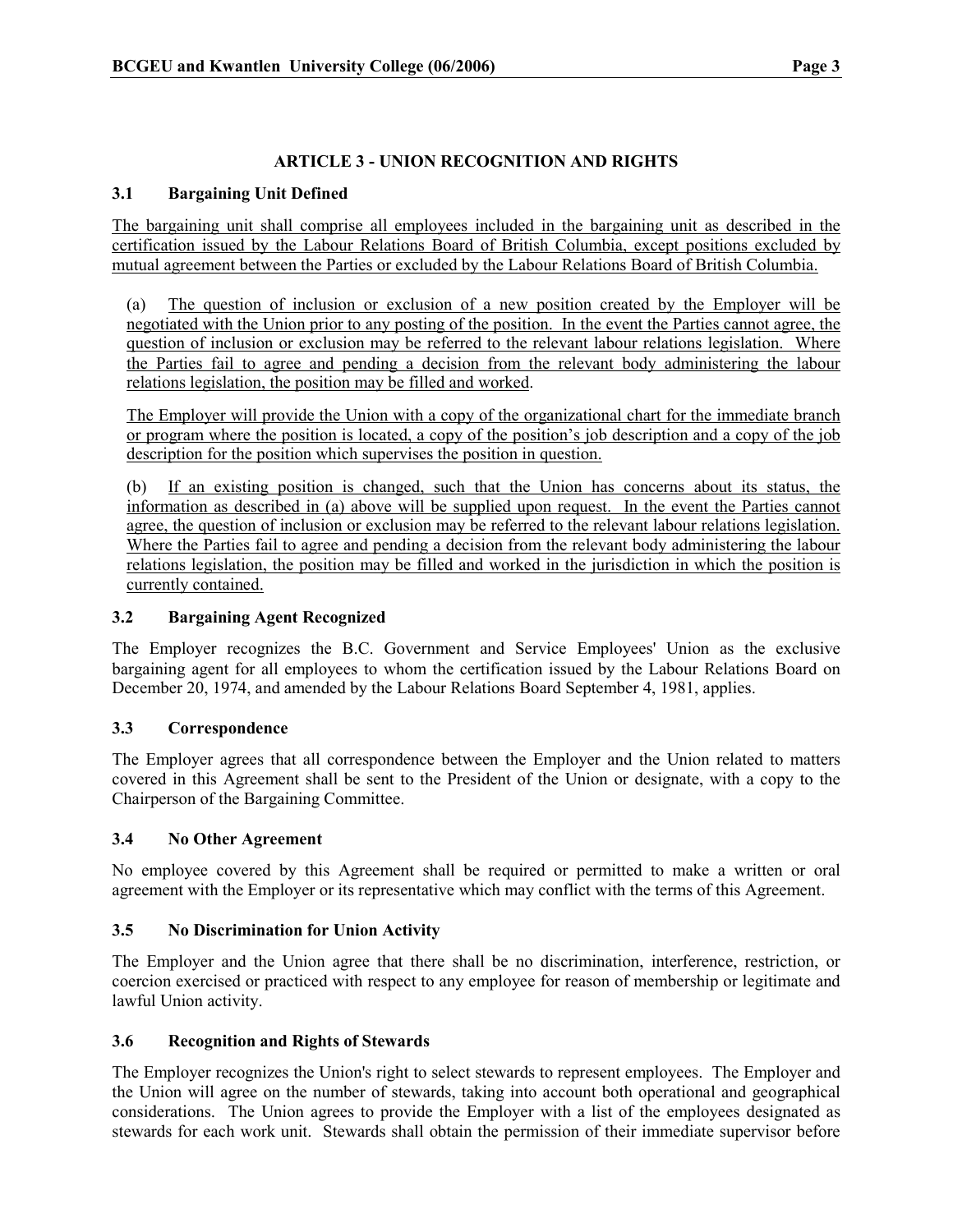## ARTICLE 3 - UNION RECOGNITION AND RIGHTS

### 3.1 Bargaining Unit Defined

The bargaining unit shall comprise all employees included in the bargaining unit as described in the certification issued by the Labour Relations Board of British Columbia, except positions excluded by mutual agreement between the Parties or excluded by the Labour Relations Board of British Columbia.

(a) The question of inclusion or exclusion of a new position created by the Employer will be negotiated with the Union prior to any posting of the position. In the event the Parties cannot agree, the question of inclusion or exclusion may be referred to the relevant labour relations legislation. Where the Parties fail to agree and pending a decision from the relevant body administering the labour relations legislation, the position may be filled and worked.

The Employer will provide the Union with a copy of the organizational chart for the immediate branch or program where the position is located, a copy of the position's job description and a copy of the job description for the position which supervises the position in question.

(b) If an existing position is changed, such that the Union has concerns about its status, the information as described in (a) above will be supplied upon request. In the event the Parties cannot agree, the question of inclusion or exclusion may be referred to the relevant labour relations legislation. Where the Parties fail to agree and pending a decision from the relevant body administering the labour relations legislation, the position may be filled and worked in the jurisdiction in which the position is currently contained.

### 3.2 Bargaining Agent Recognized

The Employer recognizes the B.C. Government and Service Employees' Union as the exclusive bargaining agent for all employees to whom the certification issued by the Labour Relations Board on December 20, 1974, and amended by the Labour Relations Board September 4, 1981, applies.

### 3.3 Correspondence

The Employer agrees that all correspondence between the Employer and the Union related to matters covered in this Agreement shall be sent to the President of the Union or designate, with a copy to the Chairperson of the Bargaining Committee.

### 3.4 No Other Agreement

No employee covered by this Agreement shall be required or permitted to make a written or oral agreement with the Employer or its representative which may conflict with the terms of this Agreement.

### 3.5 No Discrimination for Union Activity

The Employer and the Union agree that there shall be no discrimination, interference, restriction, or coercion exercised or practiced with respect to any employee for reason of membership or legitimate and lawful Union activity.

### 3.6 Recognition and Rights of Stewards

The Employer recognizes the Union's right to select stewards to represent employees. The Employer and the Union will agree on the number of stewards, taking into account both operational and geographical considerations. The Union agrees to provide the Employer with a list of the employees designated as stewards for each work unit. Stewards shall obtain the permission of their immediate supervisor before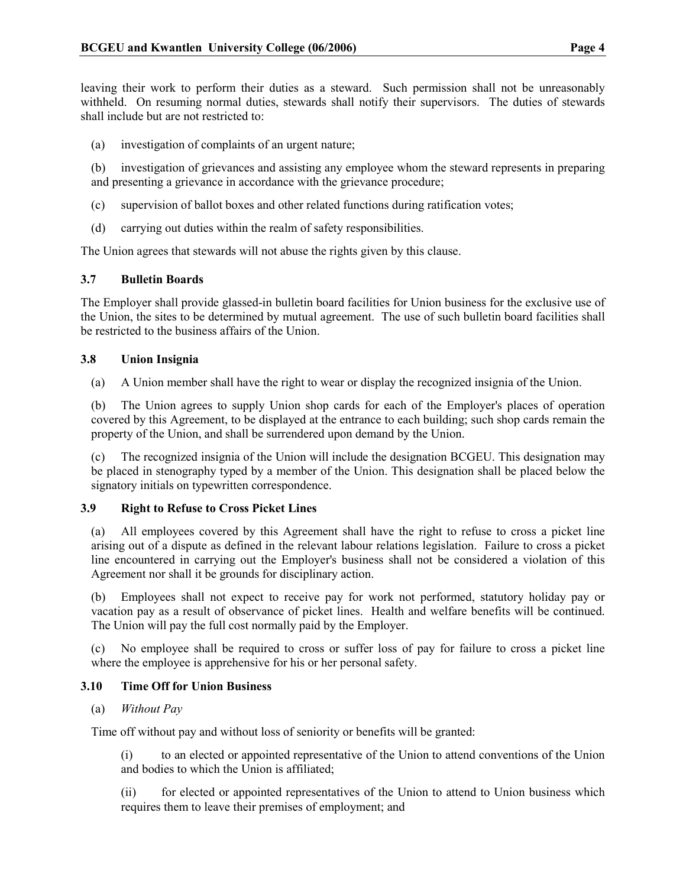leaving their work to perform their duties as a steward. Such permission shall not be unreasonably withheld. On resuming normal duties, stewards shall notify their supervisors. The duties of stewards shall include but are not restricted to:

(a) investigation of complaints of an urgent nature;

(b) investigation of grievances and assisting any employee whom the steward represents in preparing and presenting a grievance in accordance with the grievance procedure;

(c) supervision of ballot boxes and other related functions during ratification votes;

(d) carrying out duties within the realm of safety responsibilities.

The Union agrees that stewards will not abuse the rights given by this clause.

### 3.7 Bulletin Boards

The Employer shall provide glassed-in bulletin board facilities for Union business for the exclusive use of the Union, the sites to be determined by mutual agreement. The use of such bulletin board facilities shall be restricted to the business affairs of the Union.

### 3.8 Union Insignia

(a) A Union member shall have the right to wear or display the recognized insignia of the Union.

(b) The Union agrees to supply Union shop cards for each of the Employer's places of operation covered by this Agreement, to be displayed at the entrance to each building; such shop cards remain the property of the Union, and shall be surrendered upon demand by the Union.

(c) The recognized insignia of the Union will include the designation BCGEU. This designation may be placed in stenography typed by a member of the Union. This designation shall be placed below the signatory initials on typewritten correspondence.

### 3.9 Right to Refuse to Cross Picket Lines

(a) All employees covered by this Agreement shall have the right to refuse to cross a picket line arising out of a dispute as defined in the relevant labour relations legislation. Failure to cross a picket line encountered in carrying out the Employer's business shall not be considered a violation of this Agreement nor shall it be grounds for disciplinary action.

(b) Employees shall not expect to receive pay for work not performed, statutory holiday pay or vacation pay as a result of observance of picket lines. Health and welfare benefits will be continued. The Union will pay the full cost normally paid by the Employer.

(c) No employee shall be required to cross or suffer loss of pay for failure to cross a picket line where the employee is apprehensive for his or her personal safety.

### 3.10 Time Off for Union Business

(a) *Without Pay*

Time off without pay and without loss of seniority or benefits will be granted:

(i) to an elected or appointed representative of the Union to attend conventions of the Union and bodies to which the Union is affiliated;

(ii) for elected or appointed representatives of the Union to attend to Union business which requires them to leave their premises of employment; and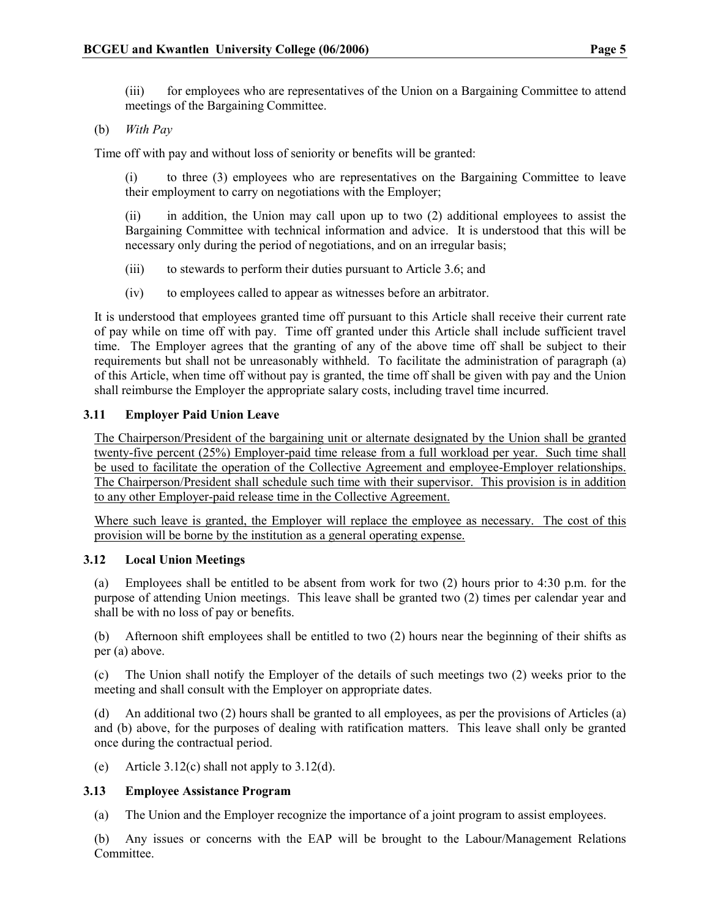(iii) for employees who are representatives of the Union on a Bargaining Committee to attend meetings of the Bargaining Committee.

(b) *With Pay*

Time off with pay and without loss of seniority or benefits will be granted:

(i) to three (3) employees who are representatives on the Bargaining Committee to leave their employment to carry on negotiations with the Employer;

(ii) in addition, the Union may call upon up to two (2) additional employees to assist the Bargaining Committee with technical information and advice. It is understood that this will be necessary only during the period of negotiations, and on an irregular basis;

(iii) to stewards to perform their duties pursuant to Article 3.6; and

(iv) to employees called to appear as witnesses before an arbitrator.

It is understood that employees granted time off pursuant to this Article shall receive their current rate of pay while on time off with pay. Time off granted under this Article shall include sufficient travel time. The Employer agrees that the granting of any of the above time off shall be subject to their requirements but shall not be unreasonably withheld. To facilitate the administration of paragraph (a) of this Article, when time off without pay is granted, the time off shall be given with pay and the Union shall reimburse the Employer the appropriate salary costs, including travel time incurred.

### 3.11 Employer Paid Union Leave

The Chairperson/President of the bargaining unit or alternate designated by the Union shall be granted twenty-five percent (25%) Employer-paid time release from a full workload per year. Such time shall be used to facilitate the operation of the Collective Agreement and employee-Employer relationships. The Chairperson/President shall schedule such time with their supervisor. This provision is in addition to any other Employer-paid release time in the Collective Agreement.

Where such leave is granted, the Employer will replace the employee as necessary. The cost of this provision will be borne by the institution as a general operating expense.

### 3.12 Local Union Meetings

(a) Employees shall be entitled to be absent from work for two (2) hours prior to 4:30 p.m. for the purpose of attending Union meetings. This leave shall be granted two (2) times per calendar year and shall be with no loss of pay or benefits.

(b) Afternoon shift employees shall be entitled to two (2) hours near the beginning of their shifts as per (a) above.

(c) The Union shall notify the Employer of the details of such meetings two (2) weeks prior to the meeting and shall consult with the Employer on appropriate dates.

(d) An additional two (2) hours shall be granted to all employees, as per the provisions of Articles (a) and (b) above, for the purposes of dealing with ratification matters. This leave shall only be granted once during the contractual period.

(e) Article 3.12(c) shall not apply to 3.12(d).

### 3.13 Employee Assistance Program

(a) The Union and the Employer recognize the importance of a joint program to assist employees.

(b) Any issues or concerns with the EAP will be brought to the Labour/Management Relations Committee.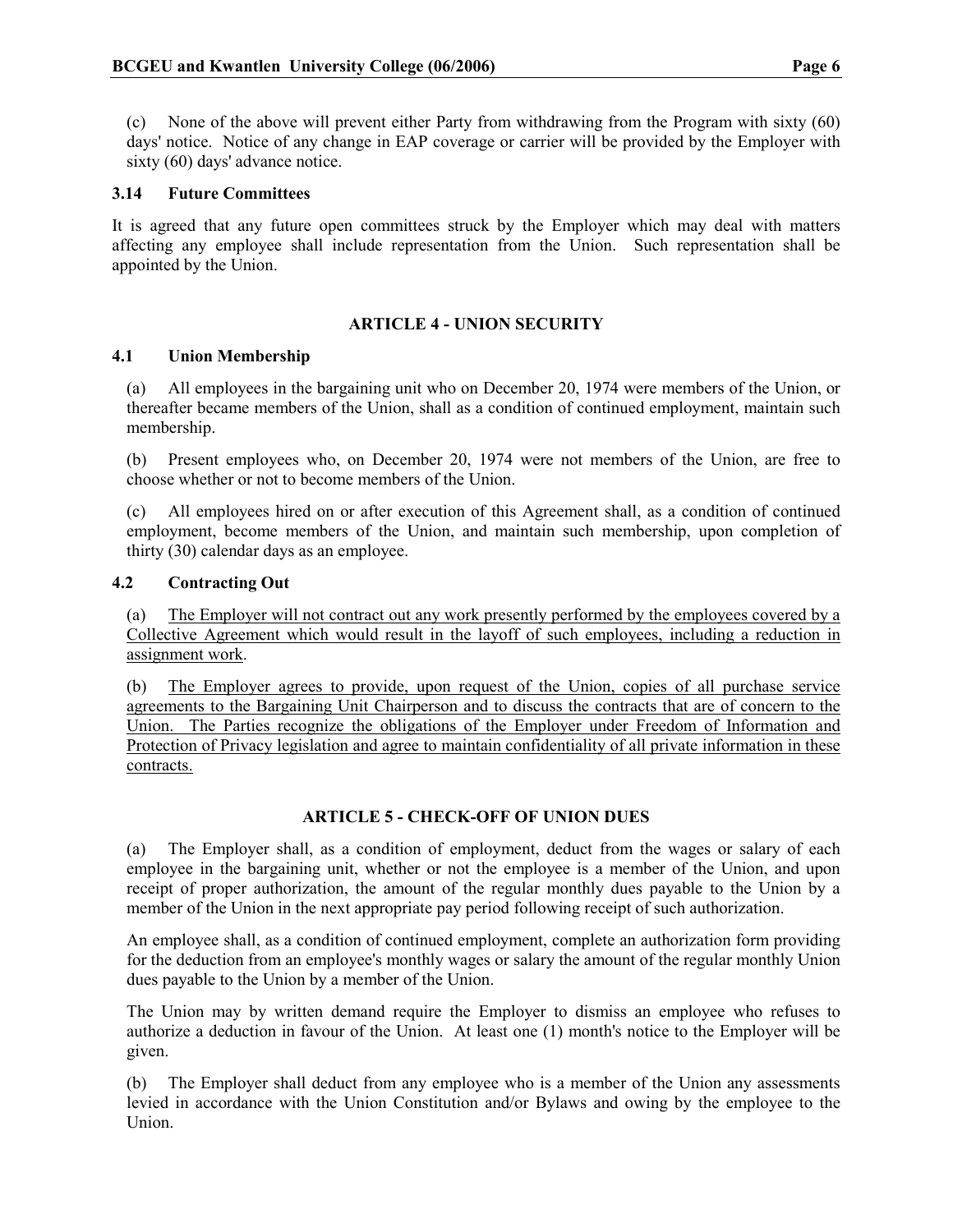(c) None of the above will prevent either Party from withdrawing from the Program with sixty (60) days' notice. Notice of any change in EAP coverage or carrier will be provided by the Employer with sixty (60) days' advance notice.

### 3.14 Future Committees

It is agreed that any future open committees struck by the Employer which may deal with matters affecting any employee shall include representation from the Union. Such representation shall be appointed by the Union.

## ARTICLE 4 - UNION SECURITY

### 4.1 Union Membership

(a) All employees in the bargaining unit who on December 20, 1974 were members of the Union, or thereafter became members of the Union, shall as a condition of continued employment, maintain such membership.

(b) Present employees who, on December 20, 1974 were not members of the Union, are free to choose whether or not to become members of the Union.

(c) All employees hired on or after execution of this Agreement shall, as a condition of continued employment, become members of the Union, and maintain such membership, upon completion of thirty (30) calendar days as an employee.

### 4.2 Contracting Out

(a) <u>The Employer will not contract out any work presently performed by the employees covered by a Collective Agreement which would result in the layoff of such employees, including a reduction in assignment work</u>.

(b) <u>The Employer agrees to provide, upon request of the Union, copies of all purchase service agreements to the Bargaining Unit Chairperson and to discuss the contracts that are of concern to the Union. The Parties recognize the obligations of the Employer under Freedom of Information and Protection of Privacy legislation and agree to maintain confidentiality of all private information in these contracts.</u>

## ARTICLE 5 - CHECK-OFF OF UNION DUES

(a) The Employer shall, as a condition of employment, deduct from the wages or salary of each employee in the bargaining unit, whether or not the employee is a member of the Union, and upon receipt of proper authorization, the amount of the regular monthly dues payable to the Union by a member of the Union in the next appropriate pay period following receipt of such authorization.

An employee shall, as a condition of continued employment, complete an authorization form providing for the deduction from an employee's monthly wages or salary the amount of the regular monthly Union dues payable to the Union by a member of the Union.

The Union may by written demand require the Employer to dismiss an employee who refuses to authorize a deduction in favour of the Union. At least one (1) month's notice to the Employer will be given.

(b) The Employer shall deduct from any employee who is a member of the Union any assessments levied in accordance with the Union Constitution and/or Bylaws and owing by the employee to the Union.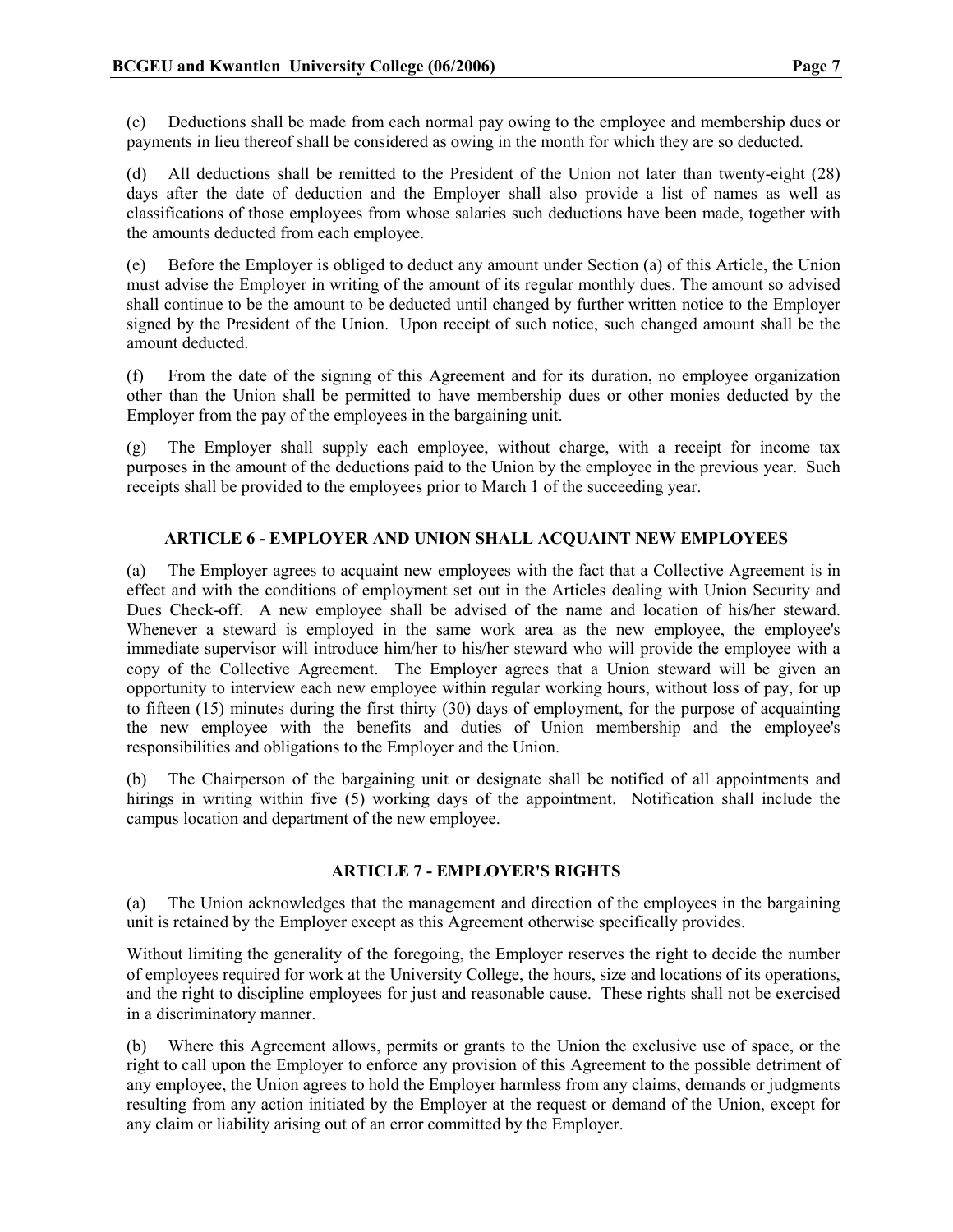(c) Deductions shall be made from each normal pay owing to the employee and membership dues or payments in lieu thereof shall be considered as owing in the month for which they are so deducted.

(d) All deductions shall be remitted to the President of the Union not later than twenty-eight (28) days after the date of deduction and the Employer shall also provide a list of names as well as classifications of those employees from whose salaries such deductions have been made, together with the amounts deducted from each employee.

(e) Before the Employer is obliged to deduct any amount under Section (a) of this Article, the Union must advise the Employer in writing of the amount of its regular monthly dues. The amount so advised shall continue to be the amount to be deducted until changed by further written notice to the Employer signed by the President of the Union. Upon receipt of such notice, such changed amount shall be the amount deducted.

(f) From the date of the signing of this Agreement and for its duration, no employee organization other than the Union shall be permitted to have membership dues or other monies deducted by the Employer from the pay of the employees in the bargaining unit.

(g) The Employer shall supply each employee, without charge, with a receipt for income tax purposes in the amount of the deductions paid to the Union by the employee in the previous year. Such receipts shall be provided to the employees prior to March 1 of the succeeding year.

## ARTICLE 6 - EMPLOYER AND UNION SHALL ACQUAINT NEW EMPLOYEES

(a) The Employer agrees to acquaint new employees with the fact that a Collective Agreement is in effect and with the conditions of employment set out in the Articles dealing with Union Security and Dues Check-off. A new employee shall be advised of the name and location of his/her steward. Whenever a steward is employed in the same work area as the new employee, the employee's immediate supervisor will introduce him/her to his/her steward who will provide the employee with a copy of the Collective Agreement. The Employer agrees that a Union steward will be given an opportunity to interview each new employee within regular working hours, without loss of pay, for up to fifteen (15) minutes during the first thirty (30) days of employment, for the purpose of acquainting the new employee with the benefits and duties of Union membership and the employee's responsibilities and obligations to the Employer and the Union.

(b) The Chairperson of the bargaining unit or designate shall be notified of all appointments and hirings in writing within five (5) working days of the appointment. Notification shall include the campus location and department of the new employee.

## ARTICLE 7 - EMPLOYER'S RIGHTS

(a) The Union acknowledges that the management and direction of the employees in the bargaining unit is retained by the Employer except as this Agreement otherwise specifically provides.

Without limiting the generality of the foregoing, the Employer reserves the right to decide the number of employees required for work at the University College, the hours, size and locations of its operations, and the right to discipline employees for just and reasonable cause. These rights shall not be exercised in a discriminatory manner.

(b) Where this Agreement allows, permits or grants to the Union the exclusive use of space, or the right to call upon the Employer to enforce any provision of this Agreement to the possible detriment of any employee, the Union agrees to hold the Employer harmless from any claims, demands or judgments resulting from any action initiated by the Employer at the request or demand of the Union, except for any claim or liability arising out of an error committed by the Employer.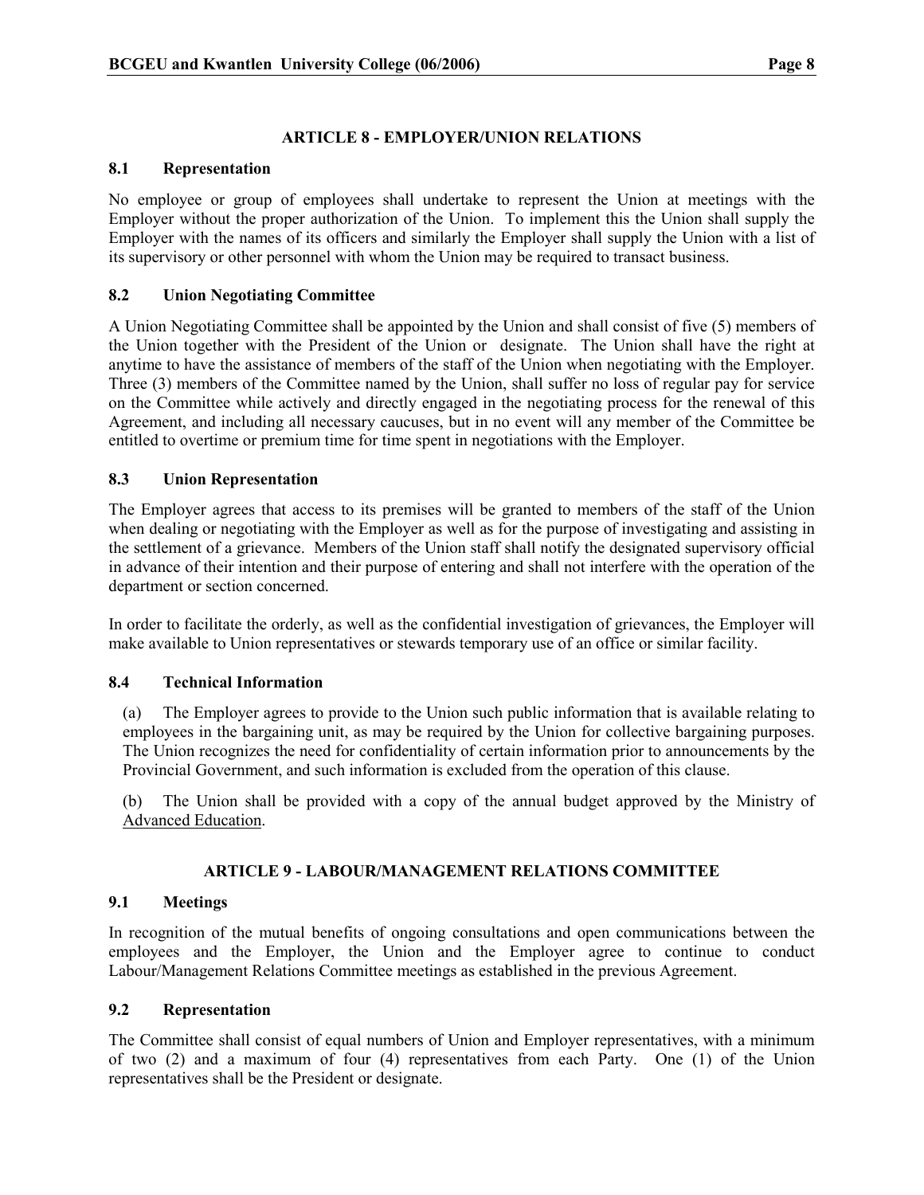## ARTICLE 8 - EMPLOYER/UNION RELATIONS

### 8.1 Representation

No employee or group of employees shall undertake to represent the Union at meetings with the Employer without the proper authorization of the Union. To implement this the Union shall supply the Employer with the names of its officers and similarly the Employer shall supply the Union with a list of its supervisory or other personnel with whom the Union may be required to transact business.

### 8.2 Union Negotiating Committee

A Union Negotiating Committee shall be appointed by the Union and shall consist of five (5) members of the Union together with the President of the Union or designate. The Union shall have the right at anytime to have the assistance of members of the staff of the Union when negotiating with the Employer. Three (3) members of the Committee named by the Union, shall suffer no loss of regular pay for service on the Committee while actively and directly engaged in the negotiating process for the renewal of this Agreement, and including all necessary caucuses, but in no event will any member of the Committee be entitled to overtime or premium time for time spent in negotiations with the Employer.

### 8.3 Union Representation

The Employer agrees that access to its premises will be granted to members of the staff of the Union when dealing or negotiating with the Employer as well as for the purpose of investigating and assisting in the settlement of a grievance. Members of the Union staff shall notify the designated supervisory official in advance of their intention and their purpose of entering and shall not interfere with the operation of the department or section concerned.

In order to facilitate the orderly, as well as the confidential investigation of grievances, the Employer will make available to Union representatives or stewards temporary use of an office or similar facility.

### 8.4 Technical Information

(a) The Employer agrees to provide to the Union such public information that is available relating to employees in the bargaining unit, as may be required by the Union for collective bargaining purposes. The Union recognizes the need for confidentiality of certain information prior to announcements by the Provincial Government, and such information is excluded from the operation of this clause.

(b) The Union shall be provided with a copy of the annual budget approved by the Ministry of Advanced Education.

## ARTICLE 9 - LABOUR/MANAGEMENT RELATIONS COMMITTEE

### 9.1 Meetings

In recognition of the mutual benefits of ongoing consultations and open communications between the employees and the Employer, the Union and the Employer agree to continue to conduct Labour/Management Relations Committee meetings as established in the previous Agreement.

### 9.2 Representation

The Committee shall consist of equal numbers of Union and Employer representatives, with a minimum of two (2) and a maximum of four (4) representatives from each Party. One (1) of the Union representatives shall be the President or designate.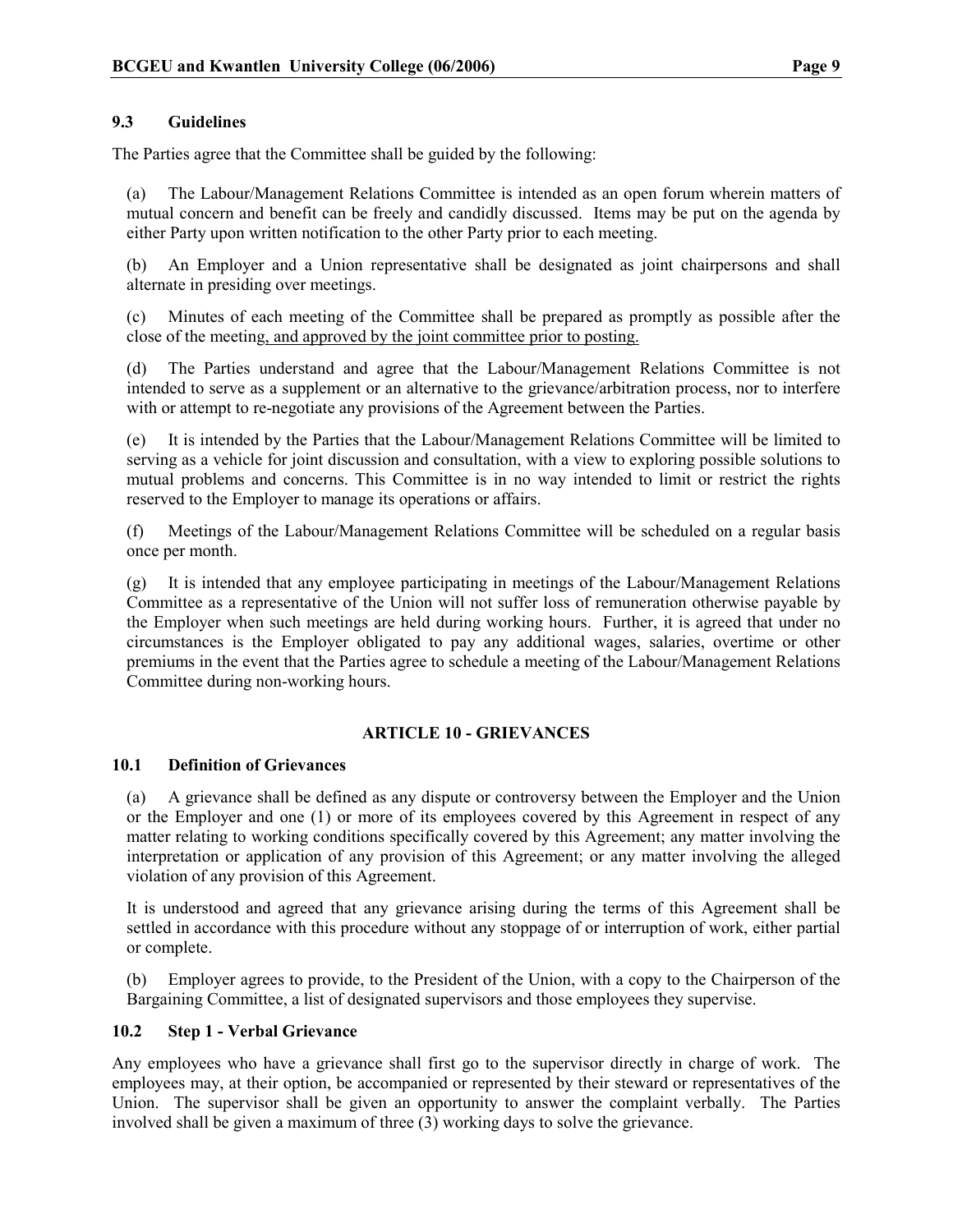### 9.3 Guidelines

The Parties agree that the Committee shall be guided by the following:

(a) The Labour/Management Relations Committee is intended as an open forum wherein matters of mutual concern and benefit can be freely and candidly discussed. Items may be put on the agenda by either Party upon written notification to the other Party prior to each meeting.

(b) An Employer and a Union representative shall be designated as joint chairpersons and shall alternate in presiding over meetings.

(c) Minutes of each meeting of the Committee shall be prepared as promptly as possible after the close of the meeting, and approved by the joint committee prior to posting.

(d) The Parties understand and agree that the Labour/Management Relations Committee is not intended to serve as a supplement or an alternative to the grievance/arbitration process, nor to interfere with or attempt to re-negotiate any provisions of the Agreement between the Parties.

(e) It is intended by the Parties that the Labour/Management Relations Committee will be limited to serving as a vehicle for joint discussion and consultation, with a view to exploring possible solutions to mutual problems and concerns. This Committee is in no way intended to limit or restrict the rights reserved to the Employer to manage its operations or affairs.

(f) Meetings of the Labour/Management Relations Committee will be scheduled on a regular basis once per month.

(g) It is intended that any employee participating in meetings of the Labour/Management Relations Committee as a representative of the Union will not suffer loss of remuneration otherwise payable by the Employer when such meetings are held during working hours. Further, it is agreed that under no circumstances is the Employer obligated to pay any additional wages, salaries, overtime or other premiums in the event that the Parties agree to schedule a meeting of the Labour/Management Relations Committee during non-working hours.

## ARTICLE 10 - GRIEVANCES

### 10.1 Definition of Grievances

(a) A grievance shall be defined as any dispute or controversy between the Employer and the Union or the Employer and one (1) or more of its employees covered by this Agreement in respect of any matter relating to working conditions specifically covered by this Agreement; any matter involving the interpretation or application of any provision of this Agreement; or any matter involving the alleged violation of any provision of this Agreement.

It is understood and agreed that any grievance arising during the terms of this Agreement shall be settled in accordance with this procedure without any stoppage of or interruption of work, either partial or complete.

(b) Employer agrees to provide, to the President of the Union, with a copy to the Chairperson of the Bargaining Committee, a list of designated supervisors and those employees they supervise.

### 10.2 Step 1 - Verbal Grievance

Any employees who have a grievance shall first go to the supervisor directly in charge of work. The employees may, at their option, be accompanied or represented by their steward or representatives of the Union. The supervisor shall be given an opportunity to answer the complaint verbally. The Parties involved shall be given a maximum of three (3) working days to solve the grievance.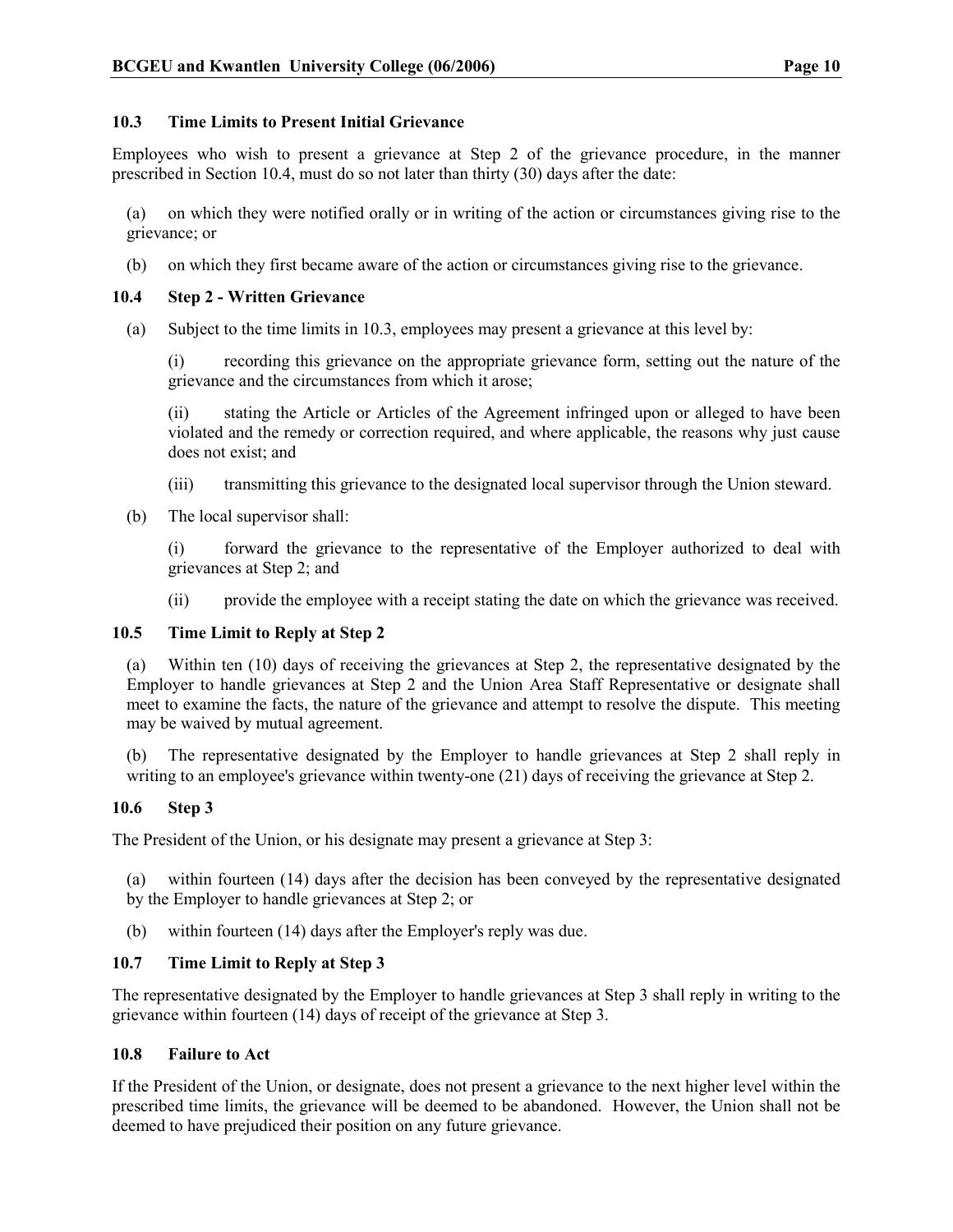### 10.3 Time Limits to Present Initial Grievance

Employees who wish to present a grievance at Step 2 of the grievance procedure, in the manner prescribed in Section 10.4, must do so not later than thirty (30) days after the date:

(a) on which they were notified orally or in writing of the action or circumstances giving rise to the grievance; or

(b) on which they first became aware of the action or circumstances giving rise to the grievance.

### 10.4 Step 2 - Written Grievance

(a) Subject to the time limits in 10.3, employees may present a grievance at this level by:

(i) recording this grievance on the appropriate grievance form, setting out the nature of the grievance and the circumstances from which it arose;

(ii) stating the Article or Articles of the Agreement infringed upon or alleged to have been violated and the remedy or correction required, and where applicable, the reasons why just cause does not exist; and

(iii) transmitting this grievance to the designated local supervisor through the Union steward.

(b) The local supervisor shall:

(i) forward the grievance to the representative of the Employer authorized to deal with grievances at Step 2; and

(ii) provide the employee with a receipt stating the date on which the grievance was received.

### 10.5 Time Limit to Reply at Step 2

(a) Within ten (10) days of receiving the grievances at Step 2, the representative designated by the Employer to handle grievances at Step 2 and the Union Area Staff Representative or designate shall meet to examine the facts, the nature of the grievance and attempt to resolve the dispute. This meeting may be waived by mutual agreement.

(b) The representative designated by the Employer to handle grievances at Step 2 shall reply in writing to an employee's grievance within twenty-one (21) days of receiving the grievance at Step 2.

### 10.6 Step 3

The President of the Union, or his designate may present a grievance at Step 3:

(a) within fourteen (14) days after the decision has been conveyed by the representative designated by the Employer to handle grievances at Step 2; or

(b) within fourteen (14) days after the Employer's reply was due.

### 10.7 Time Limit to Reply at Step 3

The representative designated by the Employer to handle grievances at Step 3 shall reply in writing to the grievance within fourteen (14) days of receipt of the grievance at Step 3.

### 10.8 Failure to Act

If the President of the Union, or designate, does not present a grievance to the next higher level within the prescribed time limits, the grievance will be deemed to be abandoned. However, the Union shall not be deemed to have prejudiced their position on any future grievance.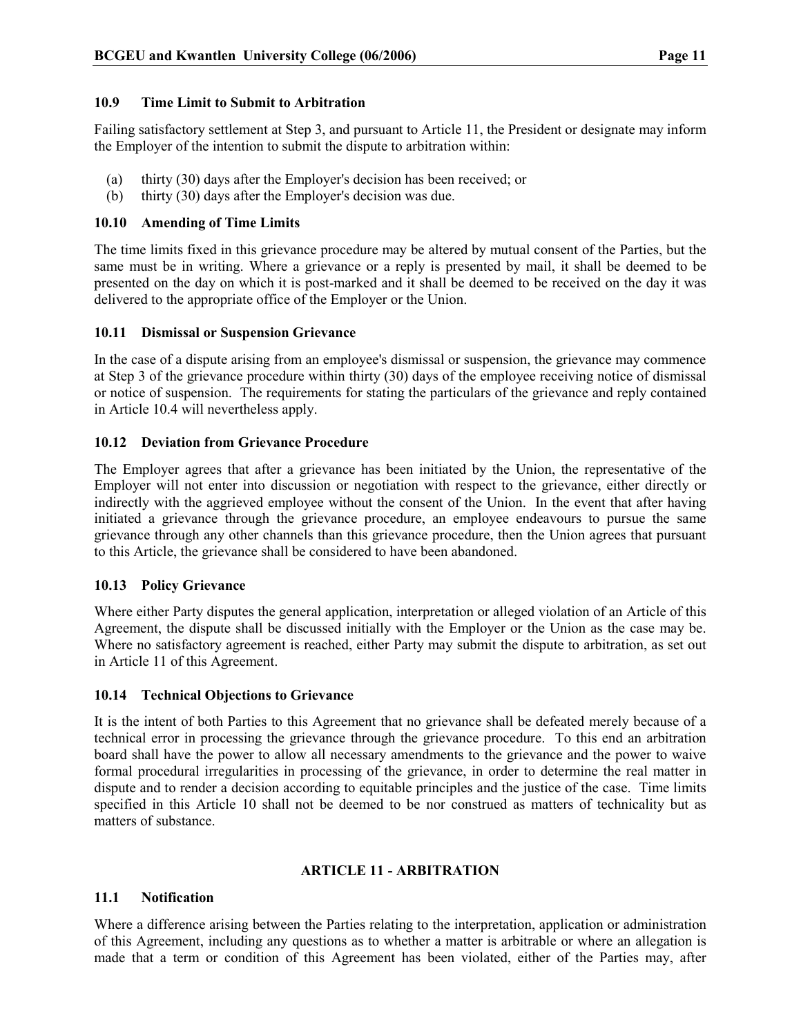### 10.9 Time Limit to Submit to Arbitration

Failing satisfactory settlement at Step 3, and pursuant to Article 11, the President or designate may inform the Employer of the intention to submit the dispute to arbitration within:

(a) thirty (30) days after the Employer's decision has been received; or
(b) thirty (30) days after the Employer's decision was due.

### 10.10 Amending of Time Limits

The time limits fixed in this grievance procedure may be altered by mutual consent of the Parties, but the same must be in writing. Where a grievance or a reply is presented by mail, it shall be deemed to be presented on the day on which it is post-marked and it shall be deemed to be received on the day it was delivered to the appropriate office of the Employer or the Union.

### 10.11 Dismissal or Suspension Grievance

In the case of a dispute arising from an employee's dismissal or suspension, the grievance may commence at Step 3 of the grievance procedure within thirty (30) days of the employee receiving notice of dismissal or notice of suspension. The requirements for stating the particulars of the grievance and reply contained in Article 10.4 will nevertheless apply.

### 10.12 Deviation from Grievance Procedure

The Employer agrees that after a grievance has been initiated by the Union, the representative of the Employer will not enter into discussion or negotiation with respect to the grievance, either directly or indirectly with the aggrieved employee without the consent of the Union. In the event that after having initiated a grievance through the grievance procedure, an employee endeavours to pursue the same grievance through any other channels than this grievance procedure, then the Union agrees that pursuant to this Article, the grievance shall be considered to have been abandoned.

### 10.13 Policy Grievance

Where either Party disputes the general application, interpretation or alleged violation of an Article of this Agreement, the dispute shall be discussed initially with the Employer or the Union as the case may be. Where no satisfactory agreement is reached, either Party may submit the dispute to arbitration, as set out in Article 11 of this Agreement.

### 10.14 Technical Objections to Grievance

It is the intent of both Parties to this Agreement that no grievance shall be defeated merely because of a technical error in processing the grievance through the grievance procedure. To this end an arbitration board shall have the power to allow all necessary amendments to the grievance and the power to waive formal procedural irregularities in processing of the grievance, in order to determine the real matter in dispute and to render a decision according to equitable principles and the justice of the case. Time limits specified in this Article 10 shall not be deemed to be nor construed as matters of technicality but as matters of substance.

## ARTICLE 11 - ARBITRATION

### 11.1 Notification

Where a difference arising between the Parties relating to the interpretation, application or administration of this Agreement, including any questions as to whether a matter is arbitrable or where an allegation is made that a term or condition of this Agreement has been violated, either of the Parties may, after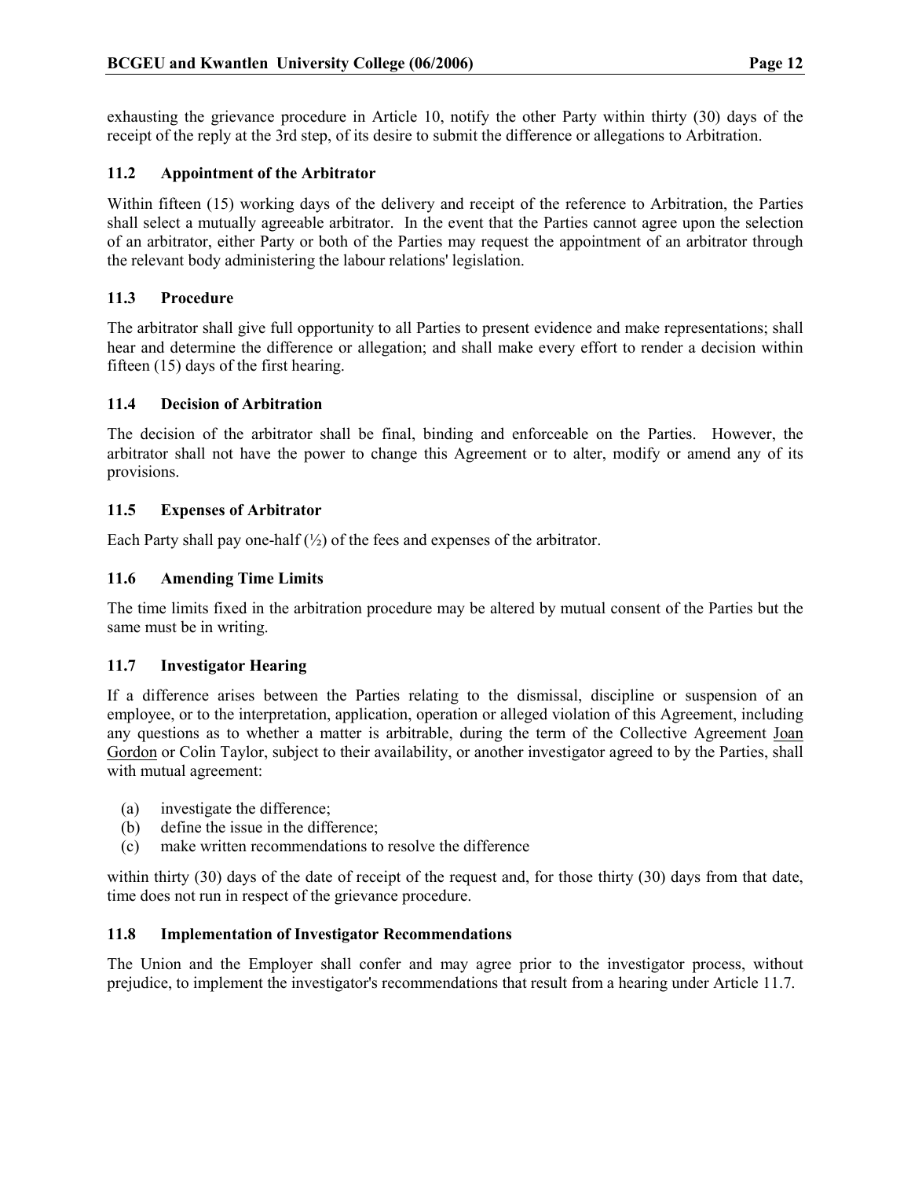exhausting the grievance procedure in Article 10, notify the other Party within thirty (30) days of the receipt of the reply at the 3rd step, of its desire to submit the difference or allegations to Arbitration.

### 11.2 Appointment of the Arbitrator

Within fifteen (15) working days of the delivery and receipt of the reference to Arbitration, the Parties shall select a mutually agreeable arbitrator. In the event that the Parties cannot agree upon the selection of an arbitrator, either Party or both of the Parties may request the appointment of an arbitrator through the relevant body administering the labour relations' legislation.

### 11.3 Procedure

The arbitrator shall give full opportunity to all Parties to present evidence and make representations; shall hear and determine the difference or allegation; and shall make every effort to render a decision within fifteen (15) days of the first hearing.

### 11.4 Decision of Arbitration

The decision of the arbitrator shall be final, binding and enforceable on the Parties. However, the arbitrator shall not have the power to change this Agreement or to alter, modify or amend any of its provisions.

### 11.5 Expenses of Arbitrator

Each Party shall pay one-half (½) of the fees and expenses of the arbitrator.

### 11.6 Amending Time Limits

The time limits fixed in the arbitration procedure may be altered by mutual consent of the Parties but the same must be in writing.

### 11.7 Investigator Hearing

If a difference arises between the Parties relating to the dismissal, discipline or suspension of an employee, or to the interpretation, application, operation or alleged violation of this Agreement, including any questions as to whether a matter is arbitrable, during the term of the Collective Agreement Joan Gordon or Colin Taylor, subject to their availability, or another investigator agreed to by the Parties, shall with mutual agreement:

- (a) investigate the difference;
- (b) define the issue in the difference;
- (c) make written recommendations to resolve the difference

within thirty (30) days of the date of receipt of the request and, for those thirty (30) days from that date, time does not run in respect of the grievance procedure.

### 11.8 Implementation of Investigator Recommendations

The Union and the Employer shall confer and may agree prior to the investigator process, without prejudice, to implement the investigator's recommendations that result from a hearing under Article 11.7.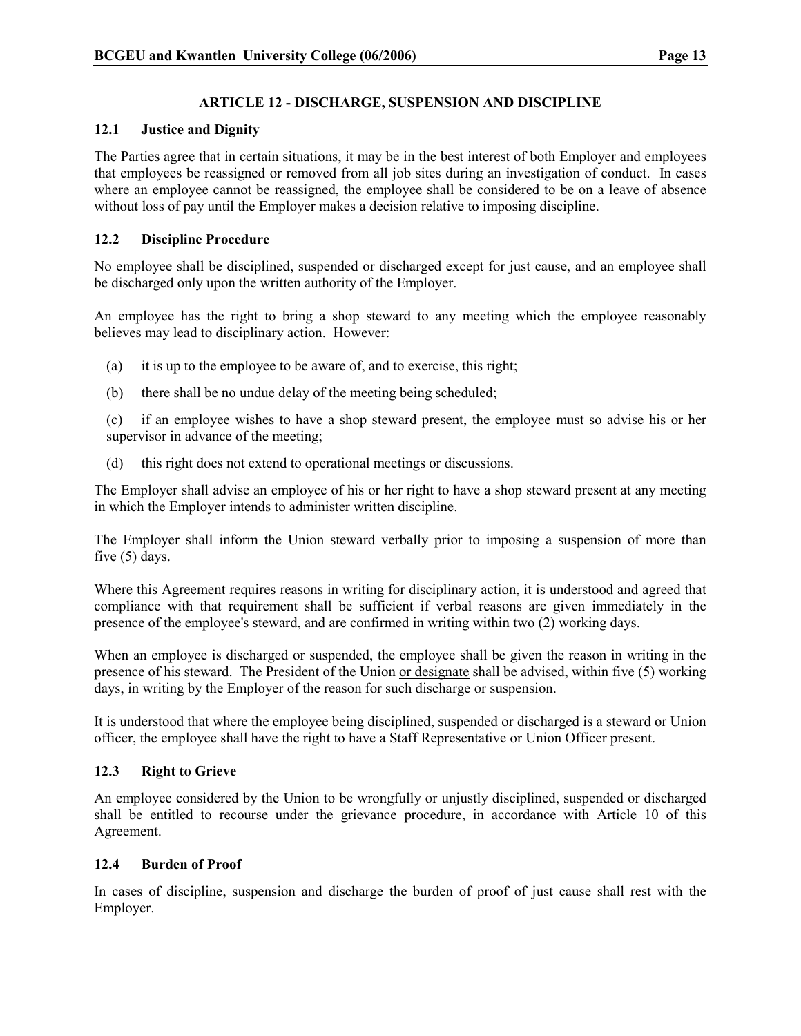## ARTICLE 12 - DISCHARGE, SUSPENSION AND DISCIPLINE

### 12.1 Justice and Dignity

The Parties agree that in certain situations, it may be in the best interest of both Employer and employees that employees be reassigned or removed from all job sites during an investigation of conduct. In cases where an employee cannot be reassigned, the employee shall be considered to be on a leave of absence without loss of pay until the Employer makes a decision relative to imposing discipline.

### 12.2 Discipline Procedure

No employee shall be disciplined, suspended or discharged except for just cause, and an employee shall be discharged only upon the written authority of the Employer.

An employee has the right to bring a shop steward to any meeting which the employee reasonably believes may lead to disciplinary action. However:

(a) it is up to the employee to be aware of, and to exercise, this right;

(b) there shall be no undue delay of the meeting being scheduled;

(c) if an employee wishes to have a shop steward present, the employee must so advise his or her supervisor in advance of the meeting;

(d) this right does not extend to operational meetings or discussions.

The Employer shall advise an employee of his or her right to have a shop steward present at any meeting in which the Employer intends to administer written discipline.

The Employer shall inform the Union steward verbally prior to imposing a suspension of more than five (5) days.

Where this Agreement requires reasons in writing for disciplinary action, it is understood and agreed that compliance with that requirement shall be sufficient if verbal reasons are given immediately in the presence of the employee's steward, and are confirmed in writing within two (2) working days.

When an employee is discharged or suspended, the employee shall be given the reason in writing in the presence of his steward. The President of the Union <u>or designate</u> shall be advised, within five (5) working days, in writing by the Employer of the reason for such discharge or suspension.

It is understood that where the employee being disciplined, suspended or discharged is a steward or Union officer, the employee shall have the right to have a Staff Representative or Union Officer present.

### 12.3 Right to Grieve

An employee considered by the Union to be wrongfully or unjustly disciplined, suspended or discharged shall be entitled to recourse under the grievance procedure, in accordance with Article 10 of this Agreement.

### 12.4 Burden of Proof

In cases of discipline, suspension and discharge the burden of proof of just cause shall rest with the Employer.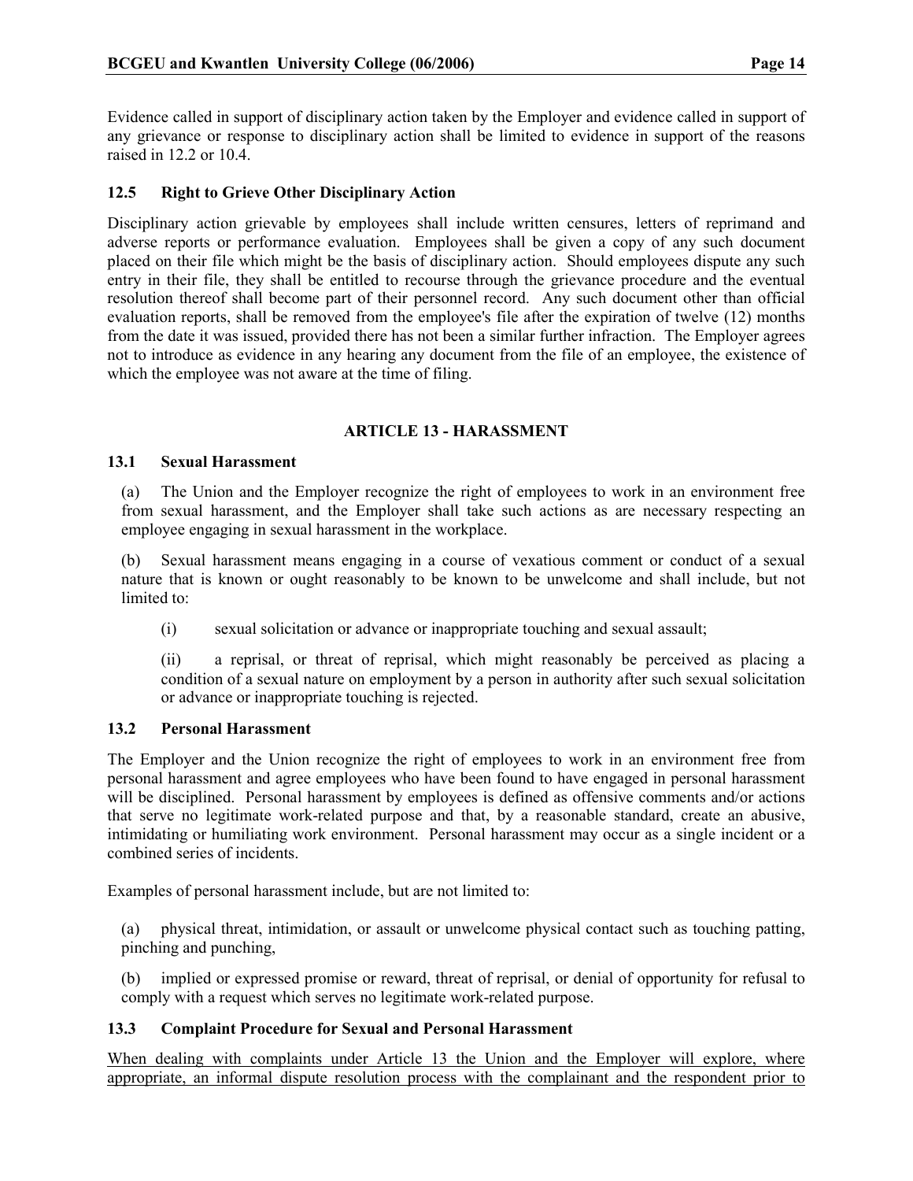Evidence called in support of disciplinary action taken by the Employer and evidence called in support of any grievance or response to disciplinary action shall be limited to evidence in support of the reasons raised in 12.2 or 10.4.

### 12.5 Right to Grieve Other Disciplinary Action

Disciplinary action grievable by employees shall include written censures, letters of reprimand and adverse reports or performance evaluation. Employees shall be given a copy of any such document placed on their file which might be the basis of disciplinary action. Should employees dispute any such entry in their file, they shall be entitled to recourse through the grievance procedure and the eventual resolution thereof shall become part of their personnel record. Any such document other than official evaluation reports, shall be removed from the employee's file after the expiration of twelve (12) months from the date it was issued, provided there has not been a similar further infraction. The Employer agrees not to introduce as evidence in any hearing any document from the file of an employee, the existence of which the employee was not aware at the time of filing.

## ARTICLE 13 - HARASSMENT

### 13.1 Sexual Harassment

(a) The Union and the Employer recognize the right of employees to work in an environment free from sexual harassment, and the Employer shall take such actions as are necessary respecting an employee engaging in sexual harassment in the workplace.

(b) Sexual harassment means engaging in a course of vexatious comment or conduct of a sexual nature that is known or ought reasonably to be known to be unwelcome and shall include, but not limited to:

(i) sexual solicitation or advance or inappropriate touching and sexual assault;

(ii) a reprisal, or threat of reprisal, which might reasonably be perceived as placing a condition of a sexual nature on employment by a person in authority after such sexual solicitation or advance or inappropriate touching is rejected.

### 13.2 Personal Harassment

The Employer and the Union recognize the right of employees to work in an environment free from personal harassment and agree employees who have been found to have engaged in personal harassment will be disciplined. Personal harassment by employees is defined as offensive comments and/or actions that serve no legitimate work-related purpose and that, by a reasonable standard, create an abusive, intimidating or humiliating work environment. Personal harassment may occur as a single incident or a combined series of incidents.

Examples of personal harassment include, but are not limited to:

(a) physical threat, intimidation, or assault or unwelcome physical contact such as touching patting, pinching and punching,

(b) implied or expressed promise or reward, threat of reprisal, or denial of opportunity for refusal to comply with a request which serves no legitimate work-related purpose.

### 13.3 Complaint Procedure for Sexual and Personal Harassment

<u>When dealing with complaints under Article 13 the Union and the Employer will explore, where appropriate, an informal dispute resolution process with the complainant and the respondent prior to</u>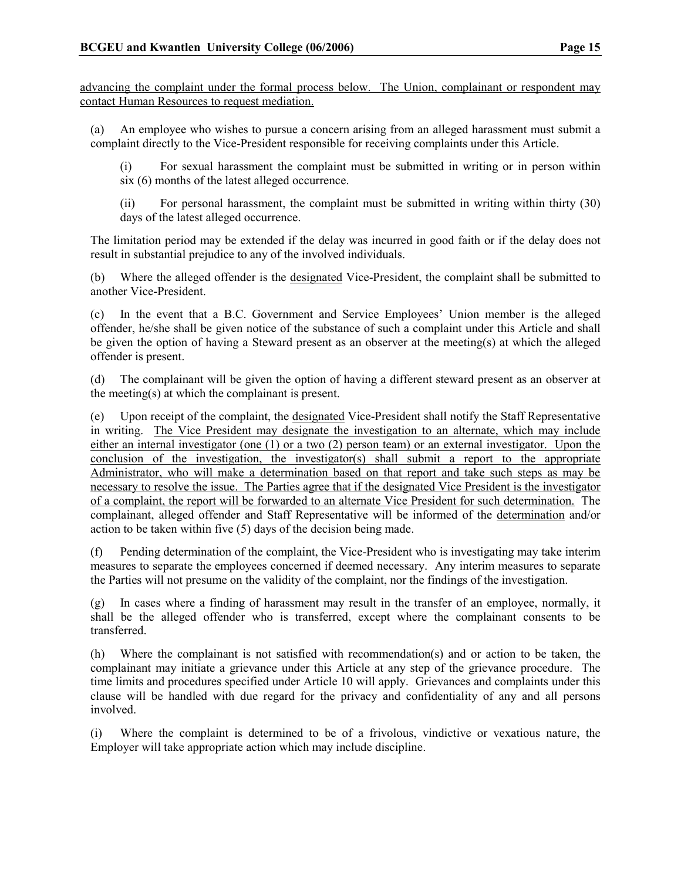advancing the complaint under the formal process below. The Union, complainant or respondent may contact Human Resources to request mediation.

(a) An employee who wishes to pursue a concern arising from an alleged harassment must submit a complaint directly to the Vice-President responsible for receiving complaints under this Article.

(i) For sexual harassment the complaint must be submitted in writing or in person within six (6) months of the latest alleged occurrence.

(ii) For personal harassment, the complaint must be submitted in writing within thirty (30) days of the latest alleged occurrence.

The limitation period may be extended if the delay was incurred in good faith or if the delay does not result in substantial prejudice to any of the involved individuals.

(b) Where the alleged offender is the designated Vice-President, the complaint shall be submitted to another Vice-President.

(c) In the event that a B.C. Government and Service Employees' Union member is the alleged offender, he/she shall be given notice of the substance of such a complaint under this Article and shall be given the option of having a Steward present as an observer at the meeting(s) at which the alleged offender is present.

(d) The complainant will be given the option of having a different steward present as an observer at the meeting(s) at which the complainant is present.

(e) Upon receipt of the complaint, the designated Vice-President shall notify the Staff Representative in writing. The Vice President may designate the investigation to an alternate, which may include either an internal investigator (one (1) or a two (2) person team) or an external investigator. Upon the conclusion of the investigation, the investigator(s) shall submit a report to the appropriate Administrator, who will make a determination based on that report and take such steps as may be necessary to resolve the issue. The Parties agree that if the designated Vice President is the investigator of a complaint, the report will be forwarded to an alternate Vice President for such determination. The complainant, alleged offender and Staff Representative will be informed of the determination and/or action to be taken within five (5) days of the decision being made.

(f) Pending determination of the complaint, the Vice-President who is investigating may take interim measures to separate the employees concerned if deemed necessary. Any interim measures to separate the Parties will not presume on the validity of the complaint, nor the findings of the investigation.

(g) In cases where a finding of harassment may result in the transfer of an employee, normally, it shall be the alleged offender who is transferred, except where the complainant consents to be transferred.

(h) Where the complainant is not satisfied with recommendation(s) and or action to be taken, the complainant may initiate a grievance under this Article at any step of the grievance procedure. The time limits and procedures specified under Article 10 will apply. Grievances and complaints under this clause will be handled with due regard for the privacy and confidentiality of any and all persons involved.

(i) Where the complaint is determined to be of a frivolous, vindictive or vexatious nature, the Employer will take appropriate action which may include discipline.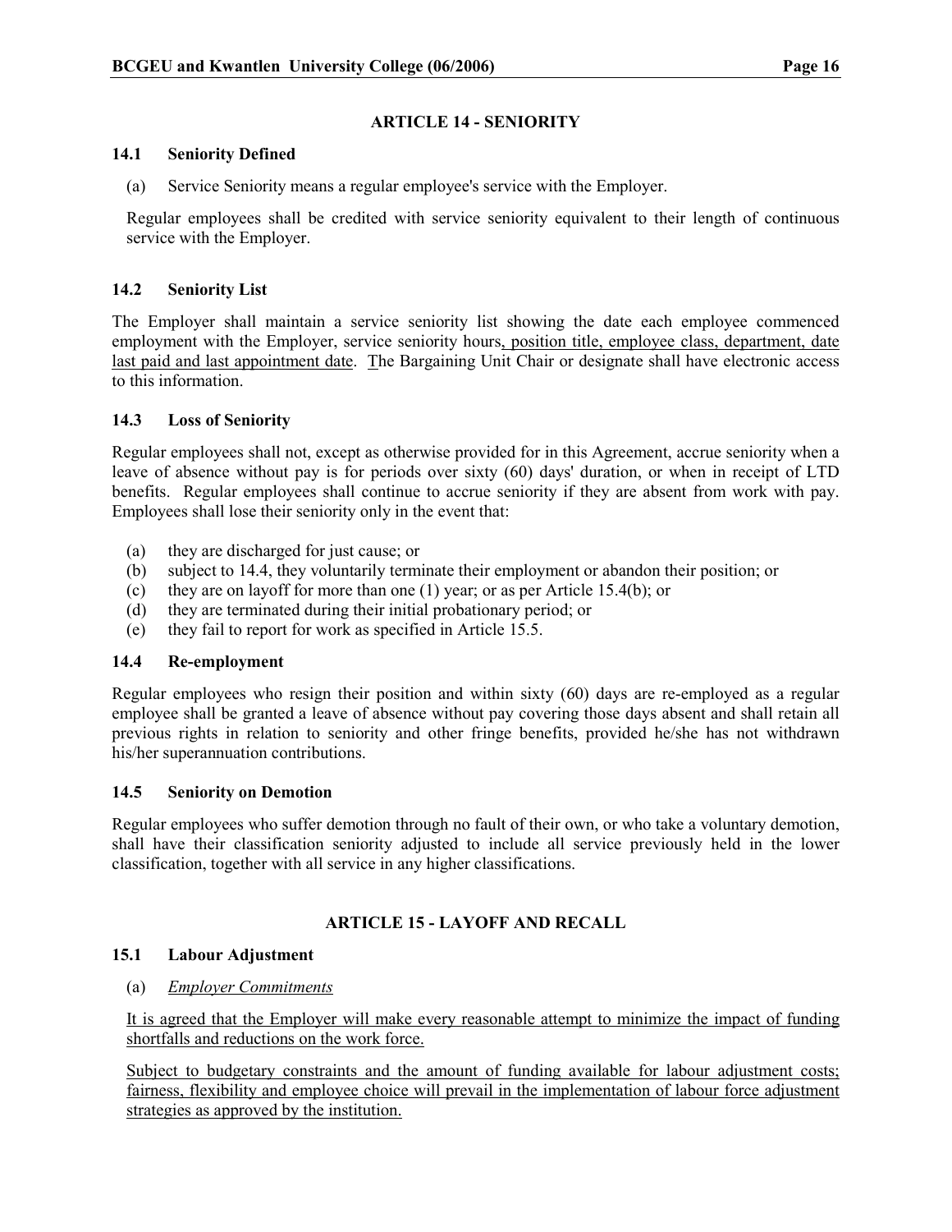## ARTICLE 14 - SENIORITY

### 14.1 Seniority Defined

(a) Service Seniority means a regular employee's service with the Employer.

Regular employees shall be credited with service seniority equivalent to their length of continuous service with the Employer.

### 14.2 Seniority List

The Employer shall maintain a service seniority list showing the date each employee commenced employment with the Employer, service seniority hours, position title, employee class, department, date last paid and last appointment date. The Bargaining Unit Chair or designate shall have electronic access to this information.

### 14.3 Loss of Seniority

Regular employees shall not, except as otherwise provided for in this Agreement, accrue seniority when a leave of absence without pay is for periods over sixty (60) days' duration, or when in receipt of LTD benefits. Regular employees shall continue to accrue seniority if they are absent from work with pay. Employees shall lose their seniority only in the event that:

(a) they are discharged for just cause; or
(b) subject to 14.4, they voluntarily terminate their employment or abandon their position; or
(c) they are on layoff for more than one (1) year; or as per Article 15.4(b); or
(d) they are terminated during their initial probationary period; or
(e) they fail to report for work as specified in Article 15.5.

### 14.4 Re-employment

Regular employees who resign their position and within sixty (60) days are re-employed as a regular employee shall be granted a leave of absence without pay covering those days absent and shall retain all previous rights in relation to seniority and other fringe benefits, provided he/she has not withdrawn his/her superannuation contributions.

### 14.5 Seniority on Demotion

Regular employees who suffer demotion through no fault of their own, or who take a voluntary demotion, shall have their classification seniority adjusted to include all service previously held in the lower classification, together with all service in any higher classifications.

## ARTICLE 15 - LAYOFF AND RECALL

### 15.1 Labour Adjustment

(a) *Employer Commitments*

It is agreed that the Employer will make every reasonable attempt to minimize the impact of funding shortfalls and reductions on the work force.

Subject to budgetary constraints and the amount of funding available for labour adjustment costs; fairness, flexibility and employee choice will prevail in the implementation of labour force adjustment strategies as approved by the institution.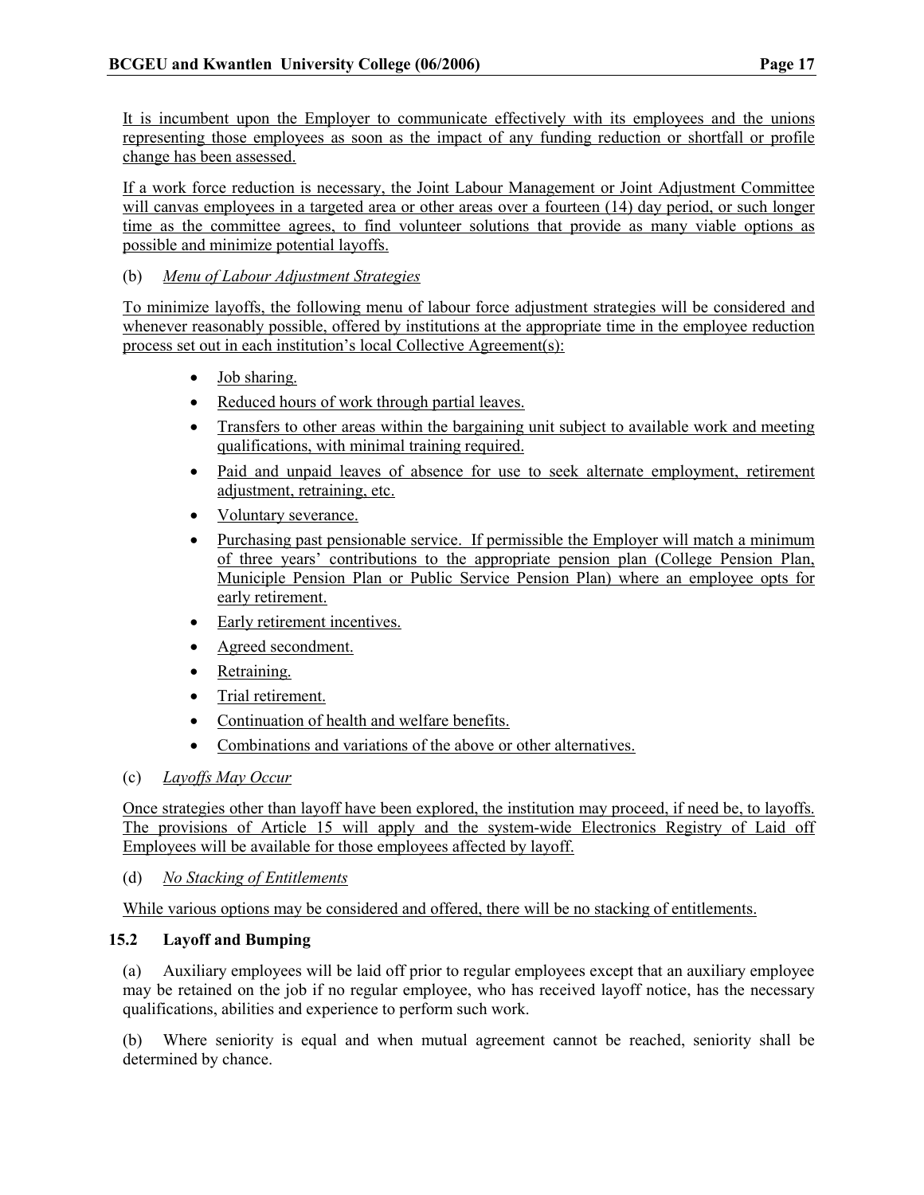It is incumbent upon the Employer to communicate effectively with its employees and the unions representing those employees as soon as the impact of any funding reduction or shortfall or profile change has been assessed.

If a work force reduction is necessary, the Joint Labour Management or Joint Adjustment Committee will canvas employees in a targeted area or other areas over a fourteen (14) day period, or such longer time as the committee agrees, to find volunteer solutions that provide as many viable options as possible and minimize potential layoffs.

(b) *Menu of Labour Adjustment Strategies*

To minimize layoffs, the following menu of labour force adjustment strategies will be considered and whenever reasonably possible, offered by institutions at the appropriate time in the employee reduction process set out in each institution's local Collective Agreement(s):

- Job sharing.
- Reduced hours of work through partial leaves.
- Transfers to other areas within the bargaining unit subject to available work and meeting qualifications, with minimal training required.
- Paid and unpaid leaves of absence for use to seek alternate employment, retirement adjustment, retraining, etc.
- Voluntary severance.
- Purchasing past pensionable service. If permissible the Employer will match a minimum of three years' contributions to the appropriate pension plan (College Pension Plan, Municiple Pension Plan or Public Service Pension Plan) where an employee opts for early retirement.
- Early retirement incentives.
- Agreed secondment.
- Retraining.
- Trial retirement.
- Continuation of health and welfare benefits.
- Combinations and variations of the above or other alternatives.

(c) *Layoffs May Occur*

Once strategies other than layoff have been explored, the institution may proceed, if need be, to layoffs. The provisions of Article 15 will apply and the system-wide Electronics Registry of Laid off Employees will be available for those employees affected by layoff.

(d) *No Stacking of Entitlements*

While various options may be considered and offered, there will be no stacking of entitlements.

### 15.2 Layoff and Bumping

(a) Auxiliary employees will be laid off prior to regular employees except that an auxiliary employee may be retained on the job if no regular employee, who has received layoff notice, has the necessary qualifications, abilities and experience to perform such work.

(b) Where seniority is equal and when mutual agreement cannot be reached, seniority shall be determined by chance.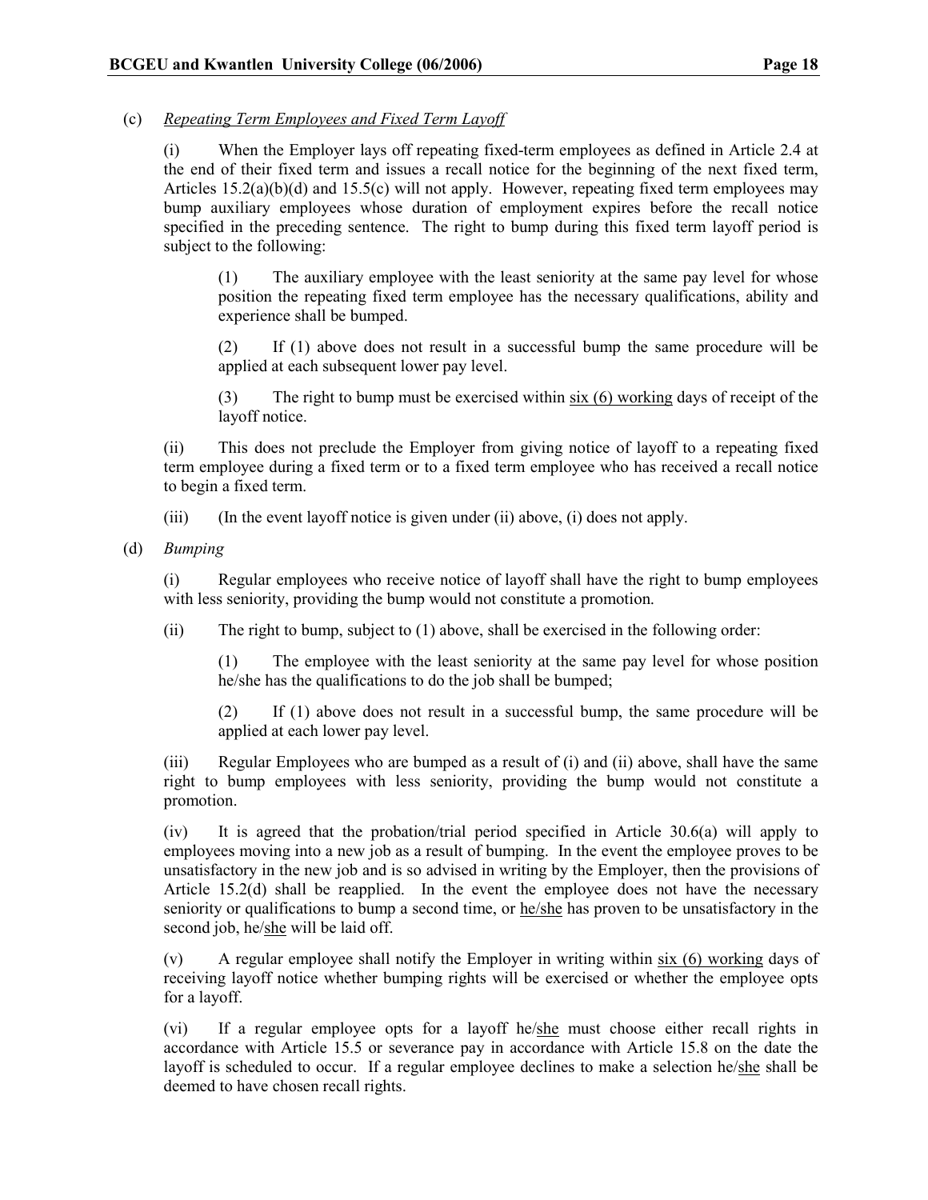(c) *Repeating Term Employees and Fixed Term Layoff*

(i) When the Employer lays off repeating fixed-term employees as defined in Article 2.4 at the end of their fixed term and issues a recall notice for the beginning of the next fixed term, Articles 15.2(a)(b)(d) and 15.5(c) will not apply. However, repeating fixed term employees may bump auxiliary employees whose duration of employment expires before the recall notice specified in the preceding sentence. The right to bump during this fixed term layoff period is subject to the following:

(1) The auxiliary employee with the least seniority at the same pay level for whose position the repeating fixed term employee has the necessary qualifications, ability and experience shall be bumped.

(2) If (1) above does not result in a successful bump the same procedure will be applied at each subsequent lower pay level.

(3) The right to bump must be exercised within <u>six (6) working</u> days of receipt of the layoff notice.

(ii) This does not preclude the Employer from giving notice of layoff to a repeating fixed term employee during a fixed term or to a fixed term employee who has received a recall notice to begin a fixed term.

(iii) (In the event layoff notice is given under (ii) above, (i) does not apply.

(d) *Bumping*

(i) Regular employees who receive notice of layoff shall have the right to bump employees with less seniority, providing the bump would not constitute a promotion.

(ii) The right to bump, subject to (1) above, shall be exercised in the following order:

(1) The employee with the least seniority at the same pay level for whose position he/she has the qualifications to do the job shall be bumped;

(2) If (1) above does not result in a successful bump, the same procedure will be applied at each lower pay level.

(iii) Regular Employees who are bumped as a result of (i) and (ii) above, shall have the same right to bump employees with less seniority, providing the bump would not constitute a promotion.

(iv) It is agreed that the probation/trial period specified in Article 30.6(a) will apply to employees moving into a new job as a result of bumping. In the event the employee proves to be unsatisfactory in the new job and is so advised in writing by the Employer, then the provisions of Article 15.2(d) shall be reapplied. In the event the employee does not have the necessary seniority or qualifications to bump a second time, or <u>he/she</u> has proven to be unsatisfactory in the second job, he/<u>she</u> will be laid off.

(v) A regular employee shall notify the Employer in writing within <u>six (6) working</u> days of receiving layoff notice whether bumping rights will be exercised or whether the employee opts for a layoff.

(vi) If a regular employee opts for a layoff he/<u>she</u> must choose either recall rights in accordance with Article 15.5 or severance pay in accordance with Article 15.8 on the date the layoff is scheduled to occur. If a regular employee declines to make a selection he/<u>she</u> shall be deemed to have chosen recall rights.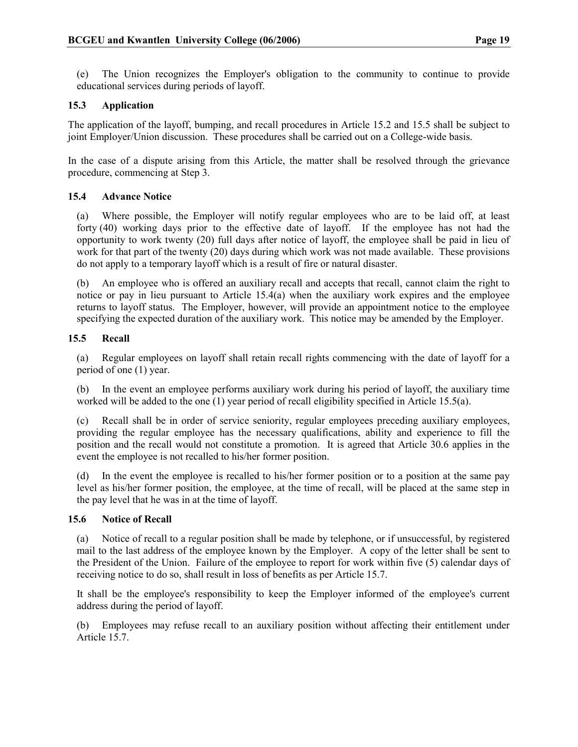(e) The Union recognizes the Employer's obligation to the community to continue to provide educational services during periods of layoff.

### 15.3 Application

The application of the layoff, bumping, and recall procedures in Article 15.2 and 15.5 shall be subject to joint Employer/Union discussion. These procedures shall be carried out on a College-wide basis.

In the case of a dispute arising from this Article, the matter shall be resolved through the grievance procedure, commencing at Step 3.

### 15.4 Advance Notice

(a) Where possible, the Employer will notify regular employees who are to be laid off, at least forty (40) working days prior to the effective date of layoff. If the employee has not had the opportunity to work twenty (20) full days after notice of layoff, the employee shall be paid in lieu of work for that part of the twenty (20) days during which work was not made available. These provisions do not apply to a temporary layoff which is a result of fire or natural disaster.

(b) An employee who is offered an auxiliary recall and accepts that recall, cannot claim the right to notice or pay in lieu pursuant to Article 15.4(a) when the auxiliary work expires and the employee returns to layoff status. The Employer, however, will provide an appointment notice to the employee specifying the expected duration of the auxiliary work. This notice may be amended by the Employer.

### 15.5 Recall

(a) Regular employees on layoff shall retain recall rights commencing with the date of layoff for a period of one (1) year.

(b) In the event an employee performs auxiliary work during his period of layoff, the auxiliary time worked will be added to the one (1) year period of recall eligibility specified in Article 15.5(a).

(c) Recall shall be in order of service seniority, regular employees preceding auxiliary employees, providing the regular employee has the necessary qualifications, ability and experience to fill the position and the recall would not constitute a promotion. It is agreed that Article 30.6 applies in the event the employee is not recalled to his/her former position.

(d) In the event the employee is recalled to his/her former position or to a position at the same pay level as his/her former position, the employee, at the time of recall, will be placed at the same step in the pay level that he was in at the time of layoff.

### 15.6 Notice of Recall

(a) Notice of recall to a regular position shall be made by telephone, or if unsuccessful, by registered mail to the last address of the employee known by the Employer. A copy of the letter shall be sent to the President of the Union. Failure of the employee to report for work within five (5) calendar days of receiving notice to do so, shall result in loss of benefits as per Article 15.7.

It shall be the employee's responsibility to keep the Employer informed of the employee's current address during the period of layoff.

(b) Employees may refuse recall to an auxiliary position without affecting their entitlement under Article 15.7.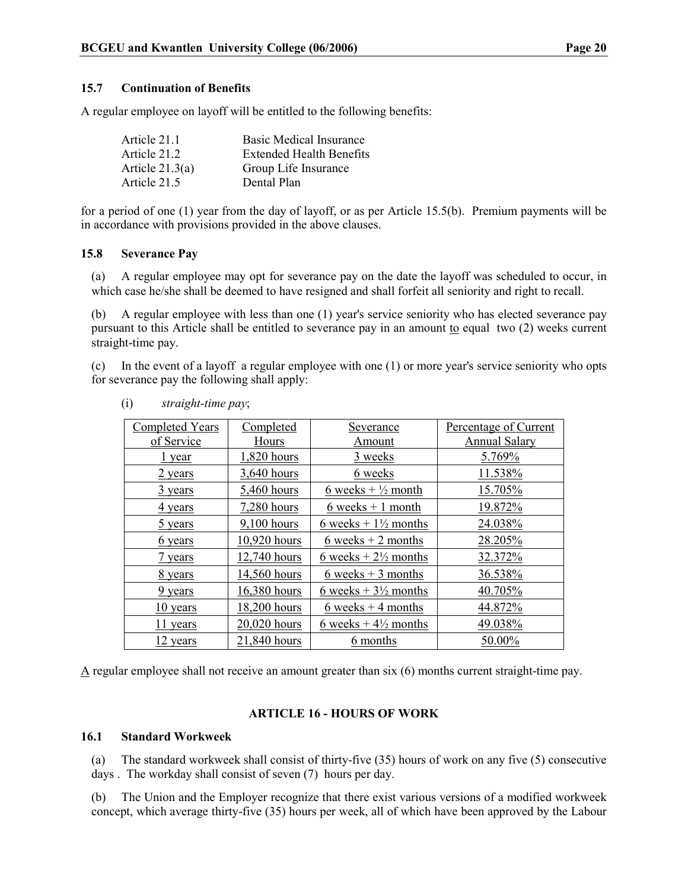### 15.7 Continuation of Benefits

A regular employee on layoff will be entitled to the following benefits:

| | |
|---|---|
| Article 21.1 | Basic Medical Insurance |
| Article 21.2 | Extended Health Benefits |
| Article 21.3(a) | Group Life Insurance |
| Article 21.5 | Dental Plan |

for a period of one (1) year from the day of layoff, or as per Article 15.5(b). Premium payments will be in accordance with provisions provided in the above clauses.

### 15.8 Severance Pay

(a) A regular employee may opt for severance pay on the date the layoff was scheduled to occur, in which case he/she shall be deemed to have resigned and shall forfeit all seniority and right to recall.

(b) A regular employee with less than one (1) year's service seniority who has elected severance pay pursuant to this Article shall be entitled to severance pay in an amount to equal two (2) weeks current straight-time pay.

(c) In the event of a layoff a regular employee with one (1) or more year's service seniority who opts for severance pay the following shall apply:

(i) *straight-time pay*;

| Completed Years of Service | Completed Hours | Severance Amount | Percentage of Current Annual Salary |
|---|---|---|---|
| 1 year | 1,820 hours | 3 weeks | 5.769% |
| 2 years | 3,640 hours | 6 weeks | 11.538% |
| 3 years | 5,460 hours | 6 weeks + ½ month | 15.705% |
| 4 years | 7,280 hours | 6 weeks + 1 month | 19.872% |
| 5 years | 9,100 hours | 6 weeks + 1½ months | 24.038% |
| 6 years | 10,920 hours | 6 weeks + 2 months | 28.205% |
| 7 years | 12,740 hours | 6 weeks + 2½ months | 32.372% |
| 8 years | 14,560 hours | 6 weeks + 3 months | 36.538% |
| 9 years | 16,380 hours | 6 weeks + 3½ months | 40.705% |
| 10 years | 18,200 hours | 6 weeks + 4 months | 44.872% |
| 11 years | 20,020 hours | 6 weeks + 4½ months | 49.038% |
| 12 years | 21,840 hours | 6 months | 50.00% |

A regular employee shall not receive an amount greater than six (6) months current straight-time pay.

## ARTICLE 16 - HOURS OF WORK

### 16.1 Standard Workweek

(a) The standard workweek shall consist of thirty-five (35) hours of work on any five (5) consecutive days . The workday shall consist of seven (7) hours per day.

(b) The Union and the Employer recognize that there exist various versions of a modified workweek concept, which average thirty-five (35) hours per week, all of which have been approved by the Labour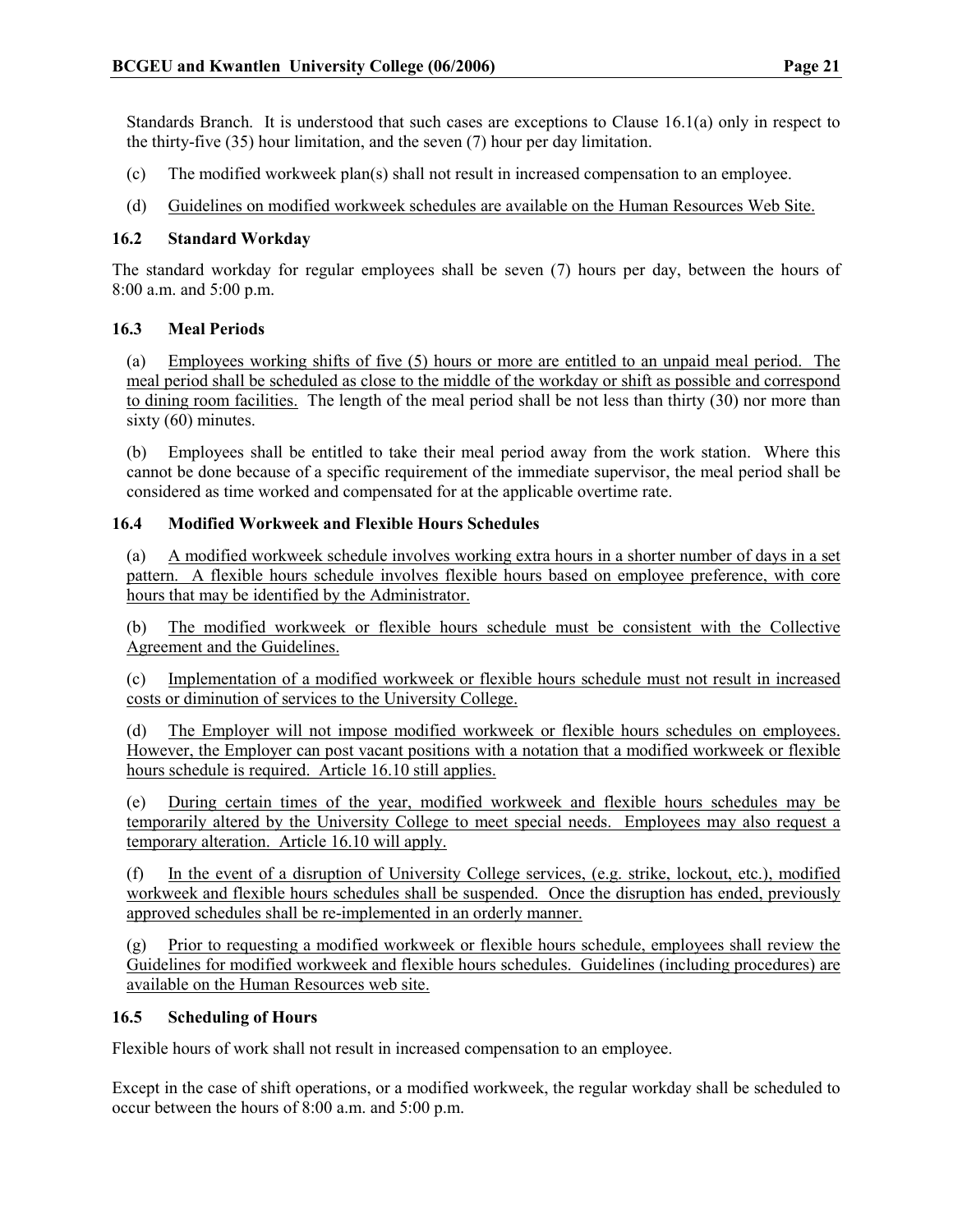Standards Branch. It is understood that such cases are exceptions to Clause 16.1(a) only in respect to the thirty-five (35) hour limitation, and the seven (7) hour per day limitation.

(c) The modified workweek plan(s) shall not result in increased compensation to an employee.

(d) Guidelines on modified workweek schedules are available on the Human Resources Web Site.

### 16.2 Standard Workday

The standard workday for regular employees shall be seven (7) hours per day, between the hours of 8:00 a.m. and 5:00 p.m.

### 16.3 Meal Periods

(a) Employees working shifts of five (5) hours or more are entitled to an unpaid meal period. The meal period shall be scheduled as close to the middle of the workday or shift as possible and correspond to dining room facilities. The length of the meal period shall be not less than thirty (30) nor more than sixty (60) minutes.

(b) Employees shall be entitled to take their meal period away from the work station. Where this cannot be done because of a specific requirement of the immediate supervisor, the meal period shall be considered as time worked and compensated for at the applicable overtime rate.

### 16.4 Modified Workweek and Flexible Hours Schedules

(a) A modified workweek schedule involves working extra hours in a shorter number of days in a set pattern. A flexible hours schedule involves flexible hours based on employee preference, with core hours that may be identified by the Administrator.

(b) The modified workweek or flexible hours schedule must be consistent with the Collective Agreement and the Guidelines.

(c) Implementation of a modified workweek or flexible hours schedule must not result in increased costs or diminution of services to the University College.

(d) The Employer will not impose modified workweek or flexible hours schedules on employees. However, the Employer can post vacant positions with a notation that a modified workweek or flexible hours schedule is required. Article 16.10 still applies.

(e) During certain times of the year, modified workweek and flexible hours schedules may be temporarily altered by the University College to meet special needs. Employees may also request a temporary alteration. Article 16.10 will apply.

(f) In the event of a disruption of University College services, (e.g. strike, lockout, etc.), modified workweek and flexible hours schedules shall be suspended. Once the disruption has ended, previously approved schedules shall be re-implemented in an orderly manner.

(g) Prior to requesting a modified workweek or flexible hours schedule, employees shall review the Guidelines for modified workweek and flexible hours schedules. Guidelines (including procedures) are available on the Human Resources web site.

### 16.5 Scheduling of Hours

Flexible hours of work shall not result in increased compensation to an employee.

Except in the case of shift operations, or a modified workweek, the regular workday shall be scheduled to occur between the hours of 8:00 a.m. and 5:00 p.m.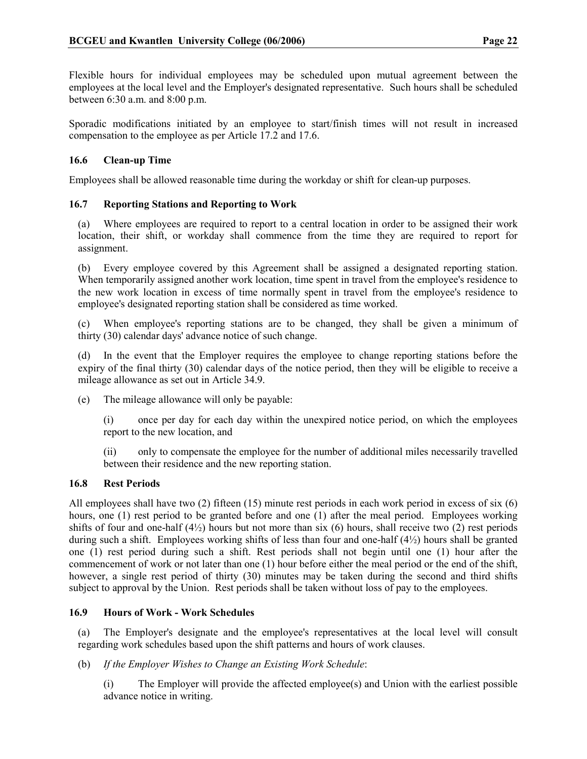Flexible hours for individual employees may be scheduled upon mutual agreement between the employees at the local level and the Employer's designated representative. Such hours shall be scheduled between 6:30 a.m. and 8:00 p.m.

Sporadic modifications initiated by an employee to start/finish times will not result in increased compensation to the employee as per Article 17.2 and 17.6.

### 16.6 Clean-up Time

Employees shall be allowed reasonable time during the workday or shift for clean-up purposes.

### 16.7 Reporting Stations and Reporting to Work

(a) Where employees are required to report to a central location in order to be assigned their work location, their shift, or workday shall commence from the time they are required to report for assignment.

(b) Every employee covered by this Agreement shall be assigned a designated reporting station. When temporarily assigned another work location, time spent in travel from the employee's residence to the new work location in excess of time normally spent in travel from the employee's residence to employee's designated reporting station shall be considered as time worked.

(c) When employee's reporting stations are to be changed, they shall be given a minimum of thirty (30) calendar days' advance notice of such change.

(d) In the event that the Employer requires the employee to change reporting stations before the expiry of the final thirty (30) calendar days of the notice period, then they will be eligible to receive a mileage allowance as set out in Article 34.9.

(e) The mileage allowance will only be payable:

(i) once per day for each day within the unexpired notice period, on which the employees report to the new location, and

(ii) only to compensate the employee for the number of additional miles necessarily travelled between their residence and the new reporting station.

### 16.8 Rest Periods

All employees shall have two (2) fifteen (15) minute rest periods in each work period in excess of six (6) hours, one (1) rest period to be granted before and one (1) after the meal period. Employees working shifts of four and one-half (4½) hours but not more than six (6) hours, shall receive two (2) rest periods during such a shift. Employees working shifts of less than four and one-half (4½) hours shall be granted one (1) rest period during such a shift. Rest periods shall not begin until one (1) hour after the commencement of work or not later than one (1) hour before either the meal period or the end of the shift, however, a single rest period of thirty (30) minutes may be taken during the second and third shifts subject to approval by the Union. Rest periods shall be taken without loss of pay to the employees.

### 16.9 Hours of Work - Work Schedules

(a) The Employer's designate and the employee's representatives at the local level will consult regarding work schedules based upon the shift patterns and hours of work clauses.

(b) *If the Employer Wishes to Change an Existing Work Schedule*:

(i) The Employer will provide the affected employee(s) and Union with the earliest possible advance notice in writing.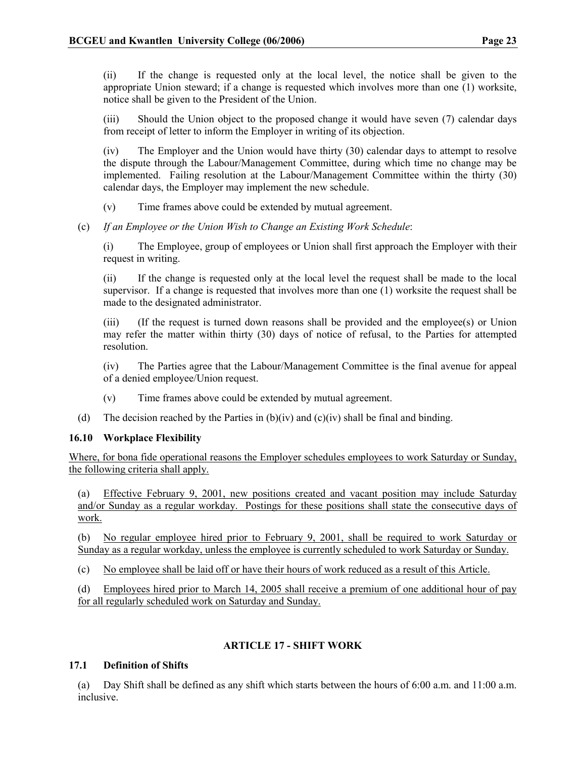(ii) If the change is requested only at the local level, the notice shall be given to the appropriate Union steward; if a change is requested which involves more than one (1) worksite, notice shall be given to the President of the Union.

(iii) Should the Union object to the proposed change it would have seven (7) calendar days from receipt of letter to inform the Employer in writing of its objection.

(iv) The Employer and the Union would have thirty (30) calendar days to attempt to resolve the dispute through the Labour/Management Committee, during which time no change may be implemented. Failing resolution at the Labour/Management Committee within the thirty (30) calendar days, the Employer may implement the new schedule.

(v) Time frames above could be extended by mutual agreement.

(c) *If an Employee or the Union Wish to Change an Existing Work Schedule*:

(i) The Employee, group of employees or Union shall first approach the Employer with their request in writing.

(ii) If the change is requested only at the local level the request shall be made to the local supervisor. If a change is requested that involves more than one (1) worksite the request shall be made to the designated administrator.

(iii) (If the request is turned down reasons shall be provided and the employee(s) or Union may refer the matter within thirty (30) days of notice of refusal, to the Parties for attempted resolution.

(iv) The Parties agree that the Labour/Management Committee is the final avenue for appeal of a denied employee/Union request.

(v) Time frames above could be extended by mutual agreement.

(d) The decision reached by the Parties in (b)(iv) and (c)(iv) shall be final and binding.

### 16.10 Workplace Flexibility

<u>Where, for bona fide operational reasons the Employer schedules employees to work Saturday or Sunday, the following criteria shall apply.</u>

(a) <u>Effective February 9, 2001, new positions created and vacant position may include Saturday and/or Sunday as a regular workday. Postings for these positions shall state the consecutive days of work.</u>

(b) <u>No regular employee hired prior to February 9, 2001, shall be required to work Saturday or Sunday as a regular workday, unless the employee is currently scheduled to work Saturday or Sunday.</u>

(c) <u>No employee shall be laid off or have their hours of work reduced as a result of this Article.</u>

(d) <u>Employees hired prior to March 14, 2005 shall receive a premium of one additional hour of pay for all regularly scheduled work on Saturday and Sunday.</u>

## ARTICLE 17 - SHIFT WORK

### 17.1 Definition of Shifts

(a) Day Shift shall be defined as any shift which starts between the hours of 6:00 a.m. and 11:00 a.m. inclusive.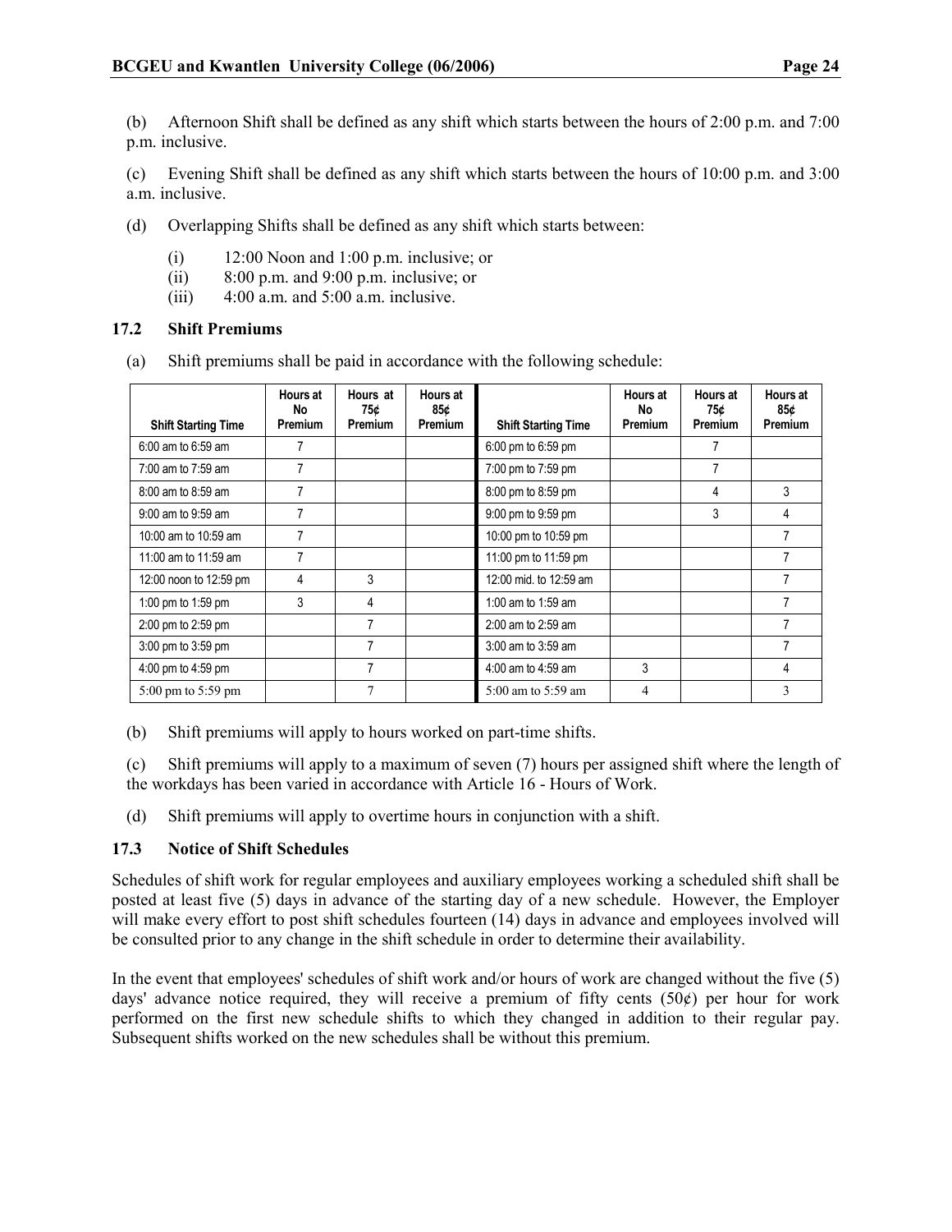(b) Afternoon Shift shall be defined as any shift which starts between the hours of 2:00 p.m. and 7:00 p.m. inclusive.

(c) Evening Shift shall be defined as any shift which starts between the hours of 10:00 p.m. and 3:00 a.m. inclusive.

(d) Overlapping Shifts shall be defined as any shift which starts between:

- (i) 12:00 Noon and 1:00 p.m. inclusive; or
- (ii) 8:00 p.m. and 9:00 p.m. inclusive; or
- (iii) 4:00 a.m. and 5:00 a.m. inclusive.

### 17.2 Shift Premiums

(a) Shift premiums shall be paid in accordance with the following schedule:

| Shift Starting Time | Hours at No Premium | Hours at 75¢ Premium | Hours at 85¢ Premium | Shift Starting Time | Hours at No Premium | Hours at 75¢ Premium | Hours at 85¢ Premium |
|---|---|---|---|---|---|---|---|
| 6:00 am to 6:59 am | 7 | | | 6:00 pm to 6:59 pm | | 7 | |
| 7:00 am to 7:59 am | 7 | | | 7:00 pm to 7:59 pm | | 7 | |
| 8:00 am to 8:59 am | 7 | | | 8:00 pm to 8:59 pm | | 4 | 3 |
| 9:00 am to 9:59 am | 7 | | | 9:00 pm to 9:59 pm | | 3 | 4 |
| 10:00 am to 10:59 am | 7 | | | 10:00 pm to 10:59 pm | | | 7 |
| 11:00 am to 11:59 am | 7 | | | 11:00 pm to 11:59 pm | | | 7 |
| 12:00 noon to 12:59 pm | 4 | 3 | | 12:00 mid. to 12:59 am | | | 7 |
| 1:00 pm to 1:59 pm | 3 | 4 | | 1:00 am to 1:59 am | | | 7 |
| 2:00 pm to 2:59 pm | | 7 | | 2:00 am to 2:59 am | | | 7 |
| 3:00 pm to 3:59 pm | | 7 | | 3:00 am to 3:59 am | | | 7 |
| 4:00 pm to 4:59 pm | | 7 | | 4:00 am to 4:59 am | 3 | | 4 |
| 5:00 pm to 5:59 pm | | 7 | | 5:00 am to 5:59 am | 4 | | 3 |

(b) Shift premiums will apply to hours worked on part-time shifts.

(c) Shift premiums will apply to a maximum of seven (7) hours per assigned shift where the length of the workdays has been varied in accordance with Article 16 - Hours of Work.

(d) Shift premiums will apply to overtime hours in conjunction with a shift.

### 17.3 Notice of Shift Schedules

Schedules of shift work for regular employees and auxiliary employees working a scheduled shift shall be posted at least five (5) days in advance of the starting day of a new schedule. However, the Employer will make every effort to post shift schedules fourteen (14) days in advance and employees involved will be consulted prior to any change in the shift schedule in order to determine their availability.

In the event that employees' schedules of shift work and/or hours of work are changed without the five (5) days' advance notice required, they will receive a premium of fifty cents (50¢) per hour for work performed on the first new schedule shifts to which they changed in addition to their regular pay. Subsequent shifts worked on the new schedules shall be without this premium.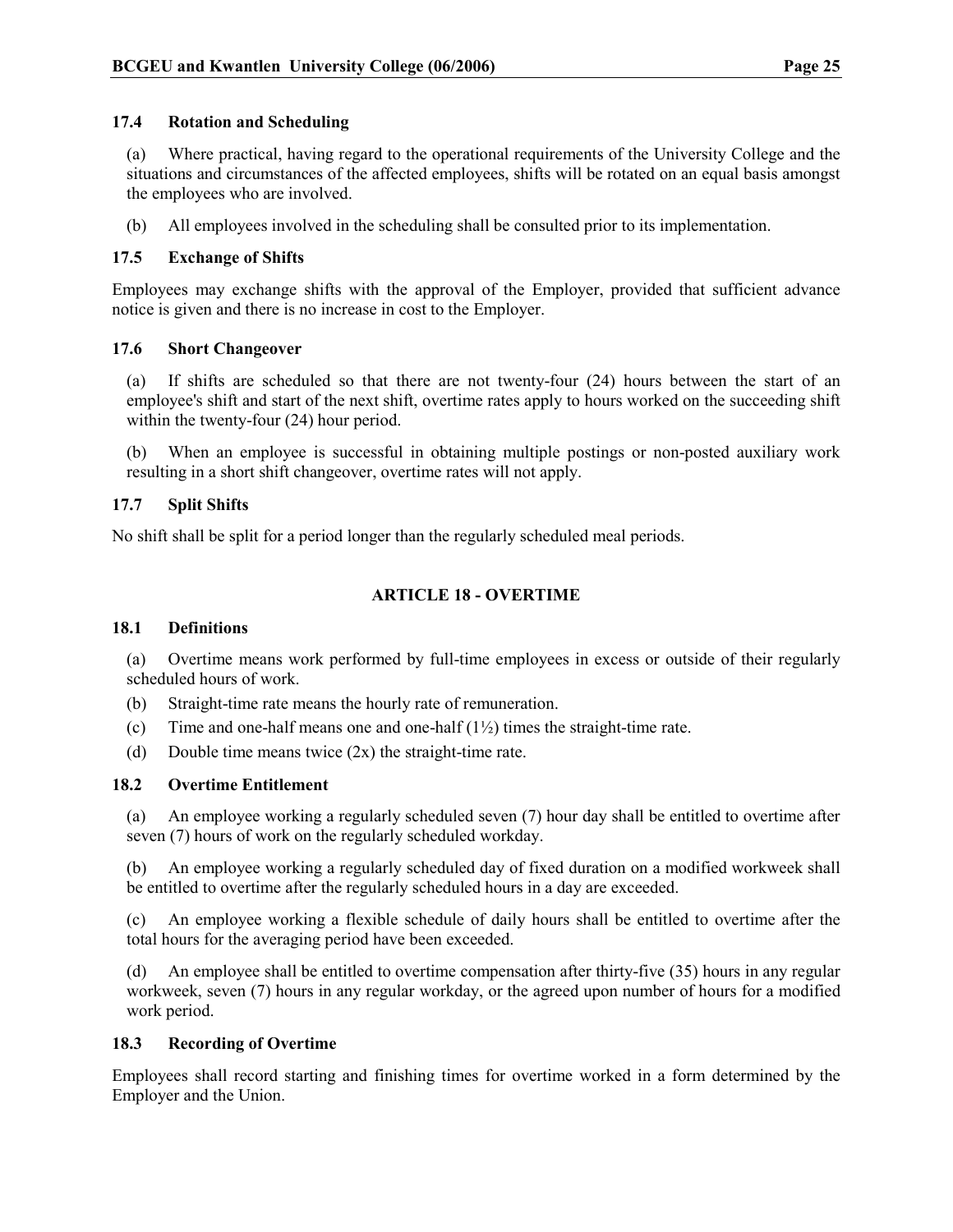### 17.4 Rotation and Scheduling

(a) Where practical, having regard to the operational requirements of the University College and the situations and circumstances of the affected employees, shifts will be rotated on an equal basis amongst the employees who are involved.

(b) All employees involved in the scheduling shall be consulted prior to its implementation.

### 17.5 Exchange of Shifts

Employees may exchange shifts with the approval of the Employer, provided that sufficient advance notice is given and there is no increase in cost to the Employer.

### 17.6 Short Changeover

(a) If shifts are scheduled so that there are not twenty-four (24) hours between the start of an employee's shift and start of the next shift, overtime rates apply to hours worked on the succeeding shift within the twenty-four (24) hour period.

(b) When an employee is successful in obtaining multiple postings or non-posted auxiliary work resulting in a short shift changeover, overtime rates will not apply.

### 17.7 Split Shifts

No shift shall be split for a period longer than the regularly scheduled meal periods.

## ARTICLE 18 - OVERTIME

### 18.1 Definitions

(a) Overtime means work performed by full-time employees in excess or outside of their regularly scheduled hours of work.

(b) Straight-time rate means the hourly rate of remuneration.

(c) Time and one-half means one and one-half (1½) times the straight-time rate.

(d) Double time means twice (2x) the straight-time rate.

### 18.2 Overtime Entitlement

(a) An employee working a regularly scheduled seven (7) hour day shall be entitled to overtime after seven (7) hours of work on the regularly scheduled workday.

(b) An employee working a regularly scheduled day of fixed duration on a modified workweek shall be entitled to overtime after the regularly scheduled hours in a day are exceeded.

(c) An employee working a flexible schedule of daily hours shall be entitled to overtime after the total hours for the averaging period have been exceeded.

(d) An employee shall be entitled to overtime compensation after thirty-five (35) hours in any regular workweek, seven (7) hours in any regular workday, or the agreed upon number of hours for a modified work period.

### 18.3 Recording of Overtime

Employees shall record starting and finishing times for overtime worked in a form determined by the Employer and the Union.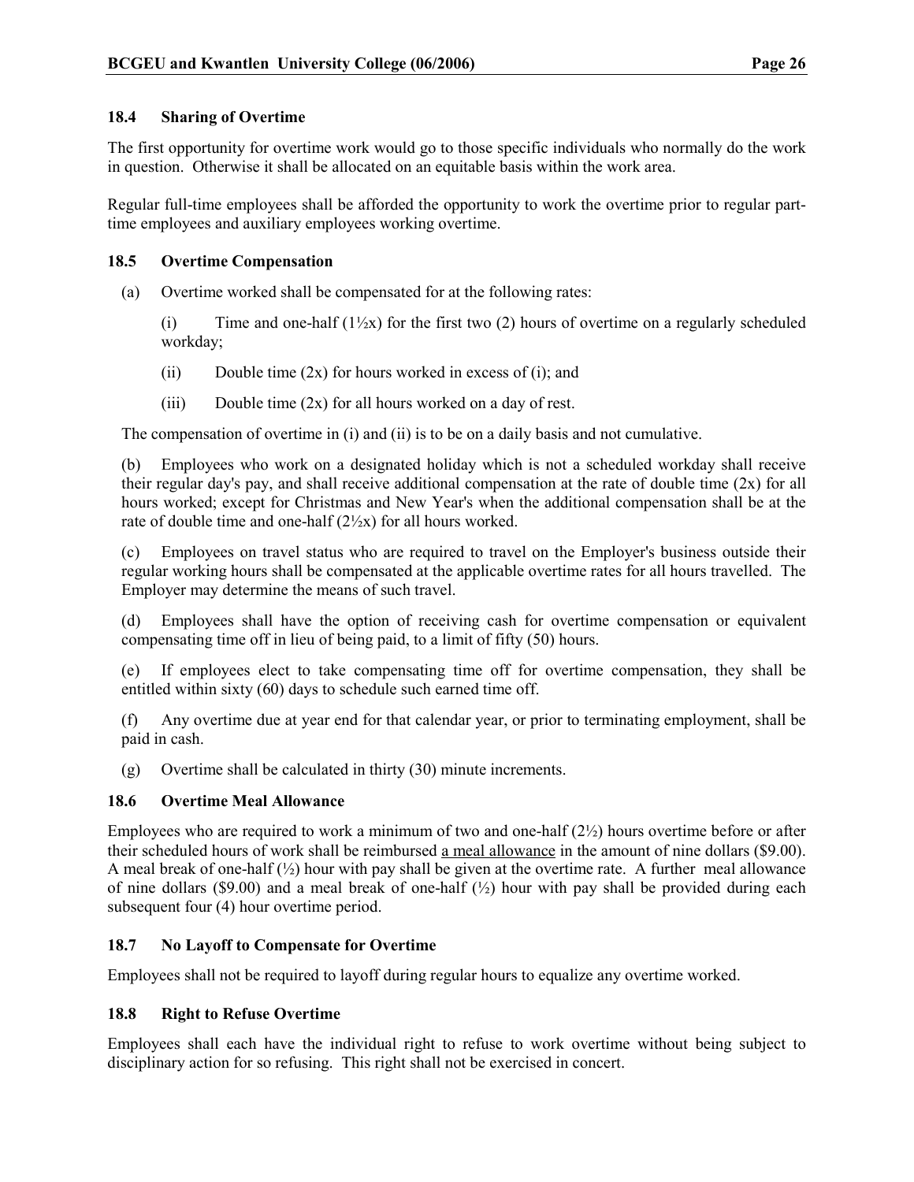### 18.4 Sharing of Overtime

The first opportunity for overtime work would go to those specific individuals who normally do the work in question. Otherwise it shall be allocated on an equitable basis within the work area.

Regular full-time employees shall be afforded the opportunity to work the overtime prior to regular part-time employees and auxiliary employees working overtime.

### 18.5 Overtime Compensation

(a) Overtime worked shall be compensated for at the following rates:

(i) Time and one-half (1½x) for the first two (2) hours of overtime on a regularly scheduled workday;

(ii) Double time (2x) for hours worked in excess of (i); and

(iii) Double time (2x) for all hours worked on a day of rest.

The compensation of overtime in (i) and (ii) is to be on a daily basis and not cumulative.

(b) Employees who work on a designated holiday which is not a scheduled workday shall receive their regular day's pay, and shall receive additional compensation at the rate of double time (2x) for all hours worked; except for Christmas and New Year's when the additional compensation shall be at the rate of double time and one-half (2½x) for all hours worked.

(c) Employees on travel status who are required to travel on the Employer's business outside their regular working hours shall be compensated at the applicable overtime rates for all hours travelled. The Employer may determine the means of such travel.

(d) Employees shall have the option of receiving cash for overtime compensation or equivalent compensating time off in lieu of being paid, to a limit of fifty (50) hours.

(e) If employees elect to take compensating time off for overtime compensation, they shall be entitled within sixty (60) days to schedule such earned time off.

(f) Any overtime due at year end for that calendar year, or prior to terminating employment, shall be paid in cash.

(g) Overtime shall be calculated in thirty (30) minute increments.

### 18.6 Overtime Meal Allowance

Employees who are required to work a minimum of two and one-half (2½) hours overtime before or after their scheduled hours of work shall be reimbursed a meal allowance in the amount of nine dollars ($9.00). A meal break of one-half (½) hour with pay shall be given at the overtime rate. A further meal allowance of nine dollars ($9.00) and a meal break of one-half (½) hour with pay shall be provided during each subsequent four (4) hour overtime period.

### 18.7 No Layoff to Compensate for Overtime

Employees shall not be required to layoff during regular hours to equalize any overtime worked.

### 18.8 Right to Refuse Overtime

Employees shall each have the individual right to refuse to work overtime without being subject to disciplinary action for so refusing. This right shall not be exercised in concert.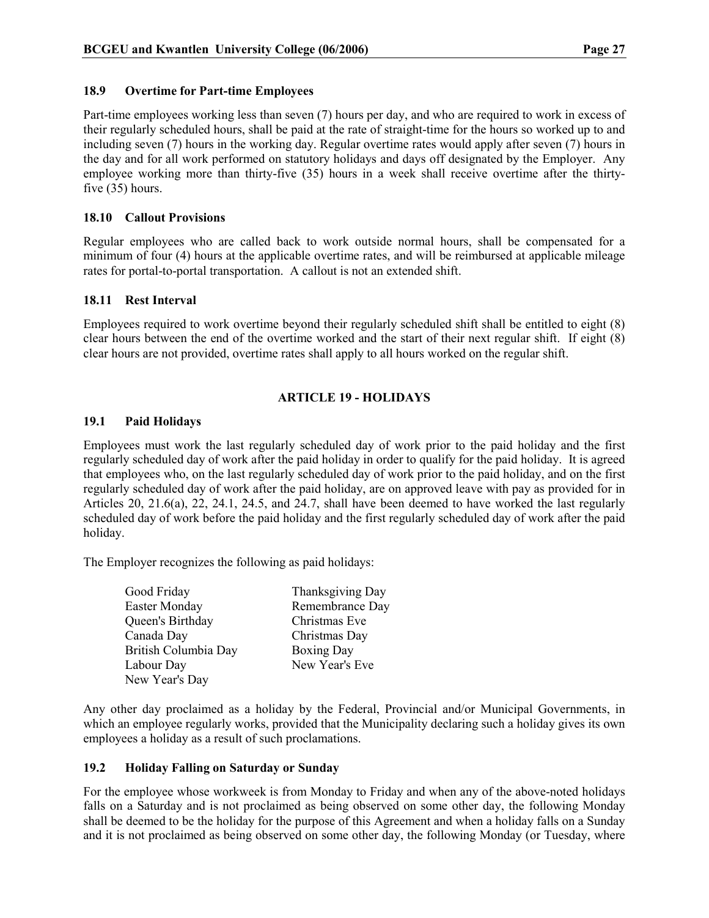### 18.9 Overtime for Part-time Employees

Part-time employees working less than seven (7) hours per day, and who are required to work in excess of their regularly scheduled hours, shall be paid at the rate of straight-time for the hours so worked up to and including seven (7) hours in the working day. Regular overtime rates would apply after seven (7) hours in the day and for all work performed on statutory holidays and days off designated by the Employer. Any employee working more than thirty-five (35) hours in a week shall receive overtime after the thirty-five (35) hours.

### 18.10 Callout Provisions

Regular employees who are called back to work outside normal hours, shall be compensated for a minimum of four (4) hours at the applicable overtime rates, and will be reimbursed at applicable mileage rates for portal-to-portal transportation. A callout is not an extended shift.

### 18.11 Rest Interval

Employees required to work overtime beyond their regularly scheduled shift shall be entitled to eight (8) clear hours between the end of the overtime worked and the start of their next regular shift. If eight (8) clear hours are not provided, overtime rates shall apply to all hours worked on the regular shift.

## ARTICLE 19 - HOLIDAYS

### 19.1 Paid Holidays

Employees must work the last regularly scheduled day of work prior to the paid holiday and the first regularly scheduled day of work after the paid holiday in order to qualify for the paid holiday. It is agreed that employees who, on the last regularly scheduled day of work prior to the paid holiday, and on the first regularly scheduled day of work after the paid holiday, are on approved leave with pay as provided for in Articles 20, 21.6(a), 22, 24.1, 24.5, and 24.7, shall have been deemed to have worked the last regularly scheduled day of work before the paid holiday and the first regularly scheduled day of work after the paid holiday.

The Employer recognizes the following as paid holidays:

| | |
|---|---|
| Good Friday | Thanksgiving Day |
| Easter Monday | Remembrance Day |
| Queen's Birthday | Christmas Eve |
| Canada Day | Christmas Day |
| British Columbia Day | Boxing Day |
| Labour Day | New Year's Eve |
| New Year's Day | |

Any other day proclaimed as a holiday by the Federal, Provincial and/or Municipal Governments, in which an employee regularly works, provided that the Municipality declaring such a holiday gives its own employees a holiday as a result of such proclamations.

### 19.2 Holiday Falling on Saturday or Sunday

For the employee whose workweek is from Monday to Friday and when any of the above-noted holidays falls on a Saturday and is not proclaimed as being observed on some other day, the following Monday shall be deemed to be the holiday for the purpose of this Agreement and when a holiday falls on a Sunday and it is not proclaimed as being observed on some other day, the following Monday (or Tuesday, where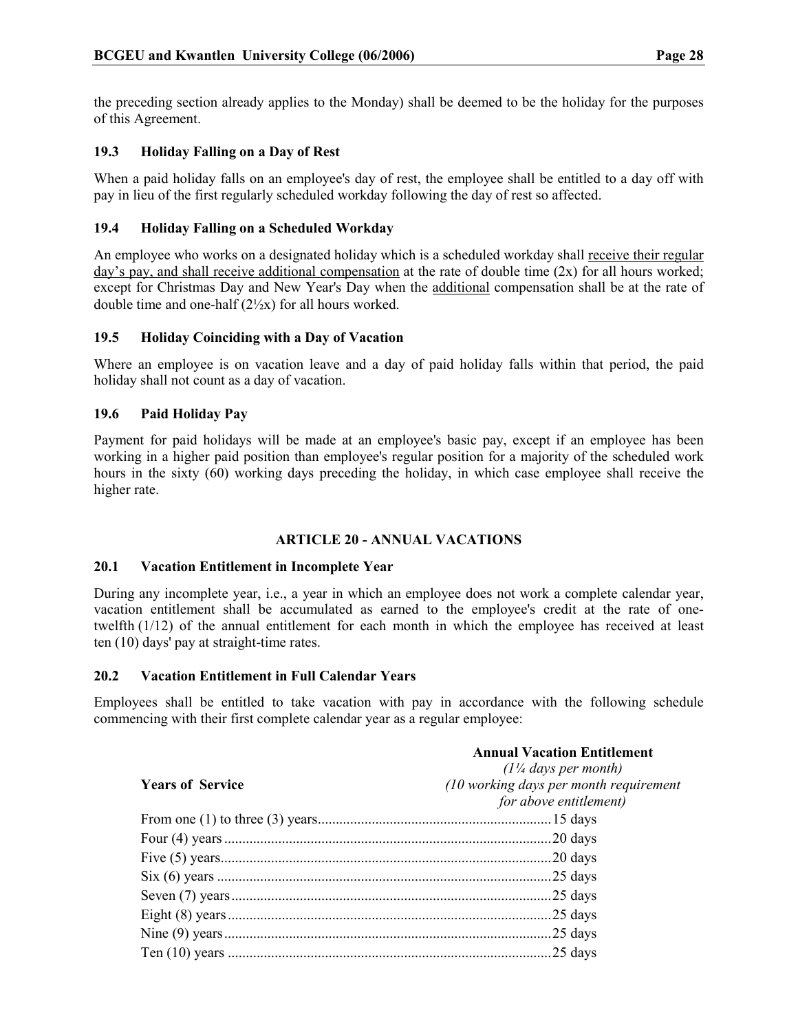the preceding section already applies to the Monday) shall be deemed to be the holiday for the purposes of this Agreement.

### 19.3 Holiday Falling on a Day of Rest

When a paid holiday falls on an employee's day of rest, the employee shall be entitled to a day off with pay in lieu of the first regularly scheduled workday following the day of rest so affected.

### 19.4 Holiday Falling on a Scheduled Workday

An employee who works on a designated holiday which is a scheduled workday shall receive their regular day's pay, and shall receive additional compensation at the rate of double time (2x) for all hours worked; except for Christmas Day and New Year's Day when the additional compensation shall be at the rate of double time and one-half (2½x) for all hours worked.

### 19.5 Holiday Coinciding with a Day of Vacation

Where an employee is on vacation leave and a day of paid holiday falls within that period, the paid holiday shall not count as a day of vacation.

### 19.6 Paid Holiday Pay

Payment for paid holidays will be made at an employee's basic pay, except if an employee has been working in a higher paid position than employee's regular position for a majority of the scheduled work hours in the sixty (60) working days preceding the holiday, in which case employee shall receive the higher rate.

## ARTICLE 20 - ANNUAL VACATIONS

### 20.1 Vacation Entitlement in Incomplete Year

During any incomplete year, i.e., a year in which an employee does not work a complete calendar year, vacation entitlement shall be accumulated as earned to the employee's credit at the rate of one-twelfth (1/12) of the annual entitlement for each month in which the employee has received at least ten (10) days' pay at straight-time rates.

### 20.2 Vacation Entitlement in Full Calendar Years

Employees shall be entitled to take vacation with pay in accordance with the following schedule commencing with their first complete calendar year as a regular employee:

| Years of Service | **Annual Vacation Entitlement** *(1¼ days per month)* *(10 working days per month requirement for above entitlement)* |
|---|---|
| From one (1) to three (3) years | 15 days |
| Four (4) years | 20 days |
| Five (5) years | 20 days |
| Six (6) years | 25 days |
| Seven (7) years | 25 days |
| Eight (8) years | 25 days |
| Nine (9) years | 25 days |
| Ten (10) years | 25 days |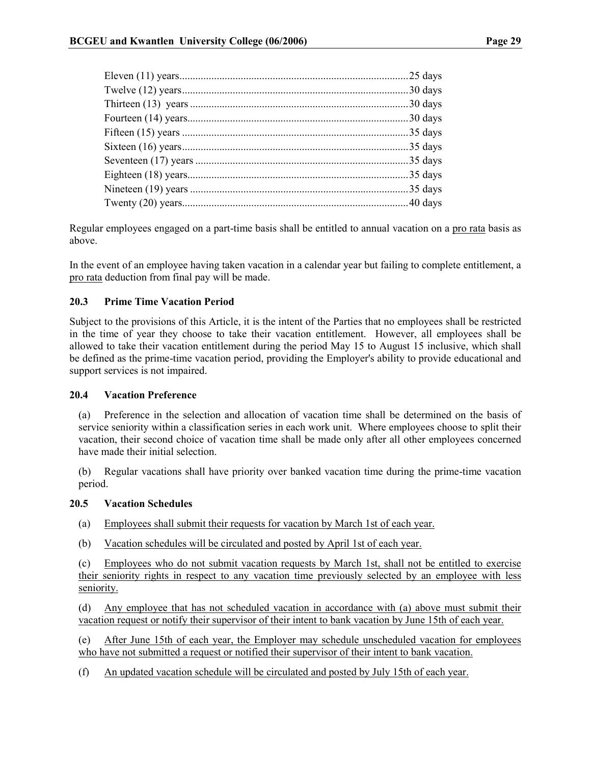Eleven (11) years.....................................................................................25 days
Twelve (12) years.....................................................................................30 days
Thirteen (13) years ...................................................................................30 days
Fourteen (14) years...................................................................................30 days
Fifteen (15) years .....................................................................................35 days
Sixteen (16) years.....................................................................................35 days
Seventeen (17) years ................................................................................35 days
Eighteen (18) years...................................................................................35 days
Nineteen (19) years ..................................................................................35 days
Twenty (20) years.....................................................................................40 days

Regular employees engaged on a part-time basis shall be entitled to annual vacation on a <u>pro rata</u> basis as above.

In the event of an employee having taken vacation in a calendar year but failing to complete entitlement, a <u>pro rata</u> deduction from final pay will be made.

### 20.3 Prime Time Vacation Period

Subject to the provisions of this Article, it is the intent of the Parties that no employees shall be restricted in the time of year they choose to take their vacation entitlement. However, all employees shall be allowed to take their vacation entitlement during the period May 15 to August 15 inclusive, which shall be defined as the prime-time vacation period, providing the Employer's ability to provide educational and support services is not impaired.

### 20.4 Vacation Preference

(a) Preference in the selection and allocation of vacation time shall be determined on the basis of service seniority within a classification series in each work unit. Where employees choose to split their vacation, their second choice of vacation time shall be made only after all other employees concerned have made their initial selection.

(b) Regular vacations shall have priority over banked vacation time during the prime-time vacation period.

### 20.5 Vacation Schedules

(a) <u>Employees shall submit their requests for vacation by March 1st of each year.</u>

(b) <u>Vacation schedules will be circulated and posted by April 1st of each year.</u>

(c) <u>Employees who do not submit vacation requests by March 1st, shall not be entitled to exercise their seniority rights in respect to any vacation time previously selected by an employee with less seniority.</u>

(d) <u>Any employee that has not scheduled vacation in accordance with (a) above must submit their vacation request or notify their supervisor of their intent to bank vacation by June 15th of each year.</u>

(e) <u>After June 15th of each year, the Employer may schedule unscheduled vacation for employees who have not submitted a request or notified their supervisor of their intent to bank vacation.</u>

(f) <u>An updated vacation schedule will be circulated and posted by July 15th of each year.</u>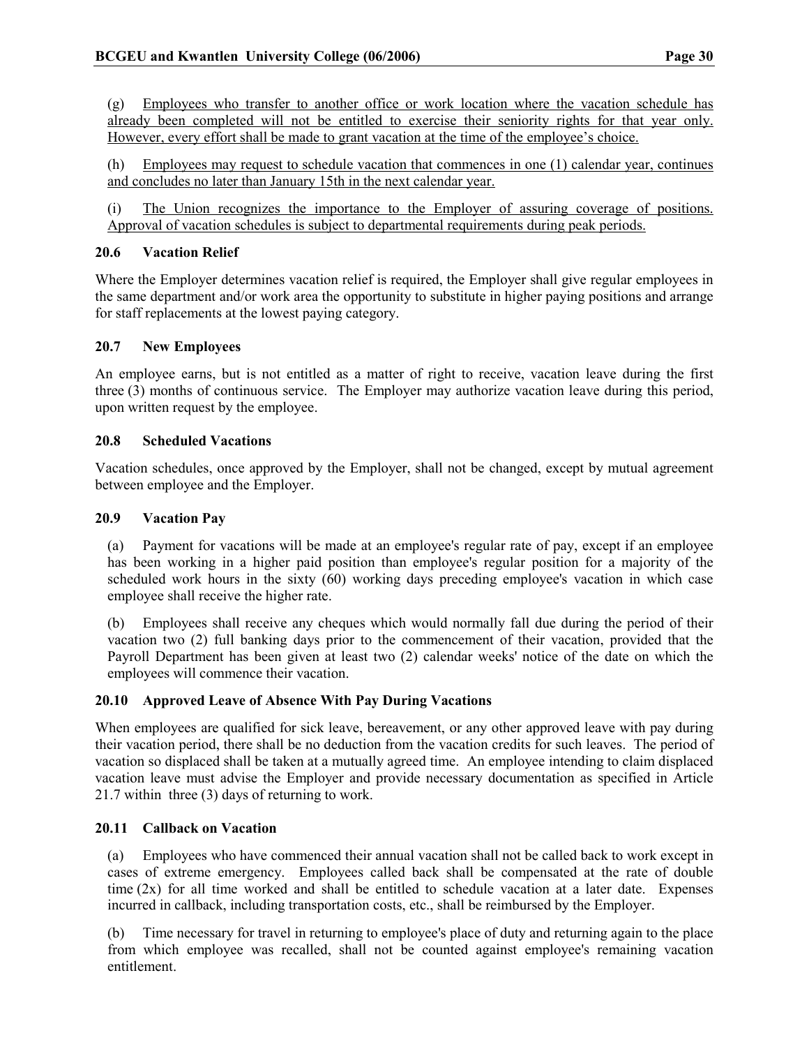(g) Employees who transfer to another office or work location where the vacation schedule has already been completed will not be entitled to exercise their seniority rights for that year only. However, every effort shall be made to grant vacation at the time of the employee's choice.

(h) Employees may request to schedule vacation that commences in one (1) calendar year, continues and concludes no later than January 15th in the next calendar year.

(i) The Union recognizes the importance to the Employer of assuring coverage of positions. Approval of vacation schedules is subject to departmental requirements during peak periods.

### 20.6 Vacation Relief

Where the Employer determines vacation relief is required, the Employer shall give regular employees in the same department and/or work area the opportunity to substitute in higher paying positions and arrange for staff replacements at the lowest paying category.

### 20.7 New Employees

An employee earns, but is not entitled as a matter of right to receive, vacation leave during the first three (3) months of continuous service. The Employer may authorize vacation leave during this period, upon written request by the employee.

### 20.8 Scheduled Vacations

Vacation schedules, once approved by the Employer, shall not be changed, except by mutual agreement between employee and the Employer.

### 20.9 Vacation Pay

(a) Payment for vacations will be made at an employee's regular rate of pay, except if an employee has been working in a higher paid position than employee's regular position for a majority of the scheduled work hours in the sixty (60) working days preceding employee's vacation in which case employee shall receive the higher rate.

(b) Employees shall receive any cheques which would normally fall due during the period of their vacation two (2) full banking days prior to the commencement of their vacation, provided that the Payroll Department has been given at least two (2) calendar weeks' notice of the date on which the employees will commence their vacation.

### 20.10 Approved Leave of Absence With Pay During Vacations

When employees are qualified for sick leave, bereavement, or any other approved leave with pay during their vacation period, there shall be no deduction from the vacation credits for such leaves. The period of vacation so displaced shall be taken at a mutually agreed time. An employee intending to claim displaced vacation leave must advise the Employer and provide necessary documentation as specified in Article 21.7 within three (3) days of returning to work.

### 20.11 Callback on Vacation

(a) Employees who have commenced their annual vacation shall not be called back to work except in cases of extreme emergency. Employees called back shall be compensated at the rate of double time (2x) for all time worked and shall be entitled to schedule vacation at a later date. Expenses incurred in callback, including transportation costs, etc., shall be reimbursed by the Employer.

(b) Time necessary for travel in returning to employee's place of duty and returning again to the place from which employee was recalled, shall not be counted against employee's remaining vacation entitlement.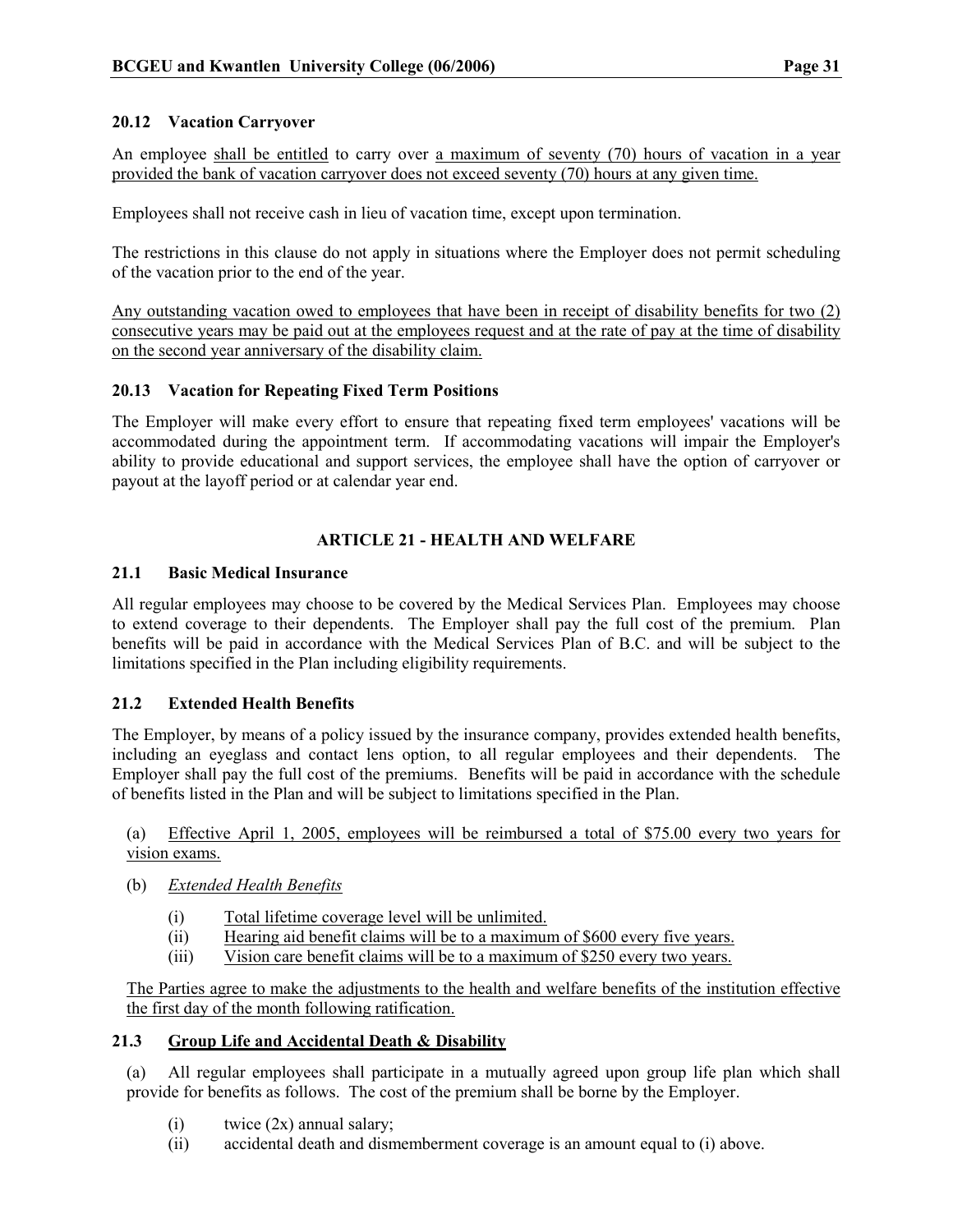### 20.12 Vacation Carryover

An employee shall be entitled to carry over a maximum of seventy (70) hours of vacation in a year provided the bank of vacation carryover does not exceed seventy (70) hours at any given time.

Employees shall not receive cash in lieu of vacation time, except upon termination.

The restrictions in this clause do not apply in situations where the Employer does not permit scheduling of the vacation prior to the end of the year.

Any outstanding vacation owed to employees that have been in receipt of disability benefits for two (2) consecutive years may be paid out at the employees request and at the rate of pay at the time of disability on the second year anniversary of the disability claim.

### 20.13 Vacation for Repeating Fixed Term Positions

The Employer will make every effort to ensure that repeating fixed term employees' vacations will be accommodated during the appointment term. If accommodating vacations will impair the Employer's ability to provide educational and support services, the employee shall have the option of carryover or payout at the layoff period or at calendar year end.

## ARTICLE 21 - HEALTH AND WELFARE

### 21.1 Basic Medical Insurance

All regular employees may choose to be covered by the Medical Services Plan. Employees may choose to extend coverage to their dependents. The Employer shall pay the full cost of the premium. Plan benefits will be paid in accordance with the Medical Services Plan of B.C. and will be subject to the limitations specified in the Plan including eligibility requirements.

### 21.2 Extended Health Benefits

The Employer, by means of a policy issued by the insurance company, provides extended health benefits, including an eyeglass and contact lens option, to all regular employees and their dependents. The Employer shall pay the full cost of the premiums. Benefits will be paid in accordance with the schedule of benefits listed in the Plan and will be subject to limitations specified in the Plan.

(a) Effective April 1, 2005, employees will be reimbursed a total of $75.00 every two years for vision exams.

(b) *Extended Health Benefits*

- (i) Total lifetime coverage level will be unlimited.
- (ii) Hearing aid benefit claims will be to a maximum of $600 every five years.
- (iii) Vision care benefit claims will be to a maximum of $250 every two years.

The Parties agree to make the adjustments to the health and welfare benefits of the institution effective the first day of the month following ratification.

### 21.3 Group Life and Accidental Death & Disability

(a) All regular employees shall participate in a mutually agreed upon group life plan which shall provide for benefits as follows. The cost of the premium shall be borne by the Employer.

- (i) twice (2x) annual salary;
- (ii) accidental death and dismemberment coverage is an amount equal to (i) above.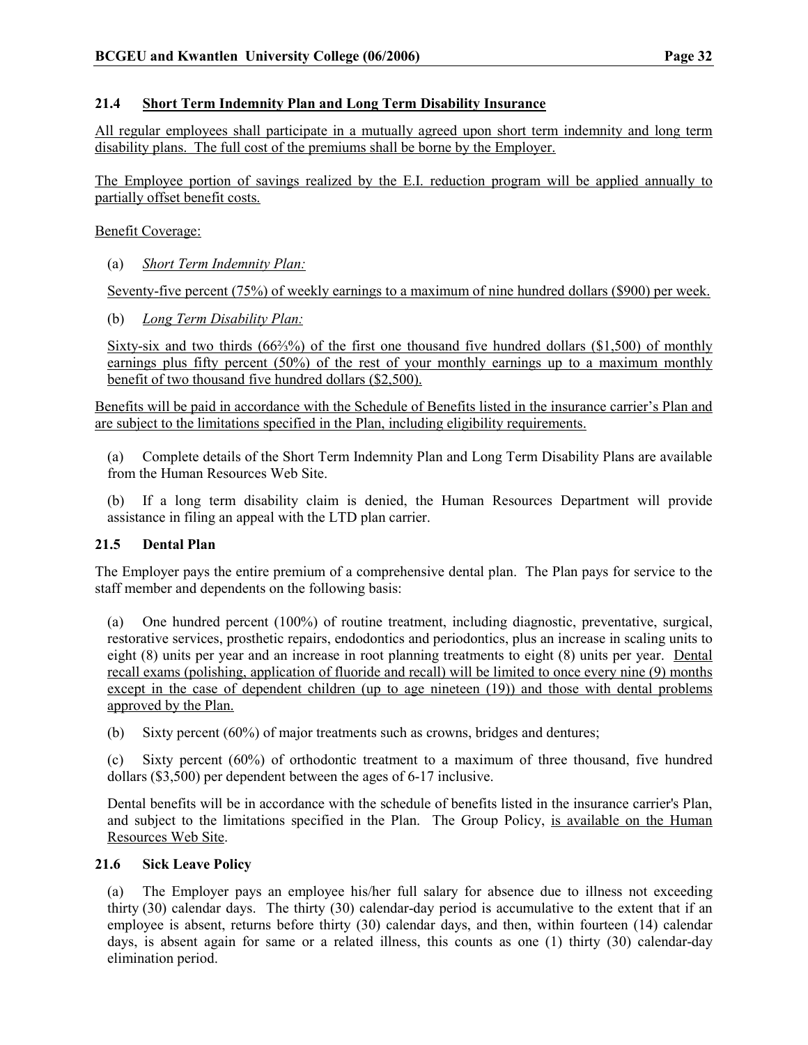### 21.4 Short Term Indemnity Plan and Long Term Disability Insurance

All regular employees shall participate in a mutually agreed upon short term indemnity and long term disability plans. The full cost of the premiums shall be borne by the Employer.

The Employee portion of savings realized by the E.I. reduction program will be applied annually to partially offset benefit costs.

Benefit Coverage:

(a) *Short Term Indemnity Plan:*

Seventy-five percent (75%) of weekly earnings to a maximum of nine hundred dollars ($900) per week.

(b) *Long Term Disability Plan:*

Sixty-six and two thirds (66⅔%) of the first one thousand five hundred dollars ($1,500) of monthly earnings plus fifty percent (50%) of the rest of your monthly earnings up to a maximum monthly benefit of two thousand five hundred dollars ($2,500).

Benefits will be paid in accordance with the Schedule of Benefits listed in the insurance carrier's Plan and are subject to the limitations specified in the Plan, including eligibility requirements.

(a) Complete details of the Short Term Indemnity Plan and Long Term Disability Plans are available from the Human Resources Web Site.

(b) If a long term disability claim is denied, the Human Resources Department will provide assistance in filing an appeal with the LTD plan carrier.

### 21.5 Dental Plan

The Employer pays the entire premium of a comprehensive dental plan. The Plan pays for service to the staff member and dependents on the following basis:

(a) One hundred percent (100%) of routine treatment, including diagnostic, preventative, surgical, restorative services, prosthetic repairs, endodontics and periodontics, plus an increase in scaling units to eight (8) units per year and an increase in root planning treatments to eight (8) units per year. Dental recall exams (polishing, application of fluoride and recall) will be limited to once every nine (9) months except in the case of dependent children (up to age nineteen (19)) and those with dental problems approved by the Plan.

(b) Sixty percent (60%) of major treatments such as crowns, bridges and dentures;

(c) Sixty percent (60%) of orthodontic treatment to a maximum of three thousand, five hundred dollars ($3,500) per dependent between the ages of 6-17 inclusive.

Dental benefits will be in accordance with the schedule of benefits listed in the insurance carrier's Plan, and subject to the limitations specified in the Plan. The Group Policy, is available on the Human Resources Web Site.

### 21.6 Sick Leave Policy

(a) The Employer pays an employee his/her full salary for absence due to illness not exceeding thirty (30) calendar days. The thirty (30) calendar-day period is accumulative to the extent that if an employee is absent, returns before thirty (30) calendar days, and then, within fourteen (14) calendar days, is absent again for same or a related illness, this counts as one (1) thirty (30) calendar-day elimination period.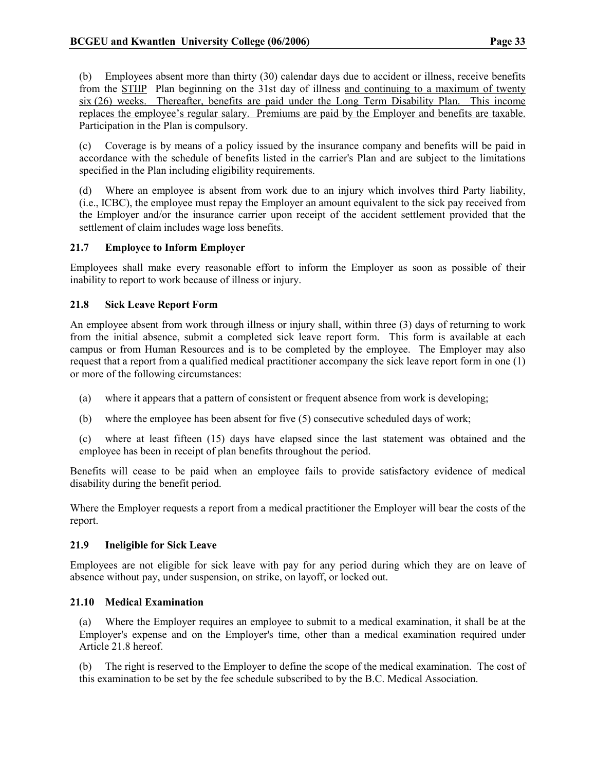(b) Employees absent more than thirty (30) calendar days due to accident or illness, receive benefits from the STIIP Plan beginning on the 31st day of illness and continuing to a maximum of twenty six (26) weeks. Thereafter, benefits are paid under the Long Term Disability Plan. This income replaces the employee's regular salary. Premiums are paid by the Employer and benefits are taxable. Participation in the Plan is compulsory.

(c) Coverage is by means of a policy issued by the insurance company and benefits will be paid in accordance with the schedule of benefits listed in the carrier's Plan and are subject to the limitations specified in the Plan including eligibility requirements.

(d) Where an employee is absent from work due to an injury which involves third Party liability, (i.e., ICBC), the employee must repay the Employer an amount equivalent to the sick pay received from the Employer and/or the insurance carrier upon receipt of the accident settlement provided that the settlement of claim includes wage loss benefits.

### 21.7 Employee to Inform Employer

Employees shall make every reasonable effort to inform the Employer as soon as possible of their inability to report to work because of illness or injury.

### 21.8 Sick Leave Report Form

An employee absent from work through illness or injury shall, within three (3) days of returning to work from the initial absence, submit a completed sick leave report form. This form is available at each campus or from Human Resources and is to be completed by the employee. The Employer may also request that a report from a qualified medical practitioner accompany the sick leave report form in one (1) or more of the following circumstances:

(a) where it appears that a pattern of consistent or frequent absence from work is developing;

(b) where the employee has been absent for five (5) consecutive scheduled days of work;

(c) where at least fifteen (15) days have elapsed since the last statement was obtained and the employee has been in receipt of plan benefits throughout the period.

Benefits will cease to be paid when an employee fails to provide satisfactory evidence of medical disability during the benefit period.

Where the Employer requests a report from a medical practitioner the Employer will bear the costs of the report.

### 21.9 Ineligible for Sick Leave

Employees are not eligible for sick leave with pay for any period during which they are on leave of absence without pay, under suspension, on strike, on layoff, or locked out.

### 21.10 Medical Examination

(a) Where the Employer requires an employee to submit to a medical examination, it shall be at the Employer's expense and on the Employer's time, other than a medical examination required under Article 21.8 hereof.

(b) The right is reserved to the Employer to define the scope of the medical examination. The cost of this examination to be set by the fee schedule subscribed to by the B.C. Medical Association.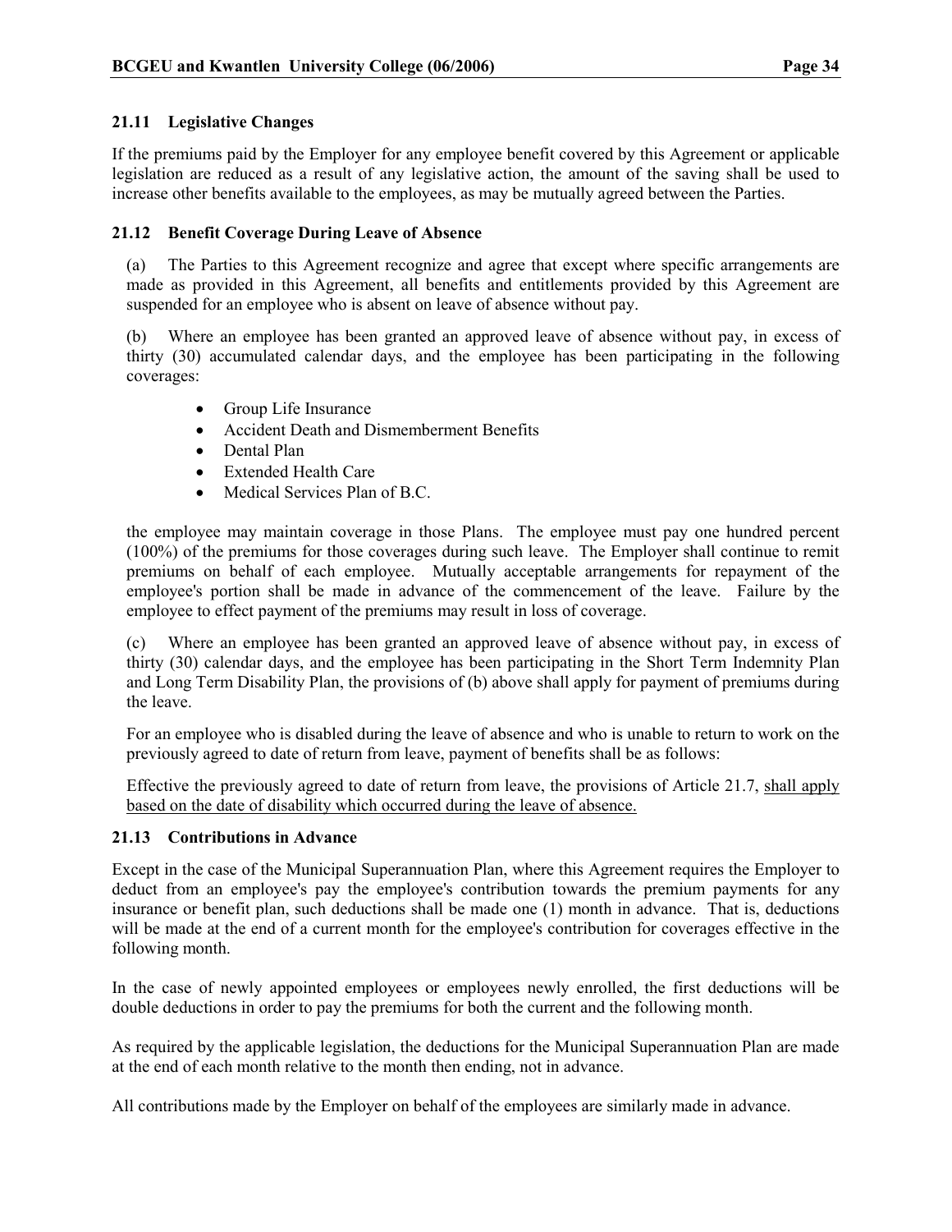### 21.11 Legislative Changes

If the premiums paid by the Employer for any employee benefit covered by this Agreement or applicable legislation are reduced as a result of any legislative action, the amount of the saving shall be used to increase other benefits available to the employees, as may be mutually agreed between the Parties.

### 21.12 Benefit Coverage During Leave of Absence

(a) The Parties to this Agreement recognize and agree that except where specific arrangements are made as provided in this Agreement, all benefits and entitlements provided by this Agreement are suspended for an employee who is absent on leave of absence without pay.

(b) Where an employee has been granted an approved leave of absence without pay, in excess of thirty (30) accumulated calendar days, and the employee has been participating in the following coverages:

- Group Life Insurance
- Accident Death and Dismemberment Benefits
- Dental Plan
- Extended Health Care
- Medical Services Plan of B.C.

the employee may maintain coverage in those Plans. The employee must pay one hundred percent (100%) of the premiums for those coverages during such leave. The Employer shall continue to remit premiums on behalf of each employee. Mutually acceptable arrangements for repayment of the employee's portion shall be made in advance of the commencement of the leave. Failure by the employee to effect payment of the premiums may result in loss of coverage.

(c) Where an employee has been granted an approved leave of absence without pay, in excess of thirty (30) calendar days, and the employee has been participating in the Short Term Indemnity Plan and Long Term Disability Plan, the provisions of (b) above shall apply for payment of premiums during the leave.

For an employee who is disabled during the leave of absence and who is unable to return to work on the previously agreed to date of return from leave, payment of benefits shall be as follows:

Effective the previously agreed to date of return from leave, the provisions of Article 21.7, <u>shall apply based on the date of disability which occurred during the leave of absence.</u>

### 21.13 Contributions in Advance

Except in the case of the Municipal Superannuation Plan, where this Agreement requires the Employer to deduct from an employee's pay the employee's contribution towards the premium payments for any insurance or benefit plan, such deductions shall be made one (1) month in advance. That is, deductions will be made at the end of a current month for the employee's contribution for coverages effective in the following month.

In the case of newly appointed employees or employees newly enrolled, the first deductions will be double deductions in order to pay the premiums for both the current and the following month.

As required by the applicable legislation, the deductions for the Municipal Superannuation Plan are made at the end of each month relative to the month then ending, not in advance.

All contributions made by the Employer on behalf of the employees are similarly made in advance.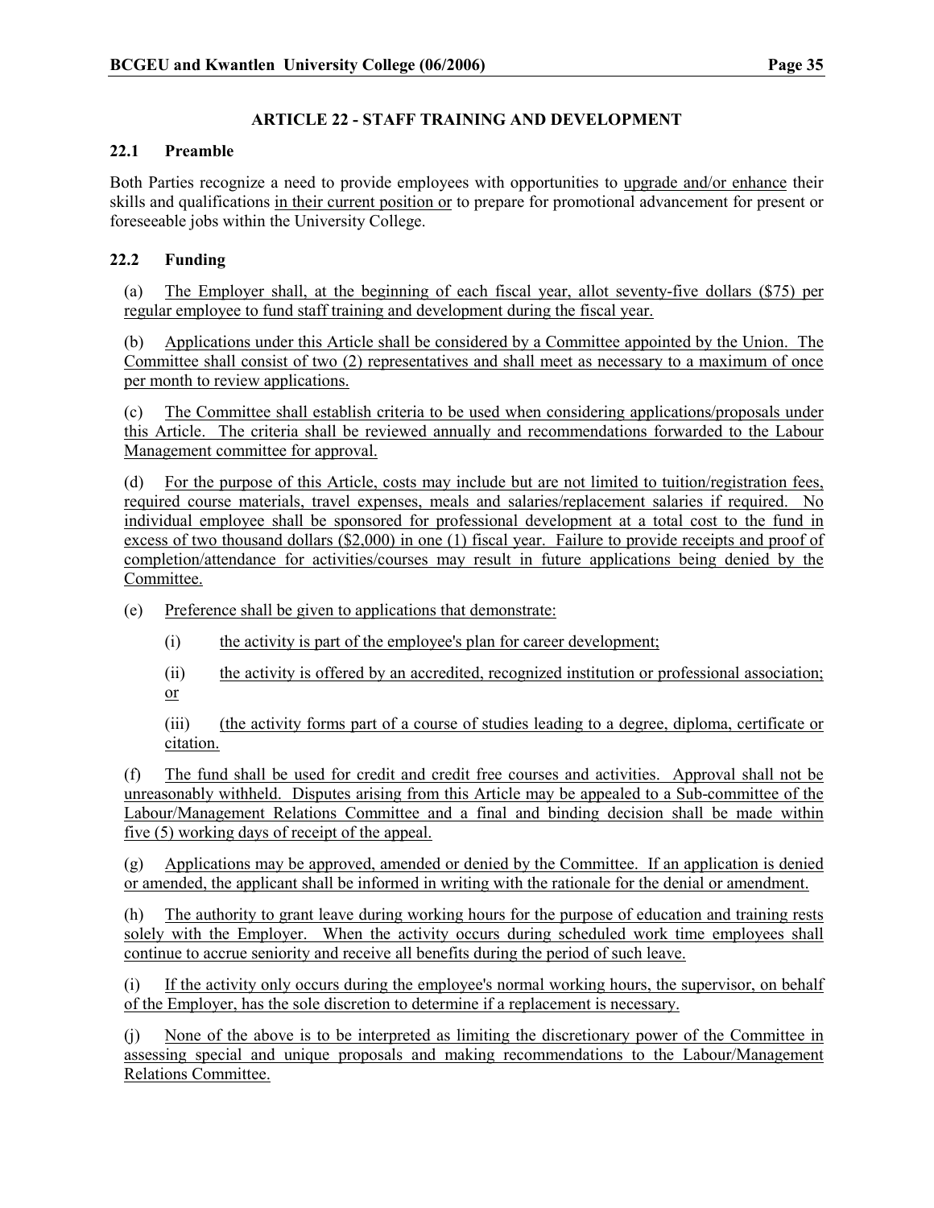## ARTICLE 22 - STAFF TRAINING AND DEVELOPMENT

### 22.1 Preamble

Both Parties recognize a need to provide employees with opportunities to upgrade and/or enhance their skills and qualifications in their current position or to prepare for promotional advancement for present or foreseeable jobs within the University College.

### 22.2 Funding

(a) The Employer shall, at the beginning of each fiscal year, allot seventy-five dollars ($75) per regular employee to fund staff training and development during the fiscal year.

(b) Applications under this Article shall be considered by a Committee appointed by the Union. The Committee shall consist of two (2) representatives and shall meet as necessary to a maximum of once per month to review applications.

(c) The Committee shall establish criteria to be used when considering applications/proposals under this Article. The criteria shall be reviewed annually and recommendations forwarded to the Labour Management committee for approval.

(d) For the purpose of this Article, costs may include but are not limited to tuition/registration fees, required course materials, travel expenses, meals and salaries/replacement salaries if required. No individual employee shall be sponsored for professional development at a total cost to the fund in excess of two thousand dollars ($2,000) in one (1) fiscal year. Failure to provide receipts and proof of completion/attendance for activities/courses may result in future applications being denied by the Committee.

(e) Preference shall be given to applications that demonstrate:

(i) the activity is part of the employee's plan for career development;

(ii) the activity is offered by an accredited, recognized institution or professional association; or

(iii) (the activity forms part of a course of studies leading to a degree, diploma, certificate or citation.

(f) The fund shall be used for credit and credit free courses and activities. Approval shall not be unreasonably withheld. Disputes arising from this Article may be appealed to a Sub-committee of the Labour/Management Relations Committee and a final and binding decision shall be made within five (5) working days of receipt of the appeal.

(g) Applications may be approved, amended or denied by the Committee. If an application is denied or amended, the applicant shall be informed in writing with the rationale for the denial or amendment.

(h) The authority to grant leave during working hours for the purpose of education and training rests solely with the Employer. When the activity occurs during scheduled work time employees shall continue to accrue seniority and receive all benefits during the period of such leave.

(i) If the activity only occurs during the employee's normal working hours, the supervisor, on behalf of the Employer, has the sole discretion to determine if a replacement is necessary.

(j) None of the above is to be interpreted as limiting the discretionary power of the Committee in assessing special and unique proposals and making recommendations to the Labour/Management Relations Committee.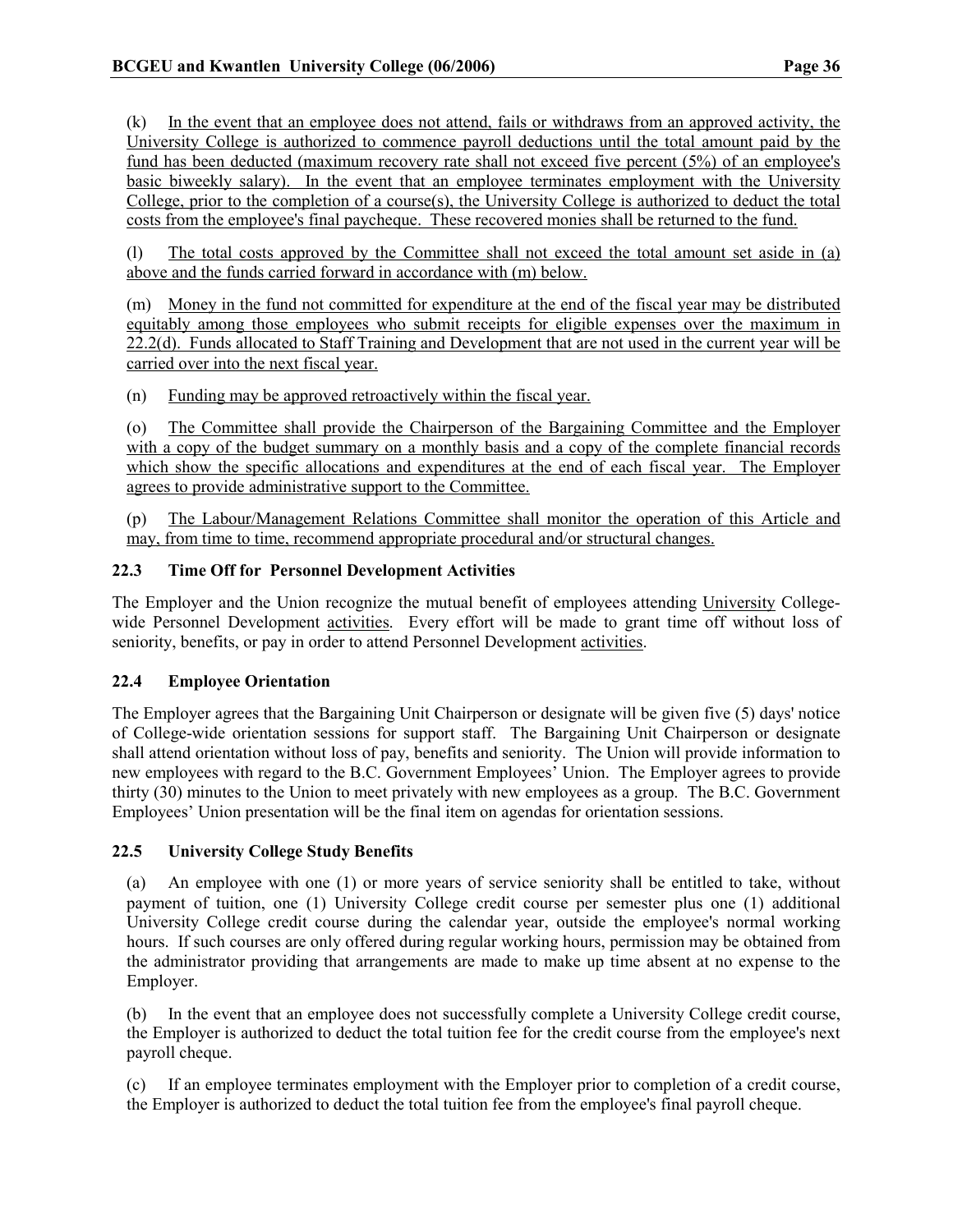(k) In the event that an employee does not attend, fails or withdraws from an approved activity, the University College is authorized to commence payroll deductions until the total amount paid by the fund has been deducted (maximum recovery rate shall not exceed five percent (5%) of an employee's basic biweekly salary). In the event that an employee terminates employment with the University College, prior to the completion of a course(s), the University College is authorized to deduct the total costs from the employee's final paycheque. These recovered monies shall be returned to the fund.

(l) The total costs approved by the Committee shall not exceed the total amount set aside in (a) above and the funds carried forward in accordance with (m) below.

(m) Money in the fund not committed for expenditure at the end of the fiscal year may be distributed equitably among those employees who submit receipts for eligible expenses over the maximum in 22.2(d). Funds allocated to Staff Training and Development that are not used in the current year will be carried over into the next fiscal year.

(n) Funding may be approved retroactively within the fiscal year.

(o) The Committee shall provide the Chairperson of the Bargaining Committee and the Employer with a copy of the budget summary on a monthly basis and a copy of the complete financial records which show the specific allocations and expenditures at the end of each fiscal year. The Employer agrees to provide administrative support to the Committee.

(p) The Labour/Management Relations Committee shall monitor the operation of this Article and may, from time to time, recommend appropriate procedural and/or structural changes.

### 22.3 Time Off for Personnel Development Activities

The Employer and the Union recognize the mutual benefit of employees attending University College-wide Personnel Development activities. Every effort will be made to grant time off without loss of seniority, benefits, or pay in order to attend Personnel Development activities.

### 22.4 Employee Orientation

The Employer agrees that the Bargaining Unit Chairperson or designate will be given five (5) days' notice of College-wide orientation sessions for support staff. The Bargaining Unit Chairperson or designate shall attend orientation without loss of pay, benefits and seniority. The Union will provide information to new employees with regard to the B.C. Government Employees' Union. The Employer agrees to provide thirty (30) minutes to the Union to meet privately with new employees as a group. The B.C. Government Employees' Union presentation will be the final item on agendas for orientation sessions.

### 22.5 University College Study Benefits

(a) An employee with one (1) or more years of service seniority shall be entitled to take, without payment of tuition, one (1) University College credit course per semester plus one (1) additional University College credit course during the calendar year, outside the employee's normal working hours. If such courses are only offered during regular working hours, permission may be obtained from the administrator providing that arrangements are made to make up time absent at no expense to the Employer.

(b) In the event that an employee does not successfully complete a University College credit course, the Employer is authorized to deduct the total tuition fee for the credit course from the employee's next payroll cheque.

(c) If an employee terminates employment with the Employer prior to completion of a credit course, the Employer is authorized to deduct the total tuition fee from the employee's final payroll cheque.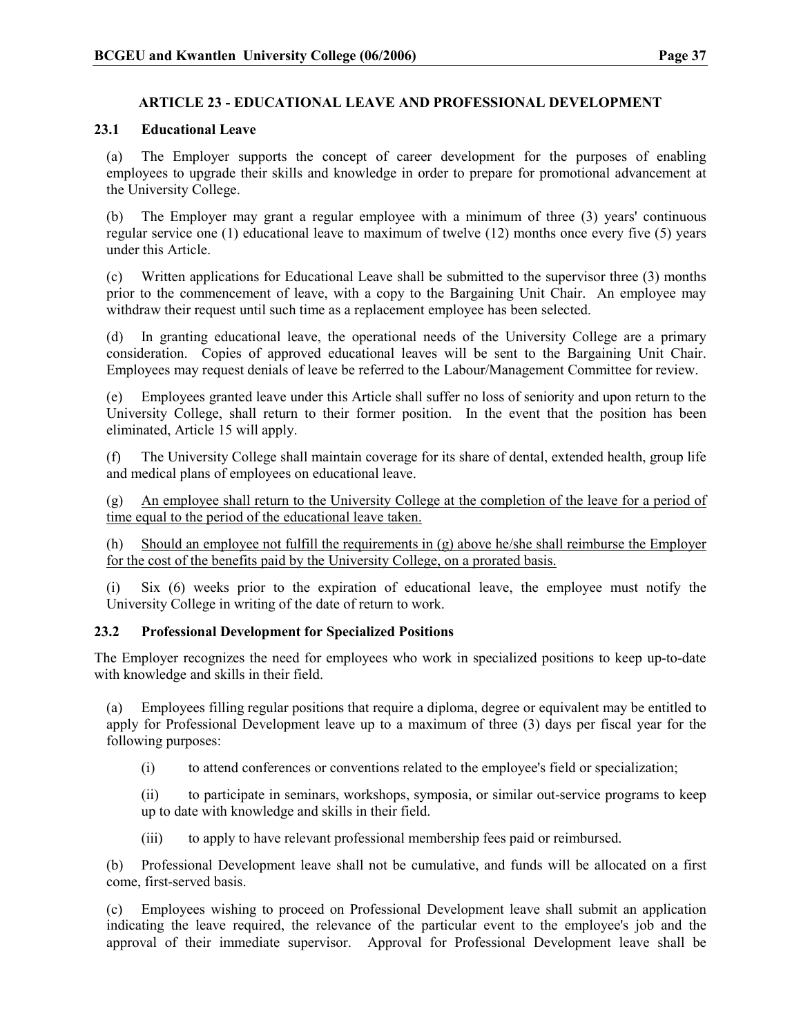## ARTICLE 23 - EDUCATIONAL LEAVE AND PROFESSIONAL DEVELOPMENT

### 23.1 Educational Leave

(a) The Employer supports the concept of career development for the purposes of enabling employees to upgrade their skills and knowledge in order to prepare for promotional advancement at the University College.

(b) The Employer may grant a regular employee with a minimum of three (3) years' continuous regular service one (1) educational leave to maximum of twelve (12) months once every five (5) years under this Article.

(c) Written applications for Educational Leave shall be submitted to the supervisor three (3) months prior to the commencement of leave, with a copy to the Bargaining Unit Chair. An employee may withdraw their request until such time as a replacement employee has been selected.

(d) In granting educational leave, the operational needs of the University College are a primary consideration. Copies of approved educational leaves will be sent to the Bargaining Unit Chair. Employees may request denials of leave be referred to the Labour/Management Committee for review.

(e) Employees granted leave under this Article shall suffer no loss of seniority and upon return to the University College, shall return to their former position. In the event that the position has been eliminated, Article 15 will apply.

(f) The University College shall maintain coverage for its share of dental, extended health, group life and medical plans of employees on educational leave.

(g) <u>An employee shall return to the University College at the completion of the leave for a period of time equal to the period of the educational leave taken.</u>

(h) <u>Should an employee not fulfill the requirements in (g) above he/she shall reimburse the Employer for the cost of the benefits paid by the University College, on a prorated basis.</u>

(i) Six (6) weeks prior to the expiration of educational leave, the employee must notify the University College in writing of the date of return to work.

### 23.2 Professional Development for Specialized Positions

The Employer recognizes the need for employees who work in specialized positions to keep up-to-date with knowledge and skills in their field.

(a) Employees filling regular positions that require a diploma, degree or equivalent may be entitled to apply for Professional Development leave up to a maximum of three (3) days per fiscal year for the following purposes:

(i) to attend conferences or conventions related to the employee's field or specialization;

(ii) to participate in seminars, workshops, symposia, or similar out-service programs to keep up to date with knowledge and skills in their field.

(iii) to apply to have relevant professional membership fees paid or reimbursed.

(b) Professional Development leave shall not be cumulative, and funds will be allocated on a first come, first-served basis.

(c) Employees wishing to proceed on Professional Development leave shall submit an application indicating the leave required, the relevance of the particular event to the employee's job and the approval of their immediate supervisor. Approval for Professional Development leave shall be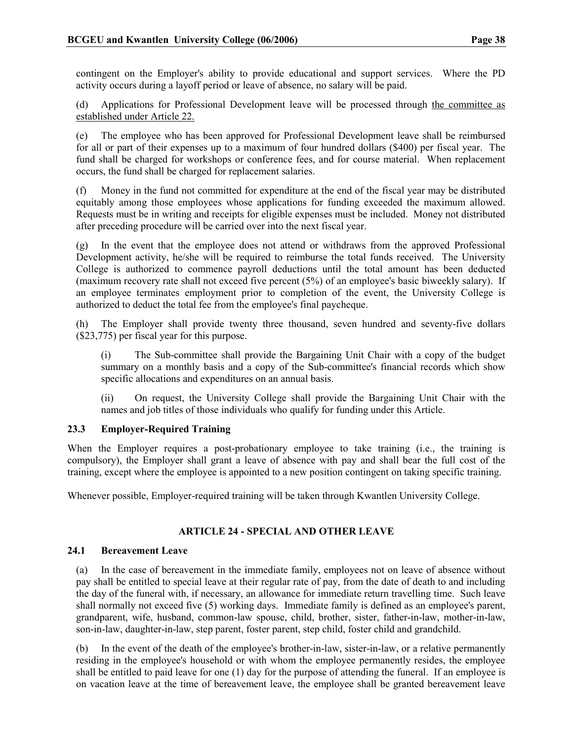contingent on the Employer's ability to provide educational and support services. Where the PD activity occurs during a layoff period or leave of absence, no salary will be paid.

(d) Applications for Professional Development leave will be processed through the committee as established under Article 22.

(e) The employee who has been approved for Professional Development leave shall be reimbursed for all or part of their expenses up to a maximum of four hundred dollars ($400) per fiscal year. The fund shall be charged for workshops or conference fees, and for course material. When replacement occurs, the fund shall be charged for replacement salaries.

(f) Money in the fund not committed for expenditure at the end of the fiscal year may be distributed equitably among those employees whose applications for funding exceeded the maximum allowed. Requests must be in writing and receipts for eligible expenses must be included. Money not distributed after preceding procedure will be carried over into the next fiscal year.

(g) In the event that the employee does not attend or withdraws from the approved Professional Development activity, he/she will be required to reimburse the total funds received. The University College is authorized to commence payroll deductions until the total amount has been deducted (maximum recovery rate shall not exceed five percent (5%) of an employee's basic biweekly salary). If an employee terminates employment prior to completion of the event, the University College is authorized to deduct the total fee from the employee's final paycheque.

(h) The Employer shall provide twenty three thousand, seven hundred and seventy-five dollars ($23,775) per fiscal year for this purpose.

> (i) The Sub-committee shall provide the Bargaining Unit Chair with a copy of the budget summary on a monthly basis and a copy of the Sub-committee's financial records which show specific allocations and expenditures on an annual basis.
>
> (ii) On request, the University College shall provide the Bargaining Unit Chair with the names and job titles of those individuals who qualify for funding under this Article.

### 23.3 Employer-Required Training

When the Employer requires a post-probationary employee to take training (i.e., the training is compulsory), the Employer shall grant a leave of absence with pay and shall bear the full cost of the training, except where the employee is appointed to a new position contingent on taking specific training.

Whenever possible, Employer-required training will be taken through Kwantlen University College.

## ARTICLE 24 - SPECIAL AND OTHER LEAVE

### 24.1 Bereavement Leave

(a) In the case of bereavement in the immediate family, employees not on leave of absence without pay shall be entitled to special leave at their regular rate of pay, from the date of death to and including the day of the funeral with, if necessary, an allowance for immediate return travelling time. Such leave shall normally not exceed five (5) working days. Immediate family is defined as an employee's parent, grandparent, wife, husband, common-law spouse, child, brother, sister, father-in-law, mother-in-law, son-in-law, daughter-in-law, step parent, foster parent, step child, foster child and grandchild.

(b) In the event of the death of the employee's brother-in-law, sister-in-law, or a relative permanently residing in the employee's household or with whom the employee permanently resides, the employee shall be entitled to paid leave for one (1) day for the purpose of attending the funeral. If an employee is on vacation leave at the time of bereavement leave, the employee shall be granted bereavement leave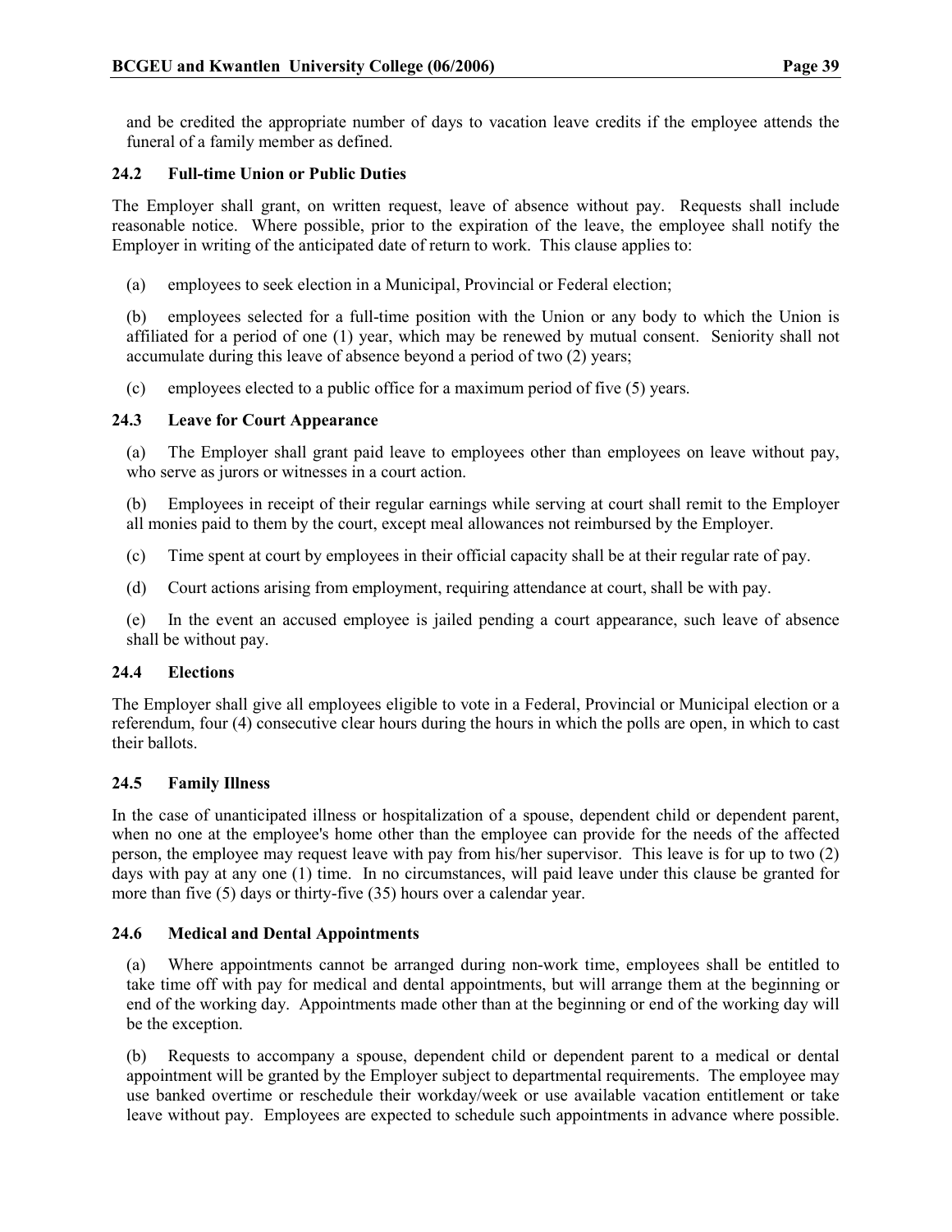and be credited the appropriate number of days to vacation leave credits if the employee attends the funeral of a family member as defined.

### 24.2 Full-time Union or Public Duties

The Employer shall grant, on written request, leave of absence without pay. Requests shall include reasonable notice. Where possible, prior to the expiration of the leave, the employee shall notify the Employer in writing of the anticipated date of return to work. This clause applies to:

(a) employees to seek election in a Municipal, Provincial or Federal election;

(b) employees selected for a full-time position with the Union or any body to which the Union is affiliated for a period of one (1) year, which may be renewed by mutual consent. Seniority shall not accumulate during this leave of absence beyond a period of two (2) years;

(c) employees elected to a public office for a maximum period of five (5) years.

### 24.3 Leave for Court Appearance

(a) The Employer shall grant paid leave to employees other than employees on leave without pay, who serve as jurors or witnesses in a court action.

(b) Employees in receipt of their regular earnings while serving at court shall remit to the Employer all monies paid to them by the court, except meal allowances not reimbursed by the Employer.

(c) Time spent at court by employees in their official capacity shall be at their regular rate of pay.

(d) Court actions arising from employment, requiring attendance at court, shall be with pay.

(e) In the event an accused employee is jailed pending a court appearance, such leave of absence shall be without pay.

### 24.4 Elections

The Employer shall give all employees eligible to vote in a Federal, Provincial or Municipal election or a referendum, four (4) consecutive clear hours during the hours in which the polls are open, in which to cast their ballots.

### 24.5 Family Illness

In the case of unanticipated illness or hospitalization of a spouse, dependent child or dependent parent, when no one at the employee's home other than the employee can provide for the needs of the affected person, the employee may request leave with pay from his/her supervisor. This leave is for up to two (2) days with pay at any one (1) time. In no circumstances, will paid leave under this clause be granted for more than five (5) days or thirty-five (35) hours over a calendar year.

### 24.6 Medical and Dental Appointments

(a) Where appointments cannot be arranged during non-work time, employees shall be entitled to take time off with pay for medical and dental appointments, but will arrange them at the beginning or end of the working day. Appointments made other than at the beginning or end of the working day will be the exception.

(b) Requests to accompany a spouse, dependent child or dependent parent to a medical or dental appointment will be granted by the Employer subject to departmental requirements. The employee may use banked overtime or reschedule their workday/week or use available vacation entitlement or take leave without pay. Employees are expected to schedule such appointments in advance where possible.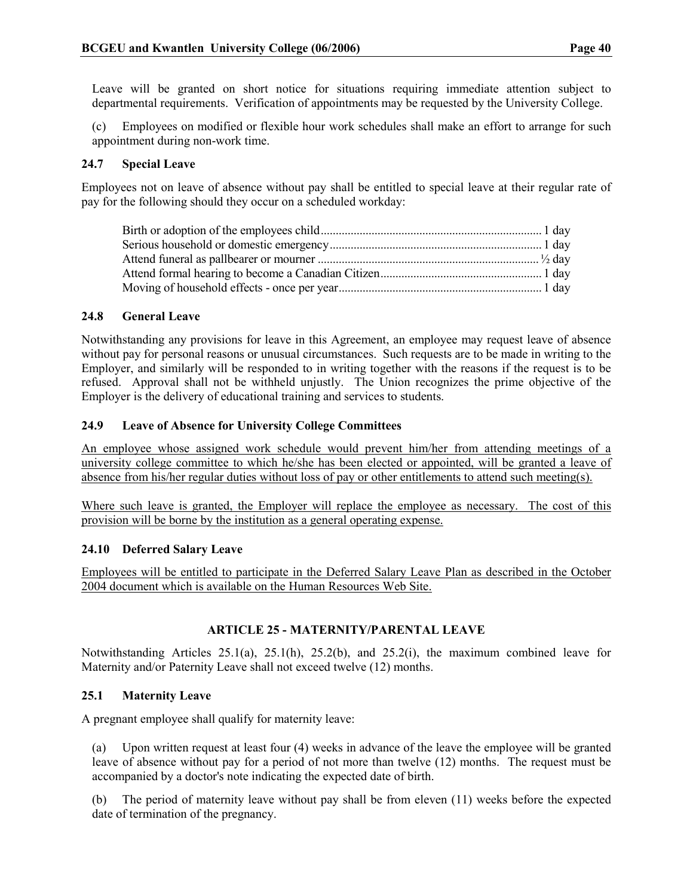Leave will be granted on short notice for situations requiring immediate attention subject to departmental requirements. Verification of appointments may be requested by the University College.

(c) Employees on modified or flexible hour work schedules shall make an effort to arrange for such appointment during non-work time.

### 24.7 Special Leave

Employees not on leave of absence without pay shall be entitled to special leave at their regular rate of pay for the following should they occur on a scheduled workday:

| | |
|---|---|
| Birth or adoption of the employees child | 1 day |
| Serious household or domestic emergency | 1 day |
| Attend funeral as pallbearer or mourner | ½ day |
| Attend formal hearing to become a Canadian Citizen | 1 day |
| Moving of household effects - once per year | 1 day |

### 24.8 General Leave

Notwithstanding any provisions for leave in this Agreement, an employee may request leave of absence without pay for personal reasons or unusual circumstances. Such requests are to be made in writing to the Employer, and similarly will be responded to in writing together with the reasons if the request is to be refused. Approval shall not be withheld unjustly. The Union recognizes the prime objective of the Employer is the delivery of educational training and services to students.

### 24.9 Leave of Absence for University College Committees

An employee whose assigned work schedule would prevent him/her from attending meetings of a university college committee to which he/she has been elected or appointed, will be granted a leave of absence from his/her regular duties without loss of pay or other entitlements to attend such meeting(s).

Where such leave is granted, the Employer will replace the employee as necessary. The cost of this provision will be borne by the institution as a general operating expense.

### 24.10 Deferred Salary Leave

Employees will be entitled to participate in the Deferred Salary Leave Plan as described in the October 2004 document which is available on the Human Resources Web Site.

## ARTICLE 25 - MATERNITY/PARENTAL LEAVE

Notwithstanding Articles 25.1(a), 25.1(h), 25.2(b), and 25.2(i), the maximum combined leave for Maternity and/or Paternity Leave shall not exceed twelve (12) months.

### 25.1 Maternity Leave

A pregnant employee shall qualify for maternity leave:

(a) Upon written request at least four (4) weeks in advance of the leave the employee will be granted leave of absence without pay for a period of not more than twelve (12) months. The request must be accompanied by a doctor's note indicating the expected date of birth.

(b) The period of maternity leave without pay shall be from eleven (11) weeks before the expected date of termination of the pregnancy.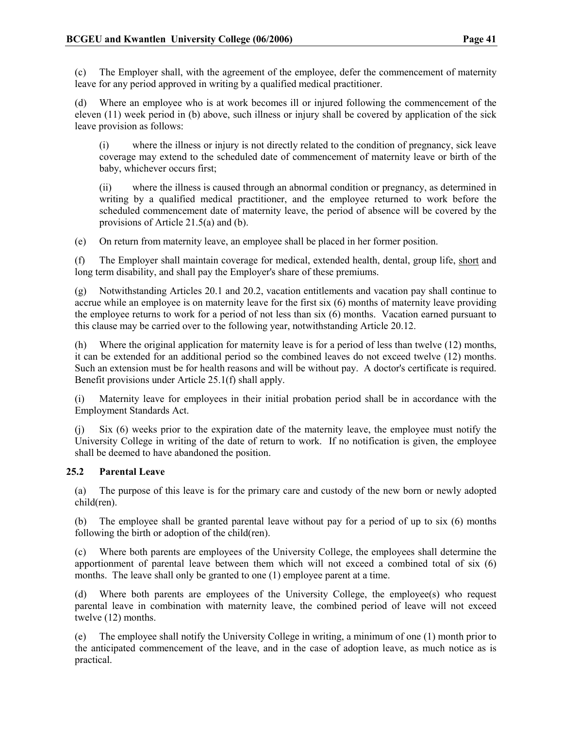(c) The Employer shall, with the agreement of the employee, defer the commencement of maternity leave for any period approved in writing by a qualified medical practitioner.

(d) Where an employee who is at work becomes ill or injured following the commencement of the eleven (11) week period in (b) above, such illness or injury shall be covered by application of the sick leave provision as follows:

> (i) where the illness or injury is not directly related to the condition of pregnancy, sick leave coverage may extend to the scheduled date of commencement of maternity leave or birth of the baby, whichever occurs first;
>
> (ii) where the illness is caused through an abnormal condition or pregnancy, as determined in writing by a qualified medical practitioner, and the employee returned to work before the scheduled commencement date of maternity leave, the period of absence will be covered by the provisions of Article 21.5(a) and (b).

(e) On return from maternity leave, an employee shall be placed in her former position.

(f) The Employer shall maintain coverage for medical, extended health, dental, group life, <u>short</u> and long term disability, and shall pay the Employer's share of these premiums.

(g) Notwithstanding Articles 20.1 and 20.2, vacation entitlements and vacation pay shall continue to accrue while an employee is on maternity leave for the first six (6) months of maternity leave providing the employee returns to work for a period of not less than six (6) months. Vacation earned pursuant to this clause may be carried over to the following year, notwithstanding Article 20.12.

(h) Where the original application for maternity leave is for a period of less than twelve (12) months, it can be extended for an additional period so the combined leaves do not exceed twelve (12) months. Such an extension must be for health reasons and will be without pay. A doctor's certificate is required. Benefit provisions under Article 25.1(f) shall apply.

(i) Maternity leave for employees in their initial probation period shall be in accordance with the Employment Standards Act.

(j) Six (6) weeks prior to the expiration date of the maternity leave, the employee must notify the University College in writing of the date of return to work. If no notification is given, the employee shall be deemed to have abandoned the position.

### 25.2 Parental Leave

(a) The purpose of this leave is for the primary care and custody of the new born or newly adopted child(ren).

(b) The employee shall be granted parental leave without pay for a period of up to six (6) months following the birth or adoption of the child(ren).

(c) Where both parents are employees of the University College, the employees shall determine the apportionment of parental leave between them which will not exceed a combined total of six (6) months. The leave shall only be granted to one (1) employee parent at a time.

(d) Where both parents are employees of the University College, the employee(s) who request parental leave in combination with maternity leave, the combined period of leave will not exceed twelve (12) months.

(e) The employee shall notify the University College in writing, a minimum of one (1) month prior to the anticipated commencement of the leave, and in the case of adoption leave, as much notice as is practical.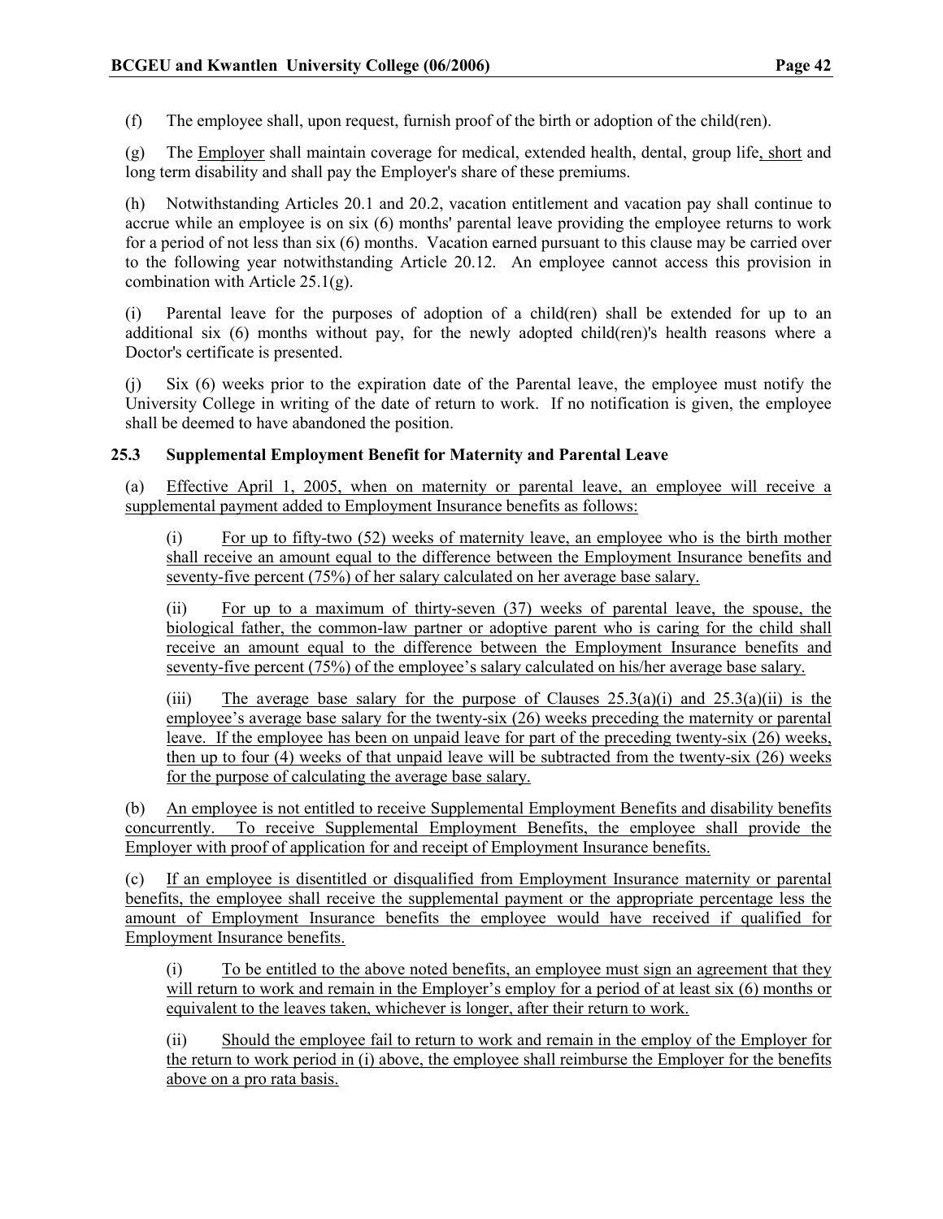(f) The employee shall, upon request, furnish proof of the birth or adoption of the child(ren).

(g) The Employer shall maintain coverage for medical, extended health, dental, group life, short and long term disability and shall pay the Employer's share of these premiums.

(h) Notwithstanding Articles 20.1 and 20.2, vacation entitlement and vacation pay shall continue to accrue while an employee is on six (6) months' parental leave providing the employee returns to work for a period of not less than six (6) months. Vacation earned pursuant to this clause may be carried over to the following year notwithstanding Article 20.12. An employee cannot access this provision in combination with Article 25.1(g).

(i) Parental leave for the purposes of adoption of a child(ren) shall be extended for up to an additional six (6) months without pay, for the newly adopted child(ren)'s health reasons where a Doctor's certificate is presented.

(j) Six (6) weeks prior to the expiration date of the Parental leave, the employee must notify the University College in writing of the date of return to work. If no notification is given, the employee shall be deemed to have abandoned the position.

**25.3 Supplemental Employment Benefit for Maternity and Parental Leave**

(a) Effective April 1, 2005, when on maternity or parental leave, an employee will receive a supplemental payment added to Employment Insurance benefits as follows:

(i) For up to fifty-two (52) weeks of maternity leave, an employee who is the birth mother shall receive an amount equal to the difference between the Employment Insurance benefits and seventy-five percent (75%) of her salary calculated on her average base salary.

(ii) For up to a maximum of thirty-seven (37) weeks of parental leave, the spouse, the biological father, the common-law partner or adoptive parent who is caring for the child shall receive an amount equal to the difference between the Employment Insurance benefits and seventy-five percent (75%) of the employee's salary calculated on his/her average base salary.

(iii) The average base salary for the purpose of Clauses 25.3(a)(i) and 25.3(a)(ii) is the employee's average base salary for the twenty-six (26) weeks preceding the maternity or parental leave. If the employee has been on unpaid leave for part of the preceding twenty-six (26) weeks, then up to four (4) weeks of that unpaid leave will be subtracted from the twenty-six (26) weeks for the purpose of calculating the average base salary.

(b) An employee is not entitled to receive Supplemental Employment Benefits and disability benefits concurrently. To receive Supplemental Employment Benefits, the employee shall provide the Employer with proof of application for and receipt of Employment Insurance benefits.

(c) If an employee is disentitled or disqualified from Employment Insurance maternity or parental benefits, the employee shall receive the supplemental payment or the appropriate percentage less the amount of Employment Insurance benefits the employee would have received if qualified for Employment Insurance benefits.

(i) To be entitled to the above noted benefits, an employee must sign an agreement that they will return to work and remain in the Employer's employ for a period of at least six (6) months or equivalent to the leaves taken, whichever is longer, after their return to work.

(ii) Should the employee fail to return to work and remain in the employ of the Employer for the return to work period in (i) above, the employee shall reimburse the Employer for the benefits above on a pro rata basis.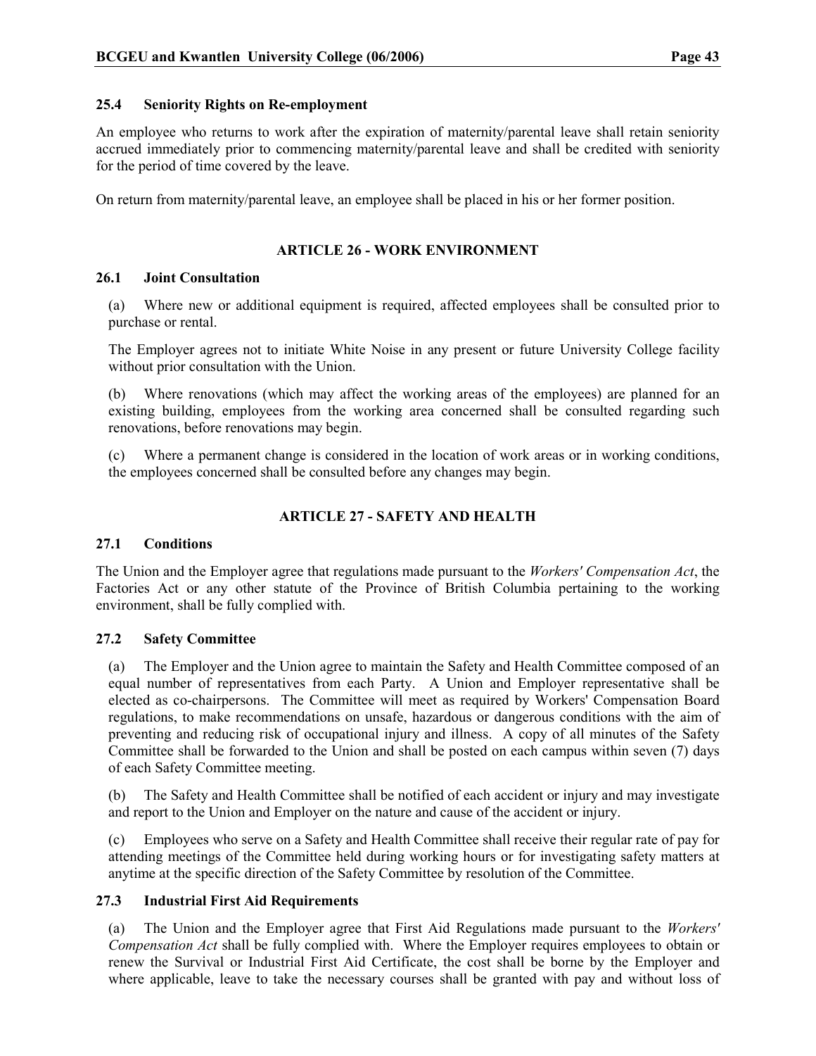### 25.4 Seniority Rights on Re-employment

An employee who returns to work after the expiration of maternity/parental leave shall retain seniority accrued immediately prior to commencing maternity/parental leave and shall be credited with seniority for the period of time covered by the leave.

On return from maternity/parental leave, an employee shall be placed in his or her former position.

## ARTICLE 26 - WORK ENVIRONMENT

### 26.1 Joint Consultation

(a) Where new or additional equipment is required, affected employees shall be consulted prior to purchase or rental.

The Employer agrees not to initiate White Noise in any present or future University College facility without prior consultation with the Union.

(b) Where renovations (which may affect the working areas of the employees) are planned for an existing building, employees from the working area concerned shall be consulted regarding such renovations, before renovations may begin.

(c) Where a permanent change is considered in the location of work areas or in working conditions, the employees concerned shall be consulted before any changes may begin.

## ARTICLE 27 - SAFETY AND HEALTH

### 27.1 Conditions

The Union and the Employer agree that regulations made pursuant to the *Workers' Compensation Act*, the Factories Act or any other statute of the Province of British Columbia pertaining to the working environment, shall be fully complied with.

### 27.2 Safety Committee

(a) The Employer and the Union agree to maintain the Safety and Health Committee composed of an equal number of representatives from each Party. A Union and Employer representative shall be elected as co-chairpersons. The Committee will meet as required by Workers' Compensation Board regulations, to make recommendations on unsafe, hazardous or dangerous conditions with the aim of preventing and reducing risk of occupational injury and illness. A copy of all minutes of the Safety Committee shall be forwarded to the Union and shall be posted on each campus within seven (7) days of each Safety Committee meeting.

(b) The Safety and Health Committee shall be notified of each accident or injury and may investigate and report to the Union and Employer on the nature and cause of the accident or injury.

(c) Employees who serve on a Safety and Health Committee shall receive their regular rate of pay for attending meetings of the Committee held during working hours or for investigating safety matters at anytime at the specific direction of the Safety Committee by resolution of the Committee.

### 27.3 Industrial First Aid Requirements

(a) The Union and the Employer agree that First Aid Regulations made pursuant to the *Workers' Compensation Act* shall be fully complied with. Where the Employer requires employees to obtain or renew the Survival or Industrial First Aid Certificate, the cost shall be borne by the Employer and where applicable, leave to take the necessary courses shall be granted with pay and without loss of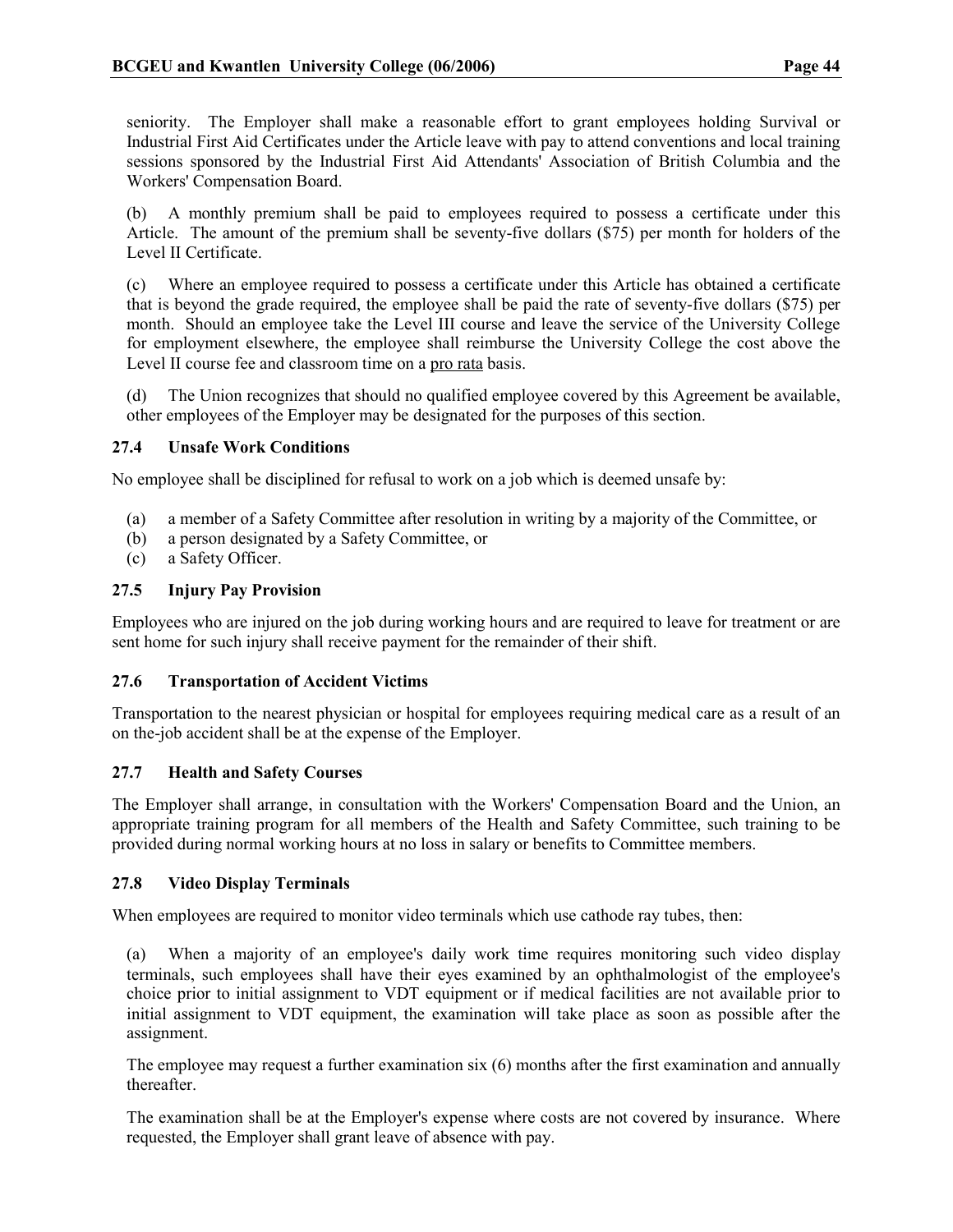seniority. The Employer shall make a reasonable effort to grant employees holding Survival or Industrial First Aid Certificates under the Article leave with pay to attend conventions and local training sessions sponsored by the Industrial First Aid Attendants' Association of British Columbia and the Workers' Compensation Board.

(b) A monthly premium shall be paid to employees required to possess a certificate under this Article. The amount of the premium shall be seventy-five dollars ($75) per month for holders of the Level II Certificate.

(c) Where an employee required to possess a certificate under this Article has obtained a certificate that is beyond the grade required, the employee shall be paid the rate of seventy-five dollars ($75) per month. Should an employee take the Level III course and leave the service of the University College for employment elsewhere, the employee shall reimburse the University College the cost above the Level II course fee and classroom time on a pro rata basis.

(d) The Union recognizes that should no qualified employee covered by this Agreement be available, other employees of the Employer may be designated for the purposes of this section.

### 27.4 Unsafe Work Conditions

No employee shall be disciplined for refusal to work on a job which is deemed unsafe by:

(a) a member of a Safety Committee after resolution in writing by a majority of the Committee, or
(b) a person designated by a Safety Committee, or
(c) a Safety Officer.

### 27.5 Injury Pay Provision

Employees who are injured on the job during working hours and are required to leave for treatment or are sent home for such injury shall receive payment for the remainder of their shift.

### 27.6 Transportation of Accident Victims

Transportation to the nearest physician or hospital for employees requiring medical care as a result of an on the-job accident shall be at the expense of the Employer.

### 27.7 Health and Safety Courses

The Employer shall arrange, in consultation with the Workers' Compensation Board and the Union, an appropriate training program for all members of the Health and Safety Committee, such training to be provided during normal working hours at no loss in salary or benefits to Committee members.

### 27.8 Video Display Terminals

When employees are required to monitor video terminals which use cathode ray tubes, then:

(a) When a majority of an employee's daily work time requires monitoring such video display terminals, such employees shall have their eyes examined by an ophthalmologist of the employee's choice prior to initial assignment to VDT equipment or if medical facilities are not available prior to initial assignment to VDT equipment, the examination will take place as soon as possible after the assignment.

The employee may request a further examination six (6) months after the first examination and annually thereafter.

The examination shall be at the Employer's expense where costs are not covered by insurance. Where requested, the Employer shall grant leave of absence with pay.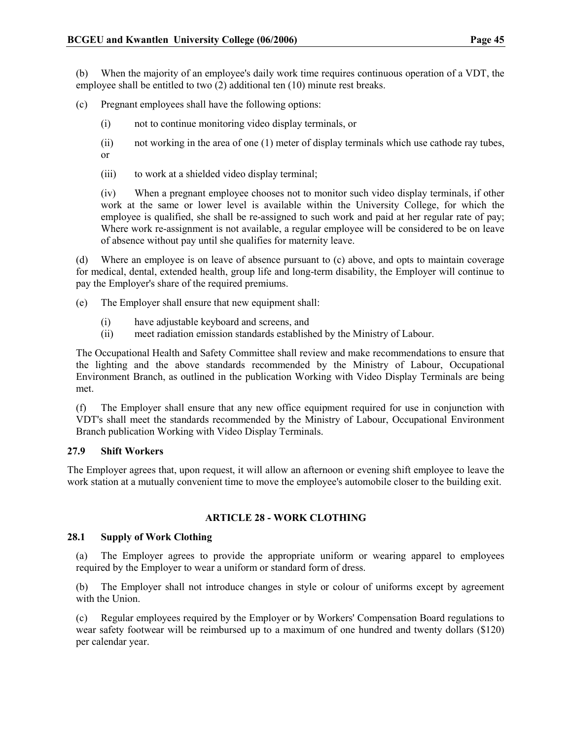(b) When the majority of an employee's daily work time requires continuous operation of a VDT, the employee shall be entitled to two (2) additional ten (10) minute rest breaks.

(c) Pregnant employees shall have the following options:

(i) not to continue monitoring video display terminals, or

(ii) not working in the area of one (1) meter of display terminals which use cathode ray tubes, or

(iii) to work at a shielded video display terminal;

(iv) When a pregnant employee chooses not to monitor such video display terminals, if other work at the same or lower level is available within the University College, for which the employee is qualified, she shall be re-assigned to such work and paid at her regular rate of pay; Where work re-assignment is not available, a regular employee will be considered to be on leave of absence without pay until she qualifies for maternity leave.

(d) Where an employee is on leave of absence pursuant to (c) above, and opts to maintain coverage for medical, dental, extended health, group life and long-term disability, the Employer will continue to pay the Employer's share of the required premiums.

(e) The Employer shall ensure that new equipment shall:

(i) have adjustable keyboard and screens, and
(ii) meet radiation emission standards established by the Ministry of Labour.

The Occupational Health and Safety Committee shall review and make recommendations to ensure that the lighting and the above standards recommended by the Ministry of Labour, Occupational Environment Branch, as outlined in the publication Working with Video Display Terminals are being met.

(f) The Employer shall ensure that any new office equipment required for use in conjunction with VDT's shall meet the standards recommended by the Ministry of Labour, Occupational Environment Branch publication Working with Video Display Terminals.

### 27.9 Shift Workers

The Employer agrees that, upon request, it will allow an afternoon or evening shift employee to leave the work station at a mutually convenient time to move the employee's automobile closer to the building exit.

## ARTICLE 28 - WORK CLOTHING

### 28.1 Supply of Work Clothing

(a) The Employer agrees to provide the appropriate uniform or wearing apparel to employees required by the Employer to wear a uniform or standard form of dress.

(b) The Employer shall not introduce changes in style or colour of uniforms except by agreement with the Union.

(c) Regular employees required by the Employer or by Workers' Compensation Board regulations to wear safety footwear will be reimbursed up to a maximum of one hundred and twenty dollars ($120) per calendar year.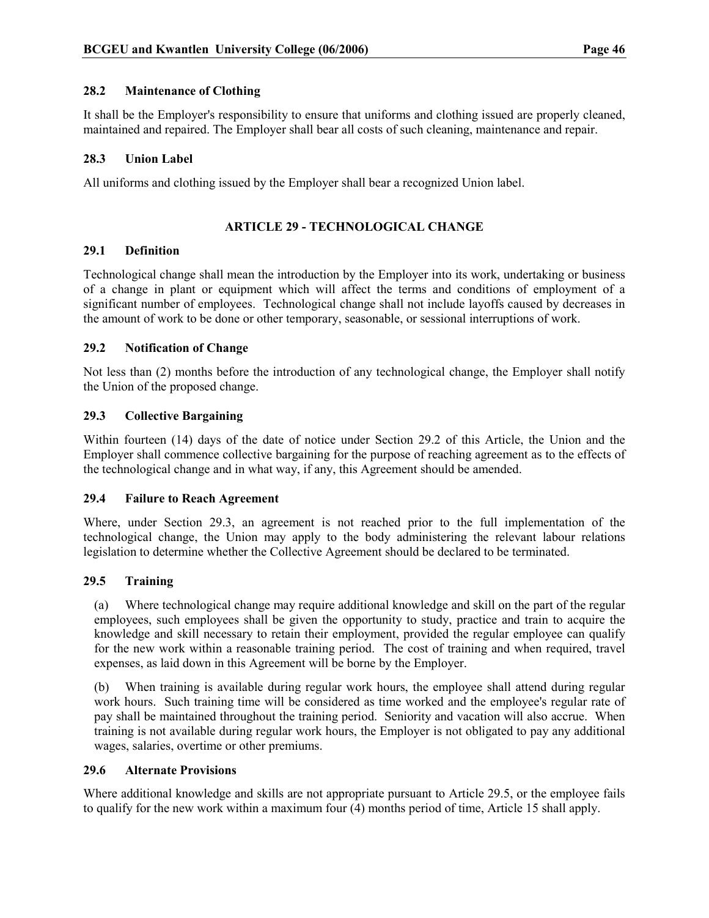### 28.2 Maintenance of Clothing

It shall be the Employer's responsibility to ensure that uniforms and clothing issued are properly cleaned, maintained and repaired. The Employer shall bear all costs of such cleaning, maintenance and repair.

### 28.3 Union Label

All uniforms and clothing issued by the Employer shall bear a recognized Union label.

## ARTICLE 29 - TECHNOLOGICAL CHANGE

### 29.1 Definition

Technological change shall mean the introduction by the Employer into its work, undertaking or business of a change in plant or equipment which will affect the terms and conditions of employment of a significant number of employees. Technological change shall not include layoffs caused by decreases in the amount of work to be done or other temporary, seasonable, or sessional interruptions of work.

### 29.2 Notification of Change

Not less than (2) months before the introduction of any technological change, the Employer shall notify the Union of the proposed change.

### 29.3 Collective Bargaining

Within fourteen (14) days of the date of notice under Section 29.2 of this Article, the Union and the Employer shall commence collective bargaining for the purpose of reaching agreement as to the effects of the technological change and in what way, if any, this Agreement should be amended.

### 29.4 Failure to Reach Agreement

Where, under Section 29.3, an agreement is not reached prior to the full implementation of the technological change, the Union may apply to the body administering the relevant labour relations legislation to determine whether the Collective Agreement should be declared to be terminated.

### 29.5 Training

(a) Where technological change may require additional knowledge and skill on the part of the regular employees, such employees shall be given the opportunity to study, practice and train to acquire the knowledge and skill necessary to retain their employment, provided the regular employee can qualify for the new work within a reasonable training period. The cost of training and when required, travel expenses, as laid down in this Agreement will be borne by the Employer.

(b) When training is available during regular work hours, the employee shall attend during regular work hours. Such training time will be considered as time worked and the employee's regular rate of pay shall be maintained throughout the training period. Seniority and vacation will also accrue. When training is not available during regular work hours, the Employer is not obligated to pay any additional wages, salaries, overtime or other premiums.

### 29.6 Alternate Provisions

Where additional knowledge and skills are not appropriate pursuant to Article 29.5, or the employee fails to qualify for the new work within a maximum four (4) months period of time, Article 15 shall apply.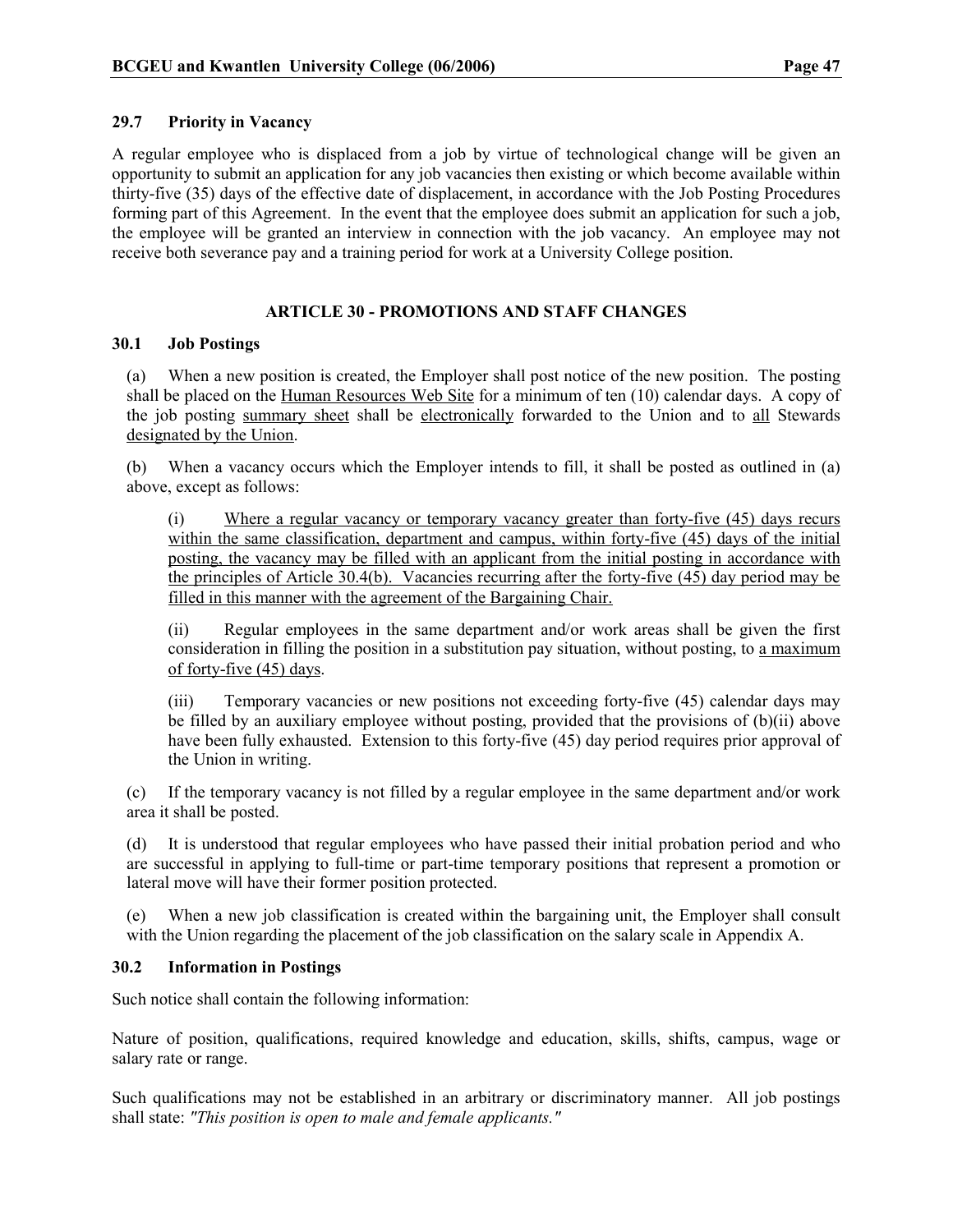### 29.7 Priority in Vacancy

A regular employee who is displaced from a job by virtue of technological change will be given an opportunity to submit an application for any job vacancies then existing or which become available within thirty-five (35) days of the effective date of displacement, in accordance with the Job Posting Procedures forming part of this Agreement. In the event that the employee does submit an application for such a job, the employee will be granted an interview in connection with the job vacancy. An employee may not receive both severance pay and a training period for work at a University College position.

## ARTICLE 30 - PROMOTIONS AND STAFF CHANGES

### 30.1 Job Postings

(a) When a new position is created, the Employer shall post notice of the new position. The posting shall be placed on the Human Resources Web Site for a minimum of ten (10) calendar days. A copy of the job posting summary sheet shall be electronically forwarded to the Union and to all Stewards designated by the Union.

(b) When a vacancy occurs which the Employer intends to fill, it shall be posted as outlined in (a) above, except as follows:

(i) Where a regular vacancy or temporary vacancy greater than forty-five (45) days recurs within the same classification, department and campus, within forty-five (45) days of the initial posting, the vacancy may be filled with an applicant from the initial posting in accordance with the principles of Article 30.4(b). Vacancies recurring after the forty-five (45) day period may be filled in this manner with the agreement of the Bargaining Chair.

(ii) Regular employees in the same department and/or work areas shall be given the first consideration in filling the position in a substitution pay situation, without posting, to a maximum of forty-five (45) days.

(iii) Temporary vacancies or new positions not exceeding forty-five (45) calendar days may be filled by an auxiliary employee without posting, provided that the provisions of (b)(ii) above have been fully exhausted. Extension to this forty-five (45) day period requires prior approval of the Union in writing.

(c) If the temporary vacancy is not filled by a regular employee in the same department and/or work area it shall be posted.

(d) It is understood that regular employees who have passed their initial probation period and who are successful in applying to full-time or part-time temporary positions that represent a promotion or lateral move will have their former position protected.

(e) When a new job classification is created within the bargaining unit, the Employer shall consult with the Union regarding the placement of the job classification on the salary scale in Appendix A.

### 30.2 Information in Postings

Such notice shall contain the following information:

Nature of position, qualifications, required knowledge and education, skills, shifts, campus, wage or salary rate or range.

Such qualifications may not be established in an arbitrary or discriminatory manner. All job postings shall state: *"This position is open to male and female applicants."*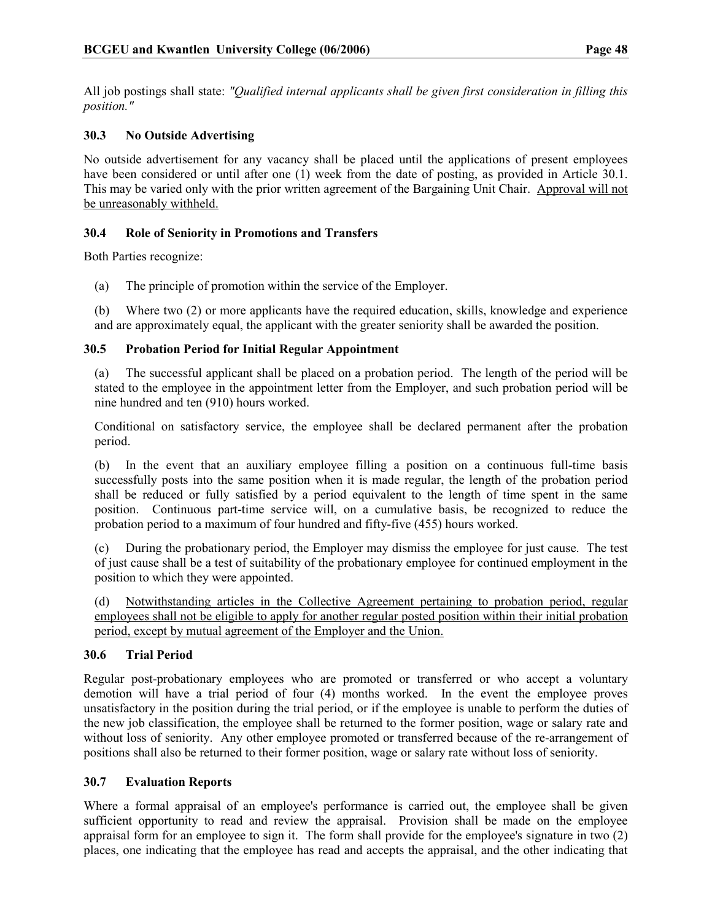All job postings shall state: *"Qualified internal applicants shall be given first consideration in filling this position."*

### 30.3 No Outside Advertising

No outside advertisement for any vacancy shall be placed until the applications of present employees have been considered or until after one (1) week from the date of posting, as provided in Article 30.1. This may be varied only with the prior written agreement of the Bargaining Unit Chair. <u>Approval will not be unreasonably withheld.</u>

### 30.4 Role of Seniority in Promotions and Transfers

Both Parties recognize:

(a) The principle of promotion within the service of the Employer.

(b) Where two (2) or more applicants have the required education, skills, knowledge and experience and are approximately equal, the applicant with the greater seniority shall be awarded the position.

### 30.5 Probation Period for Initial Regular Appointment

(a) The successful applicant shall be placed on a probation period. The length of the period will be stated to the employee in the appointment letter from the Employer, and such probation period will be nine hundred and ten (910) hours worked.

Conditional on satisfactory service, the employee shall be declared permanent after the probation period.

(b) In the event that an auxiliary employee filling a position on a continuous full-time basis successfully posts into the same position when it is made regular, the length of the probation period shall be reduced or fully satisfied by a period equivalent to the length of time spent in the same position. Continuous part-time service will, on a cumulative basis, be recognized to reduce the probation period to a maximum of four hundred and fifty-five (455) hours worked.

(c) During the probationary period, the Employer may dismiss the employee for just cause. The test of just cause shall be a test of suitability of the probationary employee for continued employment in the position to which they were appointed.

(d) <u>Notwithstanding articles in the Collective Agreement pertaining to probation period, regular employees shall not be eligible to apply for another regular posted position within their initial probation period, except by mutual agreement of the Employer and the Union.</u>

### 30.6 Trial Period

Regular post-probationary employees who are promoted or transferred or who accept a voluntary demotion will have a trial period of four (4) months worked. In the event the employee proves unsatisfactory in the position during the trial period, or if the employee is unable to perform the duties of the new job classification, the employee shall be returned to the former position, wage or salary rate and without loss of seniority. Any other employee promoted or transferred because of the re-arrangement of positions shall also be returned to their former position, wage or salary rate without loss of seniority.

### 30.7 Evaluation Reports

Where a formal appraisal of an employee's performance is carried out, the employee shall be given sufficient opportunity to read and review the appraisal. Provision shall be made on the employee appraisal form for an employee to sign it. The form shall provide for the employee's signature in two (2) places, one indicating that the employee has read and accepts the appraisal, and the other indicating that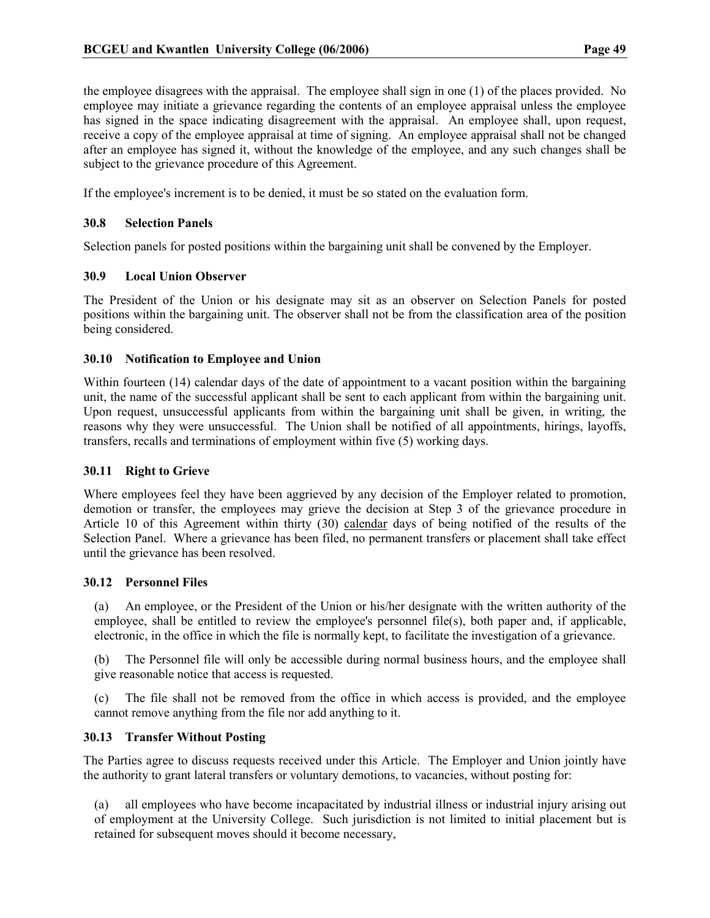the employee disagrees with the appraisal. The employee shall sign in one (1) of the places provided. No employee may initiate a grievance regarding the contents of an employee appraisal unless the employee has signed in the space indicating disagreement with the appraisal. An employee shall, upon request, receive a copy of the employee appraisal at time of signing. An employee appraisal shall not be changed after an employee has signed it, without the knowledge of the employee, and any such changes shall be subject to the grievance procedure of this Agreement.

If the employee's increment is to be denied, it must be so stated on the evaluation form.

### 30.8 Selection Panels

Selection panels for posted positions within the bargaining unit shall be convened by the Employer.

### 30.9 Local Union Observer

The President of the Union or his designate may sit as an observer on Selection Panels for posted positions within the bargaining unit. The observer shall not be from the classification area of the position being considered.

### 30.10 Notification to Employee and Union

Within fourteen (14) calendar days of the date of appointment to a vacant position within the bargaining unit, the name of the successful applicant shall be sent to each applicant from within the bargaining unit. Upon request, unsuccessful applicants from within the bargaining unit shall be given, in writing, the reasons why they were unsuccessful. The Union shall be notified of all appointments, hirings, layoffs, transfers, recalls and terminations of employment within five (5) working days.

### 30.11 Right to Grieve

Where employees feel they have been aggrieved by any decision of the Employer related to promotion, demotion or transfer, the employees may grieve the decision at Step 3 of the grievance procedure in Article 10 of this Agreement within thirty (30) calendar days of being notified of the results of the Selection Panel. Where a grievance has been filed, no permanent transfers or placement shall take effect until the grievance has been resolved.

### 30.12 Personnel Files

(a) An employee, or the President of the Union or his/her designate with the written authority of the employee, shall be entitled to review the employee's personnel file(s), both paper and, if applicable, electronic, in the office in which the file is normally kept, to facilitate the investigation of a grievance.

(b) The Personnel file will only be accessible during normal business hours, and the employee shall give reasonable notice that access is requested.

(c) The file shall not be removed from the office in which access is provided, and the employee cannot remove anything from the file nor add anything to it.

### 30.13 Transfer Without Posting

The Parties agree to discuss requests received under this Article. The Employer and Union jointly have the authority to grant lateral transfers or voluntary demotions, to vacancies, without posting for:

(a) all employees who have become incapacitated by industrial illness or industrial injury arising out of employment at the University College. Such jurisdiction is not limited to initial placement but is retained for subsequent moves should it become necessary,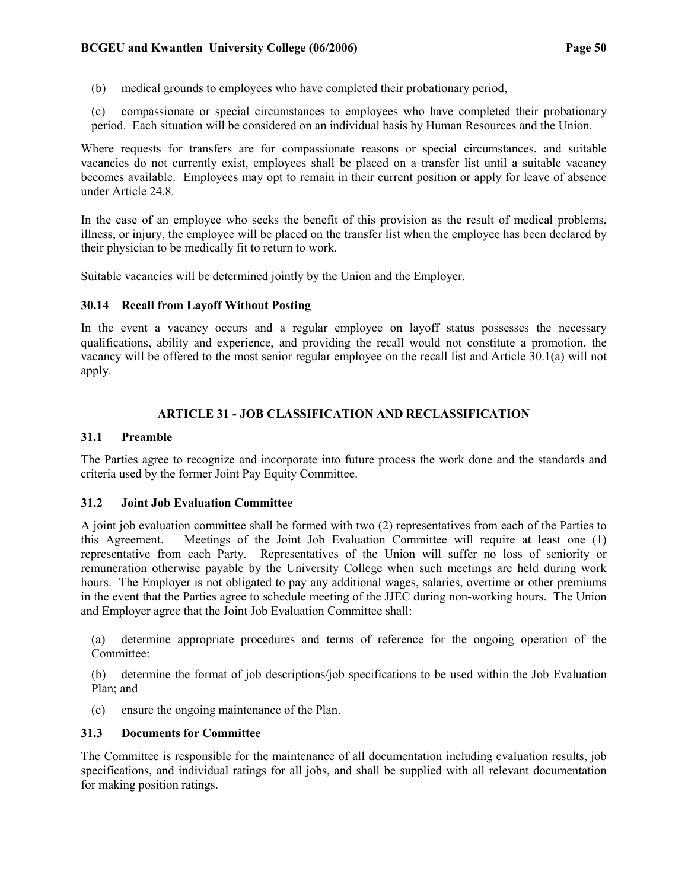(b) medical grounds to employees who have completed their probationary period,

(c) compassionate or special circumstances to employees who have completed their probationary period. Each situation will be considered on an individual basis by Human Resources and the Union.

Where requests for transfers are for compassionate reasons or special circumstances, and suitable vacancies do not currently exist, employees shall be placed on a transfer list until a suitable vacancy becomes available. Employees may opt to remain in their current position or apply for leave of absence under Article 24.8.

In the case of an employee who seeks the benefit of this provision as the result of medical problems, illness, or injury, the employee will be placed on the transfer list when the employee has been declared by their physician to be medically fit to return to work.

Suitable vacancies will be determined jointly by the Union and the Employer.

### 30.14 Recall from Layoff Without Posting

In the event a vacancy occurs and a regular employee on layoff status possesses the necessary qualifications, ability and experience, and providing the recall would not constitute a promotion, the vacancy will be offered to the most senior regular employee on the recall list and Article 30.1(a) will not apply.

## ARTICLE 31 - JOB CLASSIFICATION AND RECLASSIFICATION

### 31.1 Preamble

The Parties agree to recognize and incorporate into future process the work done and the standards and criteria used by the former Joint Pay Equity Committee.

### 31.2 Joint Job Evaluation Committee

A joint job evaluation committee shall be formed with two (2) representatives from each of the Parties to this Agreement. Meetings of the Joint Job Evaluation Committee will require at least one (1) representative from each Party. Representatives of the Union will suffer no loss of seniority or remuneration otherwise payable by the University College when such meetings are held during work hours. The Employer is not obligated to pay any additional wages, salaries, overtime or other premiums in the event that the Parties agree to schedule meeting of the JJEC during non-working hours. The Union and Employer agree that the Joint Job Evaluation Committee shall:

(a) determine appropriate procedures and terms of reference for the ongoing operation of the Committee:

(b) determine the format of job descriptions/job specifications to be used within the Job Evaluation Plan; and

(c) ensure the ongoing maintenance of the Plan.

### 31.3 Documents for Committee

The Committee is responsible for the maintenance of all documentation including evaluation results, job specifications, and individual ratings for all jobs, and shall be supplied with all relevant documentation for making position ratings.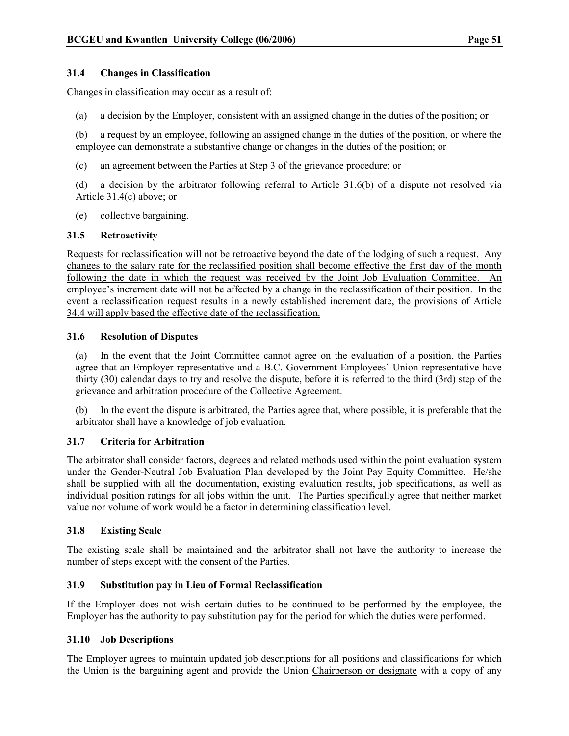### 31.4 Changes in Classification

Changes in classification may occur as a result of:

(a) a decision by the Employer, consistent with an assigned change in the duties of the position; or

(b) a request by an employee, following an assigned change in the duties of the position, or where the employee can demonstrate a substantive change or changes in the duties of the position; or

(c) an agreement between the Parties at Step 3 of the grievance procedure; or

(d) a decision by the arbitrator following referral to Article 31.6(b) of a dispute not resolved via Article 31.4(c) above; or

(e) collective bargaining.

### 31.5 Retroactivity

Requests for reclassification will not be retroactive beyond the date of the lodging of such a request. <u>Any changes to the salary rate for the reclassified position shall become effective the first day of the month following the date in which the request was received by the Joint Job Evaluation Committee. An employee's increment date will not be affected by a change in the reclassification of their position. In the event a reclassification request results in a newly established increment date, the provisions of Article 34.4 will apply based the effective date of the reclassification.</u>

### 31.6 Resolution of Disputes

(a) In the event that the Joint Committee cannot agree on the evaluation of a position, the Parties agree that an Employer representative and a B.C. Government Employees' Union representative have thirty (30) calendar days to try and resolve the dispute, before it is referred to the third (3rd) step of the grievance and arbitration procedure of the Collective Agreement.

(b) In the event the dispute is arbitrated, the Parties agree that, where possible, it is preferable that the arbitrator shall have a knowledge of job evaluation.

### 31.7 Criteria for Arbitration

The arbitrator shall consider factors, degrees and related methods used within the point evaluation system under the Gender-Neutral Job Evaluation Plan developed by the Joint Pay Equity Committee. He/she shall be supplied with all the documentation, existing evaluation results, job specifications, as well as individual position ratings for all jobs within the unit. The Parties specifically agree that neither market value nor volume of work would be a factor in determining classification level.

### 31.8 Existing Scale

The existing scale shall be maintained and the arbitrator shall not have the authority to increase the number of steps except with the consent of the Parties.

### 31.9 Substitution pay in Lieu of Formal Reclassification

If the Employer does not wish certain duties to be continued to be performed by the employee, the Employer has the authority to pay substitution pay for the period for which the duties were performed.

### 31.10 Job Descriptions

The Employer agrees to maintain updated job descriptions for all positions and classifications for which the Union is the bargaining agent and provide the Union <u>Chairperson or designate</u> with a copy of any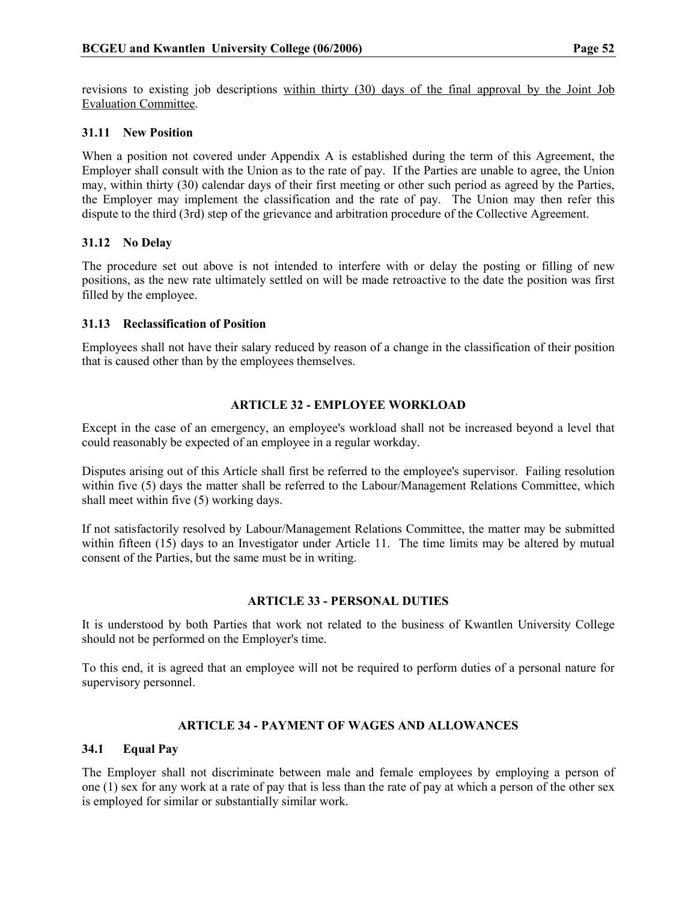revisions to existing job descriptions <u>within thirty (30) days of the final approval by the Joint Job Evaluation Committee</u>.

### 31.11 New Position

When a position not covered under Appendix A is established during the term of this Agreement, the Employer shall consult with the Union as to the rate of pay. If the Parties are unable to agree, the Union may, within thirty (30) calendar days of their first meeting or other such period as agreed by the Parties, the Employer may implement the classification and the rate of pay. The Union may then refer this dispute to the third (3rd) step of the grievance and arbitration procedure of the Collective Agreement.

### 31.12 No Delay

The procedure set out above is not intended to interfere with or delay the posting or filling of new positions, as the new rate ultimately settled on will be made retroactive to the date the position was first filled by the employee.

### 31.13 Reclassification of Position

Employees shall not have their salary reduced by reason of a change in the classification of their position that is caused other than by the employees themselves.

## ARTICLE 32 - EMPLOYEE WORKLOAD

Except in the case of an emergency, an employee's workload shall not be increased beyond a level that could reasonably be expected of an employee in a regular workday.

Disputes arising out of this Article shall first be referred to the employee's supervisor. Failing resolution within five (5) days the matter shall be referred to the Labour/Management Relations Committee, which shall meet within five (5) working days.

If not satisfactorily resolved by Labour/Management Relations Committee, the matter may be submitted within fifteen (15) days to an Investigator under Article 11. The time limits may be altered by mutual consent of the Parties, but the same must be in writing.

## ARTICLE 33 - PERSONAL DUTIES

It is understood by both Parties that work not related to the business of Kwantlen University College should not be performed on the Employer's time.

To this end, it is agreed that an employee will not be required to perform duties of a personal nature for supervisory personnel.

## ARTICLE 34 - PAYMENT OF WAGES AND ALLOWANCES

### 34.1 Equal Pay

The Employer shall not discriminate between male and female employees by employing a person of one (1) sex for any work at a rate of pay that is less than the rate of pay at which a person of the other sex is employed for similar or substantially similar work.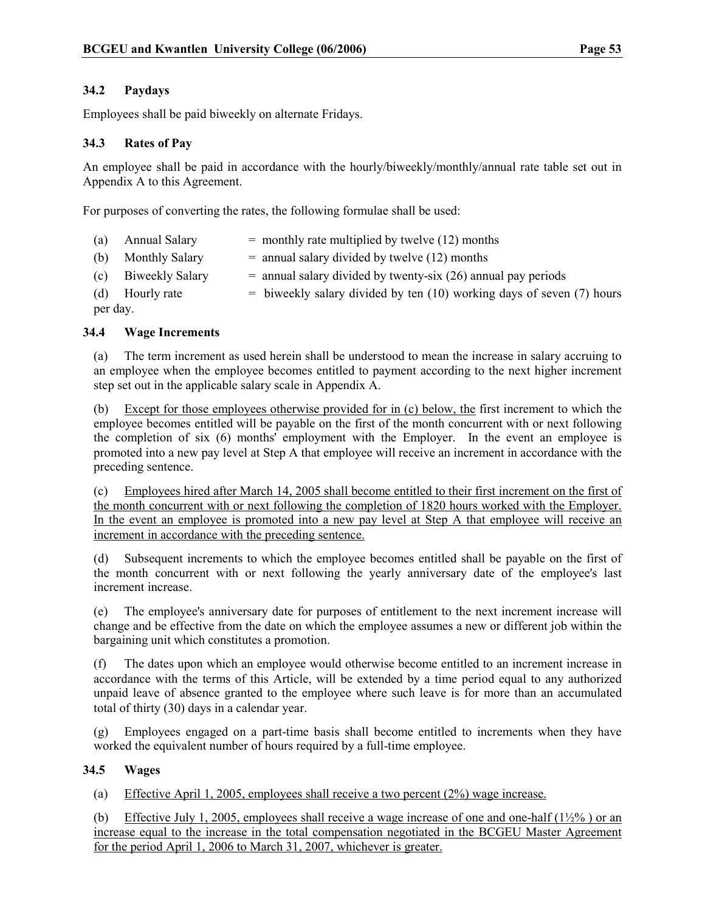### 34.2 Paydays

Employees shall be paid biweekly on alternate Fridays.

### 34.3 Rates of Pay

An employee shall be paid in accordance with the hourly/biweekly/monthly/annual rate table set out in Appendix A to this Agreement.

For purposes of converting the rates, the following formulae shall be used:

(a) Annual Salary = monthly rate multiplied by twelve (12) months

(b) Monthly Salary = annual salary divided by twelve (12) months

(c) Biweekly Salary = annual salary divided by twenty-six (26) annual pay periods

(d) Hourly rate = biweekly salary divided by ten (10) working days of seven (7) hours per day.

### 34.4 Wage Increments

(a) The term increment as used herein shall be understood to mean the increase in salary accruing to an employee when the employee becomes entitled to payment according to the next higher increment step set out in the applicable salary scale in Appendix A.

(b) Except for those employees otherwise provided for in (c) below, the first increment to which the employee becomes entitled will be payable on the first of the month concurrent with or next following the completion of six (6) months' employment with the Employer. In the event an employee is promoted into a new pay level at Step A that employee will receive an increment in accordance with the preceding sentence.

(c) Employees hired after March 14, 2005 shall become entitled to their first increment on the first of the month concurrent with or next following the completion of 1820 hours worked with the Employer. In the event an employee is promoted into a new pay level at Step A that employee will receive an increment in accordance with the preceding sentence.

(d) Subsequent increments to which the employee becomes entitled shall be payable on the first of the month concurrent with or next following the yearly anniversary date of the employee's last increment increase.

(e) The employee's anniversary date for purposes of entitlement to the next increment increase will change and be effective from the date on which the employee assumes a new or different job within the bargaining unit which constitutes a promotion.

(f) The dates upon which an employee would otherwise become entitled to an increment increase in accordance with the terms of this Article, will be extended by a time period equal to any authorized unpaid leave of absence granted to the employee where such leave is for more than an accumulated total of thirty (30) days in a calendar year.

(g) Employees engaged on a part-time basis shall become entitled to increments when they have worked the equivalent number of hours required by a full-time employee.

### 34.5 Wages

(a) Effective April 1, 2005, employees shall receive a two percent (2%) wage increase.

(b) Effective July 1, 2005, employees shall receive a wage increase of one and one-half (1½% ) or an increase equal to the increase in the total compensation negotiated in the BCGEU Master Agreement for the period April 1, 2006 to March 31, 2007, whichever is greater.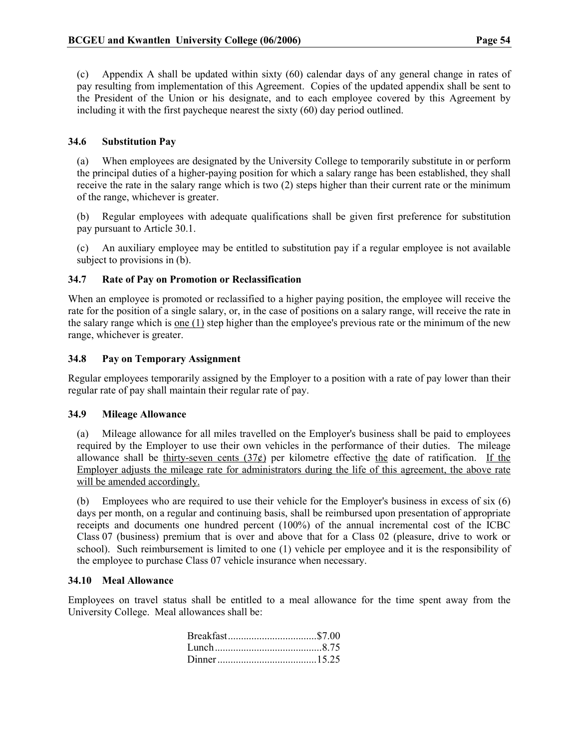(c) Appendix A shall be updated within sixty (60) calendar days of any general change in rates of pay resulting from implementation of this Agreement. Copies of the updated appendix shall be sent to the President of the Union or his designate, and to each employee covered by this Agreement by including it with the first paycheque nearest the sixty (60) day period outlined.

### 34.6 Substitution Pay

(a) When employees are designated by the University College to temporarily substitute in or perform the principal duties of a higher-paying position for which a salary range has been established, they shall receive the rate in the salary range which is two (2) steps higher than their current rate or the minimum of the range, whichever is greater.

(b) Regular employees with adequate qualifications shall be given first preference for substitution pay pursuant to Article 30.1.

(c) An auxiliary employee may be entitled to substitution pay if a regular employee is not available subject to provisions in (b).

### 34.7 Rate of Pay on Promotion or Reclassification

When an employee is promoted or reclassified to a higher paying position, the employee will receive the rate for the position of a single salary, or, in the case of positions on a salary range, will receive the rate in the salary range which is <u>one (1)</u> step higher than the employee's previous rate or the minimum of the new range, whichever is greater.

### 34.8 Pay on Temporary Assignment

Regular employees temporarily assigned by the Employer to a position with a rate of pay lower than their regular rate of pay shall maintain their regular rate of pay.

### 34.9 Mileage Allowance

(a) Mileage allowance for all miles travelled on the Employer's business shall be paid to employees required by the Employer to use their own vehicles in the performance of their duties. The mileage allowance shall be <u>thirty-seven cents (37¢)</u> per kilometre effective <u>the</u> date of ratification. <u>If the Employer adjusts the mileage rate for administrators during the life of this agreement, the above rate will be amended accordingly.</u>

(b) Employees who are required to use their vehicle for the Employer's business in excess of six (6) days per month, on a regular and continuing basis, shall be reimbursed upon presentation of appropriate receipts and documents one hundred percent (100%) of the annual incremental cost of the ICBC Class 07 (business) premium that is over and above that for a Class 02 (pleasure, drive to work or school). Such reimbursement is limited to one (1) vehicle per employee and it is the responsibility of the employee to purchase Class 07 vehicle insurance when necessary.

### 34.10 Meal Allowance

Employees on travel status shall be entitled to a meal allowance for the time spent away from the University College. Meal allowances shall be:

| | |
|---|---|
| Breakfast | $7.00 |
| Lunch | 8.75 |
| Dinner | 15.25 |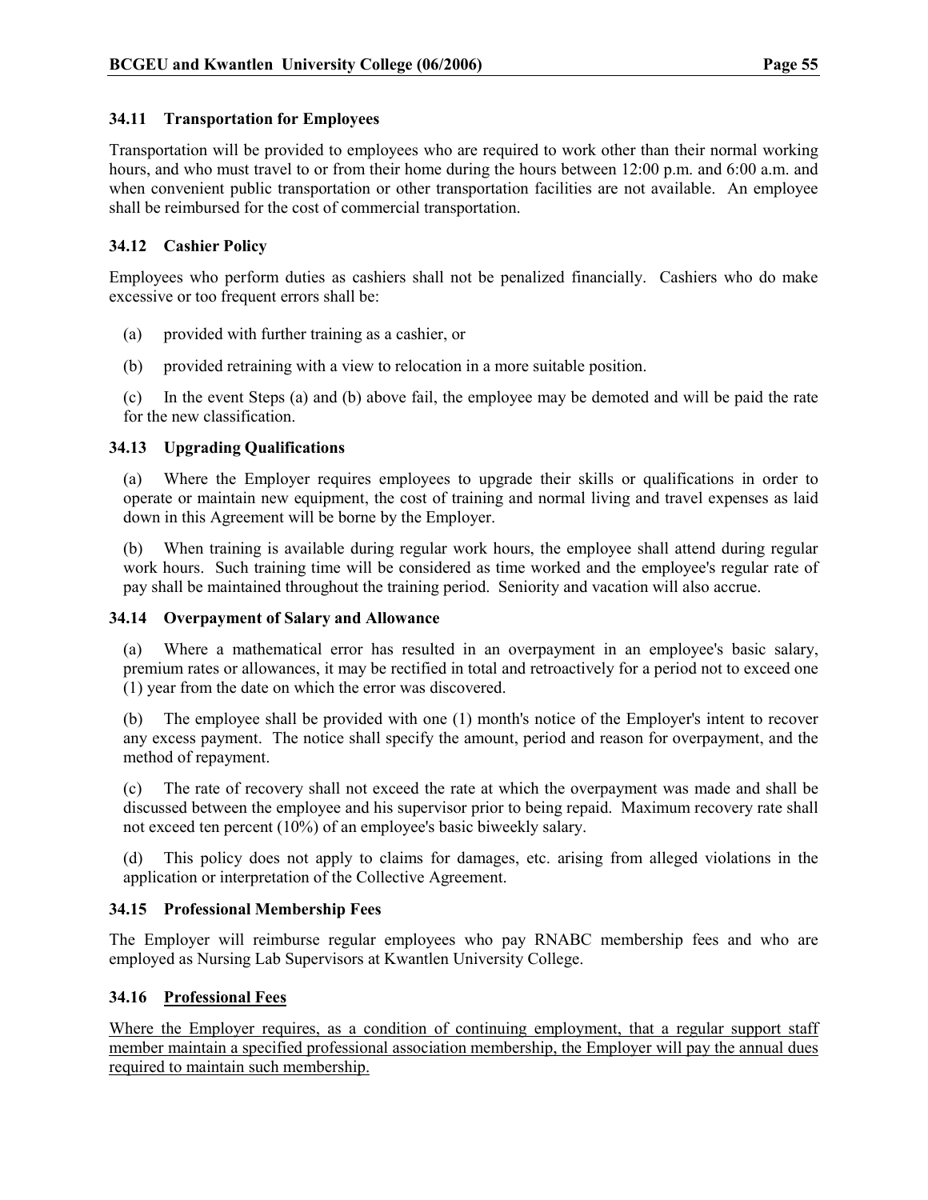### 34.11 Transportation for Employees

Transportation will be provided to employees who are required to work other than their normal working hours, and who must travel to or from their home during the hours between 12:00 p.m. and 6:00 a.m. and when convenient public transportation or other transportation facilities are not available. An employee shall be reimbursed for the cost of commercial transportation.

### 34.12 Cashier Policy

Employees who perform duties as cashiers shall not be penalized financially. Cashiers who do make excessive or too frequent errors shall be:

(a) provided with further training as a cashier, or

(b) provided retraining with a view to relocation in a more suitable position.

(c) In the event Steps (a) and (b) above fail, the employee may be demoted and will be paid the rate for the new classification.

### 34.13 Upgrading Qualifications

(a) Where the Employer requires employees to upgrade their skills or qualifications in order to operate or maintain new equipment, the cost of training and normal living and travel expenses as laid down in this Agreement will be borne by the Employer.

(b) When training is available during regular work hours, the employee shall attend during regular work hours. Such training time will be considered as time worked and the employee's regular rate of pay shall be maintained throughout the training period. Seniority and vacation will also accrue.

### 34.14 Overpayment of Salary and Allowance

(a) Where a mathematical error has resulted in an overpayment in an employee's basic salary, premium rates or allowances, it may be rectified in total and retroactively for a period not to exceed one (1) year from the date on which the error was discovered.

(b) The employee shall be provided with one (1) month's notice of the Employer's intent to recover any excess payment. The notice shall specify the amount, period and reason for overpayment, and the method of repayment.

(c) The rate of recovery shall not exceed the rate at which the overpayment was made and shall be discussed between the employee and his supervisor prior to being repaid. Maximum recovery rate shall not exceed ten percent (10%) of an employee's basic biweekly salary.

(d) This policy does not apply to claims for damages, etc. arising from alleged violations in the application or interpretation of the Collective Agreement.

### 34.15 Professional Membership Fees

The Employer will reimburse regular employees who pay RNABC membership fees and who are employed as Nursing Lab Supervisors at Kwantlen University College.

### 34.16 Professional Fees

Where the Employer requires, as a condition of continuing employment, that a regular support staff member maintain a specified professional association membership, the Employer will pay the annual dues required to maintain such membership.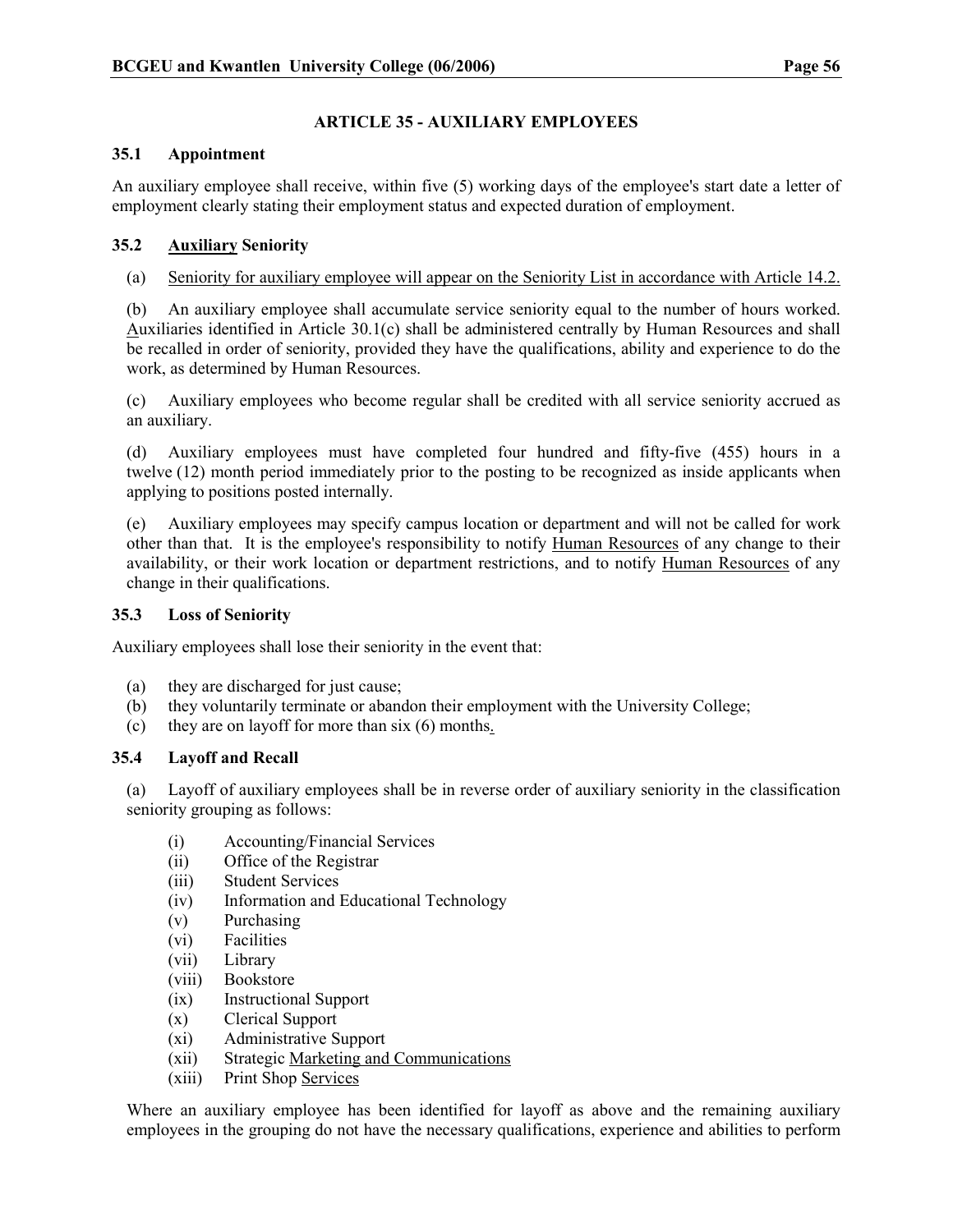## ARTICLE 35 - AUXILIARY EMPLOYEES

### 35.1 Appointment

An auxiliary employee shall receive, within five (5) working days of the employee's start date a letter of employment clearly stating their employment status and expected duration of employment.

### 35.2 Auxiliary Seniority

(a) Seniority for auxiliary employee will appear on the Seniority List in accordance with Article 14.2.

(b) An auxiliary employee shall accumulate service seniority equal to the number of hours worked. Auxiliaries identified in Article 30.1(c) shall be administered centrally by Human Resources and shall be recalled in order of seniority, provided they have the qualifications, ability and experience to do the work, as determined by Human Resources.

(c) Auxiliary employees who become regular shall be credited with all service seniority accrued as an auxiliary.

(d) Auxiliary employees must have completed four hundred and fifty-five (455) hours in a twelve (12) month period immediately prior to the posting to be recognized as inside applicants when applying to positions posted internally.

(e) Auxiliary employees may specify campus location or department and will not be called for work other than that. It is the employee's responsibility to notify Human Resources of any change to their availability, or their work location or department restrictions, and to notify Human Resources of any change in their qualifications.

### 35.3 Loss of Seniority

Auxiliary employees shall lose their seniority in the event that:

(a) they are discharged for just cause;
(b) they voluntarily terminate or abandon their employment with the University College;
(c) they are on layoff for more than six (6) months.

### 35.4 Layoff and Recall

(a) Layoff of auxiliary employees shall be in reverse order of auxiliary seniority in the classification seniority grouping as follows:

(i) Accounting/Financial Services
(ii) Office of the Registrar
(iii) Student Services
(iv) Information and Educational Technology
(v) Purchasing
(vi) Facilities
(vii) Library
(viii) Bookstore
(ix) Instructional Support
(x) Clerical Support
(xi) Administrative Support
(xii) Strategic Marketing and Communications
(xiii) Print Shop Services

Where an auxiliary employee has been identified for layoff as above and the remaining auxiliary employees in the grouping do not have the necessary qualifications, experience and abilities to perform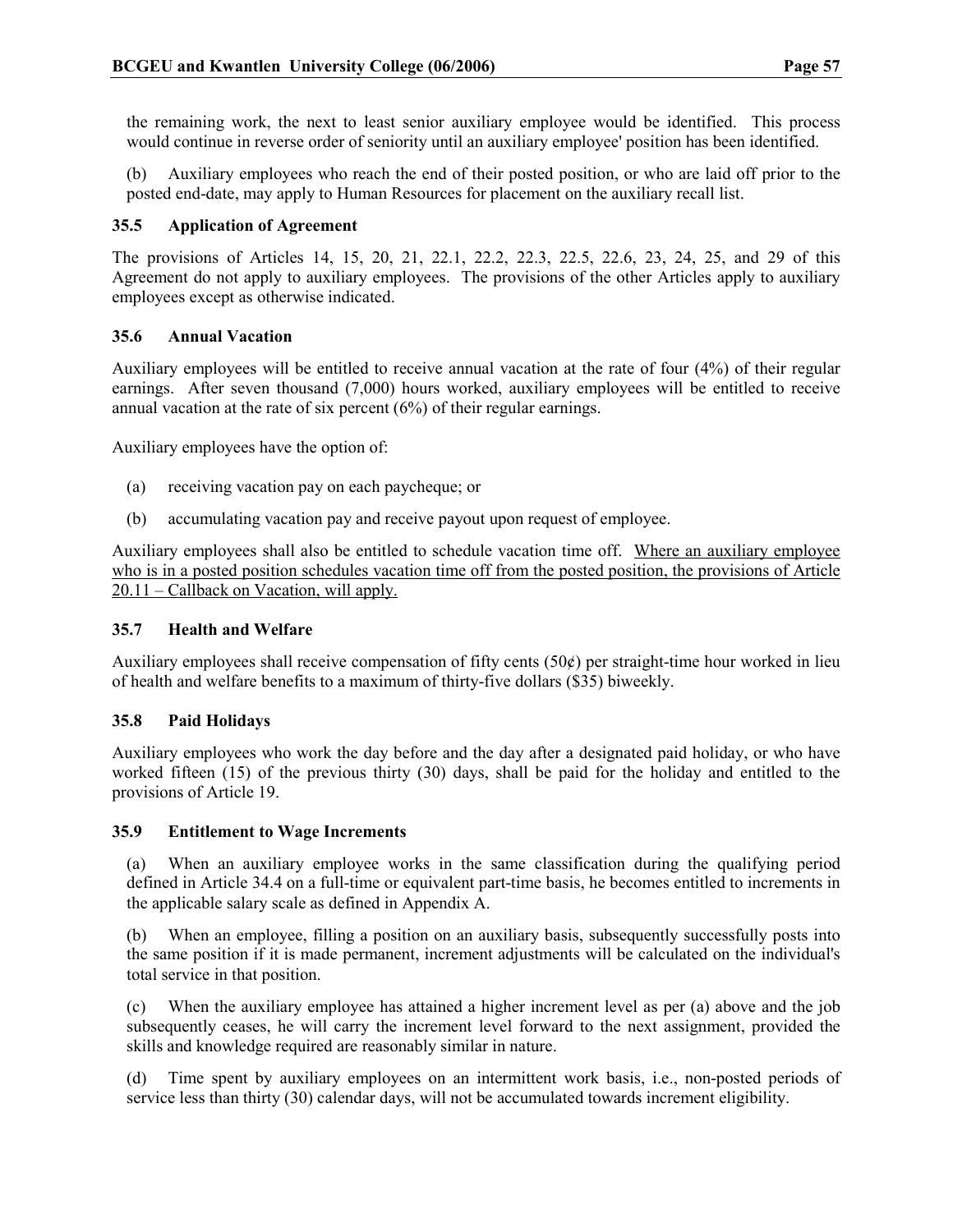the remaining work, the next to least senior auxiliary employee would be identified. This process would continue in reverse order of seniority until an auxiliary employee' position has been identified.

(b) Auxiliary employees who reach the end of their posted position, or who are laid off prior to the posted end-date, may apply to Human Resources for placement on the auxiliary recall list.

### 35.5 Application of Agreement

The provisions of Articles 14, 15, 20, 21, 22.1, 22.2, 22.3, 22.5, 22.6, 23, 24, 25, and 29 of this Agreement do not apply to auxiliary employees. The provisions of the other Articles apply to auxiliary employees except as otherwise indicated.

### 35.6 Annual Vacation

Auxiliary employees will be entitled to receive annual vacation at the rate of four (4%) of their regular earnings. After seven thousand (7,000) hours worked, auxiliary employees will be entitled to receive annual vacation at the rate of six percent (6%) of their regular earnings.

Auxiliary employees have the option of:

(a) receiving vacation pay on each paycheque; or

(b) accumulating vacation pay and receive payout upon request of employee.

Auxiliary employees shall also be entitled to schedule vacation time off. <u>Where an auxiliary employee who is in a posted position schedules vacation time off from the posted position, the provisions of Article 20.11 – Callback on Vacation, will apply.</u>

### 35.7 Health and Welfare

Auxiliary employees shall receive compensation of fifty cents (50¢) per straight-time hour worked in lieu of health and welfare benefits to a maximum of thirty-five dollars ($35) biweekly.

### 35.8 Paid Holidays

Auxiliary employees who work the day before and the day after a designated paid holiday, or who have worked fifteen (15) of the previous thirty (30) days, shall be paid for the holiday and entitled to the provisions of Article 19.

### 35.9 Entitlement to Wage Increments

(a) When an auxiliary employee works in the same classification during the qualifying period defined in Article 34.4 on a full-time or equivalent part-time basis, he becomes entitled to increments in the applicable salary scale as defined in Appendix A.

(b) When an employee, filling a position on an auxiliary basis, subsequently successfully posts into the same position if it is made permanent, increment adjustments will be calculated on the individual's total service in that position.

(c) When the auxiliary employee has attained a higher increment level as per (a) above and the job subsequently ceases, he will carry the increment level forward to the next assignment, provided the skills and knowledge required are reasonably similar in nature.

(d) Time spent by auxiliary employees on an intermittent work basis, i.e., non-posted periods of service less than thirty (30) calendar days, will not be accumulated towards increment eligibility.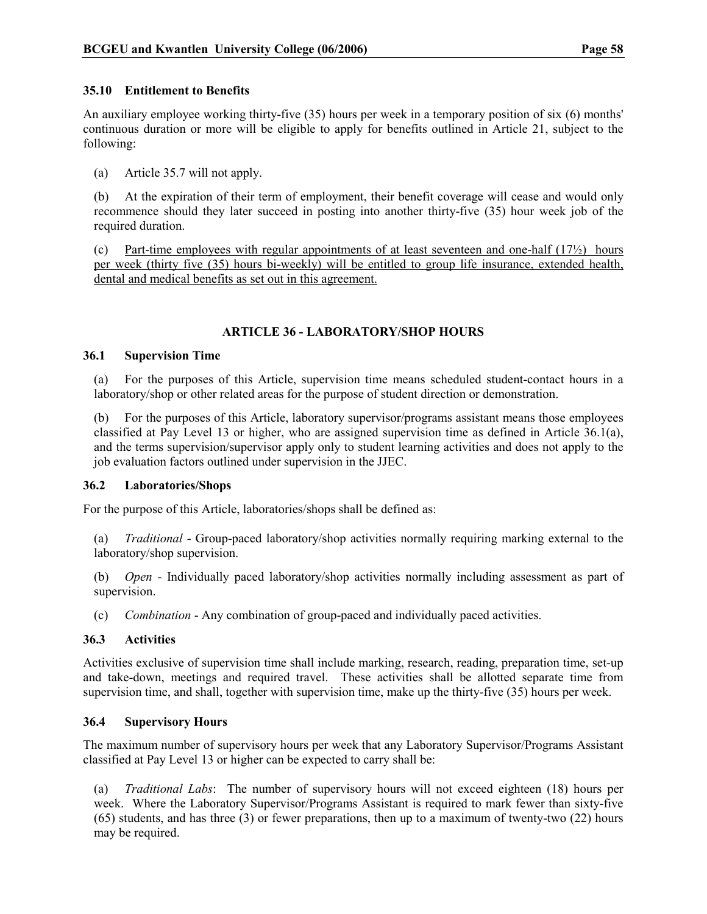### 35.10 Entitlement to Benefits

An auxiliary employee working thirty-five (35) hours per week in a temporary position of six (6) months' continuous duration or more will be eligible to apply for benefits outlined in Article 21, subject to the following:

(a) Article 35.7 will not apply.

(b) At the expiration of their term of employment, their benefit coverage will cease and would only recommence should they later succeed in posting into another thirty-five (35) hour week job of the required duration.

(c) <u>Part-time employees with regular appointments of at least seventeen and one-half (17½) hours per week (thirty five (35) hours bi-weekly) will be entitled to group life insurance, extended health, dental and medical benefits as set out in this agreement.</u>

## ARTICLE 36 - LABORATORY/SHOP HOURS

### 36.1 Supervision Time

(a) For the purposes of this Article, supervision time means scheduled student-contact hours in a laboratory/shop or other related areas for the purpose of student direction or demonstration.

(b) For the purposes of this Article, laboratory supervisor/programs assistant means those employees classified at Pay Level 13 or higher, who are assigned supervision time as defined in Article 36.1(a), and the terms supervision/supervisor apply only to student learning activities and does not apply to the job evaluation factors outlined under supervision in the JJEC.

### 36.2 Laboratories/Shops

For the purpose of this Article, laboratories/shops shall be defined as:

(a) *Traditional* - Group-paced laboratory/shop activities normally requiring marking external to the laboratory/shop supervision.

(b) *Open* - Individually paced laboratory/shop activities normally including assessment as part of supervision.

(c) *Combination* - Any combination of group-paced and individually paced activities.

### 36.3 Activities

Activities exclusive of supervision time shall include marking, research, reading, preparation time, set-up and take-down, meetings and required travel. These activities shall be allotted separate time from supervision time, and shall, together with supervision time, make up the thirty-five (35) hours per week.

### 36.4 Supervisory Hours

The maximum number of supervisory hours per week that any Laboratory Supervisor/Programs Assistant classified at Pay Level 13 or higher can be expected to carry shall be:

(a) *Traditional Labs*: The number of supervisory hours will not exceed eighteen (18) hours per week. Where the Laboratory Supervisor/Programs Assistant is required to mark fewer than sixty-five (65) students, and has three (3) or fewer preparations, then up to a maximum of twenty-two (22) hours may be required.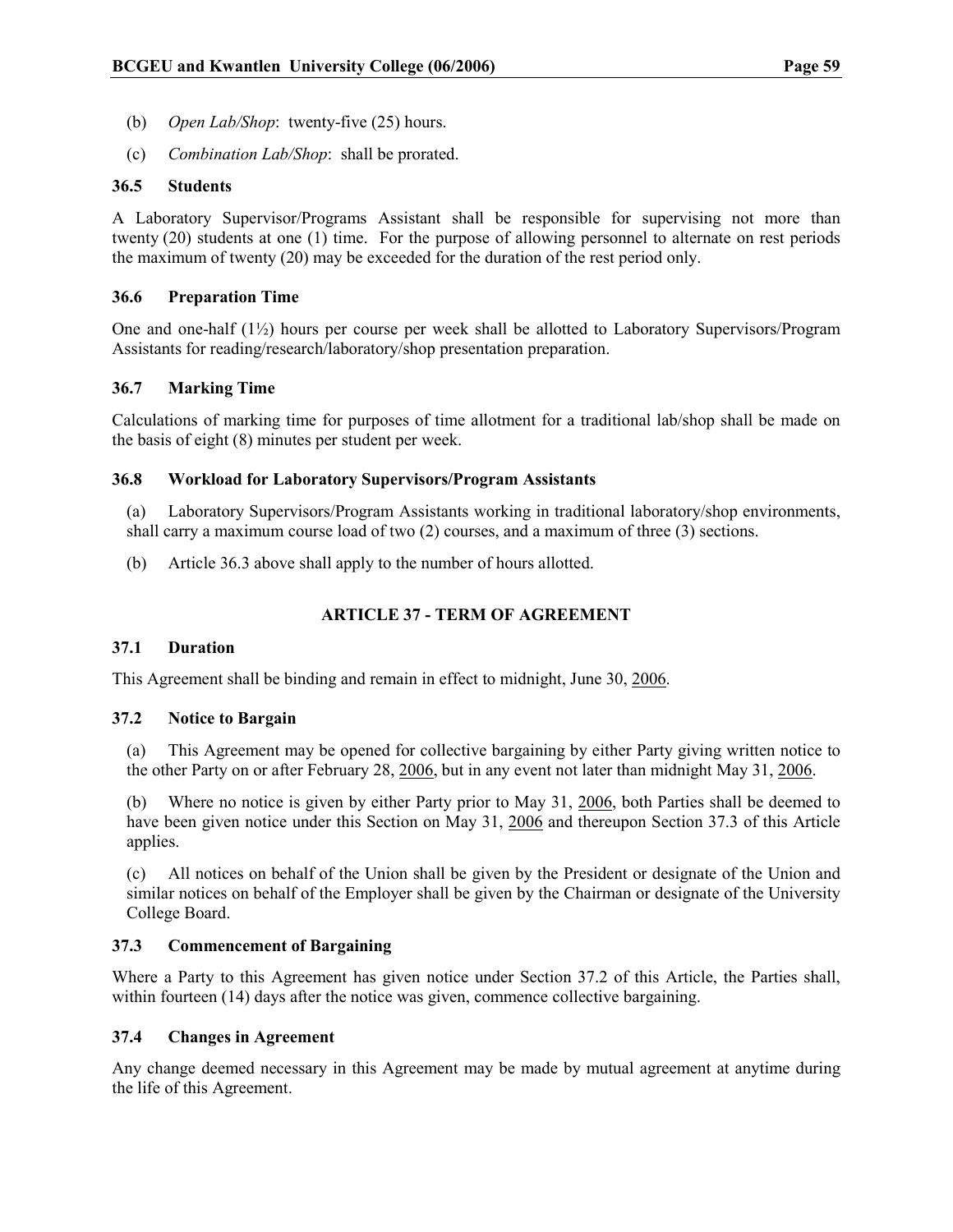(b) *Open Lab/Shop*: twenty-five (25) hours.

(c) *Combination Lab/Shop*: shall be prorated.

### 36.5 Students

A Laboratory Supervisor/Programs Assistant shall be responsible for supervising not more than twenty (20) students at one (1) time. For the purpose of allowing personnel to alternate on rest periods the maximum of twenty (20) may be exceeded for the duration of the rest period only.

### 36.6 Preparation Time

One and one-half (1½) hours per course per week shall be allotted to Laboratory Supervisors/Program Assistants for reading/research/laboratory/shop presentation preparation.

### 36.7 Marking Time

Calculations of marking time for purposes of time allotment for a traditional lab/shop shall be made on the basis of eight (8) minutes per student per week.

### 36.8 Workload for Laboratory Supervisors/Program Assistants

(a) Laboratory Supervisors/Program Assistants working in traditional laboratory/shop environments, shall carry a maximum course load of two (2) courses, and a maximum of three (3) sections.

(b) Article 36.3 above shall apply to the number of hours allotted.

## ARTICLE 37 - TERM OF AGREEMENT

### 37.1 Duration

This Agreement shall be binding and remain in effect to midnight, June 30, 2006.

### 37.2 Notice to Bargain

(a) This Agreement may be opened for collective bargaining by either Party giving written notice to the other Party on or after February 28, 2006, but in any event not later than midnight May 31, 2006.

(b) Where no notice is given by either Party prior to May 31, 2006, both Parties shall be deemed to have been given notice under this Section on May 31, 2006 and thereupon Section 37.3 of this Article applies.

(c) All notices on behalf of the Union shall be given by the President or designate of the Union and similar notices on behalf of the Employer shall be given by the Chairman or designate of the University College Board.

### 37.3 Commencement of Bargaining

Where a Party to this Agreement has given notice under Section 37.2 of this Article, the Parties shall, within fourteen (14) days after the notice was given, commence collective bargaining.

### 37.4 Changes in Agreement

Any change deemed necessary in this Agreement may be made by mutual agreement at anytime during the life of this Agreement.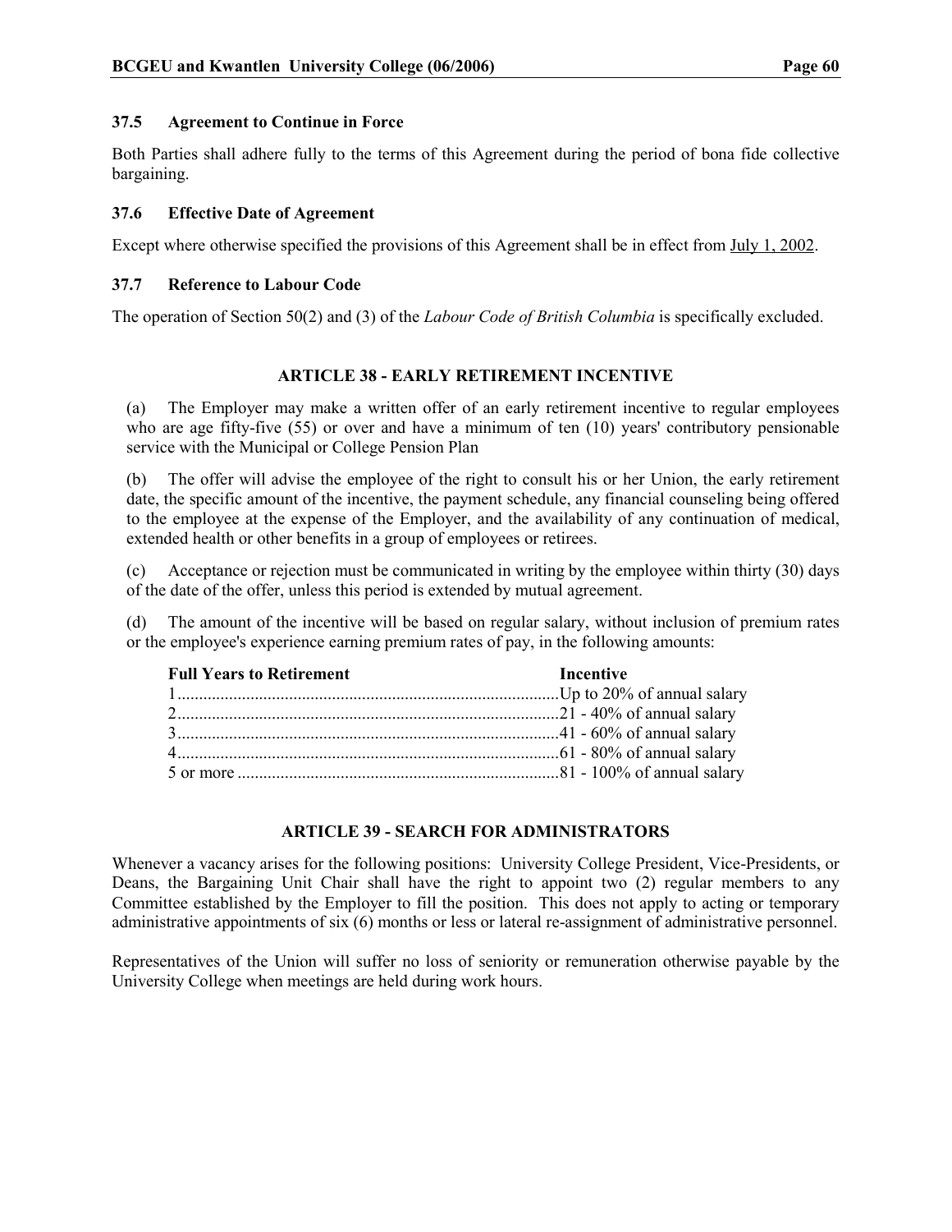### 37.5 Agreement to Continue in Force

Both Parties shall adhere fully to the terms of this Agreement during the period of bona fide collective bargaining.

### 37.6 Effective Date of Agreement

Except where otherwise specified the provisions of this Agreement shall be in effect from July 1, 2002.

### 37.7 Reference to Labour Code

The operation of Section 50(2) and (3) of the *Labour Code of British Columbia* is specifically excluded.

## ARTICLE 38 - EARLY RETIREMENT INCENTIVE

(a) The Employer may make a written offer of an early retirement incentive to regular employees who are age fifty-five (55) or over and have a minimum of ten (10) years' contributory pensionable service with the Municipal or College Pension Plan

(b) The offer will advise the employee of the right to consult his or her Union, the early retirement date, the specific amount of the incentive, the payment schedule, any financial counseling being offered to the employee at the expense of the Employer, and the availability of any continuation of medical, extended health or other benefits in a group of employees or retirees.

(c) Acceptance or rejection must be communicated in writing by the employee within thirty (30) days of the date of the offer, unless this period is extended by mutual agreement.

(d) The amount of the incentive will be based on regular salary, without inclusion of premium rates or the employee's experience earning premium rates of pay, in the following amounts:

| Full Years to Retirement | Incentive |
|---|---|
| 1 | Up to 20% of annual salary |
| 2 | 21 - 40% of annual salary |
| 3 | 41 - 60% of annual salary |
| 4 | 61 - 80% of annual salary |
| 5 or more | 81 - 100% of annual salary |

## ARTICLE 39 - SEARCH FOR ADMINISTRATORS

Whenever a vacancy arises for the following positions: University College President, Vice-Presidents, or Deans, the Bargaining Unit Chair shall have the right to appoint two (2) regular members to any Committee established by the Employer to fill the position. This does not apply to acting or temporary administrative appointments of six (6) months or less or lateral re-assignment of administrative personnel.

Representatives of the Union will suffer no loss of seniority or remuneration otherwise payable by the University College when meetings are held during work hours.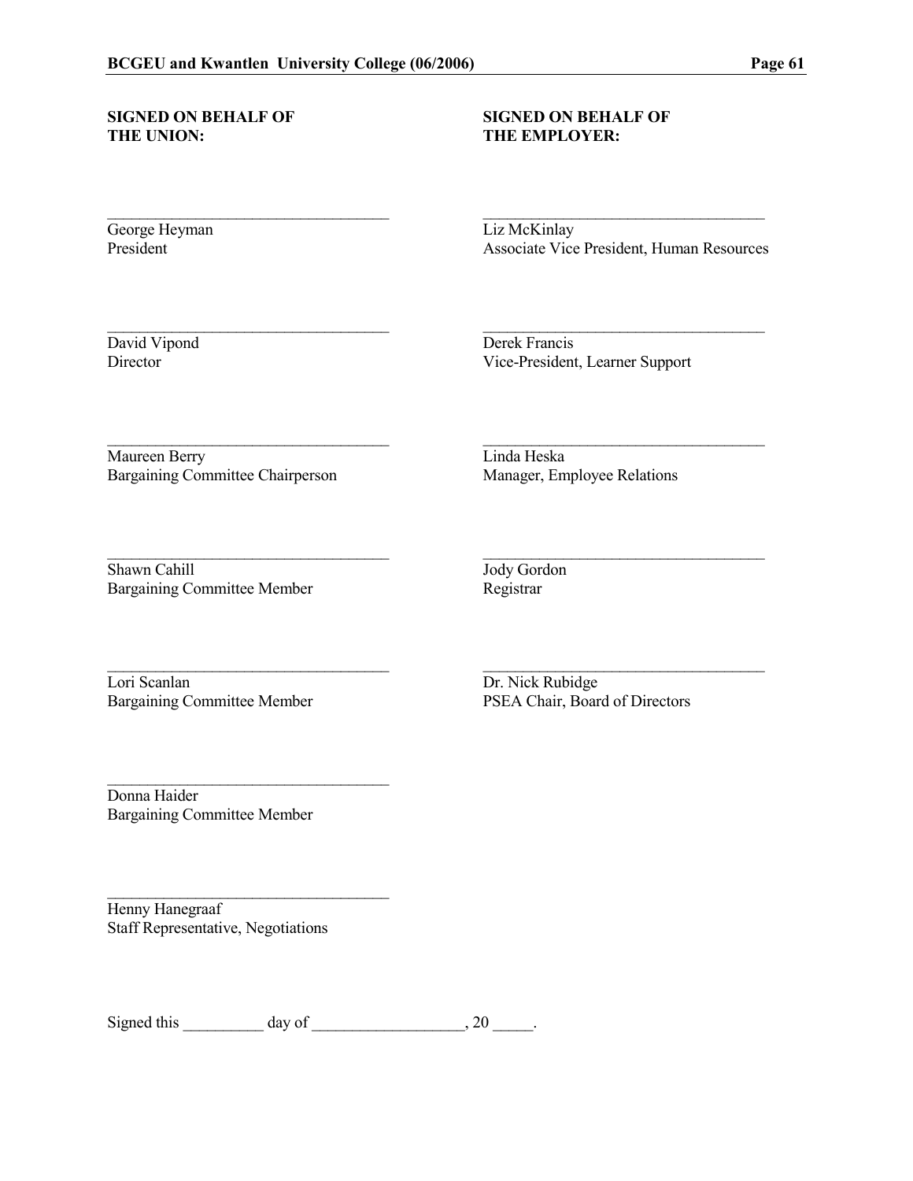| **SIGNED ON BEHALF OF THE UNION:** | **SIGNED ON BAHALF OF THE EMPLOYER:** |
|---|---|
| \_\_\_\_\_\_\_\_\_\_\_\_\_\_\_\_\_\_\_\_\_\_\_\_\_\_\_\_\_\_\_\_\_\_<br>George Heyman<br>President | \_\_\_\_\_\_\_\_\_\_\_\_\_\_\_\_\_\_\_\_\_\_\_\_\_\_\_\_\_\_\_\_\_\_<br>Liz McKinlay<br>Associate Vice President, Human Resources |
| \_\_\_\_\_\_\_\_\_\_\_\_\_\_\_\_\_\_\_\_\_\_\_\_\_\_\_\_\_\_\_\_\_\_<br>David Vipond<br>Director | \_\_\_\_\_\_\_\_\_\_\_\_\_\_\_\_\_\_\_\_\_\_\_\_\_\_\_\_\_\_\_\_\_\_<br>Derek Francis<br>Vice-President, Learner Support |
| \_\_\_\_\_\_\_\_\_\_\_\_\_\_\_\_\_\_\_\_\_\_\_\_\_\_\_\_\_\_\_\_\_\_<br>Maureen Berry<br>Bargaining Committee Chairperson | \_\_\_\_\_\_\_\_\_\_\_\_\_\_\_\_\_\_\_\_\_\_\_\_\_\_\_\_\_\_\_\_\_\_<br>Linda Heska<br>Manager, Employee Relations |
| \_\_\_\_\_\_\_\_\_\_\_\_\_\_\_\_\_\_\_\_\_\_\_\_\_\_\_\_\_\_\_\_\_\_<br>Shawn Cahill<br>Bargaining Committee Member | \_\_\_\_\_\_\_\_\_\_\_\_\_\_\_\_\_\_\_\_\_\_\_\_\_\_\_\_\_\_\_\_\_\_<br>Jody Gordon<br>Registrar |
| \_\_\_\_\_\_\_\_\_\_\_\_\_\_\_\_\_\_\_\_\_\_\_\_\_\_\_\_\_\_\_\_\_\_<br>Lori Scanlan<br>Bargaining Committee Member | \_\_\_\_\_\_\_\_\_\_\_\_\_\_\_\_\_\_\_\_\_\_\_\_\_\_\_\_\_\_\_\_\_\_<br>Dr. Nick Rubidge<br>PSEA Chair, Board of Directors |
| \_\_\_\_\_\_\_\_\_\_\_\_\_\_\_\_\_\_\_\_\_\_\_\_\_\_\_\_\_\_\_\_\_\_<br>Donna Haider<br>Bargaining Committee Member | |
| \_\_\_\_\_\_\_\_\_\_\_\_\_\_\_\_\_\_\_\_\_\_\_\_\_\_\_\_\_\_\_\_\_\_<br>Henny Hanegraaf<br>Staff Representative, Negotiations | |

Signed this \_\_\_\_\_\_\_\_\_\_ day of \_\_\_\_\_\_\_\_\_\_\_\_\_\_\_\_\_\_\_, 20 \_\_\_\_\_.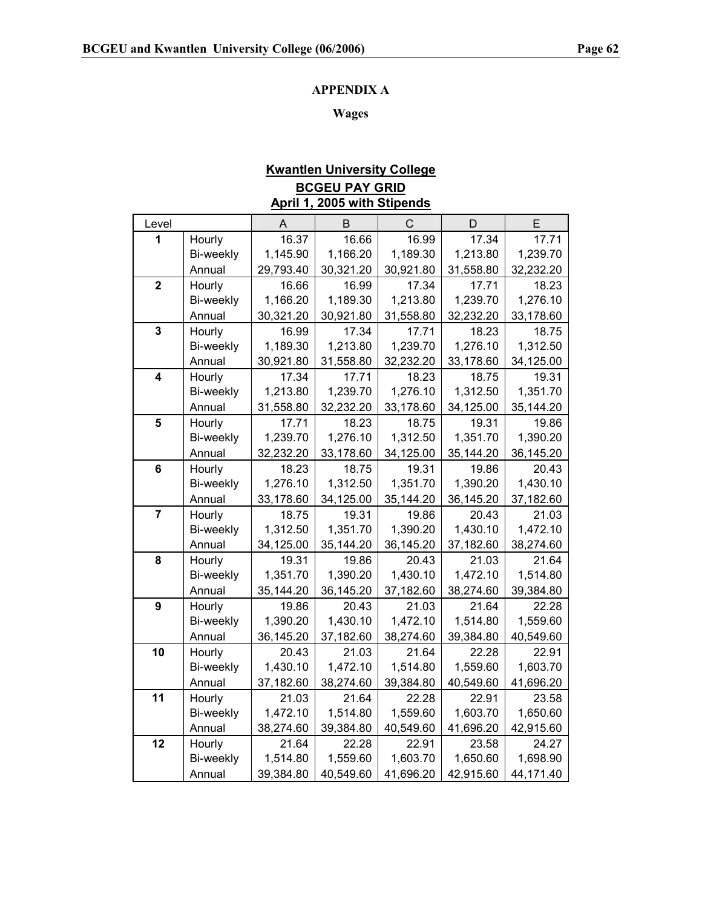# APPENDIX A

## Wages

**Kwantlen University College**
**BCGEU PAY GRID**
**April 1, 2005 with Stipends**

| Level | | A | B | C | D | E |
|---|---|---|---|---|---|---|
| **1** | Hourly | 16.37 | 16.66 | 16.99 | 17.34 | 17.71 |
| | Bi-weekly | 1,145.90 | 1,166.20 | 1,189.30 | 1,213.80 | 1,239.70 |
| | Annual | 29,793.40 | 30,321.20 | 30,921.80 | 31,558.80 | 32,232.20 |
| **2** | Hourly | 16.66 | 16.99 | 17.34 | 17.71 | 18.23 |
| | Bi-weekly | 1,166.20 | 1,189.30 | 1,213.80 | 1,239.70 | 1,276.10 |
| | Annual | 30,321.20 | 30,921.80 | 31,558.80 | 32,232.20 | 33,178.60 |
| **3** | Hourly | 16.99 | 17.34 | 17.71 | 18.23 | 18.75 |
| | Bi-weekly | 1,189.30 | 1,213.80 | 1,239.70 | 1,276.10 | 1,312.50 |
| | Annual | 30,921.80 | 31,558.80 | 32,232.20 | 33,178.60 | 34,125.00 |
| **4** | Hourly | 17.34 | 17.71 | 18.23 | 18.75 | 19.31 |
| | Bi-weekly | 1,213.80 | 1,239.70 | 1,276.10 | 1,312.50 | 1,351.70 |
| | Annual | 31,558.80 | 32,232.20 | 33,178.60 | 34,125.00 | 35,144.20 |
| **5** | Hourly | 17.71 | 18.23 | 18.75 | 19.31 | 19.86 |
| | Bi-weekly | 1,239.70 | 1,276.10 | 1,312.50 | 1,351.70 | 1,390.20 |
| | Annual | 32,232.20 | 33,178.60 | 34,125.00 | 35,144.20 | 36,145.20 |
| **6** | Hourly | 18.23 | 18.75 | 19.31 | 19.86 | 20.43 |
| | Bi-weekly | 1,276.10 | 1,312.50 | 1,351.70 | 1,390.20 | 1,430.10 |
| | Annual | 33,178.60 | 34,125.00 | 35,144.20 | 36,145.20 | 37,182.60 |
| **7** | Hourly | 18.75 | 19.31 | 19.86 | 20.43 | 21.03 |
| | Bi-weekly | 1,312.50 | 1,351.70 | 1,390.20 | 1,430.10 | 1,472.10 |
| | Annual | 34,125.00 | 35,144.20 | 36,145.20 | 37,182.60 | 38,274.60 |
| **8** | Hourly | 19.31 | 19.86 | 20.43 | 21.03 | 21.64 |
| | Bi-weekly | 1,351.70 | 1,390.20 | 1,430.10 | 1,472.10 | 1,514.80 |
| | Annual | 35,144.20 | 36,145.20 | 37,182.60 | 38,274.60 | 39,384.80 |
| **9** | Hourly | 19.86 | 20.43 | 21.03 | 21.64 | 22.28 |
| | Bi-weekly | 1,390.20 | 1,430.10 | 1,472.10 | 1,514.80 | 1,559.60 |
| | Annual | 36,145.20 | 37,182.60 | 38,274.60 | 39,384.80 | 40,549.60 |
| **10** | Hourly | 20.43 | 21.03 | 21.64 | 22.28 | 22.91 |
| | Bi-weekly | 1,430.10 | 1,472.10 | 1,514.80 | 1,559.60 | 1,603.70 |
| | Annual | 37,182.60 | 38,274.60 | 39,384.80 | 40,549.60 | 41,696.20 |
| **11** | Hourly | 21.03 | 21.64 | 22.28 | 22.91 | 23.58 |
| | Bi-weekly | 1,472.10 | 1,514.80 | 1,559.60 | 1,603.70 | 1,650.60 |
| | Annual | 38,274.60 | 39,384.80 | 40,549.60 | 41,696.20 | 42,915.60 |
| **12** | Hourly | 21.64 | 22.28 | 22.91 | 23.58 | 24.27 |
| | Bi-weekly | 1,514.80 | 1,559.60 | 1,603.70 | 1,650.60 | 1,698.90 |
| | Annual | 39,384.80 | 40,549.60 | 41,696.20 | 42,915.60 | 44,171.40 |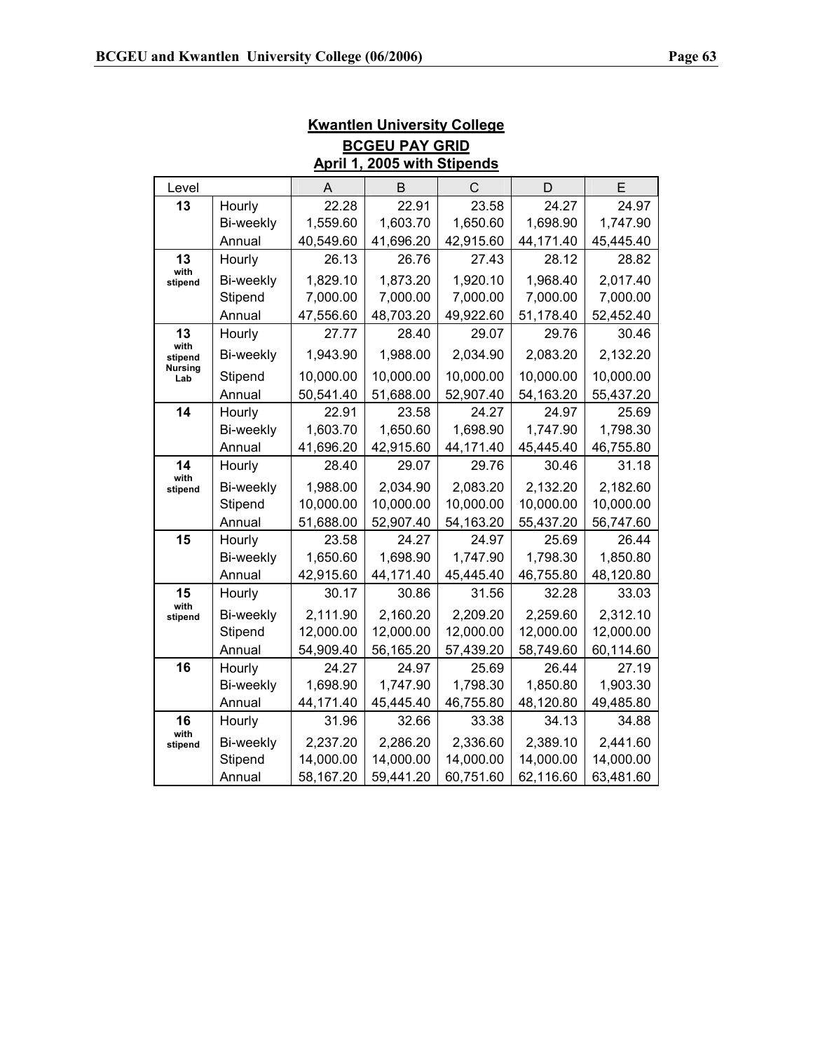## Kwantlen University College

### BCGEU PAY GRID

### April 1, 2005 with Stipends

| Level | | A | B | C | D | E |
|---|---|---|---|---|---|---|
| **13** | Hourly | 22.28 | 22.91 | 23.58 | 24.27 | 24.97 |
| | Bi-weekly | 1,559.60 | 1,603.70 | 1,650.60 | 1,698.90 | 1,747.90 |
| | Annual | 40,549.60 | 41,696.20 | 42,915.60 | 44,171.40 | 45,445.40 |
| **13 with stipend** | Hourly | 26.13 | 26.76 | 27.43 | 28.12 | 28.82 |
| | Bi-weekly | 1,829.10 | 1,873.20 | 1,920.10 | 1,968.40 | 2,017.40 |
| | Stipend | 7,000.00 | 7,000.00 | 7,000.00 | 7,000.00 | 7,000.00 |
| | Annual | 47,556.60 | 48,703.20 | 49,922.60 | 51,178.40 | 52,452.40 |
| **13 with stipend Nursing Lab** | Hourly | 27.77 | 28.40 | 29.07 | 29.76 | 30.46 |
| | Bi-weekly | 1,943.90 | 1,988.00 | 2,034.90 | 2,083.20 | 2,132.20 |
| | Stipend | 10,000.00 | 10,000.00 | 10,000.00 | 10,000.00 | 10,000.00 |
| | Annual | 50,541.40 | 51,688.00 | 52,907.40 | 54,163.20 | 55,437.20 |
| **14** | Hourly | 22.91 | 23.58 | 24.27 | 24.97 | 25.69 |
| | Bi-weekly | 1,603.70 | 1,650.60 | 1,698.90 | 1,747.90 | 1,798.30 |
| | Annual | 41,696.20 | 42,915.60 | 44,171.40 | 45,445.40 | 46,755.80 |
| **14 with stipend** | Hourly | 28.40 | 29.07 | 29.76 | 30.46 | 31.18 |
| | Bi-weekly | 1,988.00 | 2,034.90 | 2,083.20 | 2,132.20 | 2,182.60 |
| | Stipend | 10,000.00 | 10,000.00 | 10,000.00 | 10,000.00 | 10,000.00 |
| | Annual | 51,688.00 | 52,907.40 | 54,163.20 | 55,437.20 | 56,747.60 |
| **15** | Hourly | 23.58 | 24.27 | 24.97 | 25.69 | 26.44 |
| | Bi-weekly | 1,650.60 | 1,698.90 | 1,747.90 | 1,798.30 | 1,850.80 |
| | Annual | 42,915.60 | 44,171.40 | 45,445.40 | 46,755.80 | 48,120.80 |
| **15 with stipend** | Hourly | 30.17 | 30.86 | 31.56 | 32.28 | 33.03 |
| | Bi-weekly | 2,111.90 | 2,160.20 | 2,209.20 | 2,259.60 | 2,312.10 |
| | Stipend | 12,000.00 | 12,000.00 | 12,000.00 | 12,000.00 | 12,000.00 |
| | Annual | 54,909.40 | 56,165.20 | 57,439.20 | 58,749.60 | 60,114.60 |
| **16** | Hourly | 24.27 | 24.97 | 25.69 | 26.44 | 27.19 |
| | Bi-weekly | 1,698.90 | 1,747.90 | 1,798.30 | 1,850.80 | 1,903.30 |
| | Annual | 44,171.40 | 45,445.40 | 46,755.80 | 48,120.80 | 49,485.80 |
| **16 with stipend** | Hourly | 31.96 | 32.66 | 33.38 | 34.13 | 34.88 |
| | Bi-weekly | 2,237.20 | 2,286.20 | 2,336.60 | 2,389.10 | 2,441.60 |
| | Stipend | 14,000.00 | 14,000.00 | 14,000.00 | 14,000.00 | 14,000.00 |
| | Annual | 58,167.20 | 59,441.20 | 60,751.60 | 62,116.60 | 63,481.60 |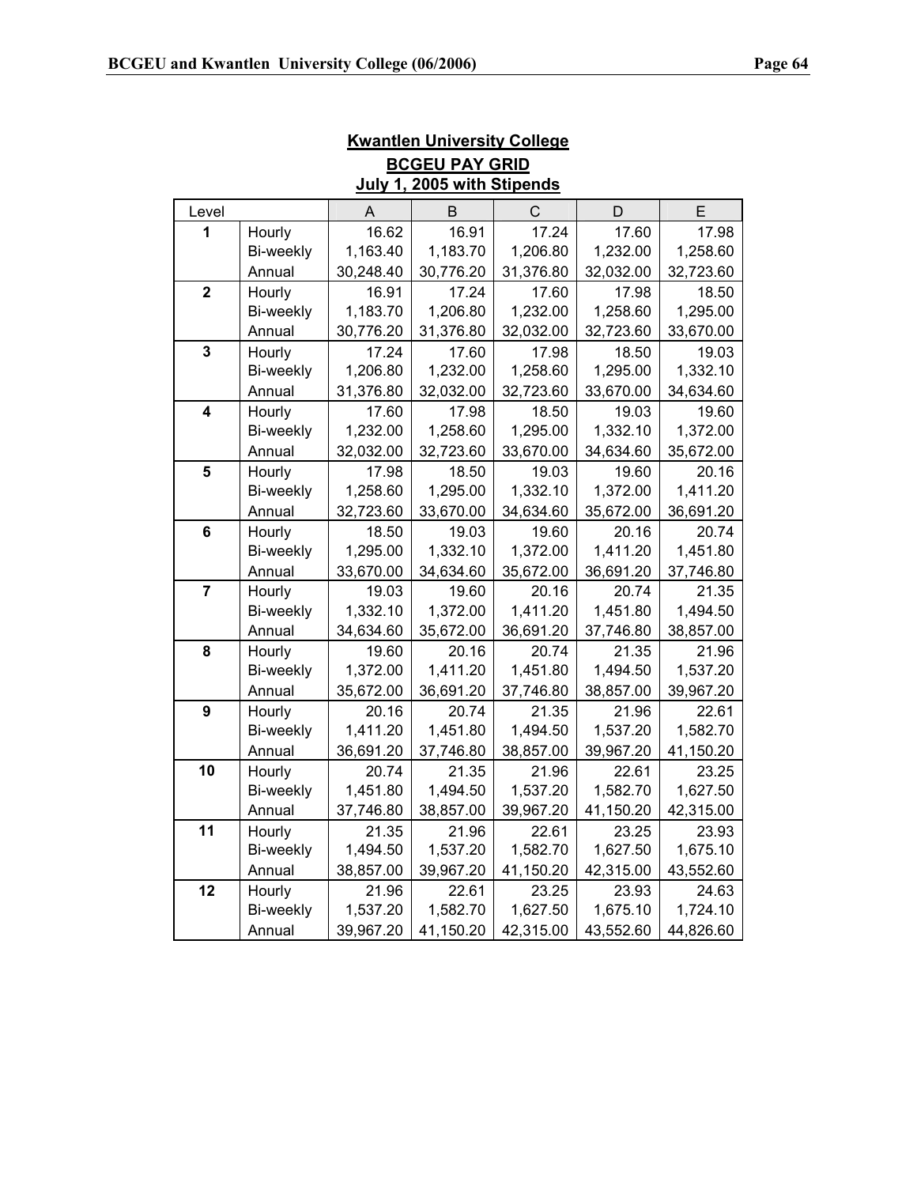**Kwantlen University College**

**BCGEU PAY GRID**

**July 1, 2005 with Stipends**

| Level | | A | B | C | D | E |
|---|---|---|---|---|---|---|
| **1** | Hourly | 16.62 | 16.91 | 17.24 | 17.60 | 17.98 |
| | Bi-weekly | 1,163.40 | 1,183.70 | 1,206.80 | 1,232.00 | 1,258.60 |
| | Annual | 30,248.40 | 30,776.20 | 31,376.80 | 32,032.00 | 32,723.60 |
| **2** | Hourly | 16.91 | 17.24 | 17.60 | 17.98 | 18.50 |
| | Bi-weekly | 1,183.70 | 1,206.80 | 1,232.00 | 1,258.60 | 1,295.00 |
| | Annual | 30,776.20 | 31,376.80 | 32,032.00 | 32,723.60 | 33,670.00 |
| **3** | Hourly | 17.24 | 17.60 | 17.98 | 18.50 | 19.03 |
| | Bi-weekly | 1,206.80 | 1,232.00 | 1,258.60 | 1,295.00 | 1,332.10 |
| | Annual | 31,376.80 | 32,032.00 | 32,723.60 | 33,670.00 | 34,634.60 |
| **4** | Hourly | 17.60 | 17.98 | 18.50 | 19.03 | 19.60 |
| | Bi-weekly | 1,232.00 | 1,258.60 | 1,295.00 | 1,332.10 | 1,372.00 |
| | Annual | 32,032.00 | 32,723.60 | 33,670.00 | 34,634.60 | 35,672.00 |
| **5** | Hourly | 17.98 | 18.50 | 19.03 | 19.60 | 20.16 |
| | Bi-weekly | 1,258.60 | 1,295.00 | 1,332.10 | 1,372.00 | 1,411.20 |
| | Annual | 32,723.60 | 33,670.00 | 34,634.60 | 35,672.00 | 36,691.20 |
| **6** | Hourly | 18.50 | 19.03 | 19.60 | 20.16 | 20.74 |
| | Bi-weekly | 1,295.00 | 1,332.10 | 1,372.00 | 1,411.20 | 1,451.80 |
| | Annual | 33,670.00 | 34,634.60 | 35,672.00 | 36,691.20 | 37,746.80 |
| **7** | Hourly | 19.03 | 19.60 | 20.16 | 20.74 | 21.35 |
| | Bi-weekly | 1,332.10 | 1,372.00 | 1,411.20 | 1,451.80 | 1,494.50 |
| | Annual | 34,634.60 | 35,672.00 | 36,691.20 | 37,746.80 | 38,857.00 |
| **8** | Hourly | 19.60 | 20.16 | 20.74 | 21.35 | 21.96 |
| | Bi-weekly | 1,372.00 | 1,411.20 | 1,451.80 | 1,494.50 | 1,537.20 |
| | Annual | 35,672.00 | 36,691.20 | 37,746.80 | 38,857.00 | 39,967.20 |
| **9** | Hourly | 20.16 | 20.74 | 21.35 | 21.96 | 22.61 |
| | Bi-weekly | 1,411.20 | 1,451.80 | 1,494.50 | 1,537.20 | 1,582.70 |
| | Annual | 36,691.20 | 37,746.80 | 38,857.00 | 39,967.20 | 41,150.20 |
| **10** | Hourly | 20.74 | 21.35 | 21.96 | 22.61 | 23.25 |
| | Bi-weekly | 1,451.80 | 1,494.50 | 1,537.20 | 1,582.70 | 1,627.50 |
| | Annual | 37,746.80 | 38,857.00 | 39,967.20 | 41,150.20 | 42,315.00 |
| **11** | Hourly | 21.35 | 21.96 | 22.61 | 23.25 | 23.93 |
| | Bi-weekly | 1,494.50 | 1,537.20 | 1,582.70 | 1,627.50 | 1,675.10 |
| | Annual | 38,857.00 | 39,967.20 | 41,150.20 | 42,315.00 | 43,552.60 |
| **12** | Hourly | 21.96 | 22.61 | 23.25 | 23.93 | 24.63 |
| | Bi-weekly | 1,537.20 | 1,582.70 | 1,627.50 | 1,675.10 | 1,724.10 |
| | Annual | 39,967.20 | 41,150.20 | 42,315.00 | 43,552.60 | 44,826.60 |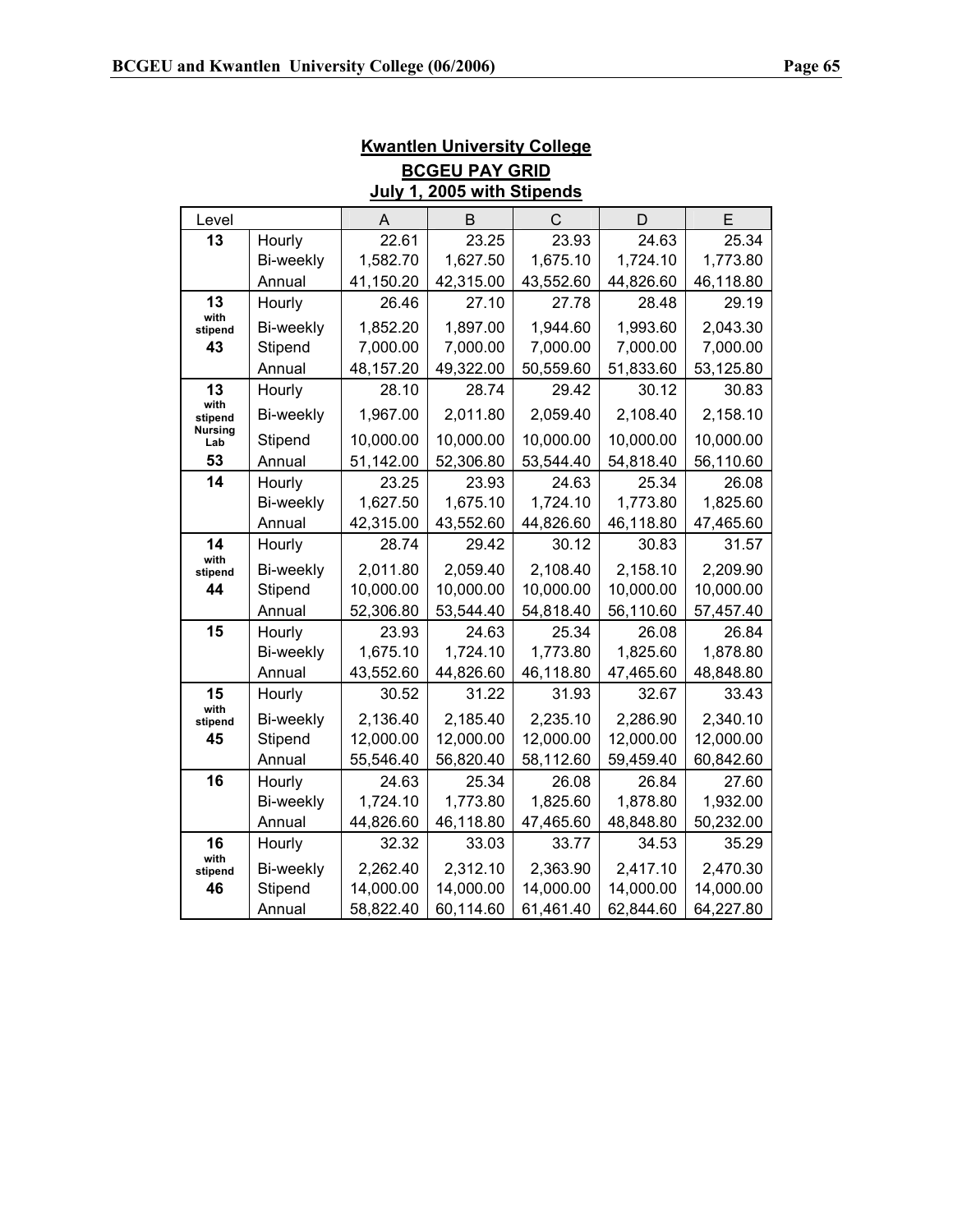**Kwantlen University College**

**BCGEU PAY GRID**

**July 1, 2005 with Stipends**

| Level | | A | B | C | D | E |
|---|---|---|---|---|---|---|
| **13** | Hourly | 22.61 | 23.25 | 23.93 | 24.63 | 25.34 |
| | Bi-weekly | 1,582.70 | 1,627.50 | 1,675.10 | 1,724.10 | 1,773.80 |
| | Annual | 41,150.20 | 42,315.00 | 43,552.60 | 44,826.60 | 46,118.80 |
| **13 with stipend** | Hourly | 26.46 | 27.10 | 27.78 | 28.48 | 29.19 |
| | Bi-weekly | 1,852.20 | 1,897.00 | 1,944.60 | 1,993.60 | 2,043.30 |
| **43** | Stipend | 7,000.00 | 7,000.00 | 7,000.00 | 7,000.00 | 7,000.00 |
| | Annual | 48,157.20 | 49,322.00 | 50,559.60 | 51,833.60 | 53,125.80 |
| **13 with stipend Nursing Lab** | Hourly | 28.10 | 28.74 | 29.42 | 30.12 | 30.83 |
| | Bi-weekly | 1,967.00 | 2,011.80 | 2,059.40 | 2,108.40 | 2,158.10 |
| | Stipend | 10,000.00 | 10,000.00 | 10,000.00 | 10,000.00 | 10,000.00 |
| **53** | Annual | 51,142.00 | 52,306.80 | 53,544.40 | 54,818.40 | 56,110.60 |
| **14** | Hourly | 23.25 | 23.93 | 24.63 | 25.34 | 26.08 |
| | Bi-weekly | 1,627.50 | 1,675.10 | 1,724.10 | 1,773.80 | 1,825.60 |
| | Annual | 42,315.00 | 43,552.60 | 44,826.60 | 46,118.80 | 47,465.60 |
| **14 with stipend** | Hourly | 28.74 | 29.42 | 30.12 | 30.83 | 31.57 |
| | Bi-weekly | 2,011.80 | 2,059.40 | 2,108.40 | 2,158.10 | 2,209.90 |
| **44** | Stipend | 10,000.00 | 10,000.00 | 10,000.00 | 10,000.00 | 10,000.00 |
| | Annual | 52,306.80 | 53,544.40 | 54,818.40 | 56,110.60 | 57,457.40 |
| **15** | Hourly | 23.93 | 24.63 | 25.34 | 26.08 | 26.84 |
| | Bi-weekly | 1,675.10 | 1,724.10 | 1,773.80 | 1,825.60 | 1,878.80 |
| | Annual | 43,552.60 | 44,826.60 | 46,118.80 | 47,465.60 | 48,848.80 |
| **15 with stipend** | Hourly | 30.52 | 31.22 | 31.93 | 32.67 | 33.43 |
| | Bi-weekly | 2,136.40 | 2,185.40 | 2,235.10 | 2,286.90 | 2,340.10 |
| **45** | Stipend | 12,000.00 | 12,000.00 | 12,000.00 | 12,000.00 | 12,000.00 |
| | Annual | 55,546.40 | 56,820.40 | 58,112.60 | 59,459.40 | 60,842.60 |
| **16** | Hourly | 24.63 | 25.34 | 26.08 | 26.84 | 27.60 |
| | Bi-weekly | 1,724.10 | 1,773.80 | 1,825.60 | 1,878.80 | 1,932.00 |
| | Annual | 44,826.60 | 46,118.80 | 47,465.60 | 48,848.80 | 50,232.00 |
| **16 with stipend** | Hourly | 32.32 | 33.03 | 33.77 | 34.53 | 35.29 |
| | Bi-weekly | 2,262.40 | 2,312.10 | 2,363.90 | 2,417.10 | 2,470.30 |
| **46** | Stipend | 14,000.00 | 14,000.00 | 14,000.00 | 14,000.00 | 14,000.00 |
| | Annual | 58,822.40 | 60,114.60 | 61,461.40 | 62,844.60 | 64,227.80 |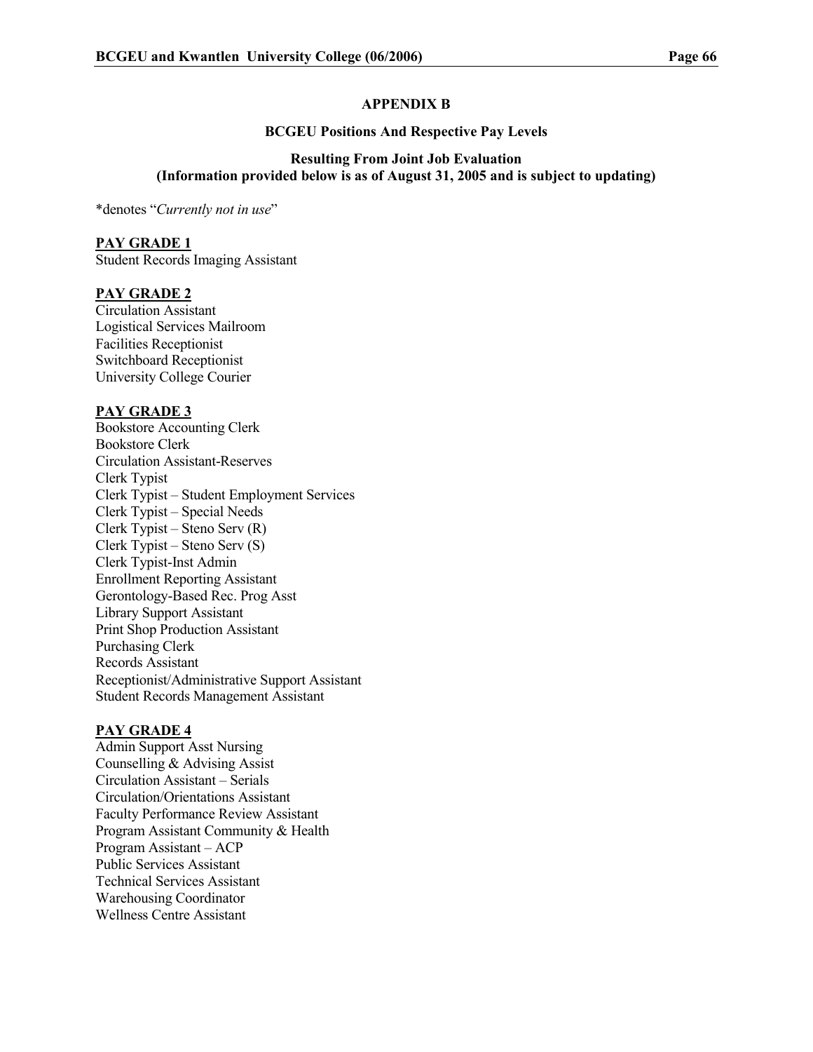## APPENDIX B

### BCGEU Positions And Respective Pay Levels

### Resulting From Joint Job Evaluation
**(Information provided below is as of August 31, 2005 and is subject to updating)**

*denotes "*Currently not in use*"

**PAY GRADE 1**

Student Records Imaging Assistant

**PAY GRADE 2**

Circulation Assistant
Logistical Services Mailroom
Facilities Receptionist
Switchboard Receptionist
University College Courier

**PAY GRADE 3**

Bookstore Accounting Clerk
Bookstore Clerk
Circulation Assistant-Reserves
Clerk Typist
Clerk Typist – Student Employment Services
Clerk Typist – Special Needs
Clerk Typist – Steno Serv (R)
Clerk Typist – Steno Serv (S)
Clerk Typist-Inst Admin
Enrollment Reporting Assistant
Gerontology-Based Rec. Prog Asst
Library Support Assistant
Print Shop Production Assistant
Purchasing Clerk
Records Assistant
Receptionist/Administrative Support Assistant
Student Records Management Assistant

**PAY GRADE 4**

Admin Support Asst Nursing
Counselling & Advising Assist
Circulation Assistant – Serials
Circulation/Orientations Assistant
Faculty Performance Review Assistant
Program Assistant Community & Health
Program Assistant – ACP
Public Services Assistant
Technical Services Assistant
Warehousing Coordinator
Wellness Centre Assistant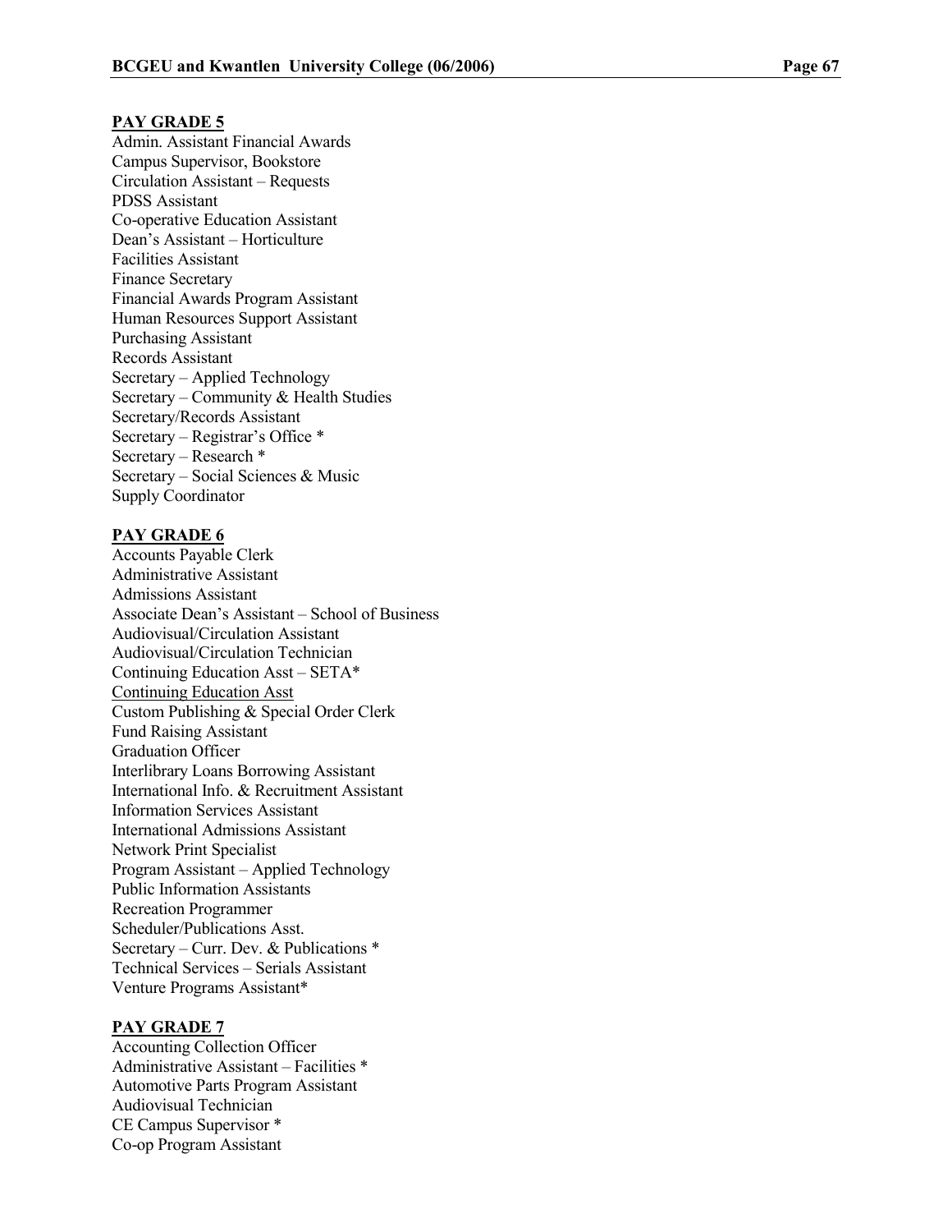**PAY GRADE 5**

Admin. Assistant Financial Awards
Campus Supervisor, Bookstore
Circulation Assistant – Requests
PDSS Assistant
Co-operative Education Assistant
Dean's Assistant – Horticulture
Facilities Assistant
Finance Secretary
Financial Awards Program Assistant
Human Resources Support Assistant
Purchasing Assistant
Records Assistant
Secretary – Applied Technology
Secretary – Community & Health Studies
Secretary/Records Assistant
Secretary – Registrar's Office *
Secretary – Research *
Secretary – Social Sciences & Music
Supply Coordinator

**PAY GRADE 6**

Accounts Payable Clerk
Administrative Assistant
Admissions Assistant
Associate Dean's Assistant – School of Business
Audiovisual/Circulation Assistant
Audiovisual/Circulation Technician
Continuing Education Asst – SETA*
Continuing Education Asst
Custom Publishing & Special Order Clerk
Fund Raising Assistant
Graduation Officer
Interlibrary Loans Borrowing Assistant
International Info. & Recruitment Assistant
Information Services Assistant
International Admissions Assistant
Network Print Specialist
Program Assistant – Applied Technology
Public Information Assistants
Recreation Programmer
Scheduler/Publications Asst.
Secretary – Curr. Dev. & Publications *
Technical Services – Serials Assistant
Venture Programs Assistant*

**PAY GRADE 7**

Accounting Collection Officer
Administrative Assistant – Facilities *
Automotive Parts Program Assistant
Audiovisual Technician
CE Campus Supervisor *
Co-op Program Assistant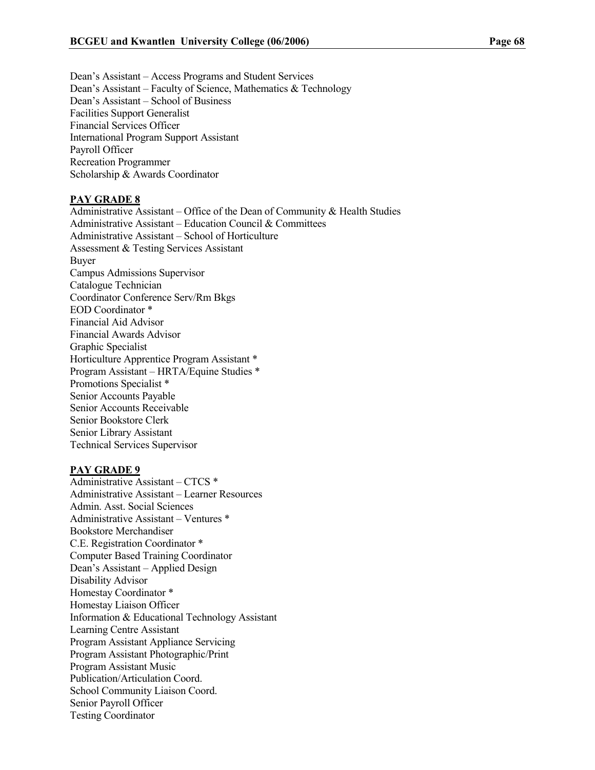Dean's Assistant – Access Programs and Student Services
Dean's Assistant – Faculty of Science, Mathematics & Technology
Dean's Assistant – School of Business
Facilities Support Generalist
Financial Services Officer
International Program Support Assistant
Payroll Officer
Recreation Programmer
Scholarship & Awards Coordinator

**PAY GRADE 8**

Administrative Assistant – Office of the Dean of Community & Health Studies
Administrative Assistant – Education Council & Committees
Administrative Assistant – School of Horticulture
Assessment & Testing Services Assistant
Buyer
Campus Admissions Supervisor
Catalogue Technician
Coordinator Conference Serv/Rm Bkgs
EOD Coordinator *
Financial Aid Advisor
Financial Awards Advisor
Graphic Specialist
Horticulture Apprentice Program Assistant *
Program Assistant – HRTA/Equine Studies *
Promotions Specialist *
Senior Accounts Payable
Senior Accounts Receivable
Senior Bookstore Clerk
Senior Library Assistant
Technical Services Supervisor

**PAY GRADE 9**

Administrative Assistant – CTCS *
Administrative Assistant – Learner Resources
Admin. Asst. Social Sciences
Administrative Assistant – Ventures *
Bookstore Merchandiser
C.E. Registration Coordinator *
Computer Based Training Coordinator
Dean's Assistant – Applied Design
Disability Advisor
Homestay Coordinator *
Homestay Liaison Officer
Information & Educational Technology Assistant
Learning Centre Assistant
Program Assistant Appliance Servicing
Program Assistant Photographic/Print
Program Assistant Music
Publication/Articulation Coord.
School Community Liaison Coord.
Senior Payroll Officer
Testing Coordinator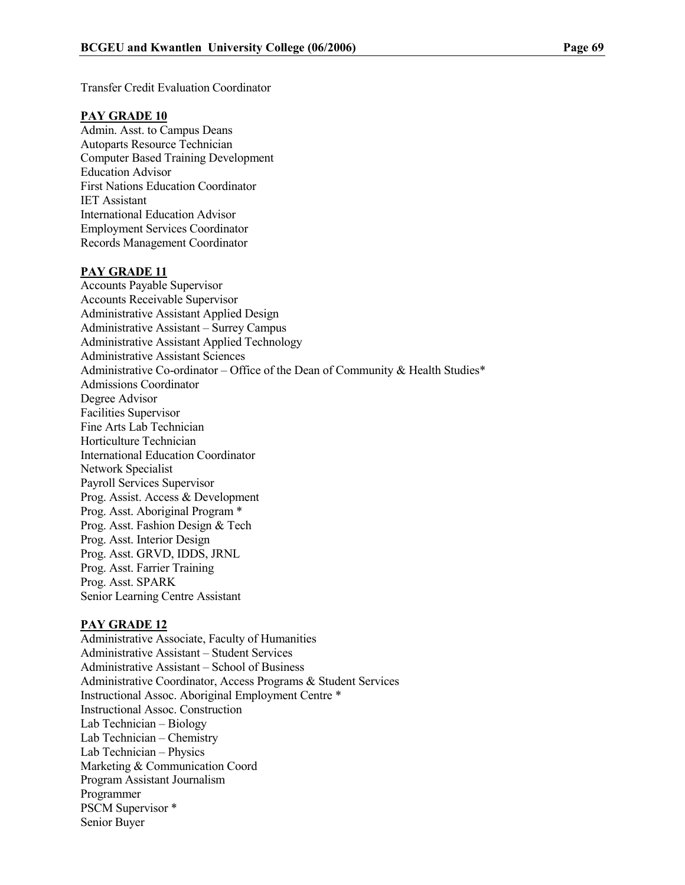Transfer Credit Evaluation Coordinator

**PAY GRADE 10**

Admin. Asst. to Campus Deans
Autoparts Resource Technician
Computer Based Training Development
Education Advisor
First Nations Education Coordinator
IET Assistant
International Education Advisor
Employment Services Coordinator
Records Management Coordinator

**PAY GRADE 11**

Accounts Payable Supervisor
Accounts Receivable Supervisor
Administrative Assistant Applied Design
Administrative Assistant – Surrey Campus
Administrative Assistant Applied Technology
Administrative Assistant Sciences
Administrative Co-ordinator – Office of the Dean of Community & Health Studies*
Admissions Coordinator
Degree Advisor
Facilities Supervisor
Fine Arts Lab Technician
Horticulture Technician
International Education Coordinator
Network Specialist
Payroll Services Supervisor
Prog. Assist. Access & Development
Prog. Asst. Aboriginal Program *
Prog. Asst. Fashion Design & Tech
Prog. Asst. Interior Design
Prog. Asst. GRVD, IDDS, JRNL
Prog. Asst. Farrier Training
Prog. Asst. SPARK
Senior Learning Centre Assistant

**PAY GRADE 12**

Administrative Associate, Faculty of Humanities
Administrative Assistant – Student Services
Administrative Assistant – School of Business
Administrative Coordinator, Access Programs & Student Services
Instructional Assoc. Aboriginal Employment Centre *
Instructional Assoc. Construction
Lab Technician – Biology
Lab Technician – Chemistry
Lab Technician – Physics
Marketing & Communication Coord
Program Assistant Journalism
Programmer
PSCM Supervisor *
Senior Buyer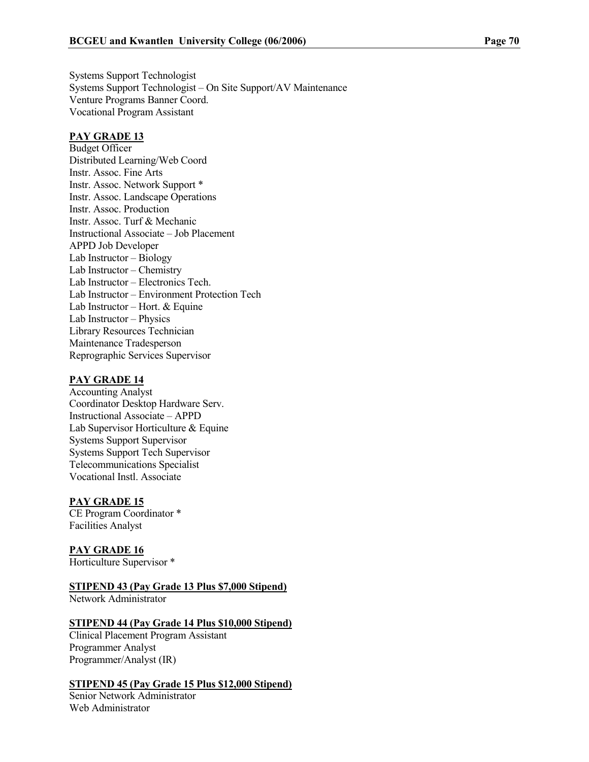Systems Support Technologist
Systems Support Technologist – On Site Support/AV Maintenance
Venture Programs Banner Coord.
Vocational Program Assistant

**PAY GRADE 13**

Budget Officer
Distributed Learning/Web Coord
Instr. Assoc. Fine Arts
Instr. Assoc. Network Support *
Instr. Assoc. Landscape Operations
Instr. Assoc. Production
Instr. Assoc. Turf & Mechanic
Instructional Associate – Job Placement
APPD Job Developer
Lab Instructor – Biology
Lab Instructor – Chemistry
Lab Instructor – Electronics Tech.
Lab Instructor – Environment Protection Tech
Lab Instructor – Hort. & Equine
Lab Instructor – Physics
Library Resources Technician
Maintenance Tradesperson
Reprographic Services Supervisor

**PAY GRADE 14**

Accounting Analyst
Coordinator Desktop Hardware Serv.
Instructional Associate – APPD
Lab Supervisor Horticulture & Equine
Systems Support Supervisor
Systems Support Tech Supervisor
Telecommunications Specialist
Vocational Instl. Associate

**PAY GRADE 15**

CE Program Coordinator *
Facilities Analyst

**PAY GRADE 16**

Horticulture Supervisor *

**STIPEND 43 (Pay Grade 13 Plus $7,000 Stipend)**

Network Administrator

**STIPEND 44 (Pay Grade 14 Plus $10,000 Stipend)**

Clinical Placement Program Assistant
Programmer Analyst
Programmer/Analyst (IR)

**STIPEND 45 (Pay Grade 15 Plus $12,000 Stipend)**

Senior Network Administrator
Web Administrator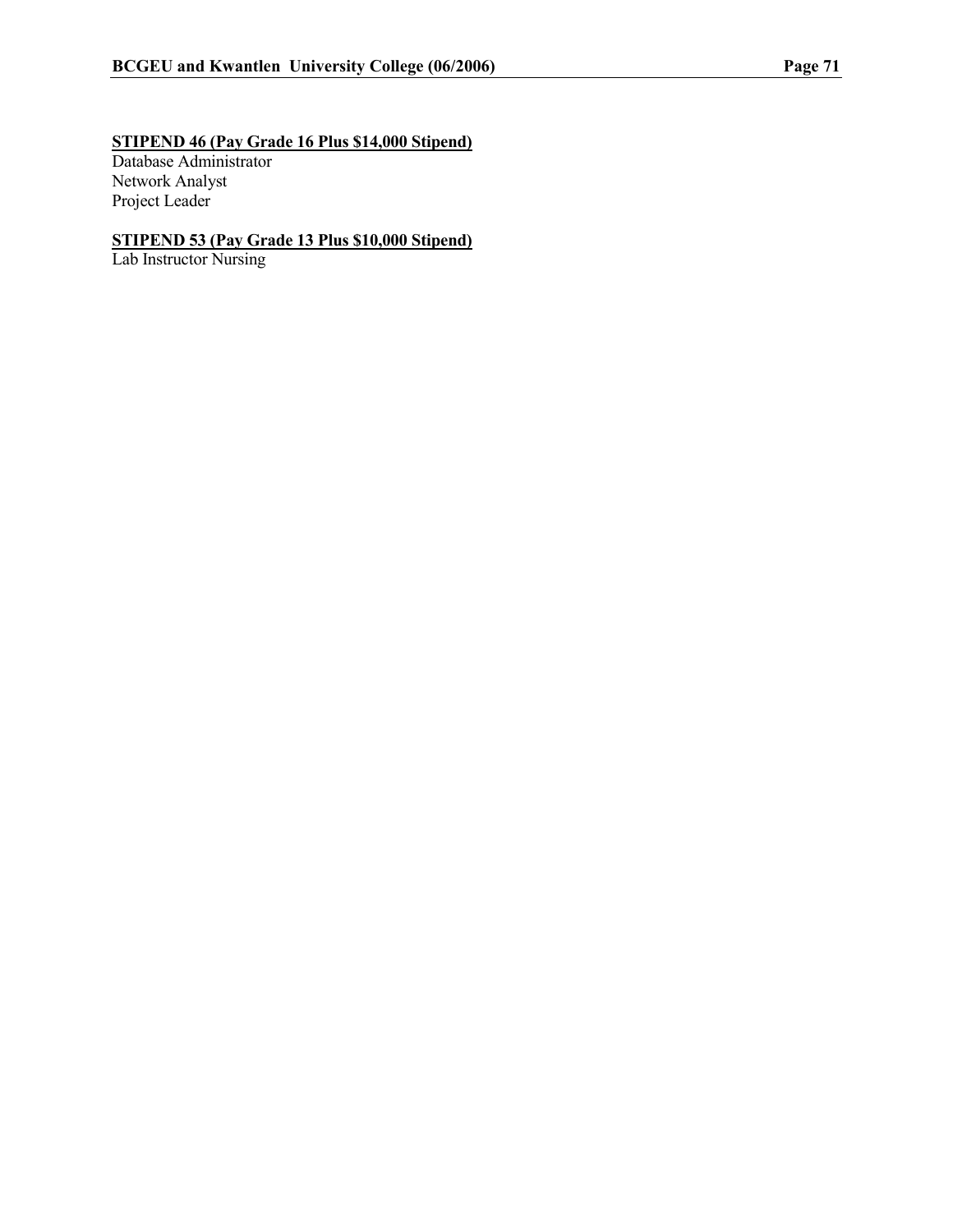**STIPEND 46 (Pay Grade 16 Plus $14,000 Stipend)**

Database Administrator
Network Analyst
Project Leader

**STIPEND 53 (Pay Grade 13 Plus $10,000 Stipend)**

Lab Instructor Nursing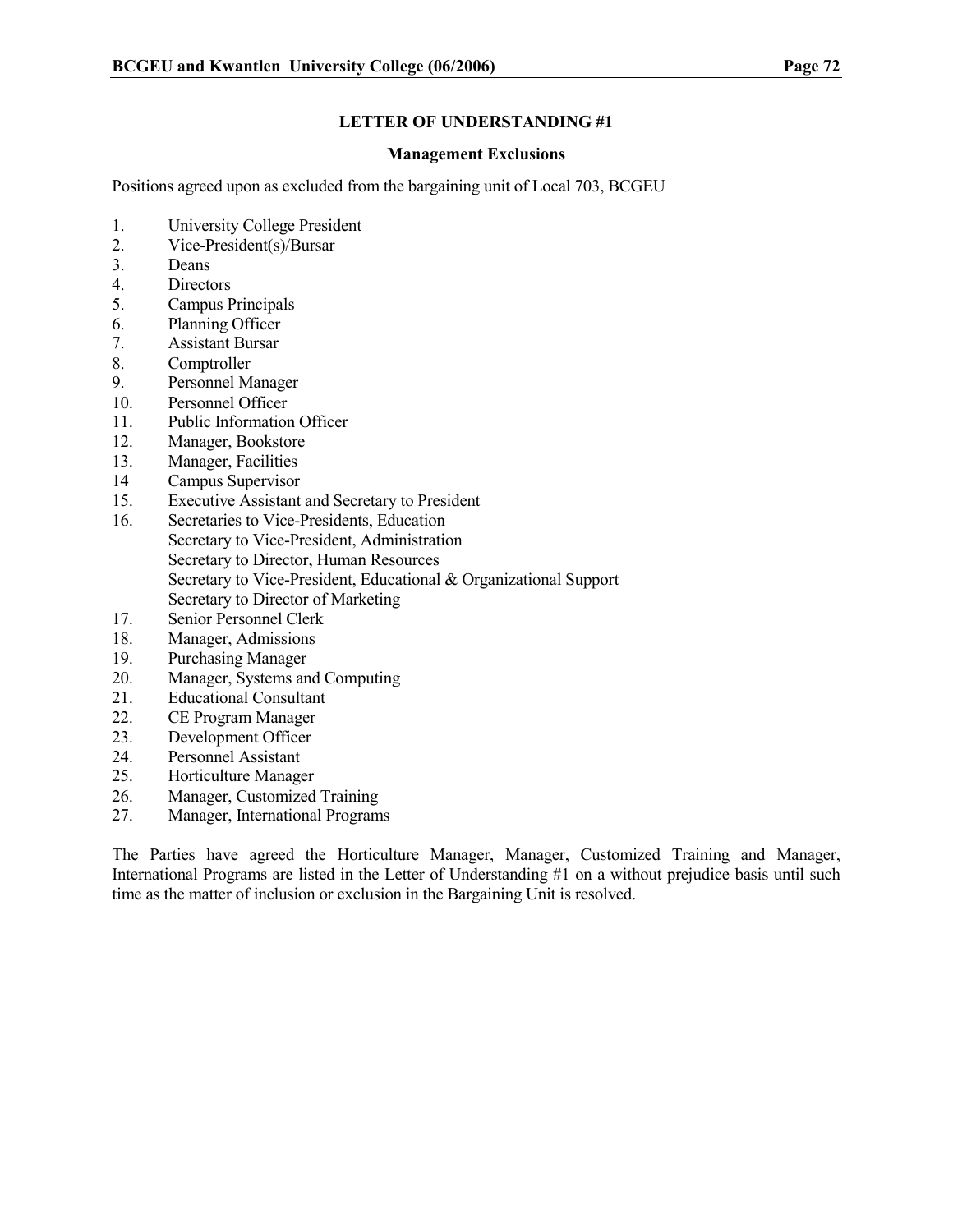## LETTER OF UNDERSTANDING #1

### Management Exclusions

Positions agreed upon as excluded from the bargaining unit of Local 703, BCGEU

1. University College President
2. Vice-President(s)/Bursar
3. Deans
4. Directors
5. Campus Principals
6. Planning Officer
7. Assistant Bursar
8. Comptroller
9. Personnel Manager
10. Personnel Officer
11. Public Information Officer
12. Manager, Bookstore
13. Manager, Facilities
14. Campus Supervisor
15. Executive Assistant and Secretary to President
16. Secretaries to Vice-Presidents, Education
    Secretary to Vice-President, Administration
    Secretary to Director, Human Resources
    Secretary to Vice-President, Educational & Organizational Support
    Secretary to Director of Marketing
17. Senior Personnel Clerk
18. Manager, Admissions
19. Purchasing Manager
20. Manager, Systems and Computing
21. Educational Consultant
22. CE Program Manager
23. Development Officer
24. Personnel Assistant
25. Horticulture Manager
26. Manager, Customized Training
27. Manager, International Programs

The Parties have agreed the Horticulture Manager, Manager, Customized Training and Manager, International Programs are listed in the Letter of Understanding #1 on a without prejudice basis until such time as the matter of inclusion or exclusion in the Bargaining Unit is resolved.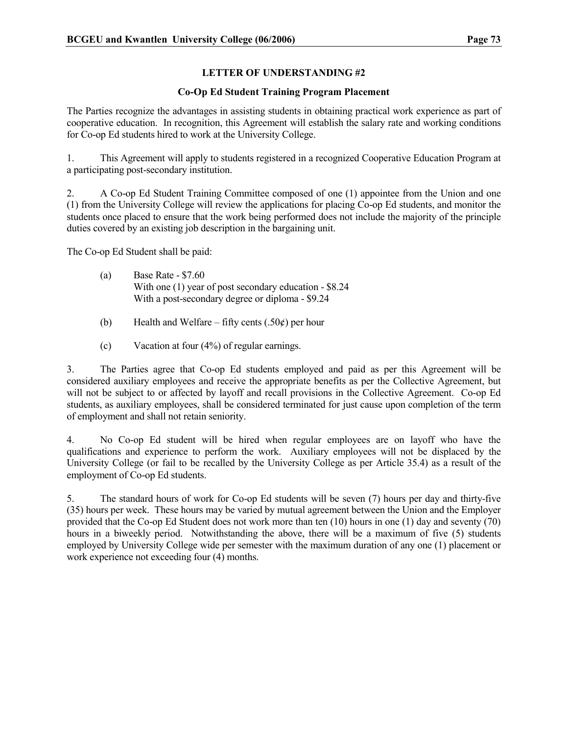## LETTER OF UNDERSTANDING #2

### Co-Op Ed Student Training Program Placement

The Parties recognize the advantages in assisting students in obtaining practical work experience as part of cooperative education. In recognition, this Agreement will establish the salary rate and working conditions for Co-op Ed students hired to work at the University College.

1. This Agreement will apply to students registered in a recognized Cooperative Education Program at a participating post-secondary institution.

2. A Co-op Ed Student Training Committee composed of one (1) appointee from the Union and one (1) from the University College will review the applications for placing Co-op Ed students, and monitor the students once placed to ensure that the work being performed does not include the majority of the principle duties covered by an existing job description in the bargaining unit.

The Co-op Ed Student shall be paid:

(a) Base Rate - $7.60
With one (1) year of post secondary education - $8.24
With a post-secondary degree or diploma - $9.24

(b) Health and Welfare – fifty cents (.50¢) per hour

(c) Vacation at four (4%) of regular earnings.

3. The Parties agree that Co-op Ed students employed and paid as per this Agreement will be considered auxiliary employees and receive the appropriate benefits as per the Collective Agreement, but will not be subject to or affected by layoff and recall provisions in the Collective Agreement. Co-op Ed students, as auxiliary employees, shall be considered terminated for just cause upon completion of the term of employment and shall not retain seniority.

4. No Co-op Ed student will be hired when regular employees are on layoff who have the qualifications and experience to perform the work. Auxiliary employees will not be displaced by the University College (or fail to be recalled by the University College as per Article 35.4) as a result of the employment of Co-op Ed students.

5. The standard hours of work for Co-op Ed students will be seven (7) hours per day and thirty-five (35) hours per week. These hours may be varied by mutual agreement between the Union and the Employer provided that the Co-op Ed Student does not work more than ten (10) hours in one (1) day and seventy (70) hours in a biweekly period. Notwithstanding the above, there will be a maximum of five (5) students employed by University College wide per semester with the maximum duration of any one (1) placement or work experience not exceeding four (4) months.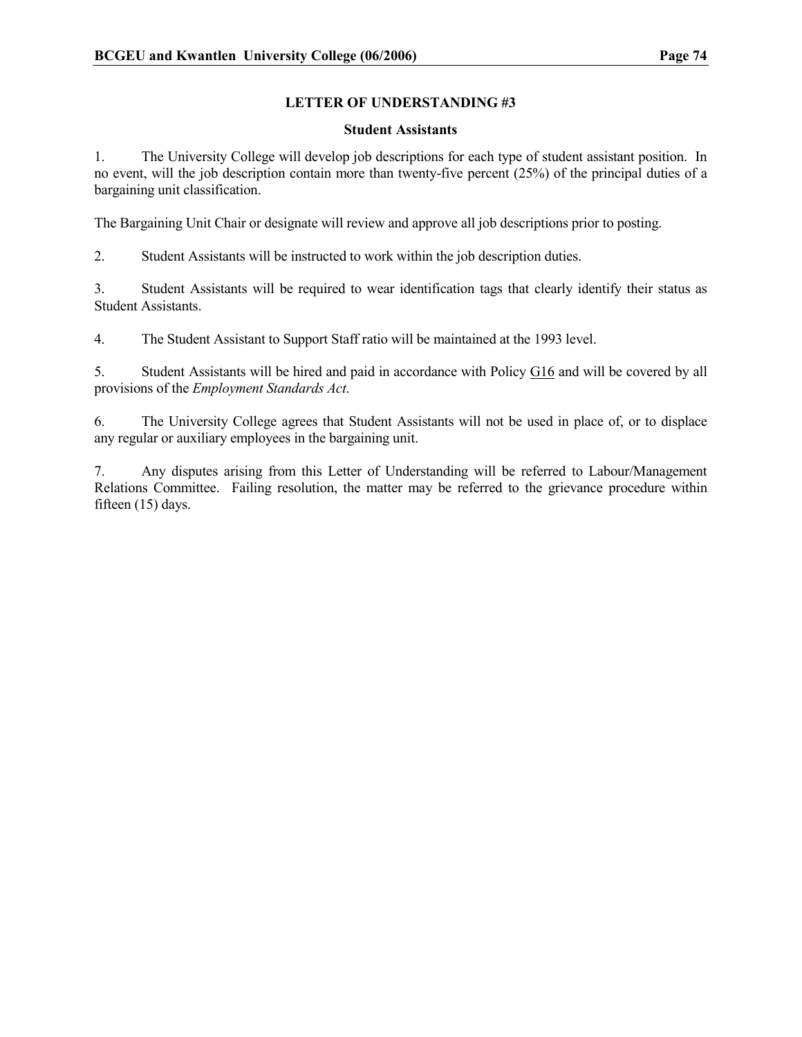## LETTER OF UNDERSTANDING #3

### Student Assistants

1. The University College will develop job descriptions for each type of student assistant position. In no event, will the job description contain more than twenty-five percent (25%) of the principal duties of a bargaining unit classification.

The Bargaining Unit Chair or designate will review and approve all job descriptions prior to posting.

2. Student Assistants will be instructed to work within the job description duties.

3. Student Assistants will be required to wear identification tags that clearly identify their status as Student Assistants.

4. The Student Assistant to Support Staff ratio will be maintained at the 1993 level.

5. Student Assistants will be hired and paid in accordance with Policy G16 and will be covered by all provisions of the *Employment Standards Act*.

6. The University College agrees that Student Assistants will not be used in place of, or to displace any regular or auxiliary employees in the bargaining unit.

7. Any disputes arising from this Letter of Understanding will be referred to Labour/Management Relations Committee. Failing resolution, the matter may be referred to the grievance procedure within fifteen (15) days.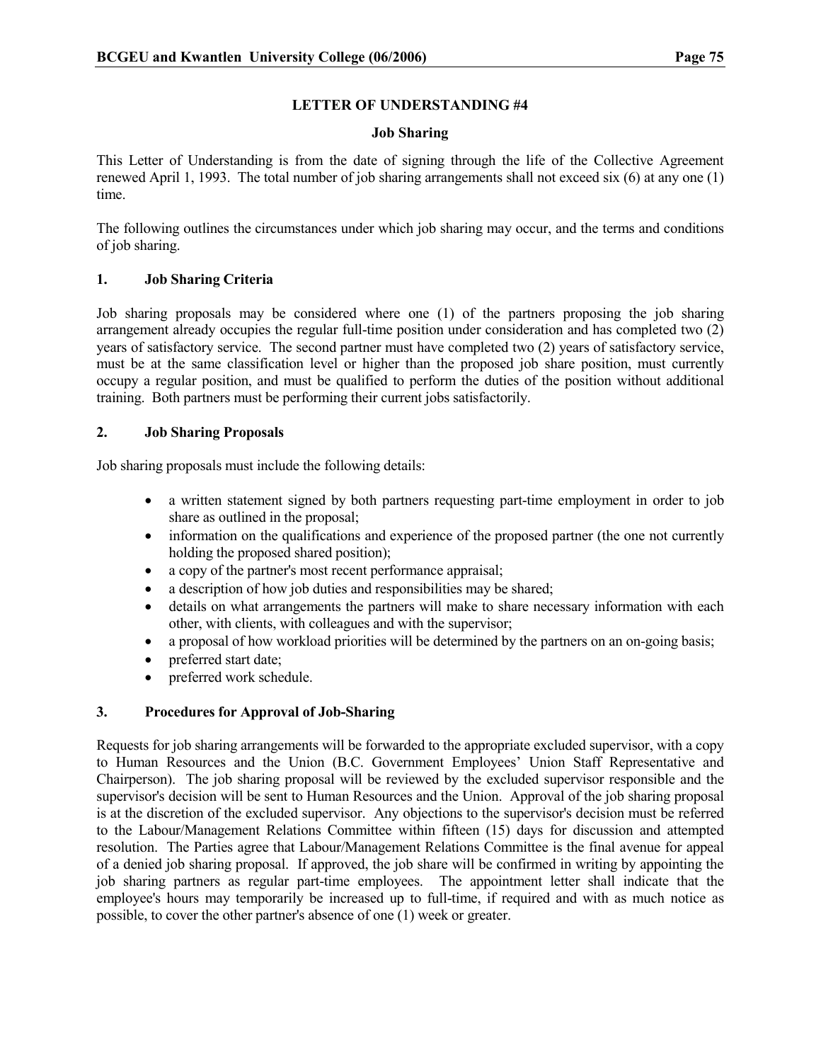## LETTER OF UNDERSTANDING #4

### Job Sharing

This Letter of Understanding is from the date of signing through the life of the Collective Agreement renewed April 1, 1993. The total number of job sharing arrangements shall not exceed six (6) at any one (1) time.

The following outlines the circumstances under which job sharing may occur, and the terms and conditions of job sharing.

### 1. Job Sharing Criteria

Job sharing proposals may be considered where one (1) of the partners proposing the job sharing arrangement already occupies the regular full-time position under consideration and has completed two (2) years of satisfactory service. The second partner must have completed two (2) years of satisfactory service, must be at the same classification level or higher than the proposed job share position, must currently occupy a regular position, and must be qualified to perform the duties of the position without additional training. Both partners must be performing their current jobs satisfactorily.

### 2. Job Sharing Proposals

Job sharing proposals must include the following details:

- a written statement signed by both partners requesting part-time employment in order to job share as outlined in the proposal;
- information on the qualifications and experience of the proposed partner (the one not currently holding the proposed shared position);
- a copy of the partner's most recent performance appraisal;
- a description of how job duties and responsibilities may be shared;
- details on what arrangements the partners will make to share necessary information with each other, with clients, with colleagues and with the supervisor;
- a proposal of how workload priorities will be determined by the partners on an on-going basis;
- preferred start date;
- preferred work schedule.

### 3. Procedures for Approval of Job-Sharing

Requests for job sharing arrangements will be forwarded to the appropriate excluded supervisor, with a copy to Human Resources and the Union (B.C. Government Employees' Union Staff Representative and Chairperson). The job sharing proposal will be reviewed by the excluded supervisor responsible and the supervisor's decision will be sent to Human Resources and the Union. Approval of the job sharing proposal is at the discretion of the excluded supervisor. Any objections to the supervisor's decision must be referred to the Labour/Management Relations Committee within fifteen (15) days for discussion and attempted resolution. The Parties agree that Labour/Management Relations Committee is the final avenue for appeal of a denied job sharing proposal. If approved, the job share will be confirmed in writing by appointing the job sharing partners as regular part-time employees. The appointment letter shall indicate that the employee's hours may temporarily be increased up to full-time, if required and with as much notice as possible, to cover the other partner's absence of one (1) week or greater.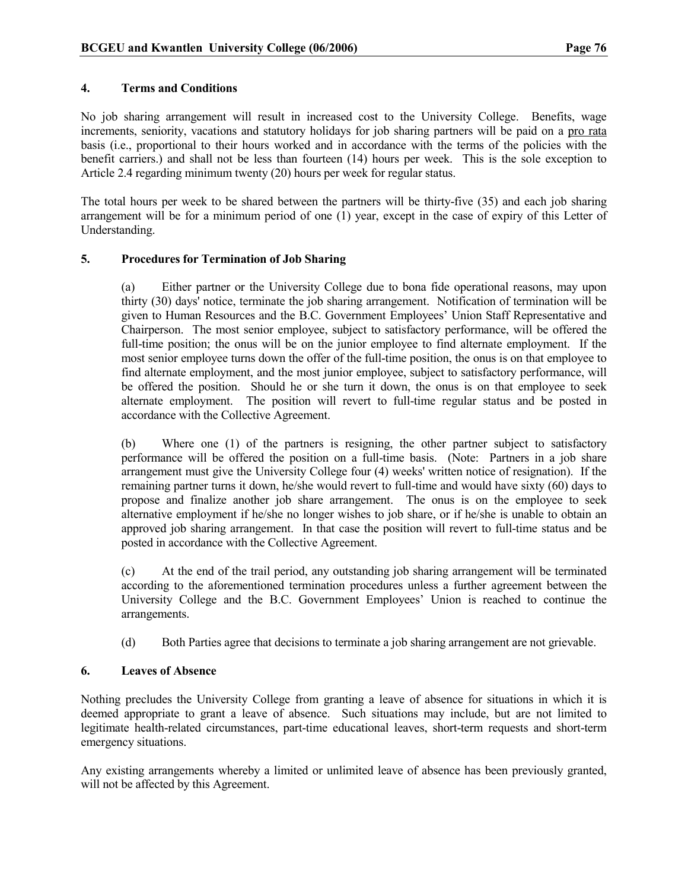#### 4. Terms and Conditions

No job sharing arrangement will result in increased cost to the University College. Benefits, wage increments, seniority, vacations and statutory holidays for job sharing partners will be paid on a pro rata basis (i.e., proportional to their hours worked and in accordance with the terms of the policies with the benefit carriers.) and shall not be less than fourteen (14) hours per week. This is the sole exception to Article 2.4 regarding minimum twenty (20) hours per week for regular status.

The total hours per week to be shared between the partners will be thirty-five (35) and each job sharing arrangement will be for a minimum period of one (1) year, except in the case of expiry of this Letter of Understanding.

#### 5. Procedures for Termination of Job Sharing

(a) Either partner or the University College due to bona fide operational reasons, may upon thirty (30) days' notice, terminate the job sharing arrangement. Notification of termination will be given to Human Resources and the B.C. Government Employees' Union Staff Representative and Chairperson. The most senior employee, subject to satisfactory performance, will be offered the full-time position; the onus will be on the junior employee to find alternate employment. If the most senior employee turns down the offer of the full-time position, the onus is on that employee to find alternate employment, and the most junior employee, subject to satisfactory performance, will be offered the position. Should he or she turn it down, the onus is on that employee to seek alternate employment. The position will revert to full-time regular status and be posted in accordance with the Collective Agreement.

(b) Where one (1) of the partners is resigning, the other partner subject to satisfactory performance will be offered the position on a full-time basis. (Note: Partners in a job share arrangement must give the University College four (4) weeks' written notice of resignation). If the remaining partner turns it down, he/she would revert to full-time and would have sixty (60) days to propose and finalize another job share arrangement. The onus is on the employee to seek alternative employment if he/she no longer wishes to job share, or if he/she is unable to obtain an approved job sharing arrangement. In that case the position will revert to full-time status and be posted in accordance with the Collective Agreement.

(c) At the end of the trail period, any outstanding job sharing arrangement will be terminated according to the aforementioned termination procedures unless a further agreement between the University College and the B.C. Government Employees' Union is reached to continue the arrangements.

(d) Both Parties agree that decisions to terminate a job sharing arrangement are not grievable.

#### 6. Leaves of Absence

Nothing precludes the University College from granting a leave of absence for situations in which it is deemed appropriate to grant a leave of absence. Such situations may include, but are not limited to legitimate health-related circumstances, part-time educational leaves, short-term requests and short-term emergency situations.

Any existing arrangements whereby a limited or unlimited leave of absence has been previously granted, will not be affected by this Agreement.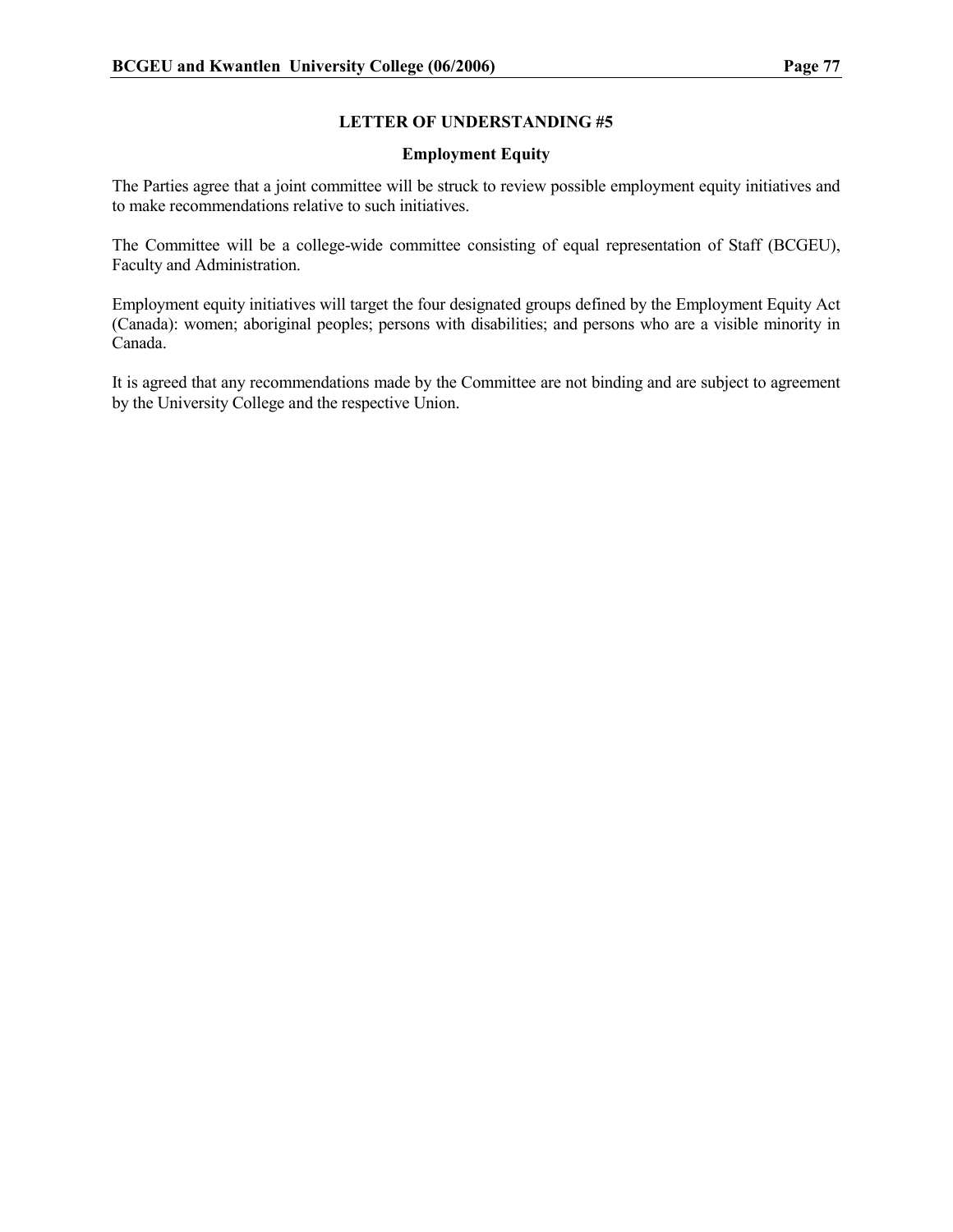## LETTER OF UNDERSTANDING #5

### Employment Equity

The Parties agree that a joint committee will be struck to review possible employment equity initiatives and to make recommendations relative to such initiatives.

The Committee will be a college-wide committee consisting of equal representation of Staff (BCGEU), Faculty and Administration.

Employment equity initiatives will target the four designated groups defined by the Employment Equity Act (Canada): women; aboriginal peoples; persons with disabilities; and persons who are a visible minority in Canada.

It is agreed that any recommendations made by the Committee are not binding and are subject to agreement by the University College and the respective Union.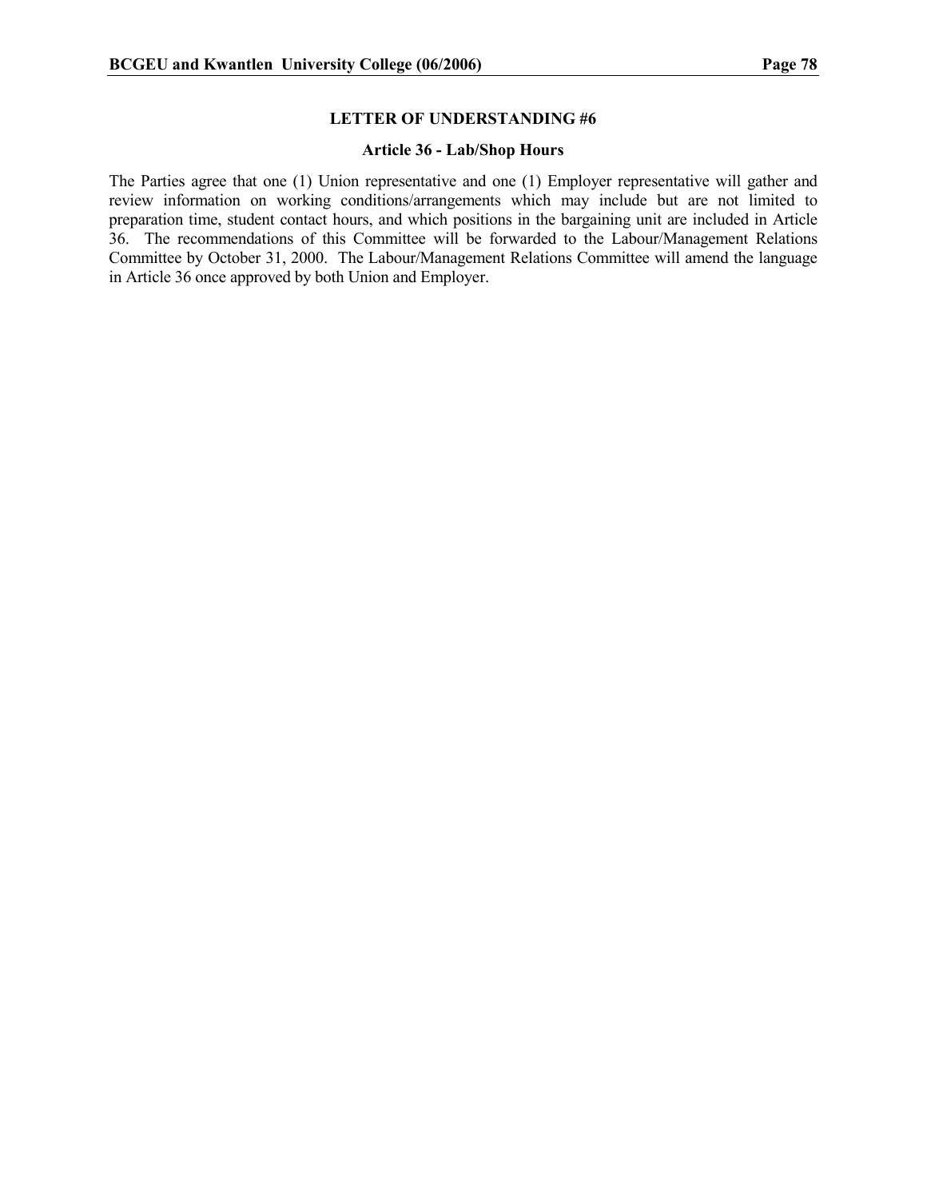## LETTER OF UNDERSTANDING #6

### Article 36 - Lab/Shop Hours

The Parties agree that one (1) Union representative and one (1) Employer representative will gather and review information on working conditions/arrangements which may include but are not limited to preparation time, student contact hours, and which positions in the bargaining unit are included in Article 36. The recommendations of this Committee will be forwarded to the Labour/Management Relations Committee by October 31, 2000. The Labour/Management Relations Committee will amend the language in Article 36 once approved by both Union and Employer.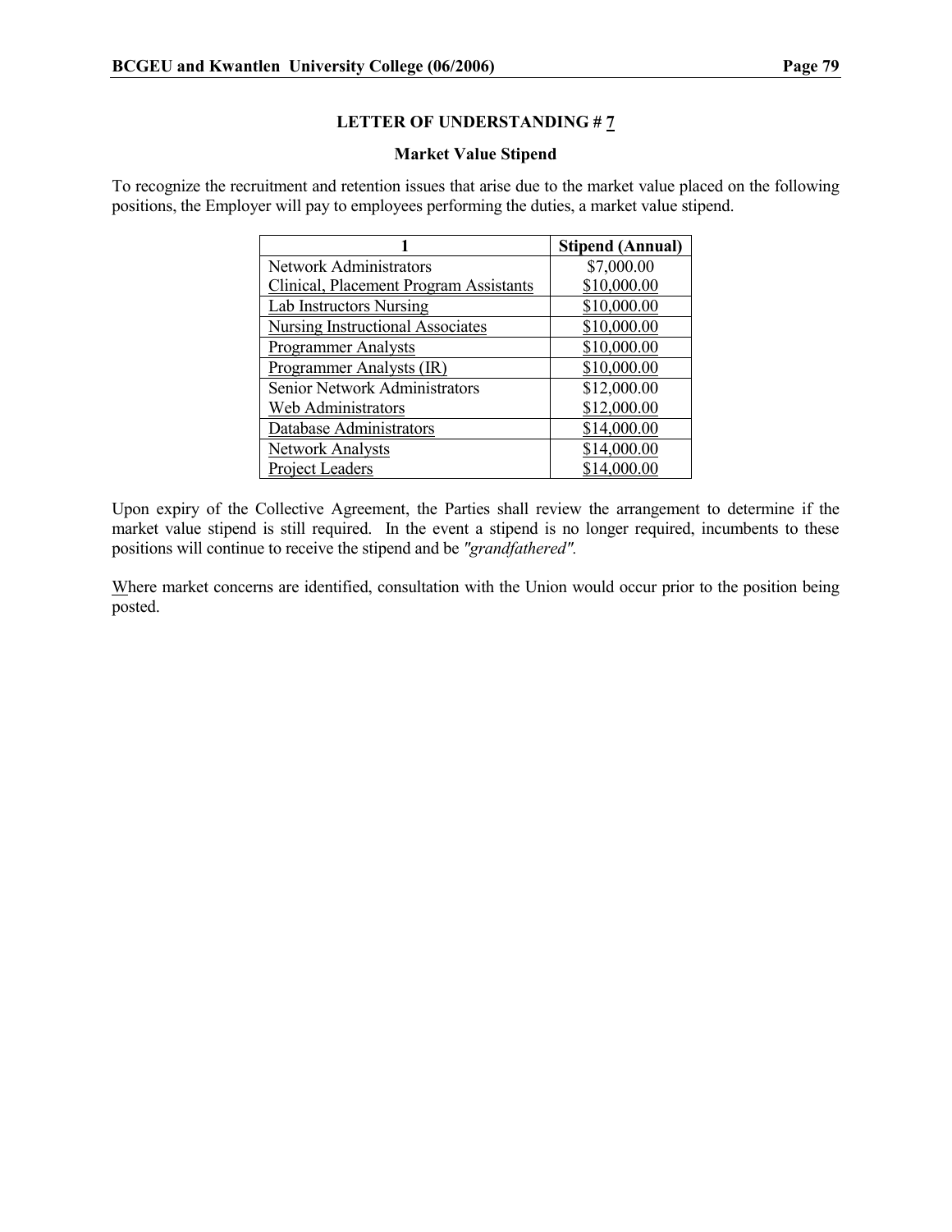### LETTER OF UNDERSTANDING # 7

#### Market Value Stipend

To recognize the recruitment and retention issues that arise due to the market value placed on the following positions, the Employer will pay to employees performing the duties, a market value stipend.

| 1 | Stipend (Annual) |
|---|---|
| Network Administrators | $7,000.00 |
| Clinical, Placement Program Assistants | $10,000.00 |
| Lab Instructors Nursing | $10,000.00 |
| Nursing Instructional Associates | $10,000.00 |
| Programmer Analysts | $10,000.00 |
| Programmer Analysts (IR) | $10,000.00 |
| Senior Network Administrators | $12,000.00 |
| Web Administrators | $12,000.00 |
| Database Administrators | $14,000.00 |
| Network Analysts | $14,000.00 |
| Project Leaders | $14,000.00 |

Upon expiry of the Collective Agreement, the Parties shall review the arrangement to determine if the market value stipend is still required. In the event a stipend is no longer required, incumbents to these positions will continue to receive the stipend and be *"grandfathered"*.

Where market concerns are identified, consultation with the Union would occur prior to the position being posted.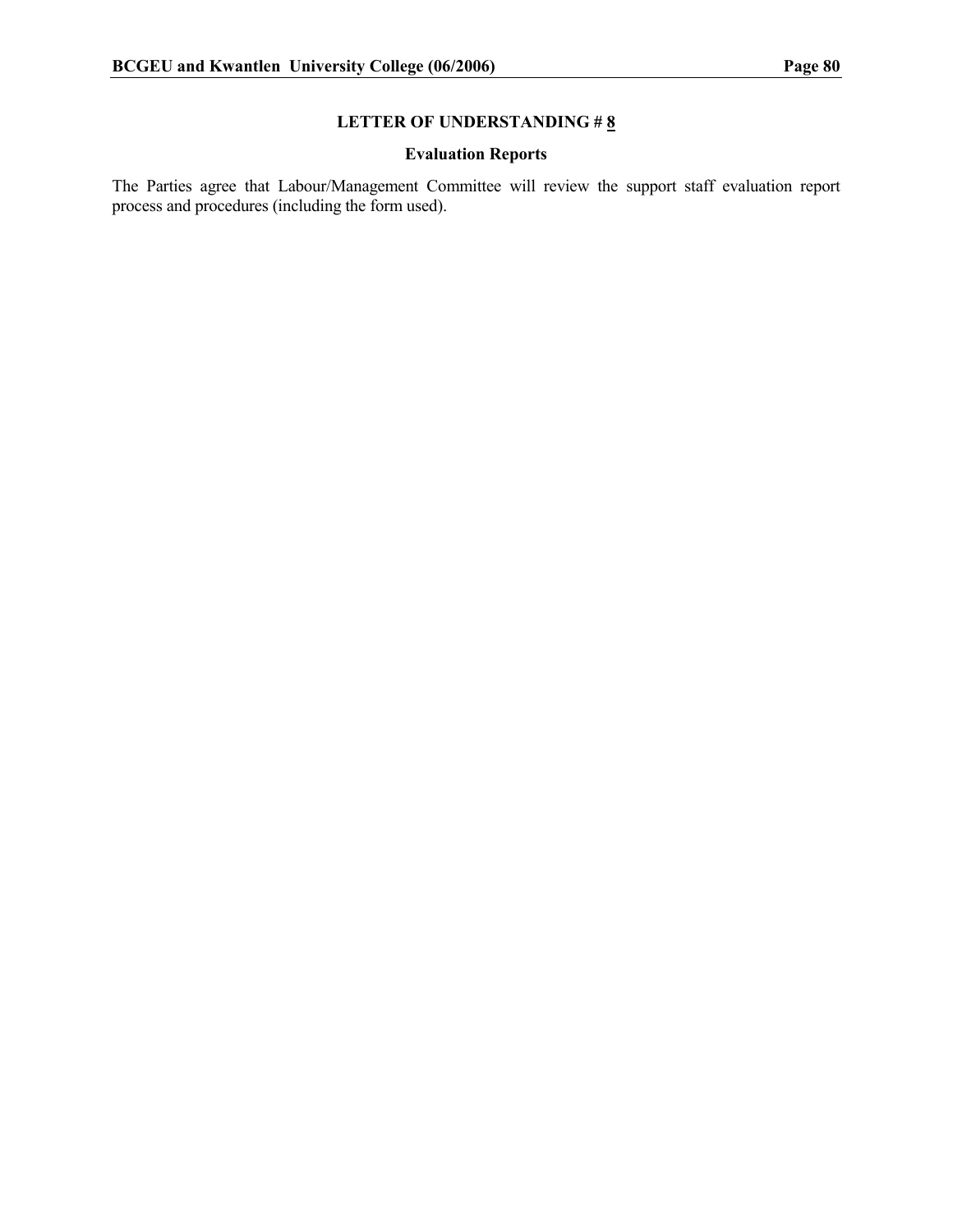## LETTER OF UNDERSTANDING # 8

### Evaluation Reports

The Parties agree that Labour/Management Committee will review the support staff evaluation report process and procedures (including the form used).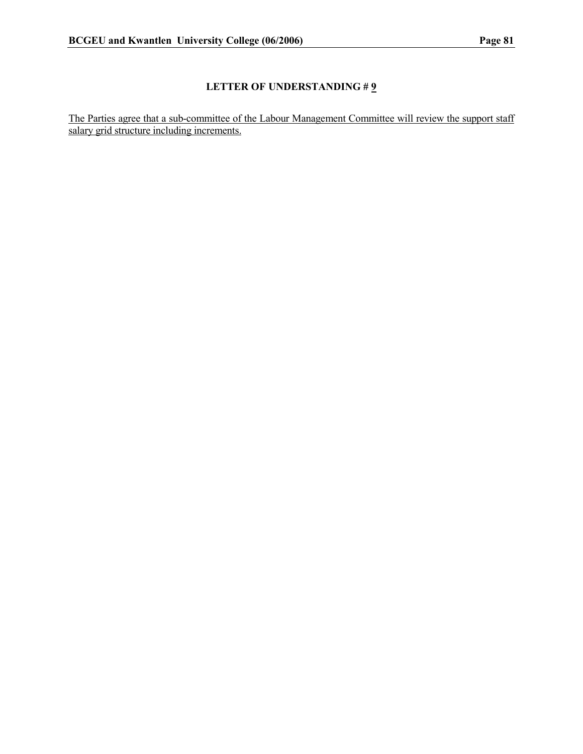# LETTER OF UNDERSTANDING # 9

The Parties agree that a sub-committee of the Labour Management Committee will review the support staff salary grid structure including increments.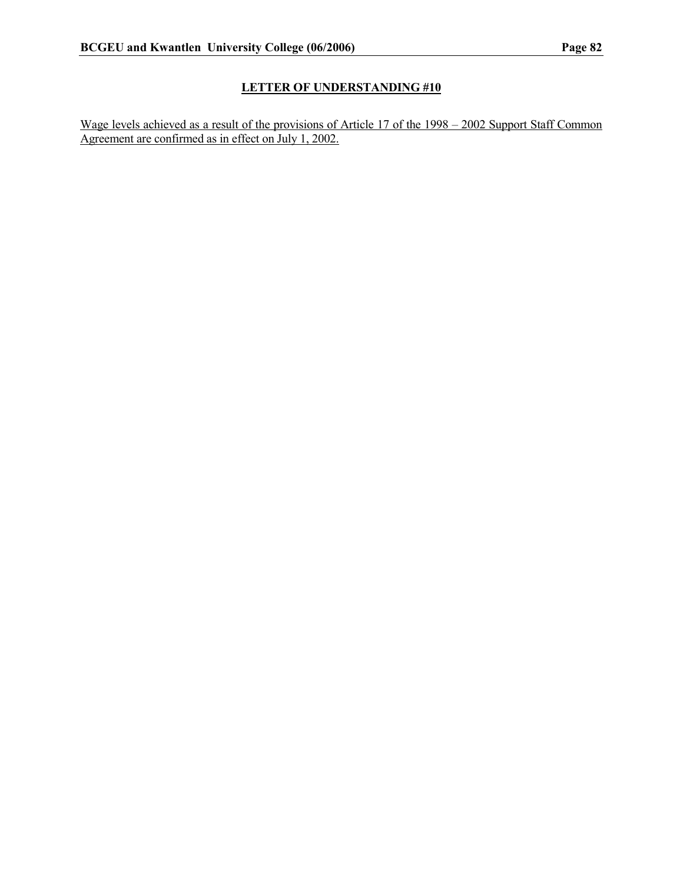## LETTER OF UNDERSTANDING #10

Wage levels achieved as a result of the provisions of Article 17 of the 1998 – 2002 Support Staff Common Agreement are confirmed as in effect on July 1, 2002.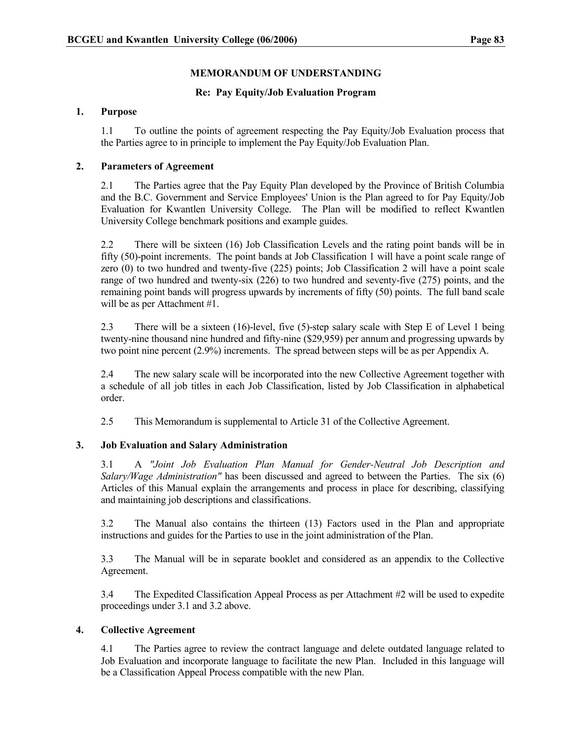## MEMORANDUM OF UNDERSTANDING

### Re: Pay Equity/Job Evaluation Program

**1. Purpose**

1.1 To outline the points of agreement respecting the Pay Equity/Job Evaluation process that the Parties agree to in principle to implement the Pay Equity/Job Evaluation Plan.

**2. Parameters of Agreement**

2.1 The Parties agree that the Pay Equity Plan developed by the Province of British Columbia and the B.C. Government and Service Employees' Union is the Plan agreed to for Pay Equity/Job Evaluation for Kwantlen University College. The Plan will be modified to reflect Kwantlen University College benchmark positions and example guides.

2.2 There will be sixteen (16) Job Classification Levels and the rating point bands will be in fifty (50)-point increments. The point bands at Job Classification 1 will have a point scale range of zero (0) to two hundred and twenty-five (225) points; Job Classification 2 will have a point scale range of two hundred and twenty-six (226) to two hundred and seventy-five (275) points, and the remaining point bands will progress upwards by increments of fifty (50) points. The full band scale will be as per Attachment #1.

2.3 There will be a sixteen (16)-level, five (5)-step salary scale with Step E of Level 1 being twenty-nine thousand nine hundred and fifty-nine ($29,959) per annum and progressing upwards by two point nine percent (2.9%) increments. The spread between steps will be as per Appendix A.

2.4 The new salary scale will be incorporated into the new Collective Agreement together with a schedule of all job titles in each Job Classification, listed by Job Classification in alphabetical order.

2.5 This Memorandum is supplemental to Article 31 of the Collective Agreement.

**3. Job Evaluation and Salary Administration**

3.1 A *"Joint Job Evaluation Plan Manual for Gender-Neutral Job Description and Salary/Wage Administration"* has been discussed and agreed to between the Parties. The six (6) Articles of this Manual explain the arrangements and process in place for describing, classifying and maintaining job descriptions and classifications.

3.2 The Manual also contains the thirteen (13) Factors used in the Plan and appropriate instructions and guides for the Parties to use in the joint administration of the Plan.

3.3 The Manual will be in separate booklet and considered as an appendix to the Collective Agreement.

3.4 The Expedited Classification Appeal Process as per Attachment #2 will be used to expedite proceedings under 3.1 and 3.2 above.

**4. Collective Agreement**

4.1 The Parties agree to review the contract language and delete outdated language related to Job Evaluation and incorporate language to facilitate the new Plan. Included in this language will be a Classification Appeal Process compatible with the new Plan.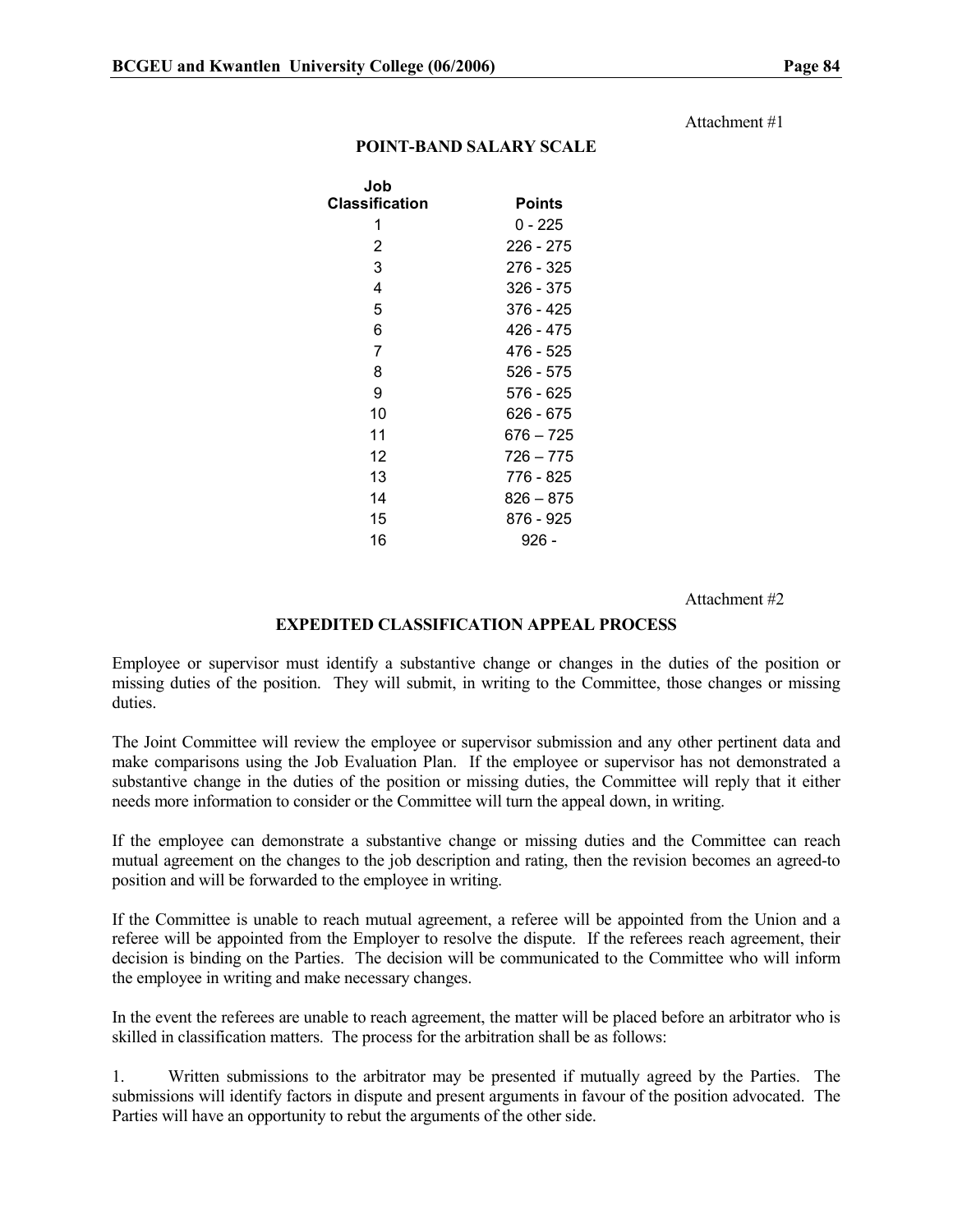Attachment #1

## POINT-BAND SALARY SCALE

| Job Classification | Points |
|---|---|
| 1 | 0 - 225 |
| 2 | 226 - 275 |
| 3 | 276 - 325 |
| 4 | 326 - 375 |
| 5 | 376 - 425 |
| 6 | 426 - 475 |
| 7 | 476 - 525 |
| 8 | 526 - 575 |
| 9 | 576 - 625 |
| 10 | 626 - 675 |
| 11 | 676 – 725 |
| 12 | 726 – 775 |
| 13 | 776 - 825 |
| 14 | 826 – 875 |
| 15 | 876 - 925 |
| 16 | 926 - |

Attachment #2

## EXPEDITED CLASSIFICATION APPEAL PROCESS

Employee or supervisor must identify a substantive change or changes in the duties of the position or missing duties of the position. They will submit, in writing to the Committee, those changes or missing duties.

The Joint Committee will review the employee or supervisor submission and any other pertinent data and make comparisons using the Job Evaluation Plan. If the employee or supervisor has not demonstrated a substantive change in the duties of the position or missing duties, the Committee will reply that it either needs more information to consider or the Committee will turn the appeal down, in writing.

If the employee can demonstrate a substantive change or missing duties and the Committee can reach mutual agreement on the changes to the job description and rating, then the revision becomes an agreed-to position and will be forwarded to the employee in writing.

If the Committee is unable to reach mutual agreement, a referee will be appointed from the Union and a referee will be appointed from the Employer to resolve the dispute. If the referees reach agreement, their decision is binding on the Parties. The decision will be communicated to the Committee who will inform the employee in writing and make necessary changes.

In the event the referees are unable to reach agreement, the matter will be placed before an arbitrator who is skilled in classification matters. The process for the arbitration shall be as follows:

1. Written submissions to the arbitrator may be presented if mutually agreed by the Parties. The submissions will identify factors in dispute and present arguments in favour of the position advocated. The Parties will have an opportunity to rebut the arguments of the other side.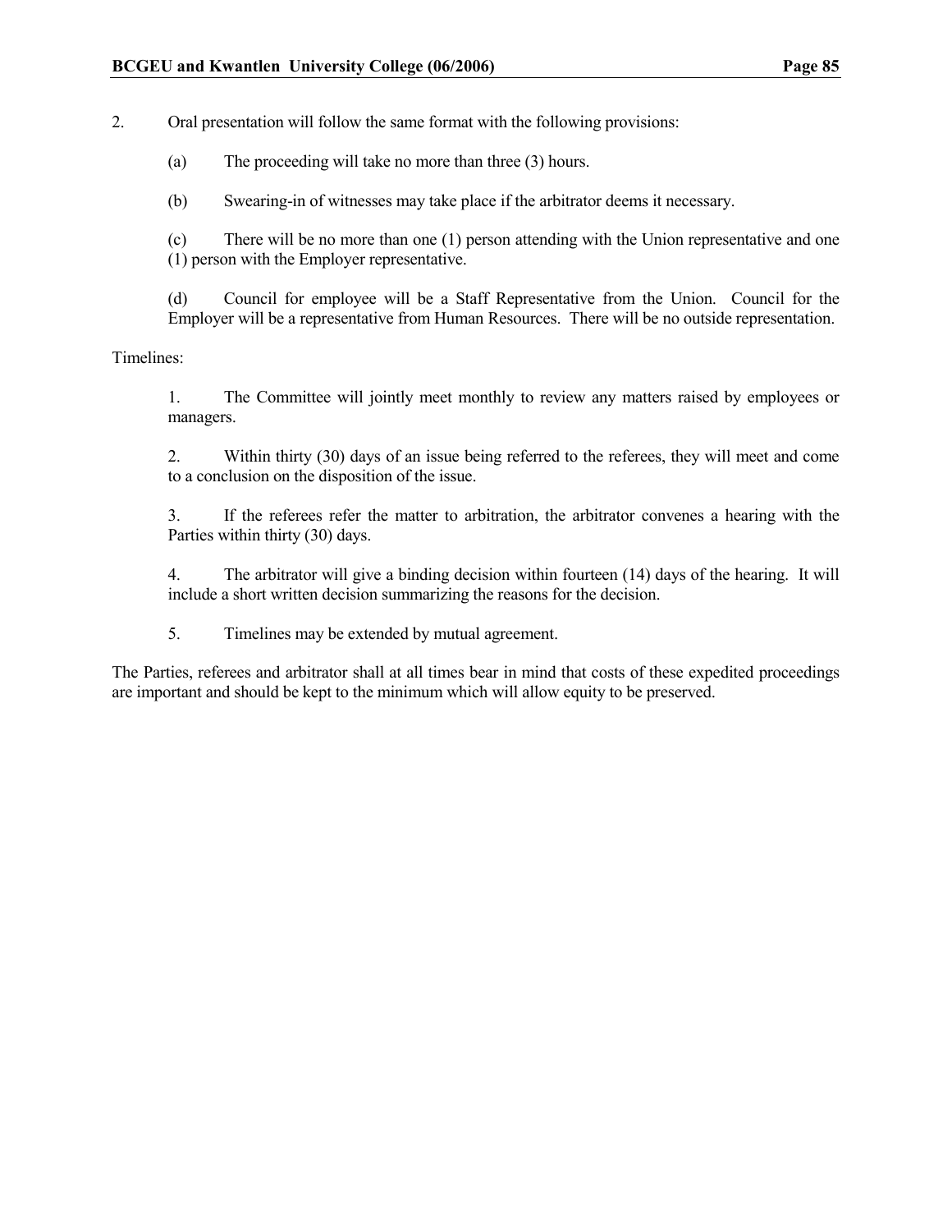2. Oral presentation will follow the same format with the following provisions:

   (a) The proceeding will take no more than three (3) hours.

   (b) Swearing-in of witnesses may take place if the arbitrator deems it necessary.

   (c) There will be no more than one (1) person attending with the Union representative and one (1) person with the Employer representative.

   (d) Council for employee will be a Staff Representative from the Union. Council for the Employer will be a representative from Human Resources. There will be no outside representation.

Timelines:

1. The Committee will jointly meet monthly to review any matters raised by employees or managers.

2. Within thirty (30) days of an issue being referred to the referees, they will meet and come to a conclusion on the disposition of the issue.

3. If the referees refer the matter to arbitration, the arbitrator convenes a hearing with the Parties within thirty (30) days.

4. The arbitrator will give a binding decision within fourteen (14) days of the hearing. It will include a short written decision summarizing the reasons for the decision.

5. Timelines may be extended by mutual agreement.

The Parties, referees and arbitrator shall at all times bear in mind that costs of these expedited proceedings are important and should be kept to the minimum which will allow equity to be preserved.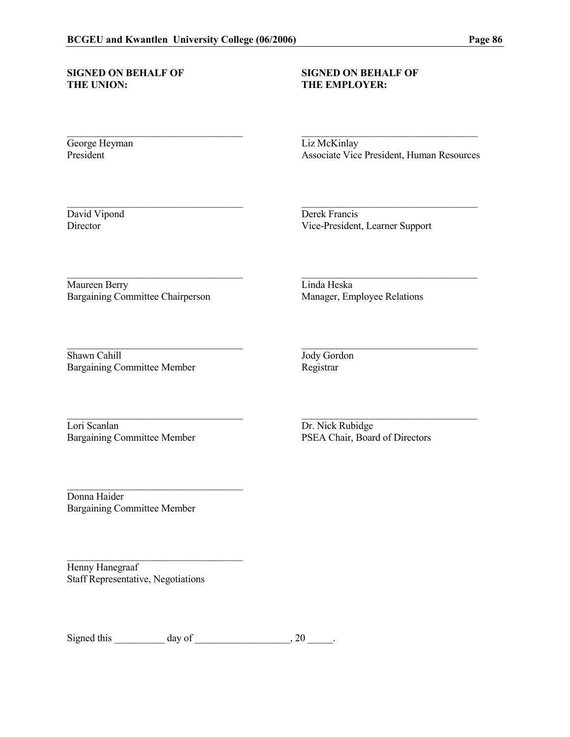**SIGNED ON BEHALF OF THE UNION:**

\_\_\_\_\_\_\_\_\_\_\_\_\_\_\_\_\_\_\_\_\_\_\_\_\_\_\_\_\_\_\_\_\_\_\_
George Heyman
President

\_\_\_\_\_\_\_\_\_\_\_\_\_\_\_\_\_\_\_\_\_\_\_\_\_\_\_\_\_\_\_\_\_\_\_
David Vipond
Director

\_\_\_\_\_\_\_\_\_\_\_\_\_\_\_\_\_\_\_\_\_\_\_\_\_\_\_\_\_\_\_\_\_\_\_
Maureen Berry
Bargaining Committee Chairperson

\_\_\_\_\_\_\_\_\_\_\_\_\_\_\_\_\_\_\_\_\_\_\_\_\_\_\_\_\_\_\_\_\_\_\_
Shawn Cahill
Bargaining Committee Member

\_\_\_\_\_\_\_\_\_\_\_\_\_\_\_\_\_\_\_\_\_\_\_\_\_\_\_\_\_\_\_\_\_\_\_
Lori Scanlan
Bargaining Committee Member

\_\_\_\_\_\_\_\_\_\_\_\_\_\_\_\_\_\_\_\_\_\_\_\_\_\_\_\_\_\_\_\_\_\_\_
Donna Haider
Bargaining Committee Member

\_\_\_\_\_\_\_\_\_\_\_\_\_\_\_\_\_\_\_\_\_\_\_\_\_\_\_\_\_\_\_\_\_\_\_
Henny Hanegraaf
Staff Representative, Negotiations

**SIGNED ON BEHALF OF THE EMPLOYER:**

\_\_\_\_\_\_\_\_\_\_\_\_\_\_\_\_\_\_\_\_\_\_\_\_\_\_\_\_\_\_\_\_\_\_\_
Liz McKinlay
Associate Vice President, Human Resources

\_\_\_\_\_\_\_\_\_\_\_\_\_\_\_\_\_\_\_\_\_\_\_\_\_\_\_\_\_\_\_\_\_\_\_
Derek Francis
Vice-President, Learner Support

\_\_\_\_\_\_\_\_\_\_\_\_\_\_\_\_\_\_\_\_\_\_\_\_\_\_\_\_\_\_\_\_\_\_\_
Linda Heska
Manager, Employee Relations

\_\_\_\_\_\_\_\_\_\_\_\_\_\_\_\_\_\_\_\_\_\_\_\_\_\_\_\_\_\_\_\_\_\_\_
Jody Gordon
Registrar

\_\_\_\_\_\_\_\_\_\_\_\_\_\_\_\_\_\_\_\_\_\_\_\_\_\_\_\_\_\_\_\_\_\_\_
Dr. Nick Rubidge
PSEA Chair, Board of Directors

Signed this \_\_\_\_\_\_\_\_\_\_ day of \_\_\_\_\_\_\_\_\_\_\_\_\_\_\_\_\_\_\_, 20 \_\_\_\_\_.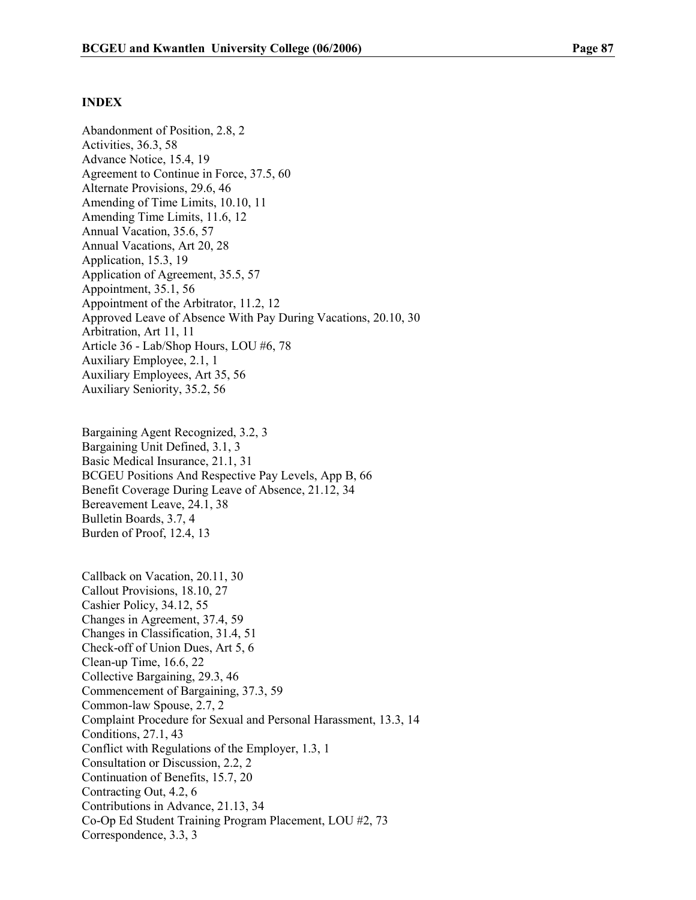**INDEX**

Abandonment of Position, 2.8, 2
Activities, 36.3, 58
Advance Notice, 15.4, 19
Agreement to Continue in Force, 37.5, 60
Alternate Provisions, 29.6, 46
Amending of Time Limits, 10.10, 11
Amending Time Limits, 11.6, 12
Annual Vacation, 35.6, 57
Annual Vacations, Art 20, 28
Application, 15.3, 19
Application of Agreement, 35.5, 57
Appointment, 35.1, 56
Appointment of the Arbitrator, 11.2, 12
Approved Leave of Absence With Pay During Vacations, 20.10, 30
Arbitration, Art 11, 11
Article 36 - Lab/Shop Hours, LOU #6, 78
Auxiliary Employee, 2.1, 1
Auxiliary Employees, Art 35, 56
Auxiliary Seniority, 35.2, 56

Bargaining Agent Recognized, 3.2, 3
Bargaining Unit Defined, 3.1, 3
Basic Medical Insurance, 21.1, 31
BCGEU Positions And Respective Pay Levels, App B, 66
Benefit Coverage During Leave of Absence, 21.12, 34
Bereavement Leave, 24.1, 38
Bulletin Boards, 3.7, 4
Burden of Proof, 12.4, 13

Callback on Vacation, 20.11, 30
Callout Provisions, 18.10, 27
Cashier Policy, 34.12, 55
Changes in Agreement, 37.4, 59
Changes in Classification, 31.4, 51
Check-off of Union Dues, Art 5, 6
Clean-up Time, 16.6, 22
Collective Bargaining, 29.3, 46
Commencement of Bargaining, 37.3, 59
Common-law Spouse, 2.7, 2
Complaint Procedure for Sexual and Personal Harassment, 13.3, 14
Conditions, 27.1, 43
Conflict with Regulations of the Employer, 1.3, 1
Consultation or Discussion, 2.2, 2
Continuation of Benefits, 15.7, 20
Contracting Out, 4.2, 6
Contributions in Advance, 21.13, 34
Co-Op Ed Student Training Program Placement, LOU #2, 73
Correspondence, 3.3, 3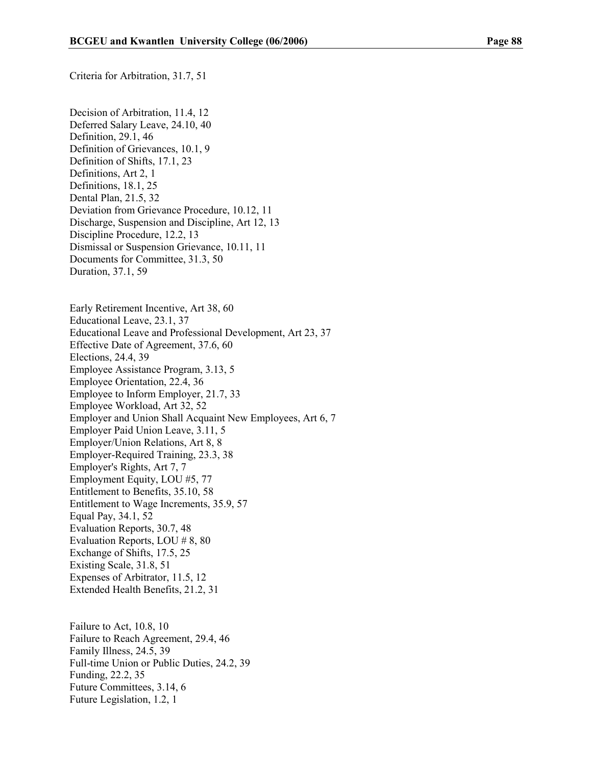Criteria for Arbitration, 31.7, 51

Decision of Arbitration, 11.4, 12
Deferred Salary Leave, 24.10, 40
Definition, 29.1, 46
Definition of Grievances, 10.1, 9
Definition of Shifts, 17.1, 23
Definitions, Art 2, 1
Definitions, 18.1, 25
Dental Plan, 21.5, 32
Deviation from Grievance Procedure, 10.12, 11
Discharge, Suspension and Discipline, Art 12, 13
Discipline Procedure, 12.2, 13
Dismissal or Suspension Grievance, 10.11, 11
Documents for Committee, 31.3, 50
Duration, 37.1, 59

Early Retirement Incentive, Art 38, 60
Educational Leave, 23.1, 37
Educational Leave and Professional Development, Art 23, 37
Effective Date of Agreement, 37.6, 60
Elections, 24.4, 39
Employee Assistance Program, 3.13, 5
Employee Orientation, 22.4, 36
Employee to Inform Employer, 21.7, 33
Employee Workload, Art 32, 52
Employer and Union Shall Acquaint New Employees, Art 6, 7
Employer Paid Union Leave, 3.11, 5
Employer/Union Relations, Art 8, 8
Employer-Required Training, 23.3, 38
Employer's Rights, Art 7, 7
Employment Equity, LOU #5, 77
Entitlement to Benefits, 35.10, 58
Entitlement to Wage Increments, 35.9, 57
Equal Pay, 34.1, 52
Evaluation Reports, 30.7, 48
Evaluation Reports, LOU # 8, 80
Exchange of Shifts, 17.5, 25
Existing Scale, 31.8, 51
Expenses of Arbitrator, 11.5, 12
Extended Health Benefits, 21.2, 31

Failure to Act, 10.8, 10
Failure to Reach Agreement, 29.4, 46
Family Illness, 24.5, 39
Full-time Union or Public Duties, 24.2, 39
Funding, 22.2, 35
Future Committees, 3.14, 6
Future Legislation, 1.2, 1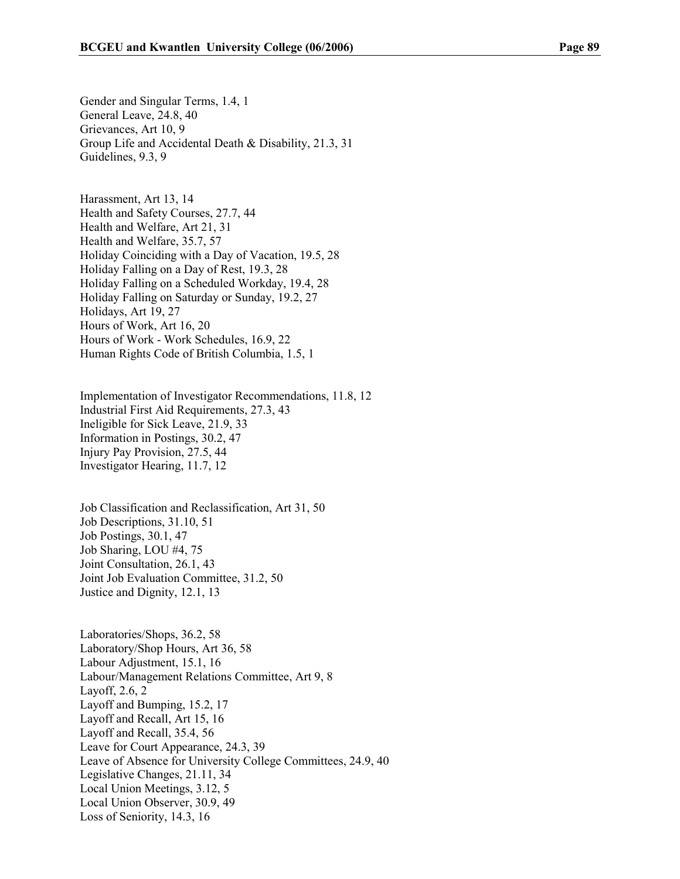Gender and Singular Terms, 1.4, 1
General Leave, 24.8, 40
Grievances, Art 10, 9
Group Life and Accidental Death & Disability, 21.3, 31
Guidelines, 9.3, 9

Harassment, Art 13, 14
Health and Safety Courses, 27.7, 44
Health and Welfare, Art 21, 31
Health and Welfare, 35.7, 57
Holiday Coinciding with a Day of Vacation, 19.5, 28
Holiday Falling on a Day of Rest, 19.3, 28
Holiday Falling on a Scheduled Workday, 19.4, 28
Holiday Falling on Saturday or Sunday, 19.2, 27
Holidays, Art 19, 27
Hours of Work, Art 16, 20
Hours of Work - Work Schedules, 16.9, 22
Human Rights Code of British Columbia, 1.5, 1

Implementation of Investigator Recommendations, 11.8, 12
Industrial First Aid Requirements, 27.3, 43
Ineligible for Sick Leave, 21.9, 33
Information in Postings, 30.2, 47
Injury Pay Provision, 27.5, 44
Investigator Hearing, 11.7, 12

Job Classification and Reclassification, Art 31, 50
Job Descriptions, 31.10, 51
Job Postings, 30.1, 47
Job Sharing, LOU #4, 75
Joint Consultation, 26.1, 43
Joint Job Evaluation Committee, 31.2, 50
Justice and Dignity, 12.1, 13

Laboratories/Shops, 36.2, 58
Laboratory/Shop Hours, Art 36, 58
Labour Adjustment, 15.1, 16
Labour/Management Relations Committee, Art 9, 8
Layoff, 2.6, 2
Layoff and Bumping, 15.2, 17
Layoff and Recall, Art 15, 16
Layoff and Recall, 35.4, 56
Leave for Court Appearance, 24.3, 39
Leave of Absence for University College Committees, 24.9, 40
Legislative Changes, 21.11, 34
Local Union Meetings, 3.12, 5
Local Union Observer, 30.9, 49
Loss of Seniority, 14.3, 16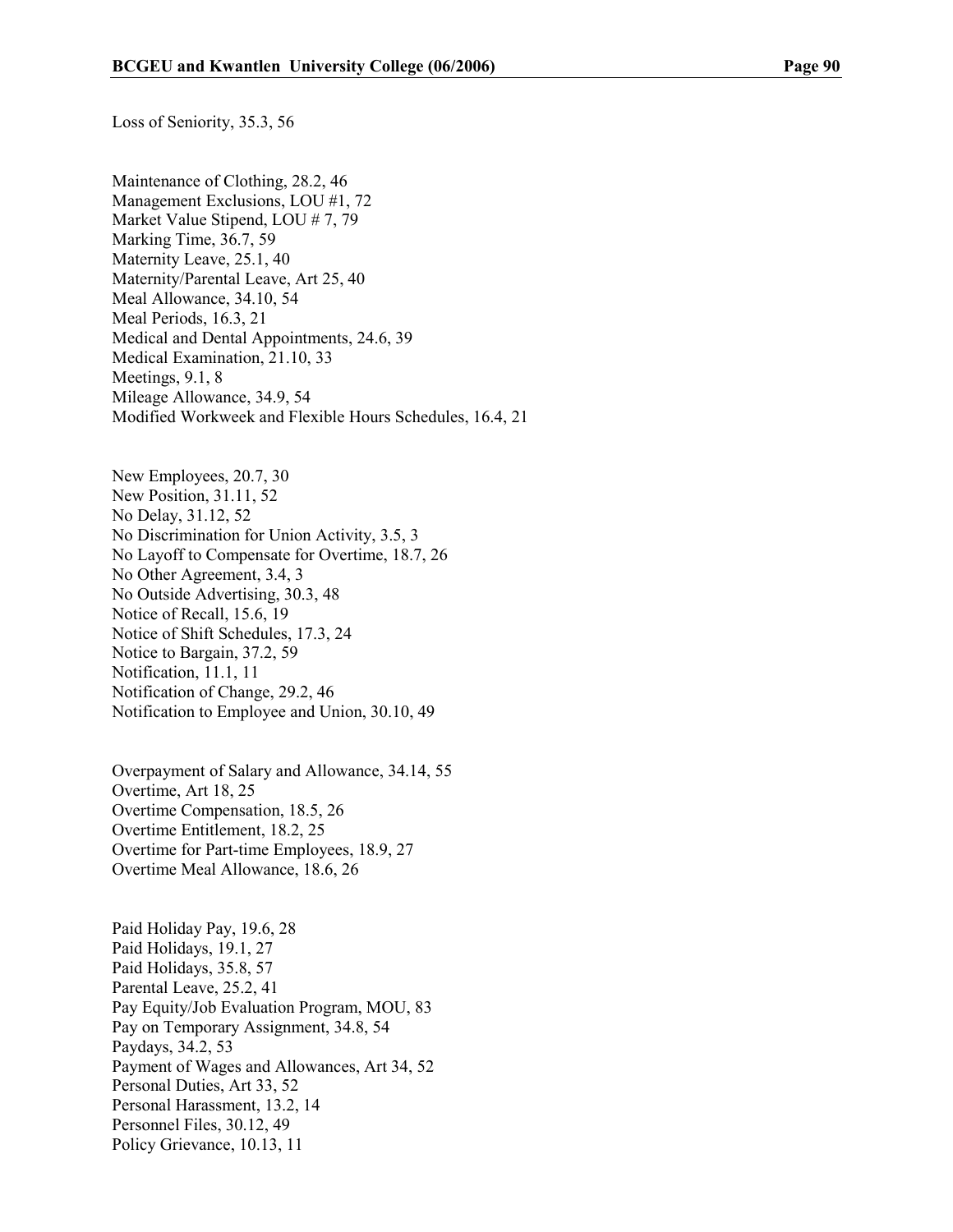Loss of Seniority, 35.3, 56

Maintenance of Clothing, 28.2, 46
Management Exclusions, LOU #1, 72
Market Value Stipend, LOU # 7, 79
Marking Time, 36.7, 59
Maternity Leave, 25.1, 40
Maternity/Parental Leave, Art 25, 40
Meal Allowance, 34.10, 54
Meal Periods, 16.3, 21
Medical and Dental Appointments, 24.6, 39
Medical Examination, 21.10, 33
Meetings, 9.1, 8
Mileage Allowance, 34.9, 54
Modified Workweek and Flexible Hours Schedules, 16.4, 21

New Employees, 20.7, 30
New Position, 31.11, 52
No Delay, 31.12, 52
No Discrimination for Union Activity, 3.5, 3
No Layoff to Compensate for Overtime, 18.7, 26
No Other Agreement, 3.4, 3
No Outside Advertising, 30.3, 48
Notice of Recall, 15.6, 19
Notice of Shift Schedules, 17.3, 24
Notice to Bargain, 37.2, 59
Notification, 11.1, 11
Notification of Change, 29.2, 46
Notification to Employee and Union, 30.10, 49

Overpayment of Salary and Allowance, 34.14, 55
Overtime, Art 18, 25
Overtime Compensation, 18.5, 26
Overtime Entitlement, 18.2, 25
Overtime for Part-time Employees, 18.9, 27
Overtime Meal Allowance, 18.6, 26

Paid Holiday Pay, 19.6, 28
Paid Holidays, 19.1, 27
Paid Holidays, 35.8, 57
Parental Leave, 25.2, 41
Pay Equity/Job Evaluation Program, MOU, 83
Pay on Temporary Assignment, 34.8, 54
Paydays, 34.2, 53
Payment of Wages and Allowances, Art 34, 52
Personal Duties, Art 33, 52
Personal Harassment, 13.2, 14
Personnel Files, 30.12, 49
Policy Grievance, 10.13, 11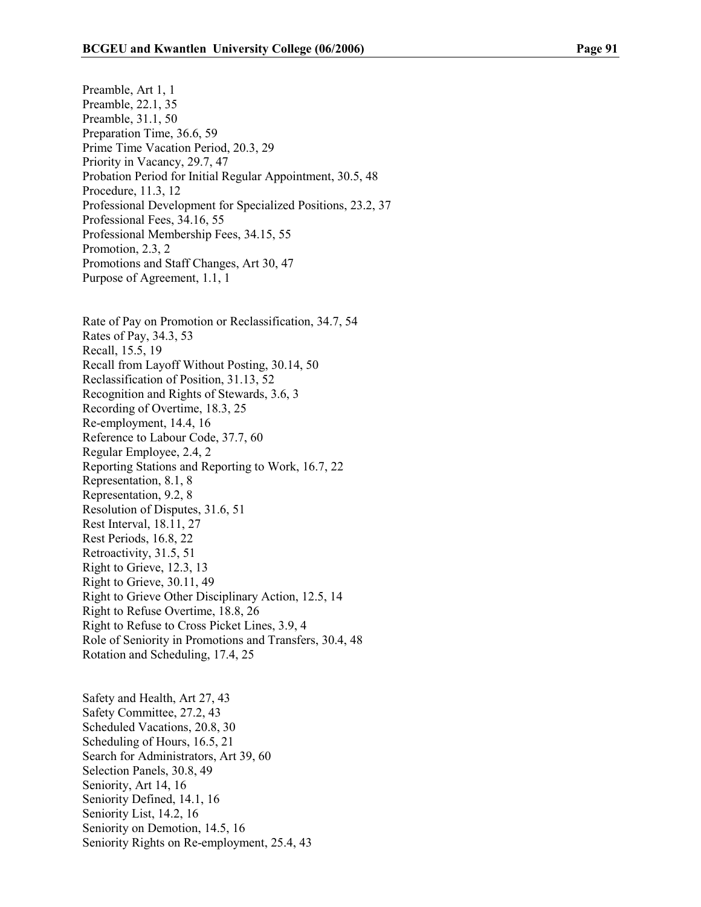Preamble, Art 1, 1
Preamble, 22.1, 35
Preamble, 31.1, 50
Preparation Time, 36.6, 59
Prime Time Vacation Period, 20.3, 29
Priority in Vacancy, 29.7, 47
Probation Period for Initial Regular Appointment, 30.5, 48
Procedure, 11.3, 12
Professional Development for Specialized Positions, 23.2, 37
Professional Fees, 34.16, 55
Professional Membership Fees, 34.15, 55
Promotion, 2.3, 2
Promotions and Staff Changes, Art 30, 47
Purpose of Agreement, 1.1, 1

Rate of Pay on Promotion or Reclassification, 34.7, 54
Rates of Pay, 34.3, 53
Recall, 15.5, 19
Recall from Layoff Without Posting, 30.14, 50
Reclassification of Position, 31.13, 52
Recognition and Rights of Stewards, 3.6, 3
Recording of Overtime, 18.3, 25
Re-employment, 14.4, 16
Reference to Labour Code, 37.7, 60
Regular Employee, 2.4, 2
Reporting Stations and Reporting to Work, 16.7, 22
Representation, 8.1, 8
Representation, 9.2, 8
Resolution of Disputes, 31.6, 51
Rest Interval, 18.11, 27
Rest Periods, 16.8, 22
Retroactivity, 31.5, 51
Right to Grieve, 12.3, 13
Right to Grieve, 30.11, 49
Right to Grieve Other Disciplinary Action, 12.5, 14
Right to Refuse Overtime, 18.8, 26
Right to Refuse to Cross Picket Lines, 3.9, 4
Role of Seniority in Promotions and Transfers, 30.4, 48
Rotation and Scheduling, 17.4, 25

Safety and Health, Art 27, 43
Safety Committee, 27.2, 43
Scheduled Vacations, 20.8, 30
Scheduling of Hours, 16.5, 21
Search for Administrators, Art 39, 60
Selection Panels, 30.8, 49
Seniority, Art 14, 16
Seniority Defined, 14.1, 16
Seniority List, 14.2, 16
Seniority on Demotion, 14.5, 16
Seniority Rights on Re-employment, 25.4, 43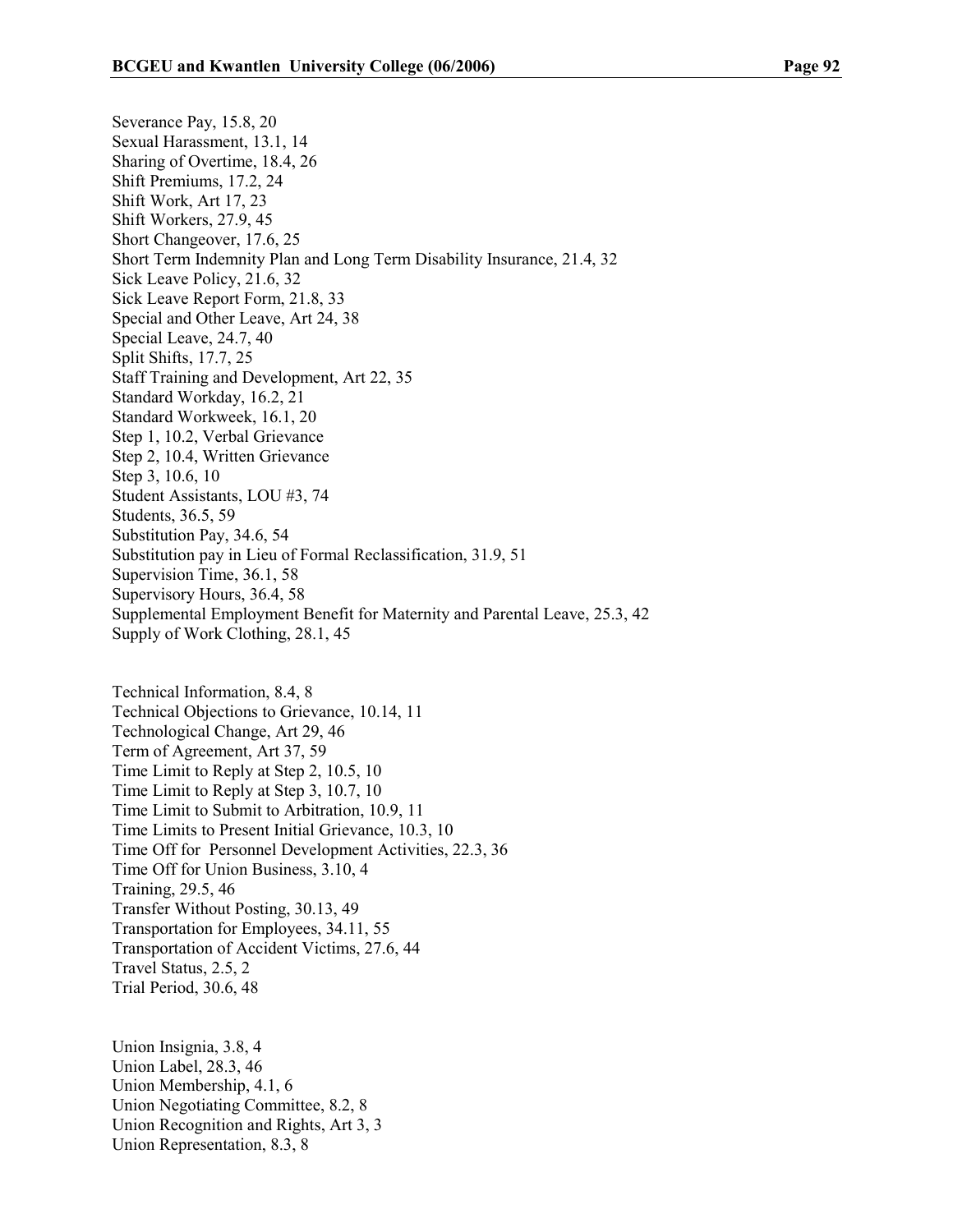Severance Pay, 15.8, 20
Sexual Harassment, 13.1, 14
Sharing of Overtime, 18.4, 26
Shift Premiums, 17.2, 24
Shift Work, Art 17, 23
Shift Workers, 27.9, 45
Short Changeover, 17.6, 25
Short Term Indemnity Plan and Long Term Disability Insurance, 21.4, 32
Sick Leave Policy, 21.6, 32
Sick Leave Report Form, 21.8, 33
Special and Other Leave, Art 24, 38
Special Leave, 24.7, 40
Split Shifts, 17.7, 25
Staff Training and Development, Art 22, 35
Standard Workday, 16.2, 21
Standard Workweek, 16.1, 20
Step 1, 10.2, Verbal Grievance
Step 2, 10.4, Written Grievance
Step 3, 10.6, 10
Student Assistants, LOU #3, 74
Students, 36.5, 59
Substitution Pay, 34.6, 54
Substitution pay in Lieu of Formal Reclassification, 31.9, 51
Supervision Time, 36.1, 58
Supervisory Hours, 36.4, 58
Supplemental Employment Benefit for Maternity and Parental Leave, 25.3, 42
Supply of Work Clothing, 28.1, 45

Technical Information, 8.4, 8
Technical Objections to Grievance, 10.14, 11
Technological Change, Art 29, 46
Term of Agreement, Art 37, 59
Time Limit to Reply at Step 2, 10.5, 10
Time Limit to Reply at Step 3, 10.7, 10
Time Limit to Submit to Arbitration, 10.9, 11
Time Limits to Present Initial Grievance, 10.3, 10
Time Off for Personnel Development Activities, 22.3, 36
Time Off for Union Business, 3.10, 4
Training, 29.5, 46
Transfer Without Posting, 30.13, 49
Transportation for Employees, 34.11, 55
Transportation of Accident Victims, 27.6, 44
Travel Status, 2.5, 2
Trial Period, 30.6, 48

Union Insignia, 3.8, 4
Union Label, 28.3, 46
Union Membership, 4.1, 6
Union Negotiating Committee, 8.2, 8
Union Recognition and Rights, Art 3, 3
Union Representation, 8.3, 8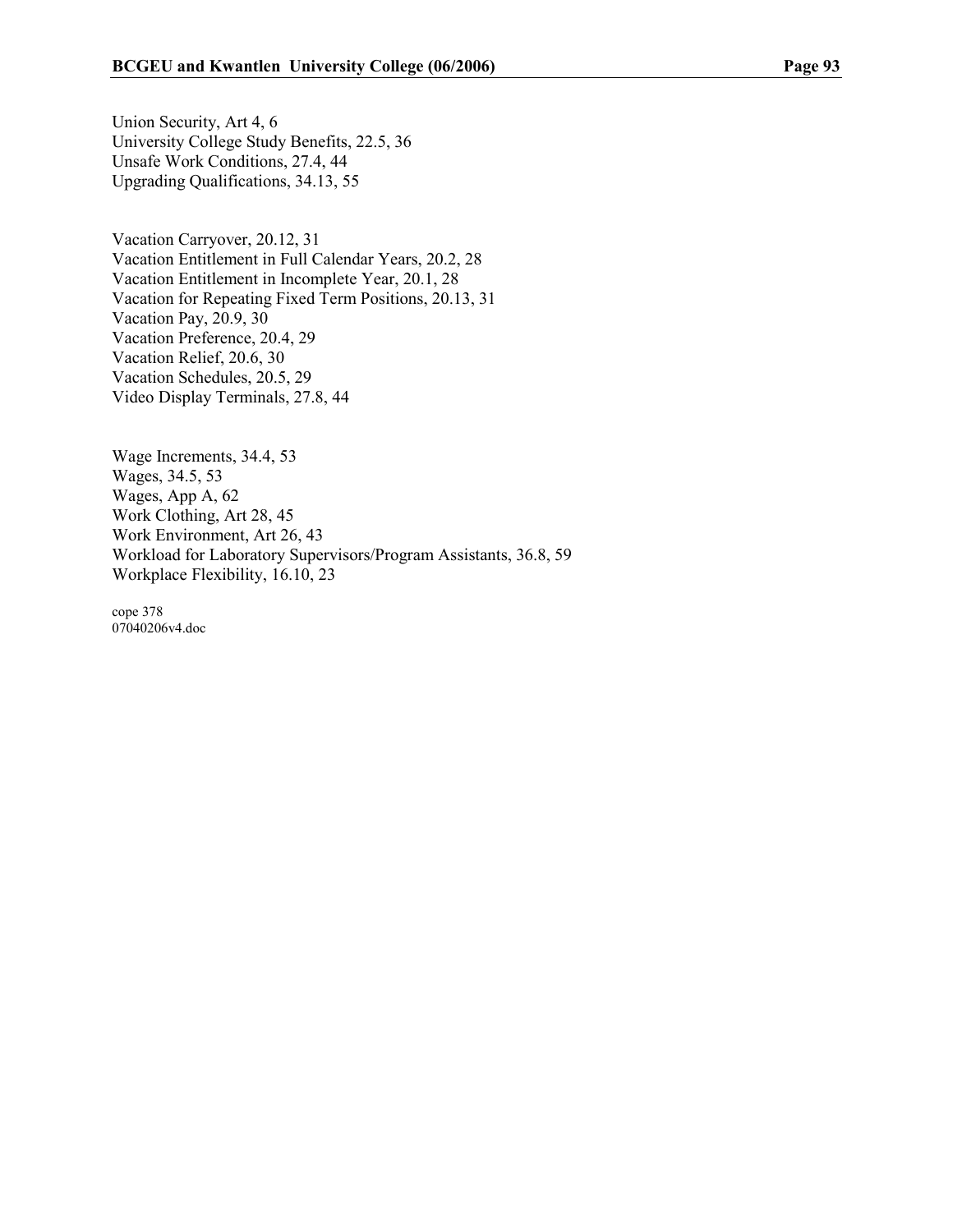Union Security, Art 4, 6
University College Study Benefits, 22.5, 36
Unsafe Work Conditions, 27.4, 44
Upgrading Qualifications, 34.13, 55

Vacation Carryover, 20.12, 31
Vacation Entitlement in Full Calendar Years, 20.2, 28
Vacation Entitlement in Incomplete Year, 20.1, 28
Vacation for Repeating Fixed Term Positions, 20.13, 31
Vacation Pay, 20.9, 30
Vacation Preference, 20.4, 29
Vacation Relief, 20.6, 30
Vacation Schedules, 20.5, 29
Video Display Terminals, 27.8, 44

Wage Increments, 34.4, 53
Wages, 34.5, 53
Wages, App A, 62
Work Clothing, Art 28, 45
Work Environment, Art 26, 43
Workload for Laboratory Supervisors/Program Assistants, 36.8, 59
Workplace Flexibility, 16.10, 23

cope 378
07040206v4.doc